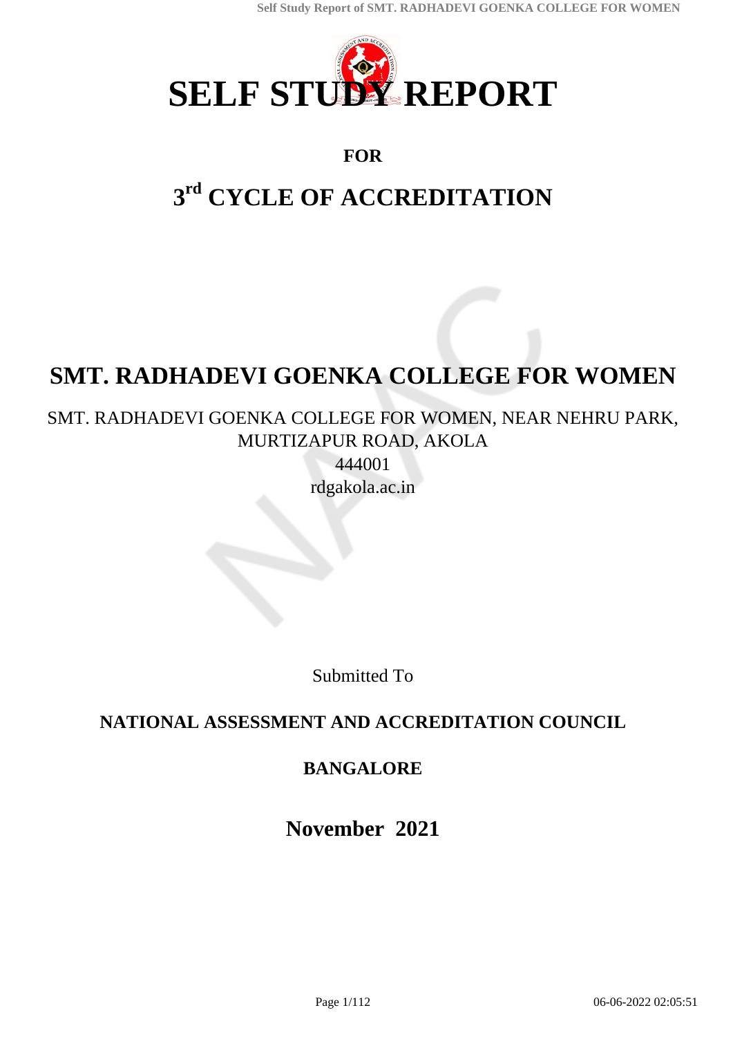# SELF STUDY REPORT

**FOR**

## 3rd CYCLE OF ACCREDITATION

# SMT. RADHADEVI GOENKA COLLEGE FOR WOMEN

SMT. RADHADEVI GOENKA COLLEGE FOR WOMEN, NEAR NEHRU PARK, MURTIZAPUR ROAD, AKOLA

444001

rdgakola.ac.in

Submitted To

**NATIONAL ASSESSMENT AND ACCREDITATION COUNCIL**

**BANGALORE**

**November 2021**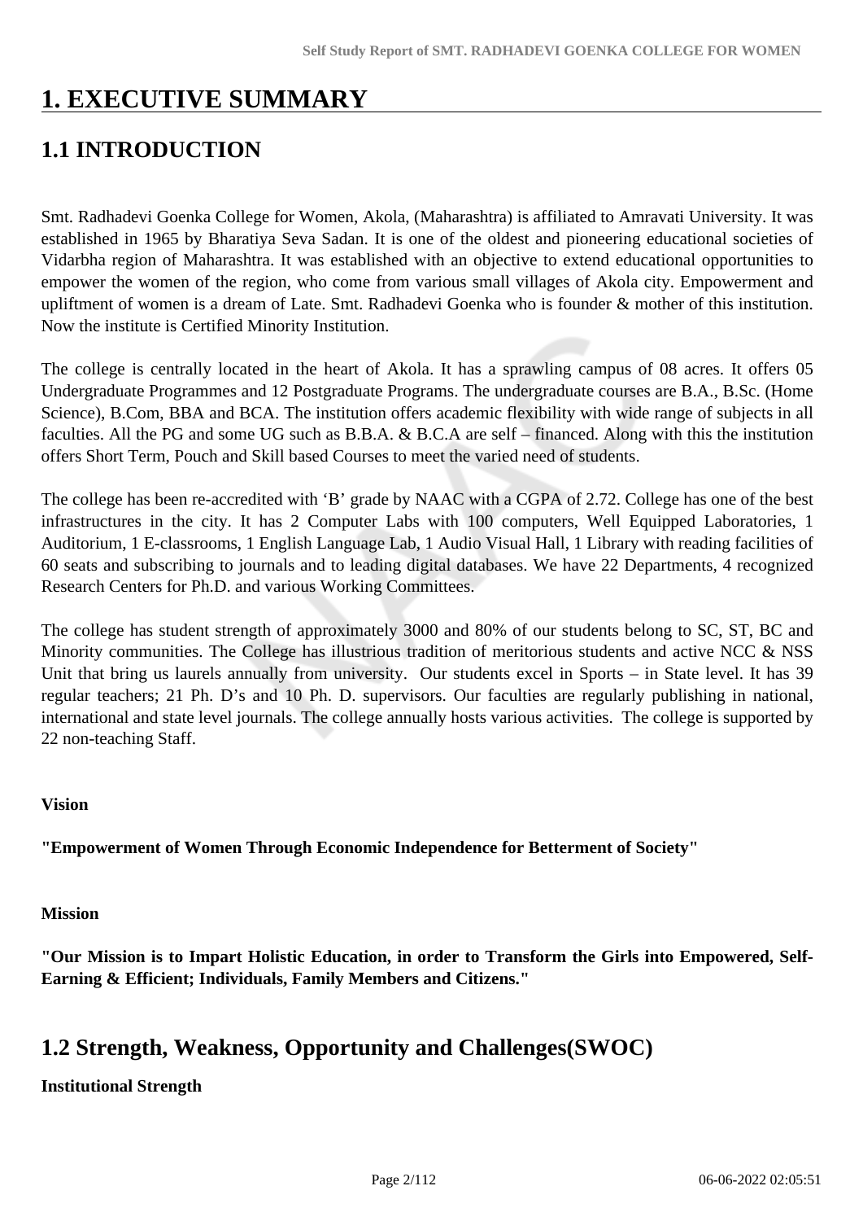# 1. EXECUTIVE SUMMARY

## 1.1 INTRODUCTION

Smt. Radhadevi Goenka College for Women, Akola, (Maharashtra) is affiliated to Amravati University. It was established in 1965 by Bharatiya Seva Sadan. It is one of the oldest and pioneering educational societies of Vidarbha region of Maharashtra. It was established with an objective to extend educational opportunities to empower the women of the region, who come from various small villages of Akola city. Empowerment and upliftment of women is a dream of Late. Smt. Radhadevi Goenka who is founder & mother of this institution. Now the institute is Certified Minority Institution.

The college is centrally located in the heart of Akola. It has a sprawling campus of 08 acres. It offers 05 Undergraduate Programmes and 12 Postgraduate Programs. The undergraduate courses are B.A., B.Sc. (Home Science), B.Com, BBA and BCA. The institution offers academic flexibility with wide range of subjects in all faculties. All the PG and some UG such as B.B.A. & B.C.A are self – financed. Along with this the institution offers Short Term, Pouch and Skill based Courses to meet the varied need of students.

The college has been re-accredited with 'B' grade by NAAC with a CGPA of 2.72. College has one of the best infrastructures in the city. It has 2 Computer Labs with 100 computers, Well Equipped Laboratories, 1 Auditorium, 1 E-classrooms, 1 English Language Lab, 1 Audio Visual Hall, 1 Library with reading facilities of 60 seats and subscribing to journals and to leading digital databases. We have 22 Departments, 4 recognized Research Centers for Ph.D. and various Working Committees.

The college has student strength of approximately 3000 and 80% of our students belong to SC, ST, BC and Minority communities. The College has illustrious tradition of meritorious students and active NCC & NSS Unit that bring us laurels annually from university. Our students excel in Sports – in State level. It has 39 regular teachers; 21 Ph. D's and 10 Ph. D. supervisors. Our faculties are regularly publishing in national, international and state level journals. The college annually hosts various activities. The college is supported by 22 non-teaching Staff.

**Vision**

**"Empowerment of Women Through Economic Independence for Betterment of Society"**

**Mission**

**"Our Mission is to Impart Holistic Education, in order to Transform the Girls into Empowered, Self-Earning & Efficient; Individuals, Family Members and Citizens."**

## 1.2 Strength, Weakness, Opportunity and Challenges(SWOC)

**Institutional Strength**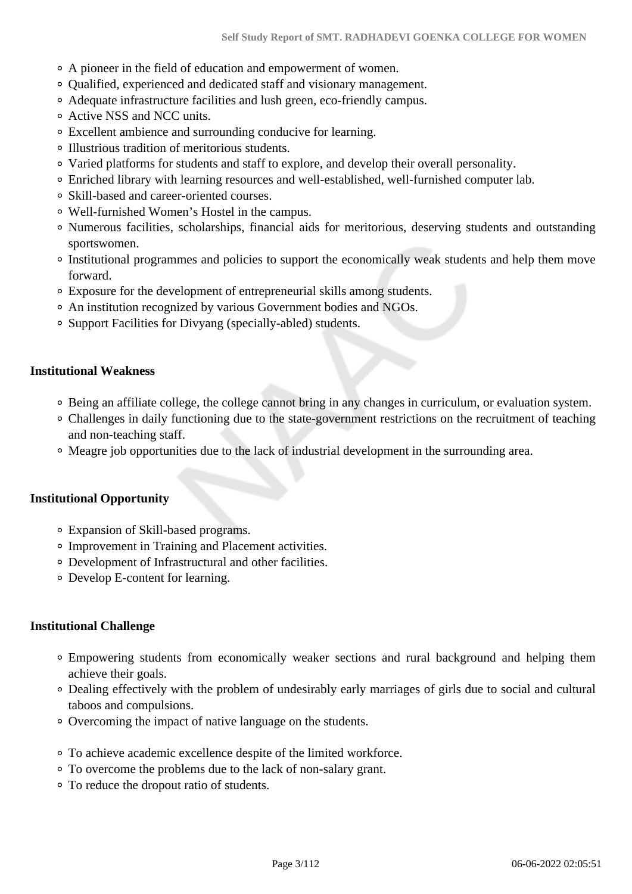- A pioneer in the field of education and empowerment of women.
- Qualified, experienced and dedicated staff and visionary management.
- Adequate infrastructure facilities and lush green, eco-friendly campus.
- Active NSS and NCC units.
- Excellent ambience and surrounding conducive for learning.
- Illustrious tradition of meritorious students.
- Varied platforms for students and staff to explore, and develop their overall personality.
- Enriched library with learning resources and well-established, well-furnished computer lab.
- Skill-based and career-oriented courses.
- Well-furnished Women's Hostel in the campus.
- Numerous facilities, scholarships, financial aids for meritorious, deserving students and outstanding sportswomen.
- Institutional programmes and policies to support the economically weak students and help them move forward.
- Exposure for the development of entrepreneurial skills among students.
- An institution recognized by various Government bodies and NGOs.
- Support Facilities for Divyang (specially-abled) students.

**Institutional Weakness**

- Being an affiliate college, the college cannot bring in any changes in curriculum, or evaluation system.
- Challenges in daily functioning due to the state-government restrictions on the recruitment of teaching and non-teaching staff.
- Meagre job opportunities due to the lack of industrial development in the surrounding area.

**Institutional Opportunity**

- Expansion of Skill-based programs.
- Improvement in Training and Placement activities.
- Development of Infrastructural and other facilities.
- Develop E-content for learning.

**Institutional Challenge**

- Empowering students from economically weaker sections and rural background and helping them achieve their goals.
- Dealing effectively with the problem of undesirably early marriages of girls due to social and cultural taboos and compulsions.
- Overcoming the impact of native language on the students.
- To achieve academic excellence despite of the limited workforce.
- To overcome the problems due to the lack of non-salary grant.
- To reduce the dropout ratio of students.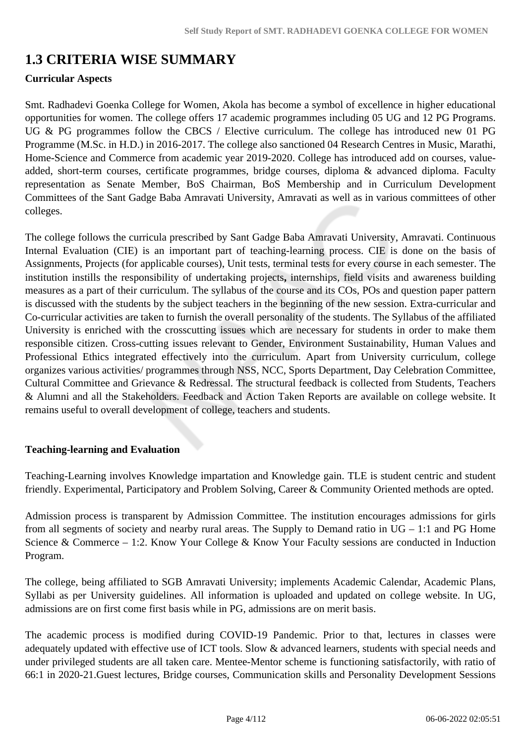# 1.3 CRITERIA WISE SUMMARY

**Curricular Aspects**

Smt. Radhadevi Goenka College for Women, Akola has become a symbol of excellence in higher educational opportunities for women. The college offers 17 academic programmes including 05 UG and 12 PG Programs. UG & PG programmes follow the CBCS / Elective curriculum. The college has introduced new 01 PG Programme (M.Sc. in H.D.) in 2016-2017. The college also sanctioned 04 Research Centres in Music, Marathi, Home-Science and Commerce from academic year 2019-2020. College has introduced add on courses, value-added, short-term courses, certificate programmes, bridge courses, diploma & advanced diploma. Faculty representation as Senate Member, BoS Chairman, BoS Membership and in Curriculum Development Committees of the Sant Gadge Baba Amravati University, Amravati as well as in various committees of other colleges.

The college follows the curricula prescribed by Sant Gadge Baba Amravati University, Amravati. Continuous Internal Evaluation (CIE) is an important part of teaching-learning process. CIE is done on the basis of Assignments, Projects (for applicable courses), Unit tests, terminal tests for every course in each semester. The institution instills the responsibility of undertaking projects**,** internships, field visits and awareness building measures as a part of their curriculum. The syllabus of the course and its COs, POs and question paper pattern is discussed with the students by the subject teachers in the beginning of the new session. Extra-curricular and Co-curricular activities are taken to furnish the overall personality of the students. The Syllabus of the affiliated University is enriched with the crosscutting issues which are necessary for students in order to make them responsible citizen. Cross-cutting issues relevant to Gender, Environment Sustainability, Human Values and Professional Ethics integrated effectively into the curriculum. Apart from University curriculum, college organizes various activities/ programmes through NSS, NCC, Sports Department, Day Celebration Committee, Cultural Committee and Grievance & Redressal. The structural feedback is collected from Students, Teachers & Alumni and all the Stakeholders. Feedback and Action Taken Reports are available on college website. It remains useful to overall development of college, teachers and students.

**Teaching-learning and Evaluation**

Teaching-Learning involves Knowledge impartation and Knowledge gain. TLE is student centric and student friendly. Experimental, Participatory and Problem Solving, Career & Community Oriented methods are opted.

Admission process is transparent by Admission Committee. The institution encourages admissions for girls from all segments of society and nearby rural areas. The Supply to Demand ratio in UG – 1:1 and PG Home Science & Commerce – 1:2. Know Your College & Know Your Faculty sessions are conducted in Induction Program.

The college, being affiliated to SGB Amravati University; implements Academic Calendar, Academic Plans, Syllabi as per University guidelines. All information is uploaded and updated on college website. In UG, admissions are on first come first basis while in PG, admissions are on merit basis.

The academic process is modified during COVID-19 Pandemic. Prior to that, lectures in classes were adequately updated with effective use of ICT tools. Slow & advanced learners, students with special needs and under privileged students are all taken care. Mentee-Mentor scheme is functioning satisfactorily, with ratio of 66:1 in 2020-21.Guest lectures, Bridge courses, Communication skills and Personality Development Sessions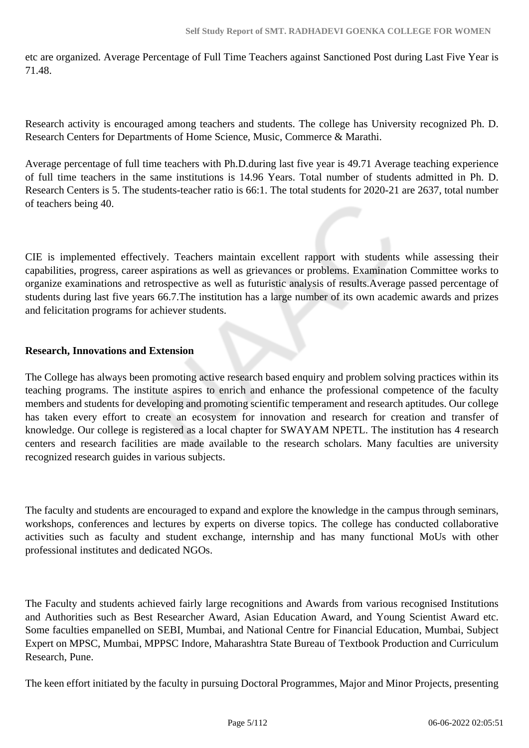etc are organized. Average Percentage of Full Time Teachers against Sanctioned Post during Last Five Year is 71.48.

Research activity is encouraged among teachers and students. The college has University recognized Ph. D. Research Centers for Departments of Home Science, Music, Commerce & Marathi.

Average percentage of full time teachers with Ph.D.during last five year is 49.71 Average teaching experience of full time teachers in the same institutions is 14.96 Years. Total number of students admitted in Ph. D. Research Centers is 5. The students-teacher ratio is 66:1. The total students for 2020-21 are 2637, total number of teachers being 40.

CIE is implemented effectively. Teachers maintain excellent rapport with students while assessing their capabilities, progress, career aspirations as well as grievances or problems. Examination Committee works to organize examinations and retrospective as well as futuristic analysis of results.Average passed percentage of students during last five years 66.7.The institution has a large number of its own academic awards and prizes and felicitation programs for achiever students.

**Research, Innovations and Extension**

The College has always been promoting active research based enquiry and problem solving practices within its teaching programs. The institute aspires to enrich and enhance the professional competence of the faculty members and students for developing and promoting scientific temperament and research aptitudes. Our college has taken every effort to create an ecosystem for innovation and research for creation and transfer of knowledge. Our college is registered as a local chapter for SWAYAM NPETL. The institution has 4 research centers and research facilities are made available to the research scholars. Many faculties are university recognized research guides in various subjects.

The faculty and students are encouraged to expand and explore the knowledge in the campus through seminars, workshops, conferences and lectures by experts on diverse topics. The college has conducted collaborative activities such as faculty and student exchange, internship and has many functional MoUs with other professional institutes and dedicated NGOs.

The Faculty and students achieved fairly large recognitions and Awards from various recognised Institutions and Authorities such as Best Researcher Award, Asian Education Award, and Young Scientist Award etc. Some faculties empanelled on SEBI, Mumbai, and National Centre for Financial Education, Mumbai, Subject Expert on MPSC, Mumbai, MPPSC Indore, Maharashtra State Bureau of Textbook Production and Curriculum Research, Pune.

The keen effort initiated by the faculty in pursuing Doctoral Programmes, Major and Minor Projects, presenting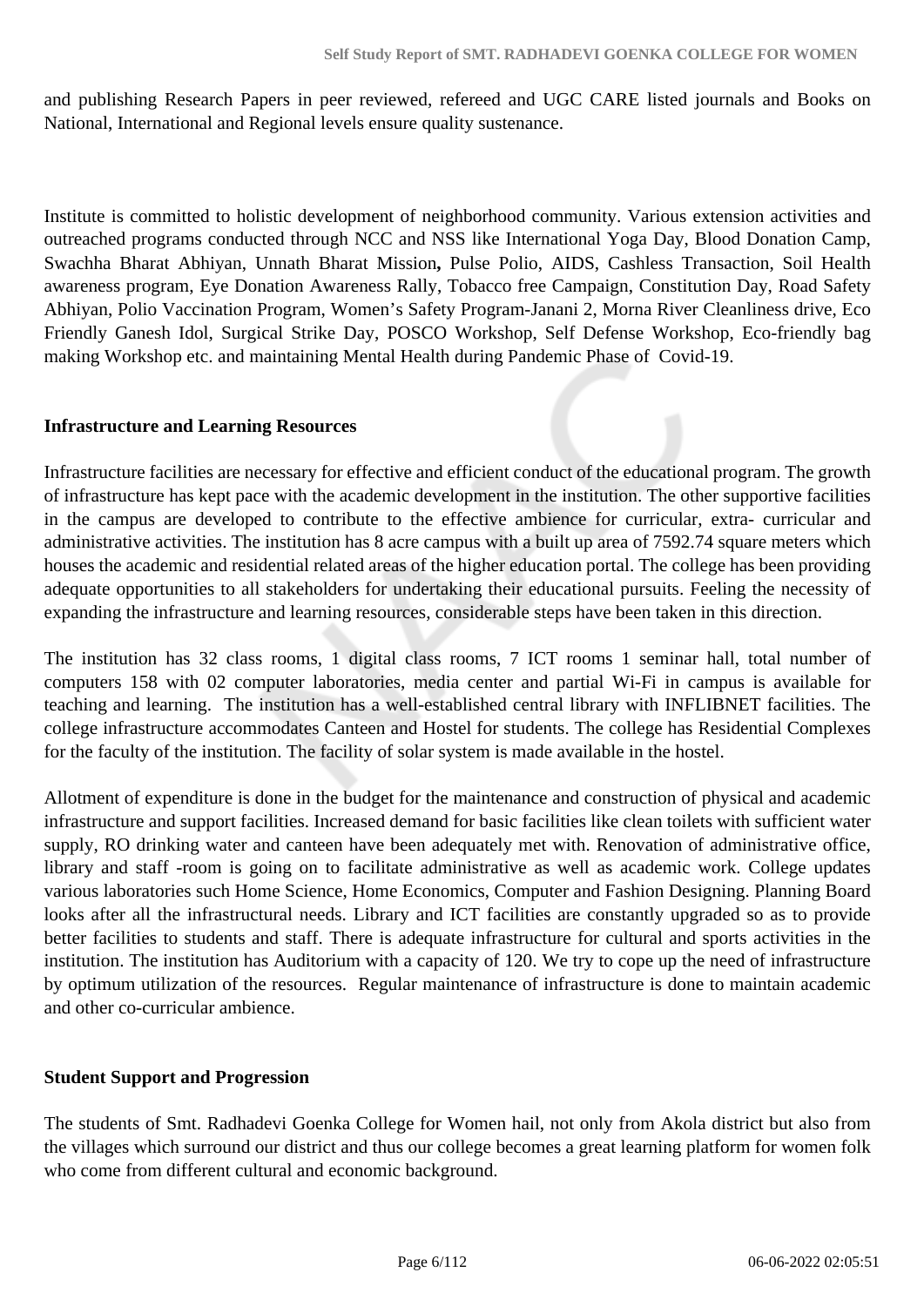and publishing Research Papers in peer reviewed, refereed and UGC CARE listed journals and Books on National, International and Regional levels ensure quality sustenance.

Institute is committed to holistic development of neighborhood community. Various extension activities and outreached programs conducted through NCC and NSS like International Yoga Day, Blood Donation Camp, Swachha Bharat Abhiyan, Unnath Bharat Mission**,** Pulse Polio, AIDS, Cashless Transaction, Soil Health awareness program, Eye Donation Awareness Rally, Tobacco free Campaign, Constitution Day, Road Safety Abhiyan, Polio Vaccination Program, Women's Safety Program-Janani 2, Morna River Cleanliness drive, Eco Friendly Ganesh Idol, Surgical Strike Day, POSCO Workshop, Self Defense Workshop, Eco-friendly bag making Workshop etc. and maintaining Mental Health during Pandemic Phase of Covid-19.

**Infrastructure and Learning Resources**

Infrastructure facilities are necessary for effective and efficient conduct of the educational program. The growth of infrastructure has kept pace with the academic development in the institution. The other supportive facilities in the campus are developed to contribute to the effective ambience for curricular, extra- curricular and administrative activities. The institution has 8 acre campus with a built up area of 7592.74 square meters which houses the academic and residential related areas of the higher education portal. The college has been providing adequate opportunities to all stakeholders for undertaking their educational pursuits. Feeling the necessity of expanding the infrastructure and learning resources, considerable steps have been taken in this direction.

The institution has 32 class rooms, 1 digital class rooms, 7 ICT rooms 1 seminar hall, total number of computers 158 with 02 computer laboratories, media center and partial Wi-Fi in campus is available for teaching and learning. The institution has a well-established central library with INFLIBNET facilities. The college infrastructure accommodates Canteen and Hostel for students. The college has Residential Complexes for the faculty of the institution. The facility of solar system is made available in the hostel.

Allotment of expenditure is done in the budget for the maintenance and construction of physical and academic infrastructure and support facilities. Increased demand for basic facilities like clean toilets with sufficient water supply, RO drinking water and canteen have been adequately met with. Renovation of administrative office, library and staff -room is going on to facilitate administrative as well as academic work. College updates various laboratories such Home Science, Home Economics, Computer and Fashion Designing. Planning Board looks after all the infrastructural needs. Library and ICT facilities are constantly upgraded so as to provide better facilities to students and staff. There is adequate infrastructure for cultural and sports activities in the institution. The institution has Auditorium with a capacity of 120. We try to cope up the need of infrastructure by optimum utilization of the resources. Regular maintenance of infrastructure is done to maintain academic and other co-curricular ambience.

**Student Support and Progression**

The students of Smt. Radhadevi Goenka College for Women hail, not only from Akola district but also from the villages which surround our district and thus our college becomes a great learning platform for women folk who come from different cultural and economic background.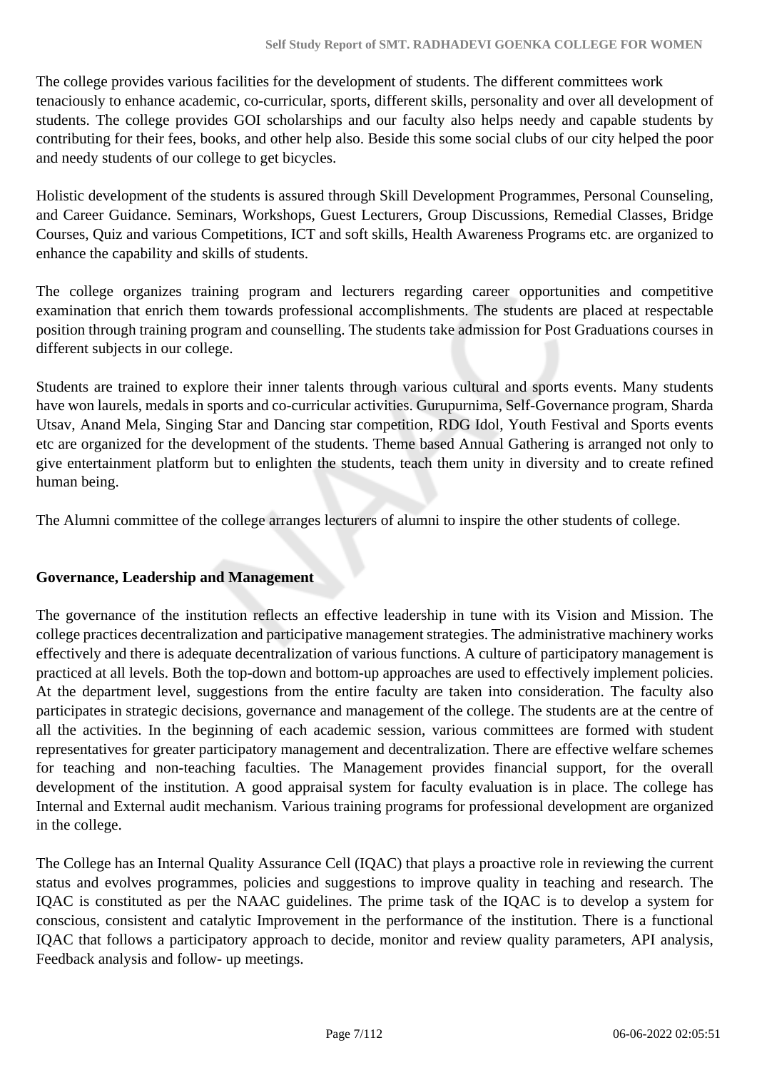The college provides various facilities for the development of students. The different committees work tenaciously to enhance academic, co-curricular, sports, different skills, personality and over all development of students. The college provides GOI scholarships and our faculty also helps needy and capable students by contributing for their fees, books, and other help also. Beside this some social clubs of our city helped the poor and needy students of our college to get bicycles.

Holistic development of the students is assured through Skill Development Programmes, Personal Counseling, and Career Guidance. Seminars, Workshops, Guest Lecturers, Group Discussions, Remedial Classes, Bridge Courses, Quiz and various Competitions, ICT and soft skills, Health Awareness Programs etc. are organized to enhance the capability and skills of students.

The college organizes training program and lecturers regarding career opportunities and competitive examination that enrich them towards professional accomplishments. The students are placed at respectable position through training program and counselling. The students take admission for Post Graduations courses in different subjects in our college.

Students are trained to explore their inner talents through various cultural and sports events. Many students have won laurels, medals in sports and co-curricular activities. Gurupurnima, Self-Governance program, Sharda Utsav, Anand Mela, Singing Star and Dancing star competition, RDG Idol, Youth Festival and Sports events etc are organized for the development of the students. Theme based Annual Gathering is arranged not only to give entertainment platform but to enlighten the students, teach them unity in diversity and to create refined human being.

The Alumni committee of the college arranges lecturers of alumni to inspire the other students of college.

## Governance, Leadership and Management

The governance of the institution reflects an effective leadership in tune with its Vision and Mission. The college practices decentralization and participative management strategies. The administrative machinery works effectively and there is adequate decentralization of various functions. A culture of participatory management is practiced at all levels. Both the top-down and bottom-up approaches are used to effectively implement policies. At the department level, suggestions from the entire faculty are taken into consideration. The faculty also participates in strategic decisions, governance and management of the college. The students are at the centre of all the activities. In the beginning of each academic session, various committees are formed with student representatives for greater participatory management and decentralization. There are effective welfare schemes for teaching and non-teaching faculties. The Management provides financial support, for the overall development of the institution. A good appraisal system for faculty evaluation is in place. The college has Internal and External audit mechanism. Various training programs for professional development are organized in the college.

The College has an Internal Quality Assurance Cell (IQAC) that plays a proactive role in reviewing the current status and evolves programmes, policies and suggestions to improve quality in teaching and research. The IQAC is constituted as per the NAAC guidelines. The prime task of the IQAC is to develop a system for conscious, consistent and catalytic Improvement in the performance of the institution. There is a functional IQAC that follows a participatory approach to decide, monitor and review quality parameters, API analysis, Feedback analysis and follow- up meetings.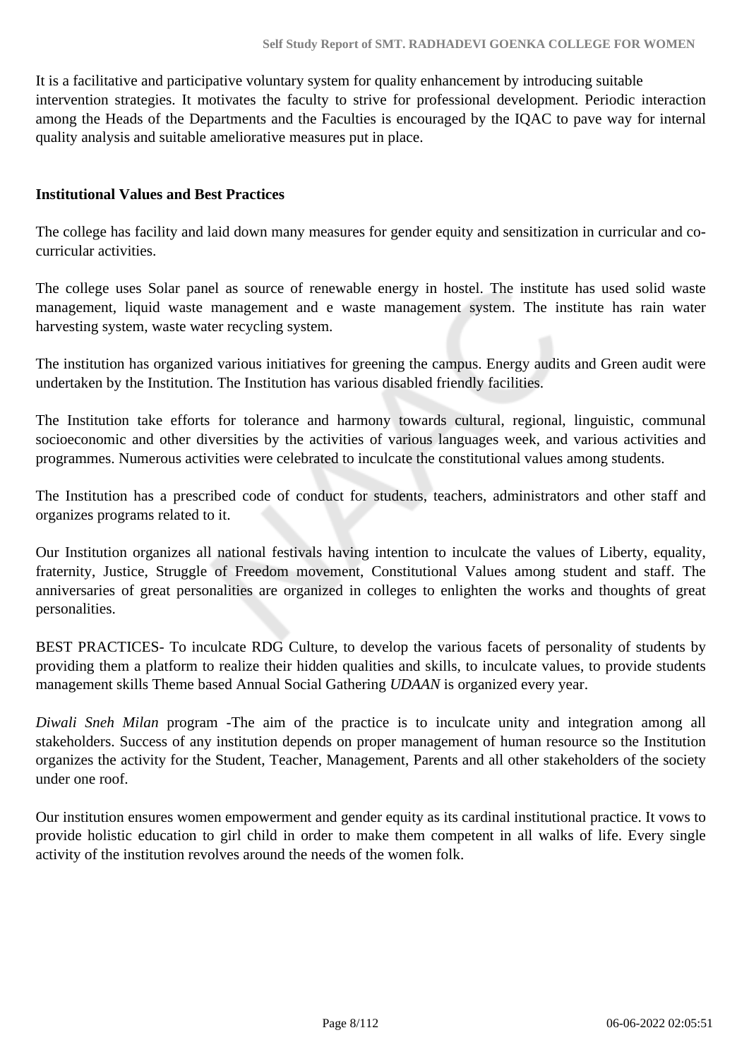It is a facilitative and participative voluntary system for quality enhancement by introducing suitable intervention strategies. It motivates the faculty to strive for professional development. Periodic interaction among the Heads of the Departments and the Faculties is encouraged by the IQAC to pave way for internal quality analysis and suitable ameliorative measures put in place.

**Institutional Values and Best Practices**

The college has facility and laid down many measures for gender equity and sensitization in curricular and co-curricular activities.

The college uses Solar panel as source of renewable energy in hostel. The institute has used solid waste management, liquid waste management and e waste management system. The institute has rain water harvesting system, waste water recycling system.

The institution has organized various initiatives for greening the campus. Energy audits and Green audit were undertaken by the Institution. The Institution has various disabled friendly facilities.

The Institution take efforts for tolerance and harmony towards cultural, regional, linguistic, communal socioeconomic and other diversities by the activities of various languages week, and various activities and programmes. Numerous activities were celebrated to inculcate the constitutional values among students.

The Institution has a prescribed code of conduct for students, teachers, administrators and other staff and organizes programs related to it.

Our Institution organizes all national festivals having intention to inculcate the values of Liberty, equality, fraternity, Justice, Struggle of Freedom movement, Constitutional Values among student and staff. The anniversaries of great personalities are organized in colleges to enlighten the works and thoughts of great personalities.

BEST PRACTICES- To inculcate RDG Culture, to develop the various facets of personality of students by providing them a platform to realize their hidden qualities and skills, to inculcate values, to provide students management skills Theme based Annual Social Gathering *UDAAN* is organized every year.

*Diwali Sneh Milan* program -The aim of the practice is to inculcate unity and integration among all stakeholders. Success of any institution depends on proper management of human resource so the Institution organizes the activity for the Student, Teacher, Management, Parents and all other stakeholders of the society under one roof.

Our institution ensures women empowerment and gender equity as its cardinal institutional practice. It vows to provide holistic education to girl child in order to make them competent in all walks of life. Every single activity of the institution revolves around the needs of the women folk.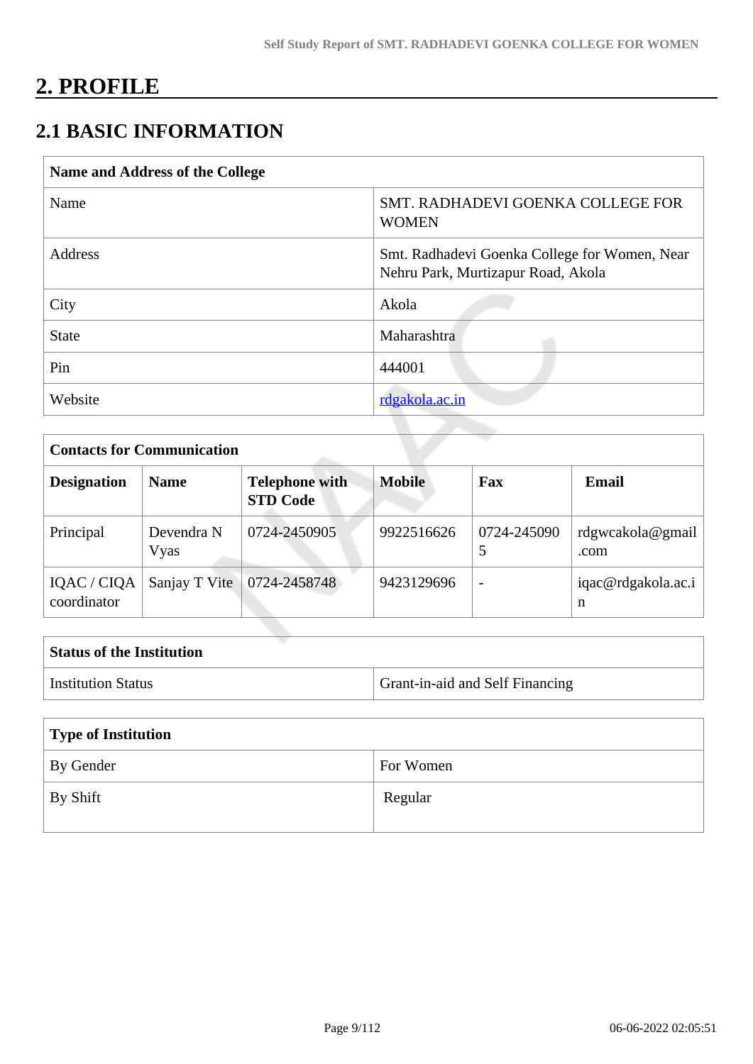# 2. PROFILE

## 2.1 BASIC INFORMATION

| Name and Address of the College | |
|---|---|
| Name | SMT. RADHADEVI GOENKA COLLEGE FOR WOMEN |
| Address | Smt. Radhadevi Goenka College for Women, Near Nehru Park, Murtizapur Road, Akola |
| City | Akola |
| State | Maharashtra |
| Pin | 444001 |
| Website | rdgakola.ac.in |

| Contacts for Communication | | | | | |
|---|---|---|---|---|---|
| **Designation** | **Name** | **Telephone with STD Code** | **Mobile** | **Fax** | **Email** |
| Principal | Devendra N Vyas | 0724-2450905 | 9922516626 | 0724-2450905 | rdgwcakola@gmail.com |
| IQAC / CIQA coordinator | Sanjay T Vite | 0724-2458748 | 9423129696 | - | iqac@rdgakola.ac.in |

| Status of the Institution | |
|---|---|
| Institution Status | Grant-in-aid and Self Financing |

| Type of Institution | |
|---|---|
| By Gender | For Women |
| By Shift | Regular |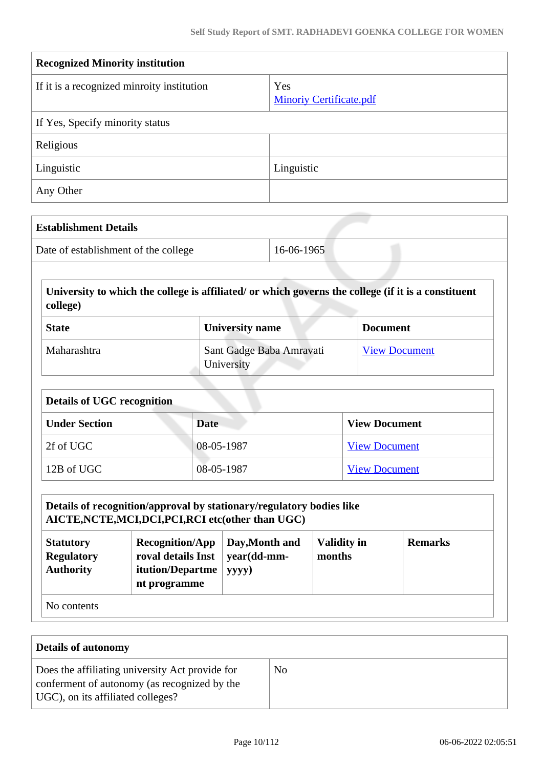| Recognized Minority institution | |
|---|---|
| If it is a recognized minroity institution | Yes<br>Minoriy Certificate.pdf |
| If Yes, Specify minority status | |
| Religious | |
| Linguistic | Linguistic |
| Any Other | |

| Establishment Details | |
|---|---|
| Date of establishment of the college | 16-06-1965 |

| University to which the college is affiliated/ or which governs the college (if it is a constituent college) | | |
|---|---|---|
| **State** | **University name** | **Document** |
| Maharashtra | Sant Gadge Baba Amravati University | View Document |

| Details of UGC recognition | | |
|---|---|---|
| **Under Section** | **Date** | **View Document** |
| 2f of UGC | 08-05-1987 | View Document |
| 12B of UGC | 08-05-1987 | View Document |

| Details of recognition/approval by stationary/regulatory bodies like AICTE,NCTE,MCI,DCI,PCI,RCI etc(other than UGC) | | | | |
|---|---|---|---|---|
| **Statutory Regulatory Authority** | **Recognition/Approval details Institution/Department programme** | **Day,Month and year(dd-mm-yyyy)** | **Validity in months** | **Remarks** |
| No contents | | | | |

| Details of autonomy | |
|---|---|
| Does the affiliating university Act provide for conferment of autonomy (as recognized by the UGC), on its affiliated colleges? | No |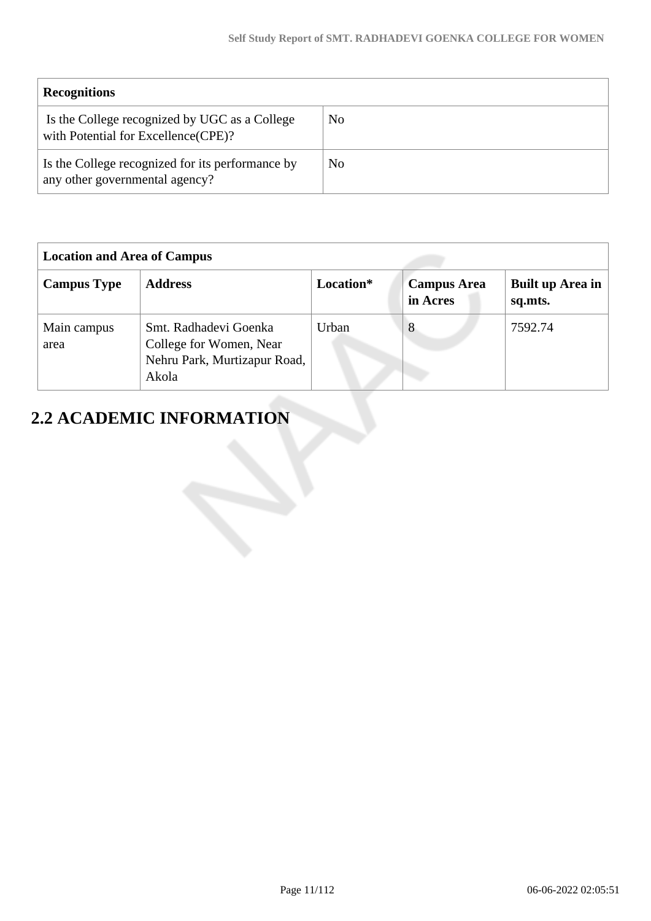| Recognitions | |
|---|---|
| Is the College recognized by UGC as a College with Potential for Excellence(CPE)? | No |
| Is the College recognized for its performance by any other governmental agency? | No |

| Location and Area of Campus | | | | |
|---|---|---|---|---|
| **Campus Type** | **Address** | **Location*** | **Campus Area in Acres** | **Built up Area in sq.mts.** |
| Main campus area | Smt. Radhadevi Goenka College for Women, Near Nehru Park, Murtizapur Road, Akola | Urban | 8 | 7592.74 |

## 2.2 ACADEMIC INFORMATION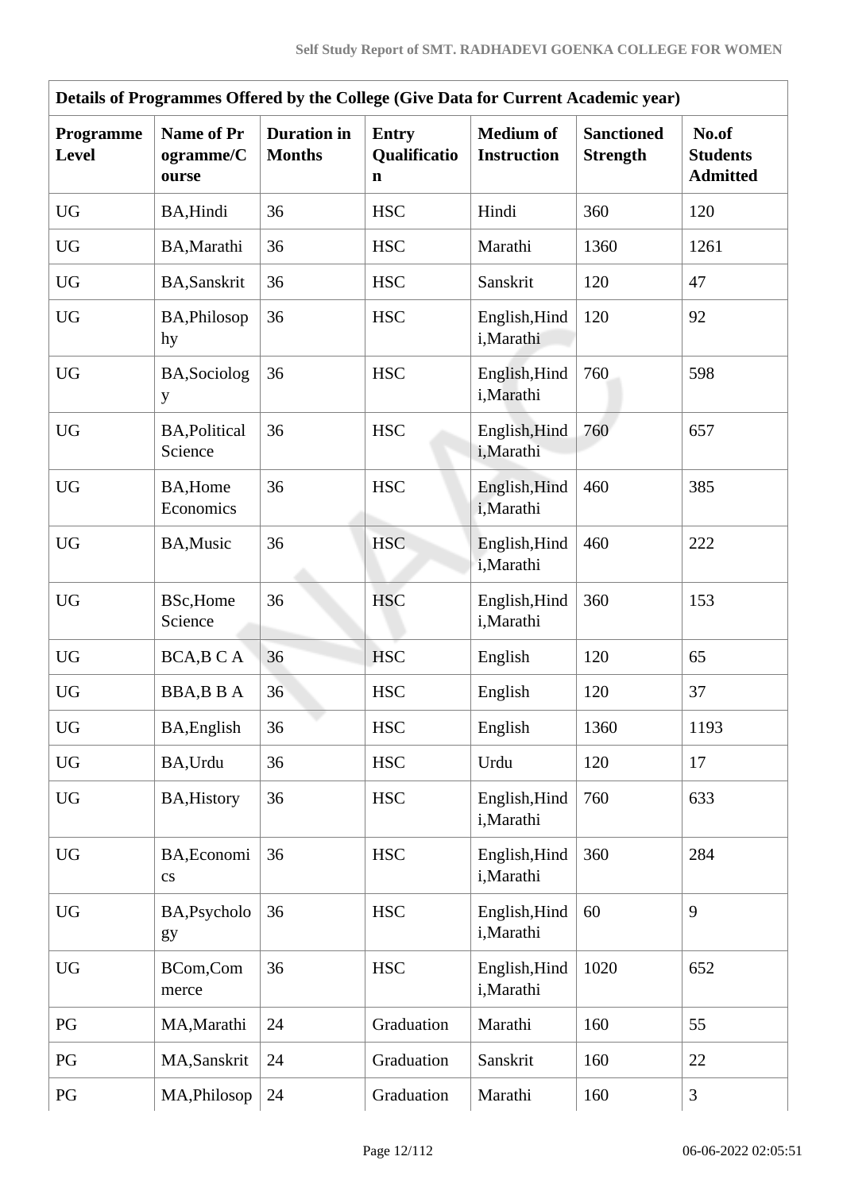| Details of Programmes Offered by the College (Give Data for Current Academic year) | | | | | | |
|---|---|---|---|---|---|---|
| **Programme Level** | **Name of Programme/Course** | **Duration in Months** | **Entry Qualification** | **Medium of Instruction** | **Sanctioned Strength** | **No.of Students Admitted** |
| UG | BA,Hindi | 36 | HSC | Hindi | 360 | 120 |
| UG | BA,Marathi | 36 | HSC | Marathi | 1360 | 1261 |
| UG | BA,Sanskrit | 36 | HSC | Sanskrit | 120 | 47 |
| UG | BA,Philosophy | 36 | HSC | English,Hindi,Marathi | 120 | 92 |
| UG | BA,Sociology | 36 | HSC | English,Hindi,Marathi | 760 | 598 |
| UG | BA,Political Science | 36 | HSC | English,Hindi,Marathi | 760 | 657 |
| UG | BA,Home Economics | 36 | HSC | English,Hindi,Marathi | 460 | 385 |
| UG | BA,Music | 36 | HSC | English,Hindi,Marathi | 460 | 222 |
| UG | BSc,Home Science | 36 | HSC | English,Hindi,Marathi | 360 | 153 |
| UG | BCA,B C A | 36 | HSC | English | 120 | 65 |
| UG | BBA,B B A | 36 | HSC | English | 120 | 37 |
| UG | BA,English | 36 | HSC | English | 1360 | 1193 |
| UG | BA,Urdu | 36 | HSC | Urdu | 120 | 17 |
| UG | BA,History | 36 | HSC | English,Hindi,Marathi | 760 | 633 |
| UG | BA,Economics | 36 | HSC | English,Hindi,Marathi | 360 | 284 |
| UG | BA,Psychology | 36 | HSC | English,Hindi,Marathi | 60 | 9 |
| UG | BCom,Commerce | 36 | HSC | English,Hindi,Marathi | 1020 | 652 |
| PG | MA,Marathi | 24 | Graduation | Marathi | 160 | 55 |
| PG | MA,Sanskrit | 24 | Graduation | Sanskrit | 160 | 22 |
| PG | MA,Philosop | 24 | Graduation | Marathi | 160 | 3 |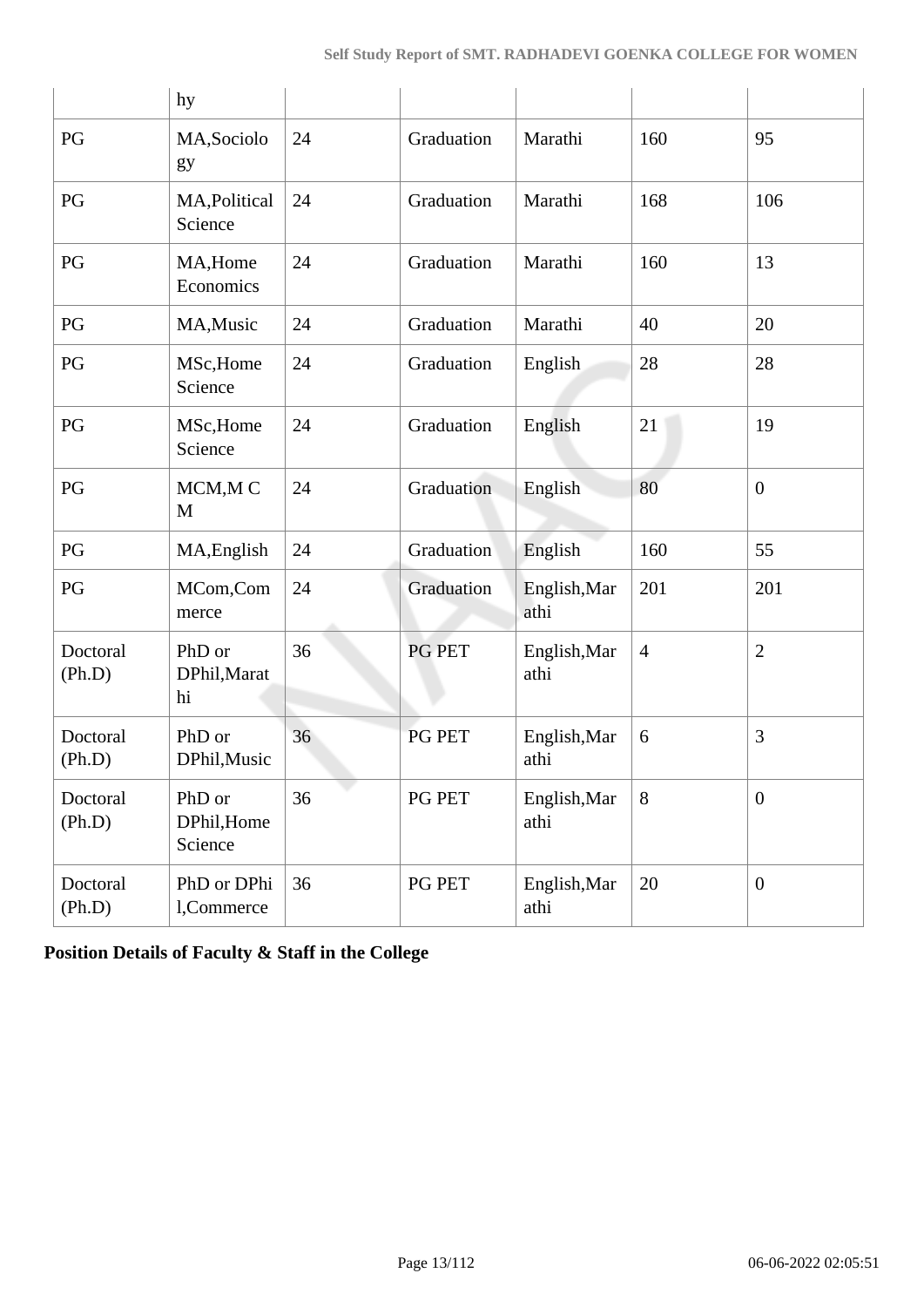| | hy | | | | | |
|---|---|---|---|---|---|---|
| PG | MA,Sociology | 24 | Graduation | Marathi | 160 | 95 |
| PG | MA,Political Science | 24 | Graduation | Marathi | 168 | 106 |
| PG | MA,Home Economics | 24 | Graduation | Marathi | 160 | 13 |
| PG | MA,Music | 24 | Graduation | Marathi | 40 | 20 |
| PG | MSc,Home Science | 24 | Graduation | English | 28 | 28 |
| PG | MSc,Home Science | 24 | Graduation | English | 21 | 19 |
| PG | MCM,M C M | 24 | Graduation | English | 80 | 0 |
| PG | MA,English | 24 | Graduation | English | 160 | 55 |
| PG | MCom,Commerce | 24 | Graduation | English,Marathi | 201 | 201 |
| Doctoral (Ph.D) | PhD or DPhil,Marathi | 36 | PG PET | English,Marathi | 4 | 2 |
| Doctoral (Ph.D) | PhD or DPhil,Music | 36 | PG PET | English,Marathi | 6 | 3 |
| Doctoral (Ph.D) | PhD or DPhil,Home Science | 36 | PG PET | English,Marathi | 8 | 0 |
| Doctoral (Ph.D) | PhD or DPhil,Commerce | 36 | PG PET | English,Marathi | 20 | 0 |

**Position Details of Faculty & Staff in the College**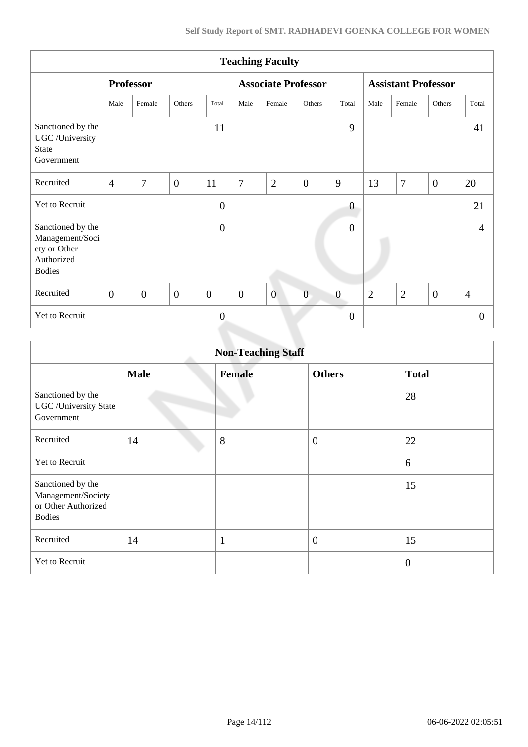| Teaching Faculty | | | | | | | | | | | | |
|---|---|---|---|---|---|---|---|---|---|---|---|---|
| | **Professor** | | | | **Associate Professor** | | | | **Assistant Professor** | | | |
| | Male | Female | Others | Total | Male | Female | Others | Total | Male | Female | Others | Total |
| Sanctioned by the UGC /University State Government | | | | 11 | | | | 9 | | | | 41 |
| Recruited | 4 | 7 | 0 | 11 | 7 | 2 | 0 | 9 | 13 | 7 | 0 | 20 |
| Yet to Recruit | | | | 0 | | | | 0 | | | | 21 |
| Sanctioned by the Management/Society or Other Authorized Bodies | | | | 0 | | | | 0 | | | | 4 |
| Recruited | 0 | 0 | 0 | 0 | 0 | 0 | 0 | 0 | 2 | 2 | 0 | 4 |
| Yet to Recruit | | | | 0 | | | | 0 | | | | 0 |

| Non-Teaching Staff | | | | |
|---|---|---|---|---|
| | **Male** | **Female** | **Others** | **Total** |
| Sanctioned by the UGC /University State Government | | | | 28 |
| Recruited | 14 | 8 | 0 | 22 |
| Yet to Recruit | | | | 6 |
| Sanctioned by the Management/Society or Other Authorized Bodies | | | | 15 |
| Recruited | 14 | 1 | 0 | 15 |
| Yet to Recruit | | | | 0 |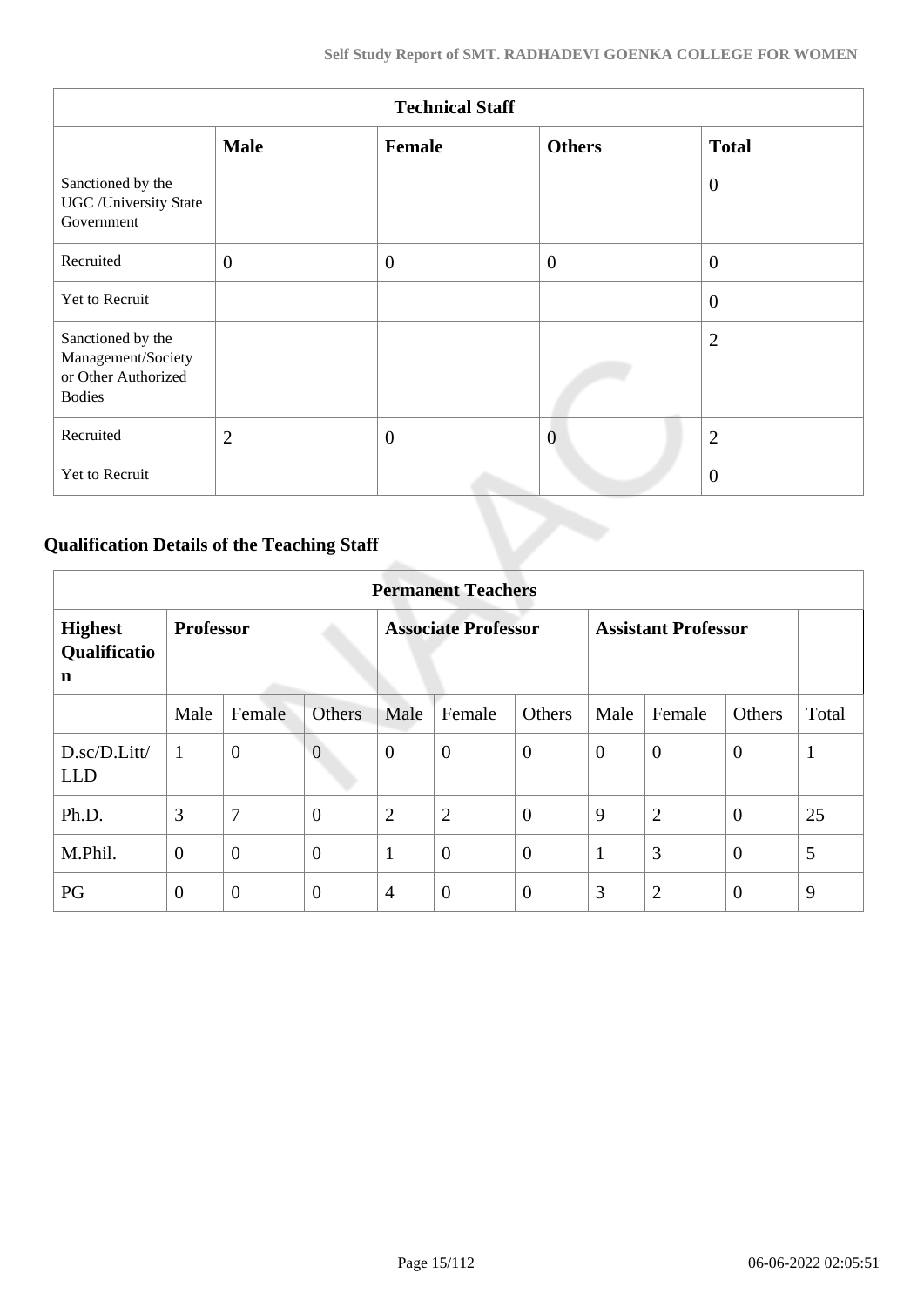| Technical Staff | | | | |
|---|---|---|---|---|
| | **Male** | **Female** | **Others** | **Total** |
| Sanctioned by the UGC /University State Government | | | | 0 |
| Recruited | 0 | 0 | 0 | 0 |
| Yet to Recruit | | | | 0 |
| Sanctioned by the Management/Society or Other Authorized Bodies | | | | 2 |
| Recruited | 2 | 0 | 0 | 2 |
| Yet to Recruit | | | | 0 |

## Qualification Details of the Teaching Staff

| Permanent Teachers | | | | | | | | | | |
|---|---|---|---|---|---|---|---|---|---|---|
| **Highest Qualification** | **Professor** | | | **Associate Professor** | | | **Assistant Professor** | | | |
| | Male | Female | Others | Male | Female | Others | Male | Female | Others | Total |
| D.sc/D.Litt/ LLD | 1 | 0 | 0 | 0 | 0 | 0 | 0 | 0 | 0 | 1 |
| Ph.D. | 3 | 7 | 0 | 2 | 2 | 0 | 9 | 2 | 0 | 25 |
| M.Phil. | 0 | 0 | 0 | 1 | 0 | 0 | 1 | 3 | 0 | 5 |
| PG | 0 | 0 | 0 | 4 | 0 | 0 | 3 | 2 | 0 | 9 |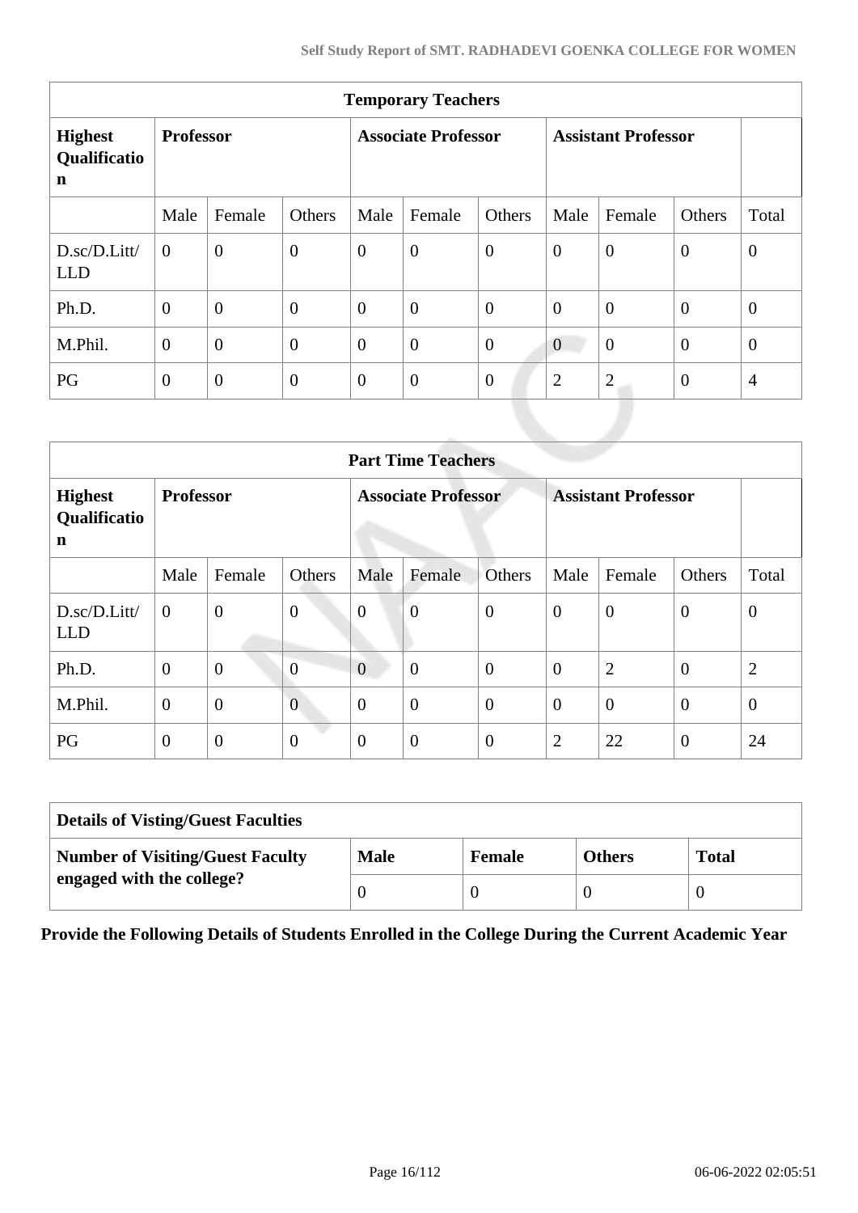| Temporary Teachers | | | | | | | | | |
|---|---|---|---|---|---|---|---|---|---|
| **Highest Qualification** | **Professor** | | | **Associate Professor** | | | **Assistant Professor** | | |
| | Male | Female | Others | Male | Female | Others | Male | Female | Others | Total |
| D.sc/D.Litt/ LLD | 0 | 0 | 0 | 0 | 0 | 0 | 0 | 0 | 0 | 0 |
| Ph.D. | 0 | 0 | 0 | 0 | 0 | 0 | 0 | 0 | 0 | 0 |
| M.Phil. | 0 | 0 | 0 | 0 | 0 | 0 | 0 | 0 | 0 | 0 |
| PG | 0 | 0 | 0 | 0 | 0 | 0 | 2 | 2 | 0 | 4 |

| Part Time Teachers | | | | | | | | | | |
|---|---|---|---|---|---|---|---|---|---|---|
| **Highest Qualification** | **Professor** | | | **Associate Professor** | | | **Assistant Professor** | | | |
| | Male | Female | Others | Male | Female | Others | Male | Female | Others | Total |
| D.sc/D.Litt/ LLD | 0 | 0 | 0 | 0 | 0 | 0 | 0 | 0 | 0 | 0 |
| Ph.D. | 0 | 0 | 0 | 0 | 0 | 0 | 0 | 2 | 0 | 2 |
| M.Phil. | 0 | 0 | 0 | 0 | 0 | 0 | 0 | 0 | 0 | 0 |
| PG | 0 | 0 | 0 | 0 | 0 | 0 | 2 | 22 | 0 | 24 |

| Details of Visting/Guest Faculties | | | | |
|---|---|---|---|---|
| **Number of Visiting/Guest Faculty engaged with the college?** | **Male** | **Female** | **Others** | **Total** |
| | 0 | 0 | 0 | 0 |

**Provide the Following Details of Students Enrolled in the College During the Current Academic Year**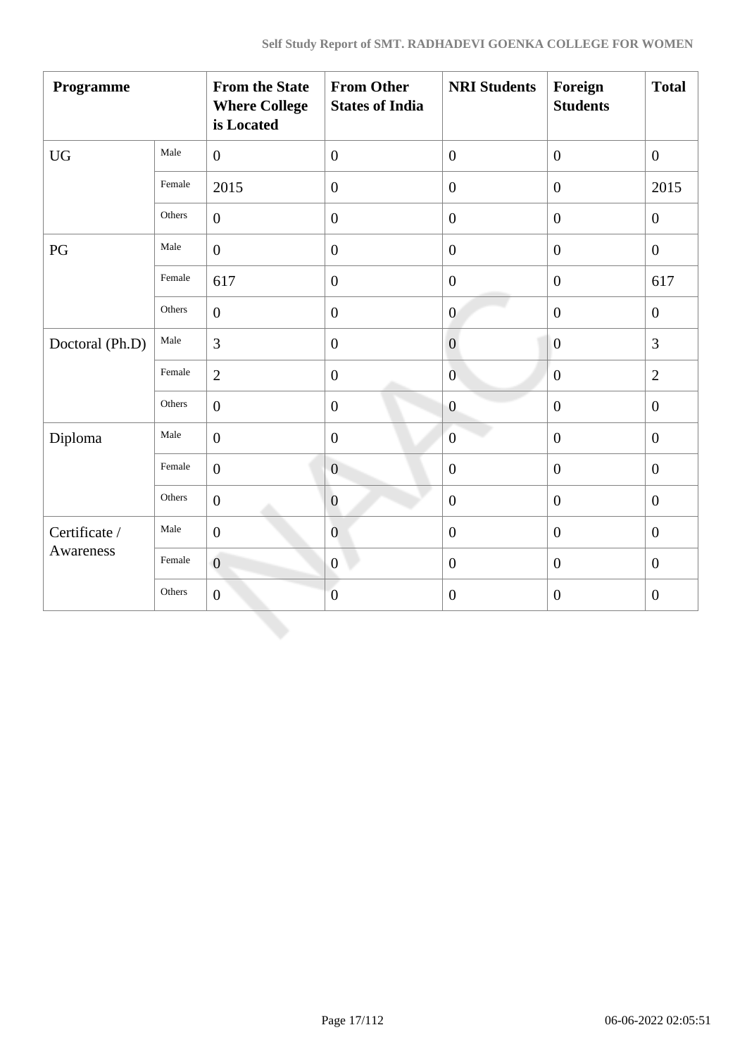| Programme | | From the State Where College is Located | From Other States of India | NRI Students | Foreign Students | Total |
|---|---|---|---|---|---|---|
| UG | Male | 0 | 0 | 0 | 0 | 0 |
| | Female | 2015 | 0 | 0 | 0 | 2015 |
| | Others | 0 | 0 | 0 | 0 | 0 |
| PG | Male | 0 | 0 | 0 | 0 | 0 |
| | Female | 617 | 0 | 0 | 0 | 617 |
| | Others | 0 | 0 | 0 | 0 | 0 |
| Doctoral (Ph.D) | Male | 3 | 0 | 0 | 0 | 3 |
| | Female | 2 | 0 | 0 | 0 | 2 |
| | Others | 0 | 0 | 0 | 0 | 0 |
| Diploma | Male | 0 | 0 | 0 | 0 | 0 |
| | Female | 0 | 0 | 0 | 0 | 0 |
| | Others | 0 | 0 | 0 | 0 | 0 |
| Certificate / Awareness | Male | 0 | 0 | 0 | 0 | 0 |
| | Female | 0 | 0 | 0 | 0 | 0 |
| | Others | 0 | 0 | 0 | 0 | 0 |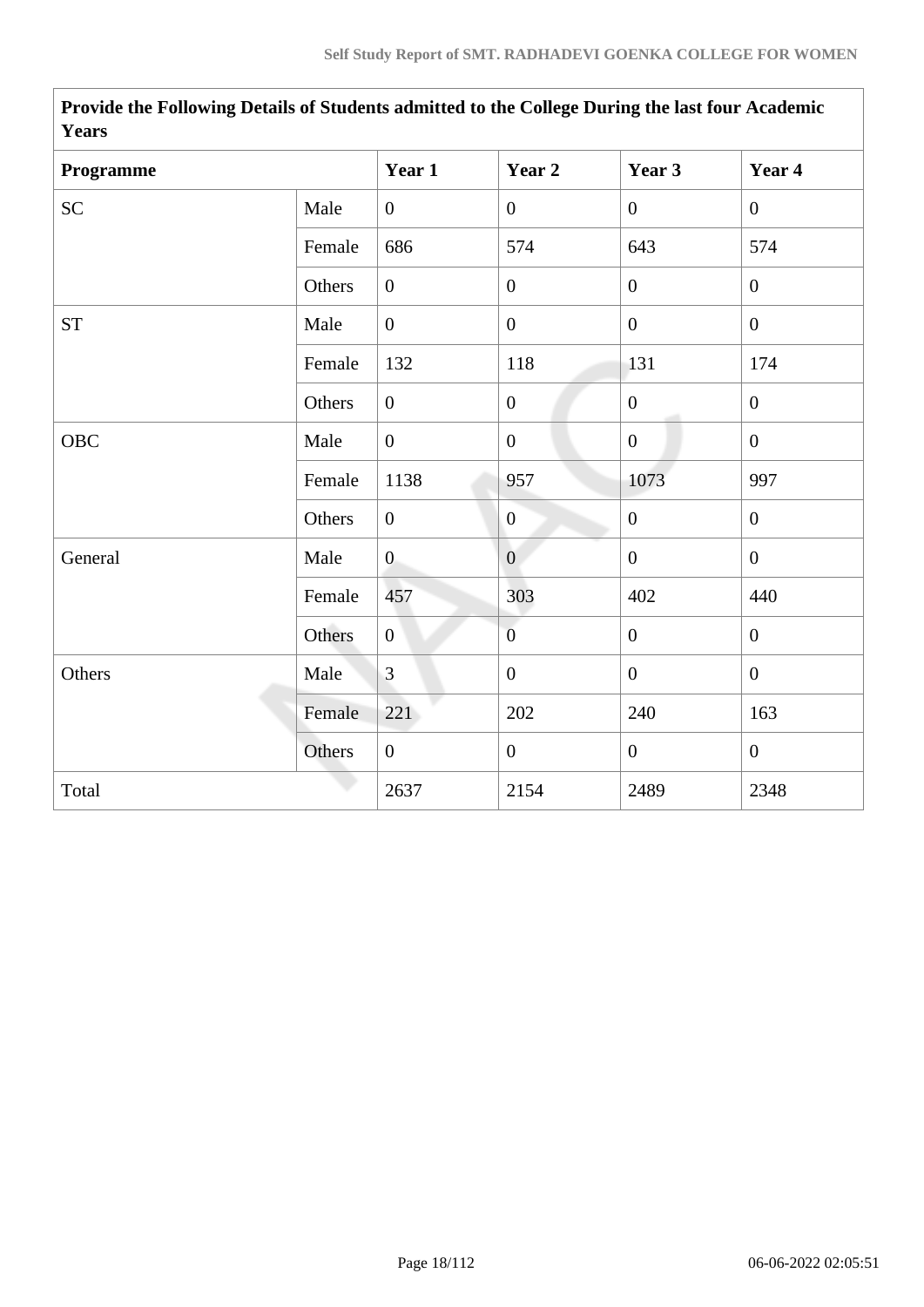| Provide the Following Details of Students admitted to the College During the last four Academic Years | | | | | |
|---|---|---|---|---|---|
| **Programme** | | **Year 1** | **Year 2** | **Year 3** | **Year 4** |
| SC | Male | 0 | 0 | 0 | 0 |
| | Female | 686 | 574 | 643 | 574 |
| | Others | 0 | 0 | 0 | 0 |
| ST | Male | 0 | 0 | 0 | 0 |
| | Female | 132 | 118 | 131 | 174 |
| | Others | 0 | 0 | 0 | 0 |
| OBC | Male | 0 | 0 | 0 | 0 |
| | Female | 1138 | 957 | 1073 | 997 |
| | Others | 0 | 0 | 0 | 0 |
| General | Male | 0 | 0 | 0 | 0 |
| | Female | 457 | 303 | 402 | 440 |
| | Others | 0 | 0 | 0 | 0 |
| Others | Male | 3 | 0 | 0 | 0 |
| | Female | 221 | 202 | 240 | 163 |
| | Others | 0 | 0 | 0 | 0 |
| Total | | 2637 | 2154 | 2489 | 2348 |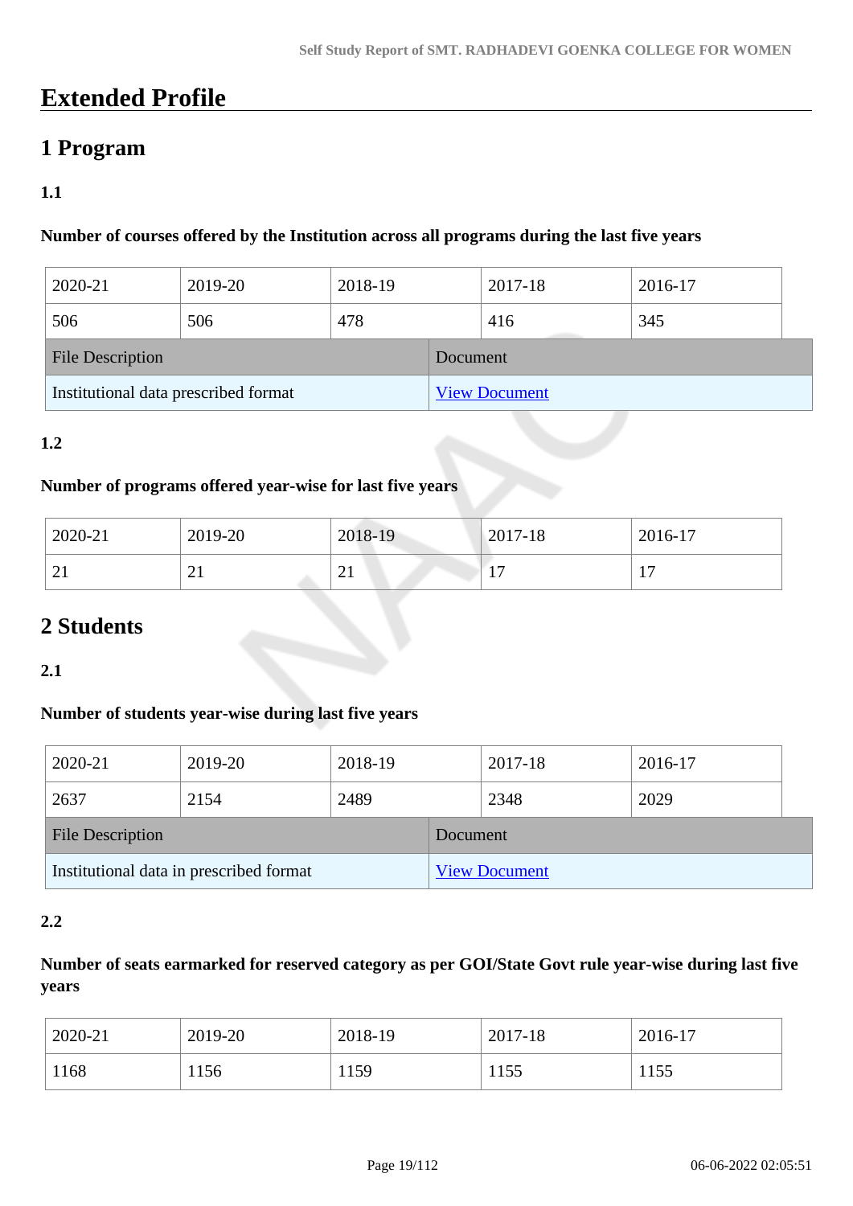# Extended Profile

## 1 Program

**1.1**

**Number of courses offered by the Institution across all programs during the last five years**

| 2020-21 | 2019-20 | 2018-19 | 2017-18 | 2016-17 |
|---|---|---|---|---|
| 506 | 506 | 478 | 416 | 345 |

| File Description | Document |
|---|---|
| Institutional data prescribed format | View Document |

**1.2**

**Number of programs offered year-wise for last five years**

| 2020-21 | 2019-20 | 2018-19 | 2017-18 | 2016-17 |
|---|---|---|---|---|
| 21 | 21 | 21 | 17 | 17 |

## 2 Students

**2.1**

**Number of students year-wise during last five years**

| 2020-21 | 2019-20 | 2018-19 | 2017-18 | 2016-17 |
|---|---|---|---|---|
| 2637 | 2154 | 2489 | 2348 | 2029 |

| File Description | Document |
|---|---|
| Institutional data in prescribed format | View Document |

**2.2**

**Number of seats earmarked for reserved category as per GOI/State Govt rule year-wise during last five years**

| 2020-21 | 2019-20 | 2018-19 | 2017-18 | 2016-17 |
|---|---|---|---|---|
| 1168 | 1156 | 1159 | 1155 | 1155 |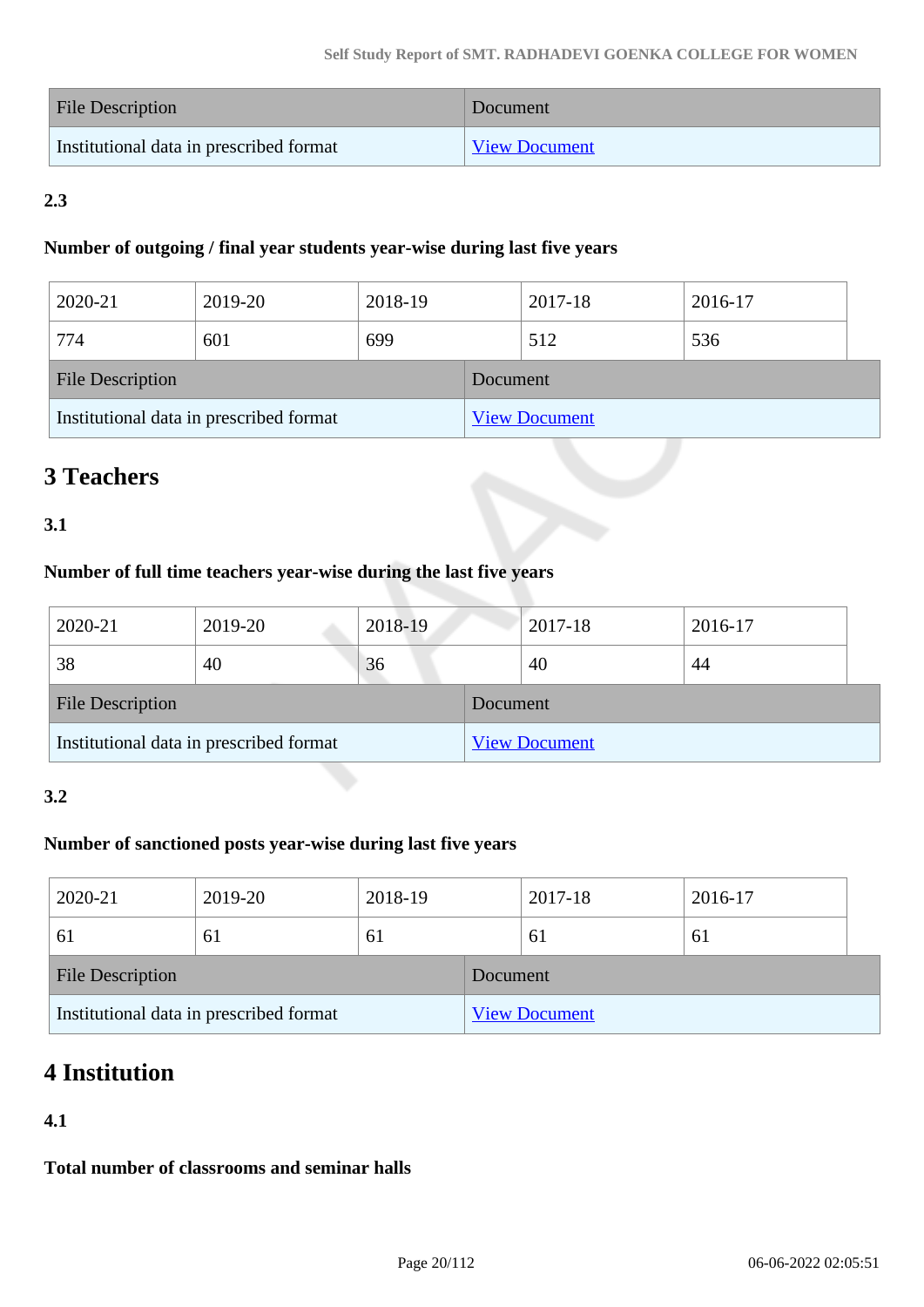| File Description | Document |
|---|---|
| Institutional data in prescribed format | View Document |

**2.3**

**Number of outgoing / final year students year-wise during last five years**

| 2020-21 | 2019-20 | 2018-19 | 2017-18 | 2016-17 |
|---|---|---|---|---|
| 774 | 601 | 699 | 512 | 536 |

| File Description | Document |
|---|---|
| Institutional data in prescribed format | View Document |

# 3 Teachers

**3.1**

**Number of full time teachers year-wise during the last five years**

| 2020-21 | 2019-20 | 2018-19 | 2017-18 | 2016-17 |
|---|---|---|---|---|
| 38 | 40 | 36 | 40 | 44 |

| File Description | Document |
|---|---|
| Institutional data in prescribed format | View Document |

**3.2**

**Number of sanctioned posts year-wise during last five years**

| 2020-21 | 2019-20 | 2018-19 | 2017-18 | 2016-17 |
|---|---|---|---|---|
| 61 | 61 | 61 | 61 | 61 |

| File Description | Document |
|---|---|
| Institutional data in prescribed format | View Document |

# 4 Institution

**4.1**

**Total number of classrooms and seminar halls**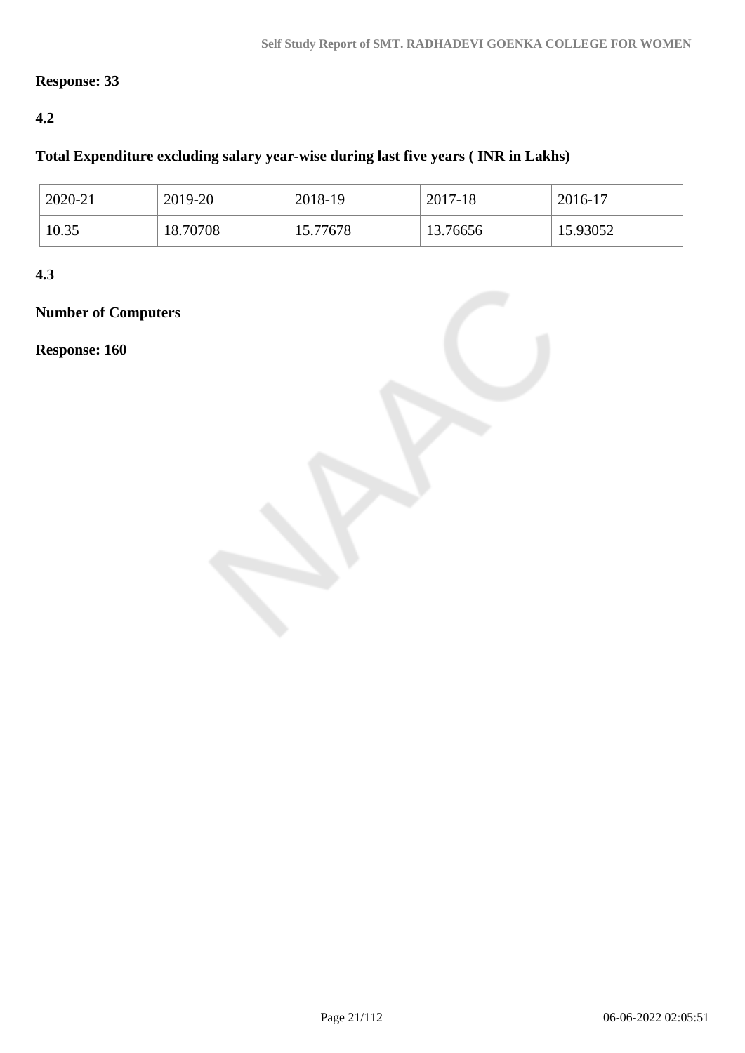**Response: 33**

**4.2**

**Total Expenditure excluding salary year-wise during last five years ( INR in Lakhs)**

| 2020-21 | 2019-20 | 2018-19 | 2017-18 | 2016-17 |
|---|---|---|---|---|
| 10.35 | 18.70708 | 15.77678 | 13.76656 | 15.93052 |

**4.3**

**Number of Computers**

**Response: 160**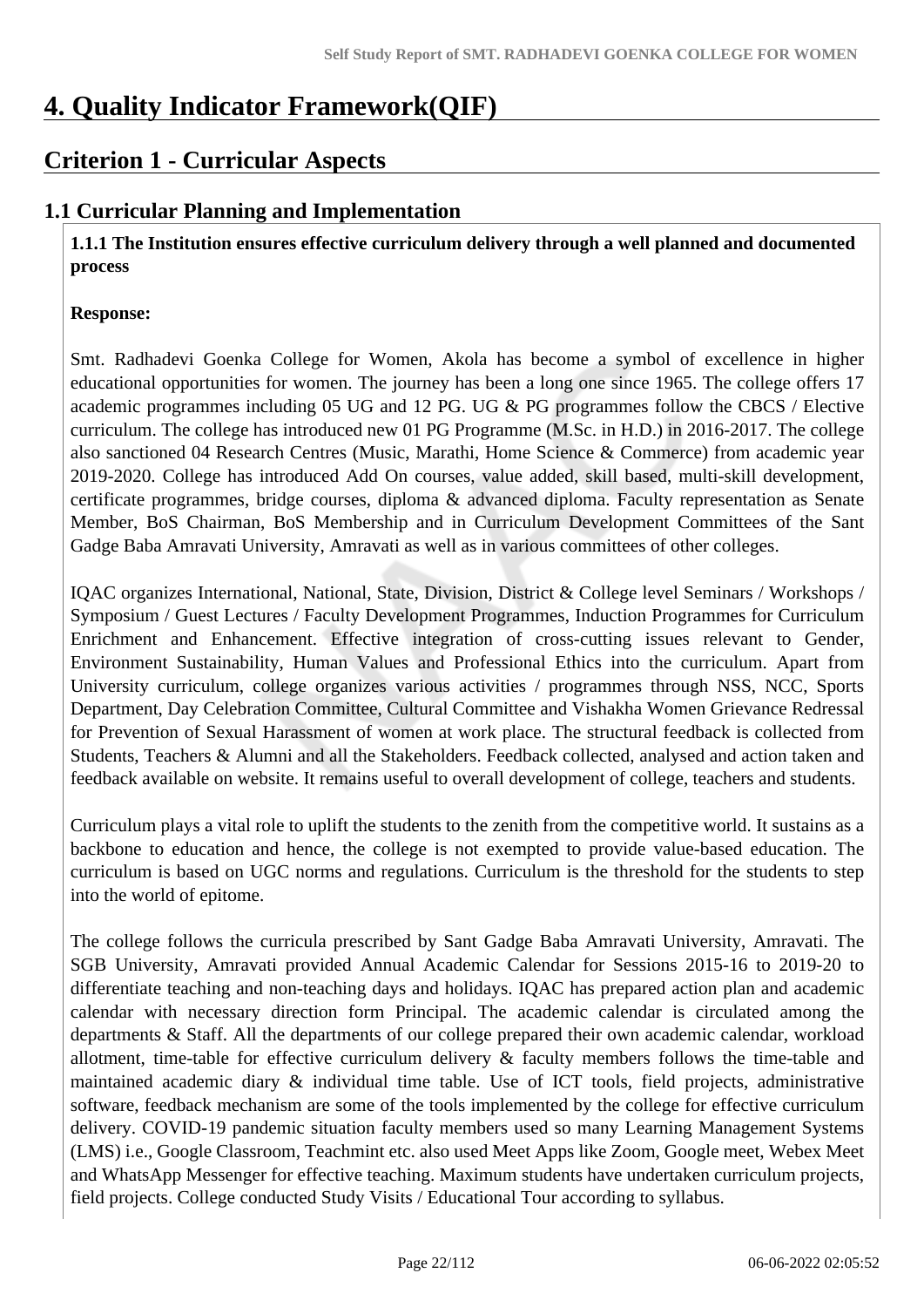# 4. Quality Indicator Framework(QIF)

## Criterion 1 - Curricular Aspects

### 1.1 Curricular Planning and Implementation

**1.1.1 The Institution ensures effective curriculum delivery through a well planned and documented process**

**Response:**

Smt. Radhadevi Goenka College for Women, Akola has become a symbol of excellence in higher educational opportunities for women. The journey has been a long one since 1965. The college offers 17 academic programmes including 05 UG and 12 PG. UG & PG programmes follow the CBCS / Elective curriculum. The college has introduced new 01 PG Programme (M.Sc. in H.D.) in 2016-2017. The college also sanctioned 04 Research Centres (Music, Marathi, Home Science & Commerce) from academic year 2019-2020. College has introduced Add On courses, value added, skill based, multi-skill development, certificate programmes, bridge courses, diploma & advanced diploma. Faculty representation as Senate Member, BoS Chairman, BoS Membership and in Curriculum Development Committees of the Sant Gadge Baba Amravati University, Amravati as well as in various committees of other colleges.

IQAC organizes International, National, State, Division, District & College level Seminars / Workshops / Symposium / Guest Lectures / Faculty Development Programmes, Induction Programmes for Curriculum Enrichment and Enhancement. Effective integration of cross-cutting issues relevant to Gender, Environment Sustainability, Human Values and Professional Ethics into the curriculum. Apart from University curriculum, college organizes various activities / programmes through NSS, NCC, Sports Department, Day Celebration Committee, Cultural Committee and Vishakha Women Grievance Redressal for Prevention of Sexual Harassment of women at work place. The structural feedback is collected from Students, Teachers & Alumni and all the Stakeholders. Feedback collected, analysed and action taken and feedback available on website. It remains useful to overall development of college, teachers and students.

Curriculum plays a vital role to uplift the students to the zenith from the competitive world. It sustains as a backbone to education and hence, the college is not exempted to provide value-based education. The curriculum is based on UGC norms and regulations. Curriculum is the threshold for the students to step into the world of epitome.

The college follows the curricula prescribed by Sant Gadge Baba Amravati University, Amravati. The SGB University, Amravati provided Annual Academic Calendar for Sessions 2015-16 to 2019-20 to differentiate teaching and non-teaching days and holidays. IQAC has prepared action plan and academic calendar with necessary direction form Principal. The academic calendar is circulated among the departments & Staff. All the departments of our college prepared their own academic calendar, workload allotment, time-table for effective curriculum delivery & faculty members follows the time-table and maintained academic diary & individual time table. Use of ICT tools, field projects, administrative software, feedback mechanism are some of the tools implemented by the college for effective curriculum delivery. COVID-19 pandemic situation faculty members used so many Learning Management Systems (LMS) i.e., Google Classroom, Teachmint etc. also used Meet Apps like Zoom, Google meet, Webex Meet and WhatsApp Messenger for effective teaching. Maximum students have undertaken curriculum projects, field projects. College conducted Study Visits / Educational Tour according to syllabus.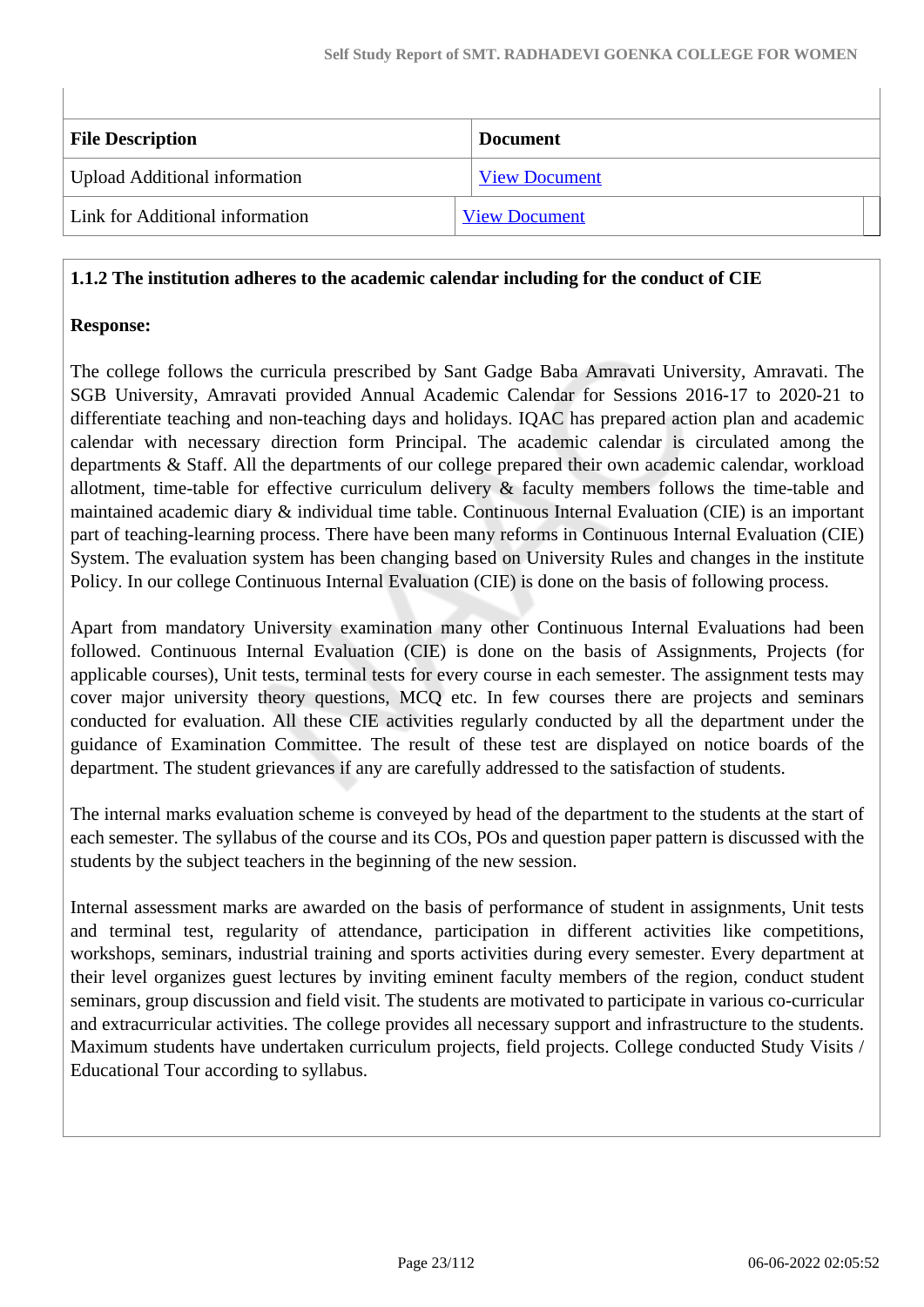| File Description | Document |
|---|---|
| Upload Additional information | View Document |
| Link for Additional information | View Document |

**1.1.2 The institution adheres to the academic calendar including for the conduct of CIE**

**Response:**

The college follows the curricula prescribed by Sant Gadge Baba Amravati University, Amravati. The SGB University, Amravati provided Annual Academic Calendar for Sessions 2016-17 to 2020-21 to differentiate teaching and non-teaching days and holidays. IQAC has prepared action plan and academic calendar with necessary direction form Principal. The academic calendar is circulated among the departments & Staff. All the departments of our college prepared their own academic calendar, workload allotment, time-table for effective curriculum delivery & faculty members follows the time-table and maintained academic diary & individual time table. Continuous Internal Evaluation (CIE) is an important part of teaching-learning process. There have been many reforms in Continuous Internal Evaluation (CIE) System. The evaluation system has been changing based on University Rules and changes in the institute Policy. In our college Continuous Internal Evaluation (CIE) is done on the basis of following process.

Apart from mandatory University examination many other Continuous Internal Evaluations had been followed. Continuous Internal Evaluation (CIE) is done on the basis of Assignments, Projects (for applicable courses), Unit tests, terminal tests for every course in each semester. The assignment tests may cover major university theory questions, MCQ etc. In few courses there are projects and seminars conducted for evaluation. All these CIE activities regularly conducted by all the department under the guidance of Examination Committee. The result of these test are displayed on notice boards of the department. The student grievances if any are carefully addressed to the satisfaction of students.

The internal marks evaluation scheme is conveyed by head of the department to the students at the start of each semester. The syllabus of the course and its COs, POs and question paper pattern is discussed with the students by the subject teachers in the beginning of the new session.

Internal assessment marks are awarded on the basis of performance of student in assignments, Unit tests and terminal test, regularity of attendance, participation in different activities like competitions, workshops, seminars, industrial training and sports activities during every semester. Every department at their level organizes guest lectures by inviting eminent faculty members of the region, conduct student seminars, group discussion and field visit. The students are motivated to participate in various co-curricular and extracurricular activities. The college provides all necessary support and infrastructure to the students. Maximum students have undertaken curriculum projects, field projects. College conducted Study Visits / Educational Tour according to syllabus.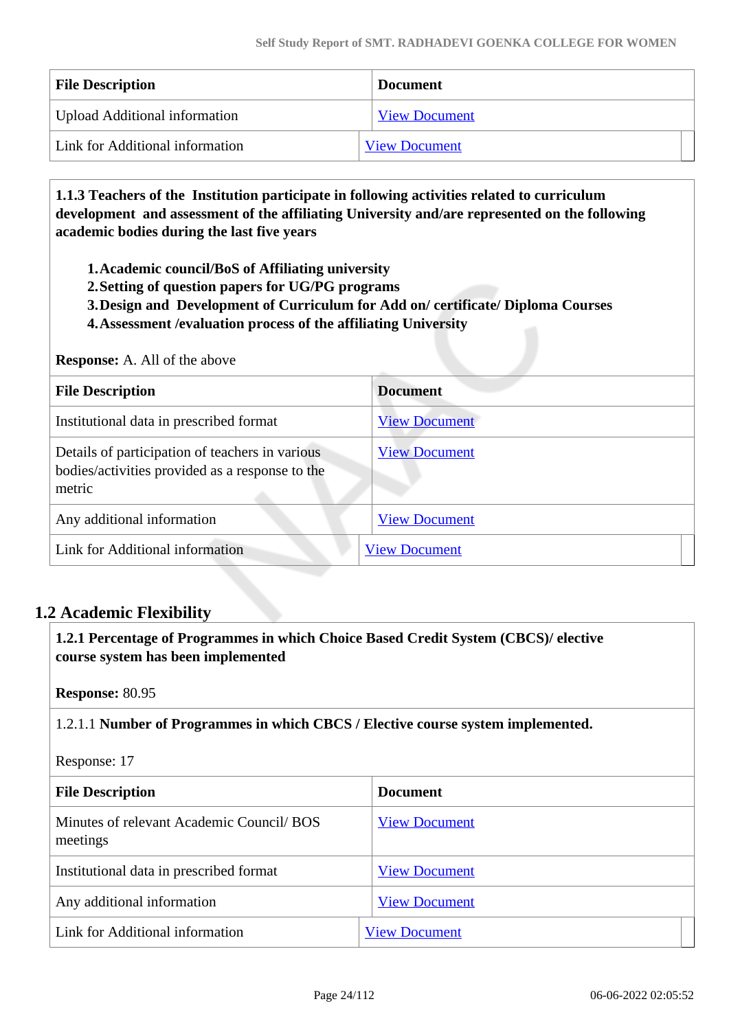| File Description | Document |
|---|---|
| Upload Additional information | View Document |
| Link for Additional information | View Document |

**1.1.3 Teachers of the Institution participate in following activities related to curriculum development and assessment of the affiliating University and/are represented on the following academic bodies during the last five years**

1. **Academic council/BoS of Affiliating university**
2. **Setting of question papers for UG/PG programs**
3. **Design and Development of Curriculum for Add on/ certificate/ Diploma Courses**
4. **Assessment /evaluation process of the affiliating University**

**Response:** A. All of the above

| File Description | Document |
|---|---|
| Institutional data in prescribed format | View Document |
| Details of participation of teachers in various bodies/activities provided as a response to the metric | View Document |
| Any additional information | View Document |
| Link for Additional information | View Document |

## 1.2 Academic Flexibility

**1.2.1 Percentage of Programmes in which Choice Based Credit System (CBCS)/ elective course system has been implemented**

**Response:** 80.95

1.2.1.1 **Number of Programmes in which CBCS / Elective course system implemented.**

Response: 17

| File Description | Document |
|---|---|
| Minutes of relevant Academic Council/ BOS meetings | View Document |
| Institutional data in prescribed format | View Document |
| Any additional information | View Document |
| Link for Additional information | View Document |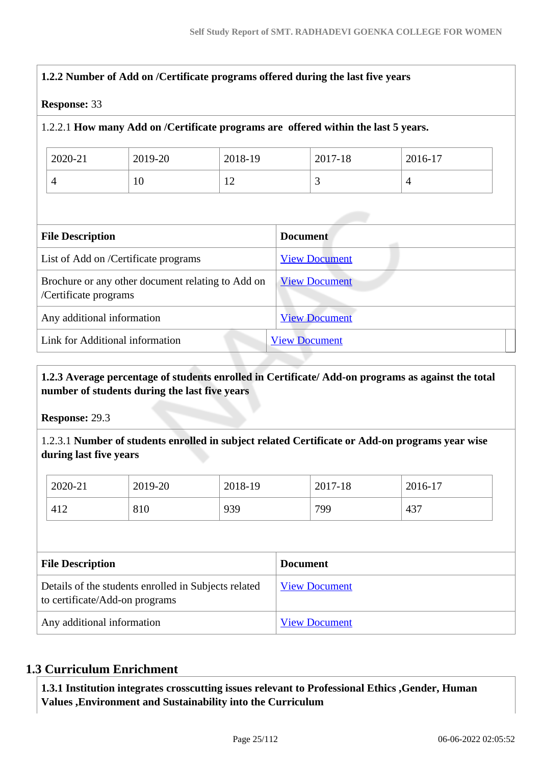**1.2.2 Number of Add on /Certificate programs offered during the last five years**

**Response:** 33

1.2.2.1 **How many Add on /Certificate programs are offered within the last 5 years.**

| 2020-21 | 2019-20 | 2018-19 | 2017-18 | 2016-17 |
|---|---|---|---|---|
| 4 | 10 | 12 | 3 | 4 |

| File Description | Document |
|---|---|
| List of Add on /Certificate programs | View Document |
| Brochure or any other document relating to Add on /Certificate programs | View Document |
| Any additional information | View Document |
| Link for Additional information | View Document |

**1.2.3 Average percentage of students enrolled in Certificate/ Add-on programs as against the total number of students during the last five years**

**Response:** 29.3

1.2.3.1 **Number of students enrolled in subject related Certificate or Add-on programs year wise during last five years**

| 2020-21 | 2019-20 | 2018-19 | 2017-18 | 2016-17 |
|---|---|---|---|---|
| 412 | 810 | 939 | 799 | 437 |

| File Description | Document |
|---|---|
| Details of the students enrolled in Subjects related to certificate/Add-on programs | View Document |
| Any additional information | View Document |

## 1.3 Curriculum Enrichment

**1.3.1 Institution integrates crosscutting issues relevant to Professional Ethics ,Gender, Human Values ,Environment and Sustainability into the Curriculum**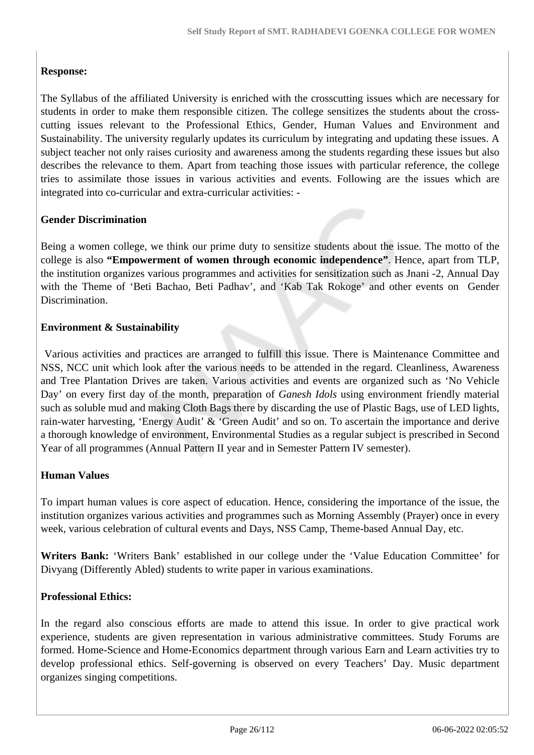**Response:**

The Syllabus of the affiliated University is enriched with the crosscutting issues which are necessary for students in order to make them responsible citizen. The college sensitizes the students about the cross-cutting issues relevant to the Professional Ethics, Gender, Human Values and Environment and Sustainability. The university regularly updates its curriculum by integrating and updating these issues. A subject teacher not only raises curiosity and awareness among the students regarding these issues but also describes the relevance to them. Apart from teaching those issues with particular reference, the college tries to assimilate those issues in various activities and events. Following are the issues which are integrated into co-curricular and extra-curricular activities: -

**Gender Discrimination**

Being a women college, we think our prime duty to sensitize students about the issue. The motto of the college is also **"Empowerment of women through economic independence"**. Hence, apart from TLP, the institution organizes various programmes and activities for sensitization such as Jnani -2, Annual Day with the Theme of 'Beti Bachao, Beti Padhav', and 'Kab Tak Rokoge' and other events on Gender Discrimination.

**Environment & Sustainability**

Various activities and practices are arranged to fulfill this issue. There is Maintenance Committee and NSS, NCC unit which look after the various needs to be attended in the regard. Cleanliness, Awareness and Tree Plantation Drives are taken. Various activities and events are organized such as 'No Vehicle Day' on every first day of the month, preparation of *Ganesh Idols* using environment friendly material such as soluble mud and making Cloth Bags there by discarding the use of Plastic Bags, use of LED lights, rain-water harvesting, 'Energy Audit' & 'Green Audit' and so on. To ascertain the importance and derive a thorough knowledge of environment, Environmental Studies as a regular subject is prescribed in Second Year of all programmes (Annual Pattern II year and in Semester Pattern IV semester).

**Human Values**

To impart human values is core aspect of education. Hence, considering the importance of the issue, the institution organizes various activities and programmes such as Morning Assembly (Prayer) once in every week, various celebration of cultural events and Days, NSS Camp, Theme-based Annual Day, etc.

**Writers Bank:** 'Writers Bank' established in our college under the 'Value Education Committee' for Divyang (Differently Abled) students to write paper in various examinations.

**Professional Ethics:**

In the regard also conscious efforts are made to attend this issue. In order to give practical work experience, students are given representation in various administrative committees. Study Forums are formed. Home-Science and Home-Economics department through various Earn and Learn activities try to develop professional ethics. Self-governing is observed on every Teachers' Day. Music department organizes singing competitions.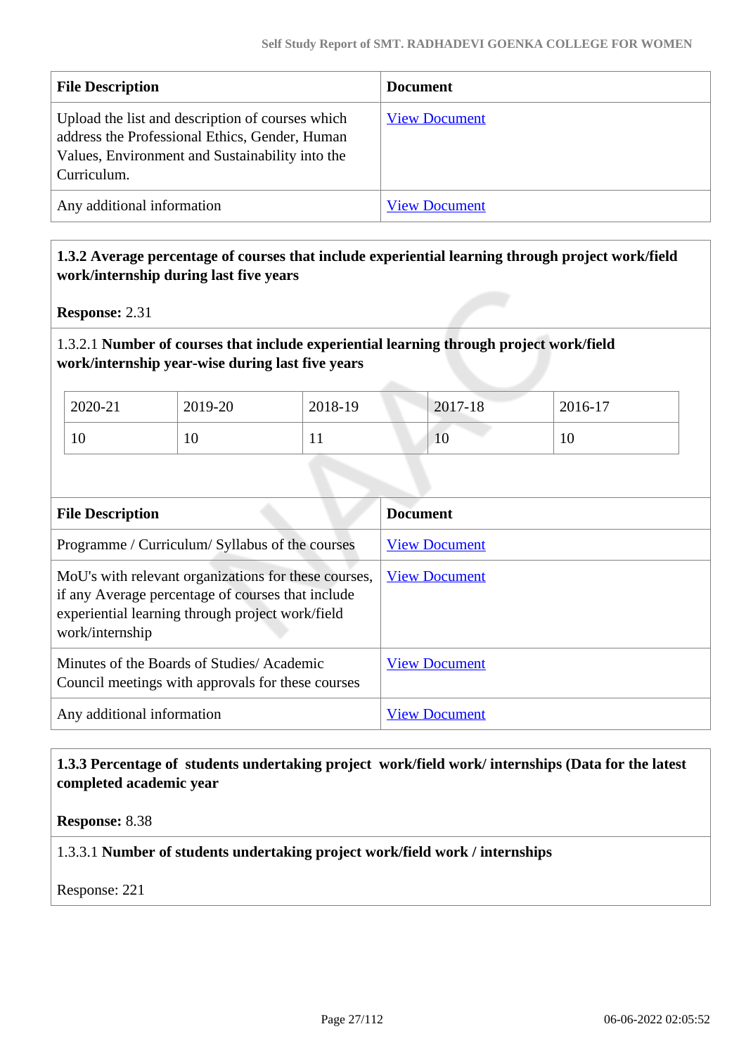| File Description | Document |
|---|---|
| Upload the list and description of courses which address the Professional Ethics, Gender, Human Values, Environment and Sustainability into the Curriculum. | View Document |
| Any additional information | View Document |

**1.3.2 Average percentage of courses that include experiential learning through project work/field work/internship during last five years**

**Response:** 2.31

1.3.2.1 **Number of courses that include experiential learning through project work/field work/internship year-wise during last five years**

| 2020-21 | 2019-20 | 2018-19 | 2017-18 | 2016-17 |
|---|---|---|---|---|
| 10 | 10 | 11 | 10 | 10 |

| File Description | Document |
|---|---|
| Programme / Curriculum/ Syllabus of the courses | View Document |
| MoU's with relevant organizations for these courses, if any Average percentage of courses that include experiential learning through project work/field work/internship | View Document |
| Minutes of the Boards of Studies/ Academic Council meetings with approvals for these courses | View Document |
| Any additional information | View Document |

**1.3.3 Percentage of students undertaking project work/field work/ internships (Data for the latest completed academic year**

**Response:** 8.38

1.3.3.1 **Number of students undertaking project work/field work / internships**

Response: 221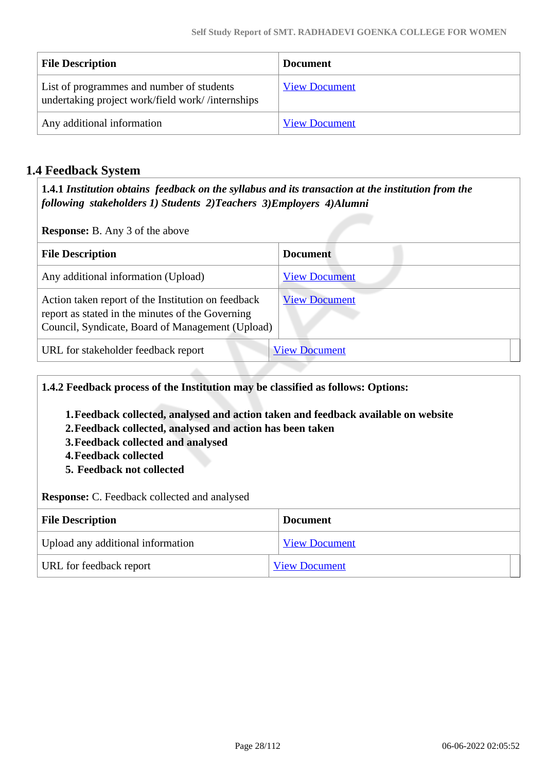| File Description | Document |
| --- | --- |
| List of programmes and number of students undertaking project work/field work/ /internships | View Document |
| Any additional information | View Document |

## 1.4 Feedback System

**1.4.1** ***Institution obtains feedback on the syllabus and its transaction at the institution from the following stakeholders 1) Students 2)Teachers 3)Employers 4)Alumni***

**Response:** B. Any 3 of the above

| File Description | Document |
| --- | --- |
| Any additional information (Upload) | View Document |
| Action taken report of the Institution on feedback report as stated in the minutes of the Governing Council, Syndicate, Board of Management (Upload) | View Document |
| URL for stakeholder feedback report | View Document |

**1.4.2 Feedback process of the Institution may be classified as follows: Options:**

1. **Feedback collected, analysed and action taken and feedback available on website**
2. **Feedback collected, analysed and action has been taken**
3. **Feedback collected and analysed**
4. **Feedback collected**
5. **Feedback not collected**

**Response:** C. Feedback collected and analysed

| File Description | Document |
| --- | --- |
| Upload any additional information | View Document |
| URL for feedback report | View Document |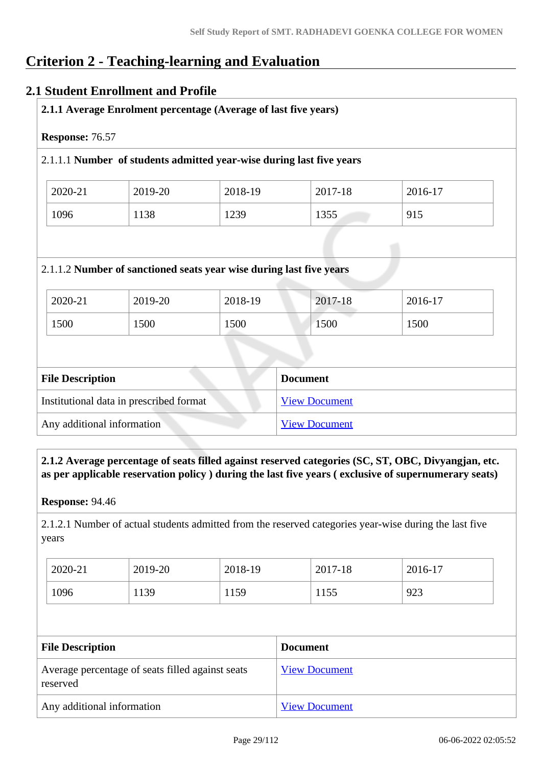# Criterion 2 - Teaching-learning and Evaluation

## 2.1 Student Enrollment and Profile

**2.1.1 Average Enrolment percentage (Average of last five years)**

**Response:** 76.57

2.1.1.1 **Number of students admitted year-wise during last five years**

| 2020-21 | 2019-20 | 2018-19 | 2017-18 | 2016-17 |
|---|---|---|---|---|
| 1096 | 1138 | 1239 | 1355 | 915 |

2.1.1.2 **Number of sanctioned seats year wise during last five years**

| 2020-21 | 2019-20 | 2018-19 | 2017-18 | 2016-17 |
|---|---|---|---|---|
| 1500 | 1500 | 1500 | 1500 | 1500 |

| File Description | Document |
|---|---|
| Institutional data in prescribed format | View Document |
| Any additional information | View Document |

**2.1.2 Average percentage of seats filled against reserved categories (SC, ST, OBC, Divyangjan, etc. as per applicable reservation policy ) during the last five years ( exclusive of supernumerary seats)**

**Response:** 94.46

2.1.2.1 Number of actual students admitted from the reserved categories year-wise during the last five years

| 2020-21 | 2019-20 | 2018-19 | 2017-18 | 2016-17 |
|---|---|---|---|---|
| 1096 | 1139 | 1159 | 1155 | 923 |

| File Description | Document |
|---|---|
| Average percentage of seats filled against seats reserved | View Document |
| Any additional information | View Document |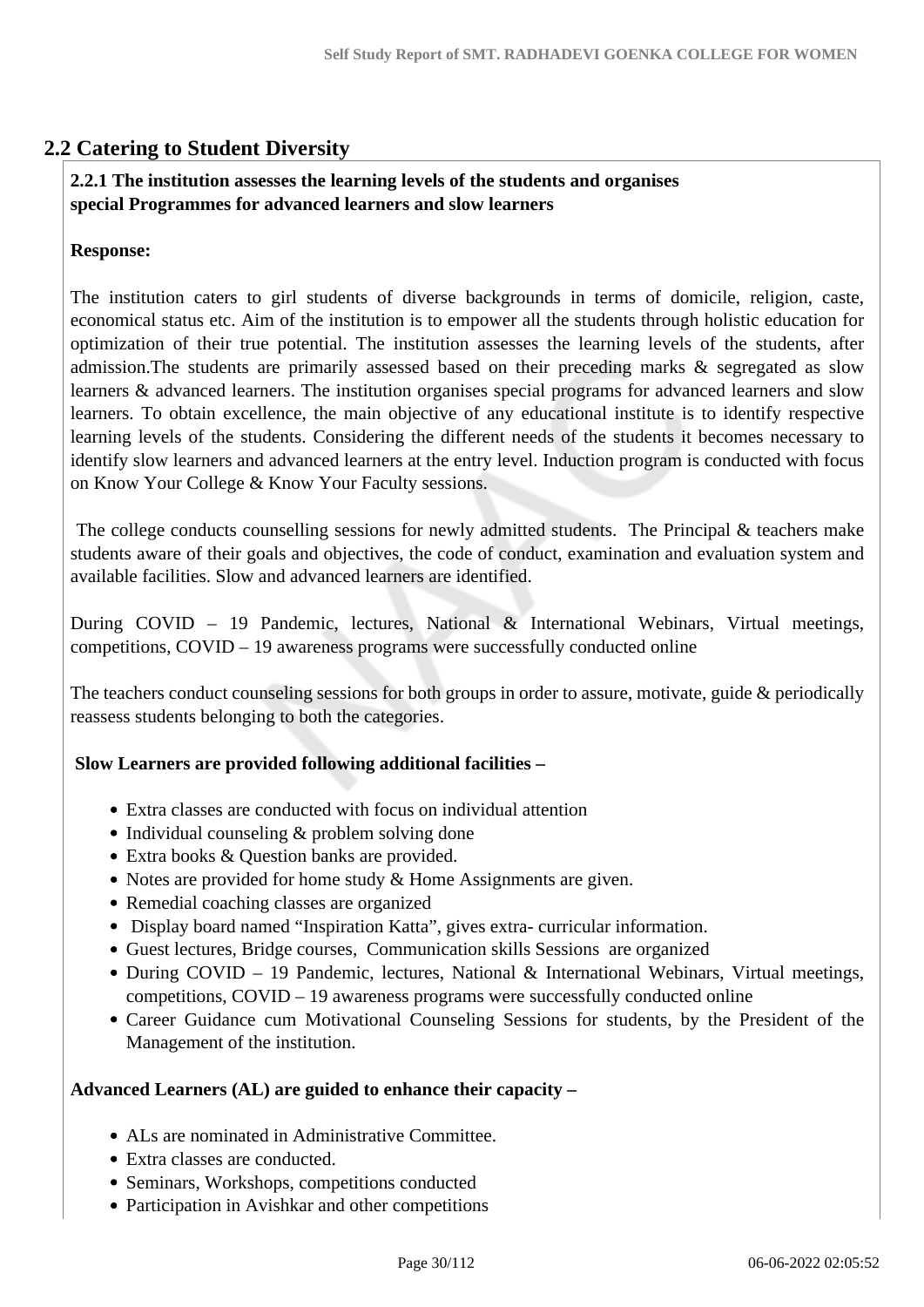## 2.2 Catering to Student Diversity

**2.2.1 The institution assesses the learning levels of the students and organises special Programmes for advanced learners and slow learners**

**Response:**

The institution caters to girl students of diverse backgrounds in terms of domicile, religion, caste, economical status etc. Aim of the institution is to empower all the students through holistic education for optimization of their true potential. The institution assesses the learning levels of the students, after admission.The students are primarily assessed based on their preceding marks & segregated as slow learners & advanced learners. The institution organises special programs for advanced learners and slow learners. To obtain excellence, the main objective of any educational institute is to identify respective learning levels of the students. Considering the different needs of the students it becomes necessary to identify slow learners and advanced learners at the entry level. Induction program is conducted with focus on Know Your College & Know Your Faculty sessions.

The college conducts counselling sessions for newly admitted students. The Principal & teachers make students aware of their goals and objectives, the code of conduct, examination and evaluation system and available facilities. Slow and advanced learners are identified.

During COVID – 19 Pandemic, lectures, National & International Webinars, Virtual meetings, competitions, COVID – 19 awareness programs were successfully conducted online

The teachers conduct counseling sessions for both groups in order to assure, motivate, guide & periodically reassess students belonging to both the categories.

**Slow Learners are provided following additional facilities –**

- Extra classes are conducted with focus on individual attention
- Individual counseling & problem solving done
- Extra books & Question banks are provided.
- Notes are provided for home study & Home Assignments are given.
- Remedial coaching classes are organized
- Display board named “Inspiration Katta”, gives extra- curricular information.
- Guest lectures, Bridge courses, Communication skills Sessions are organized
- During COVID – 19 Pandemic, lectures, National & International Webinars, Virtual meetings, competitions, COVID – 19 awareness programs were successfully conducted online
- Career Guidance cum Motivational Counseling Sessions for students, by the President of the Management of the institution.

**Advanced Learners (AL) are guided to enhance their capacity –**

- ALs are nominated in Administrative Committee.
- Extra classes are conducted.
- Seminars, Workshops, competitions conducted
- Participation in Avishkar and other competitions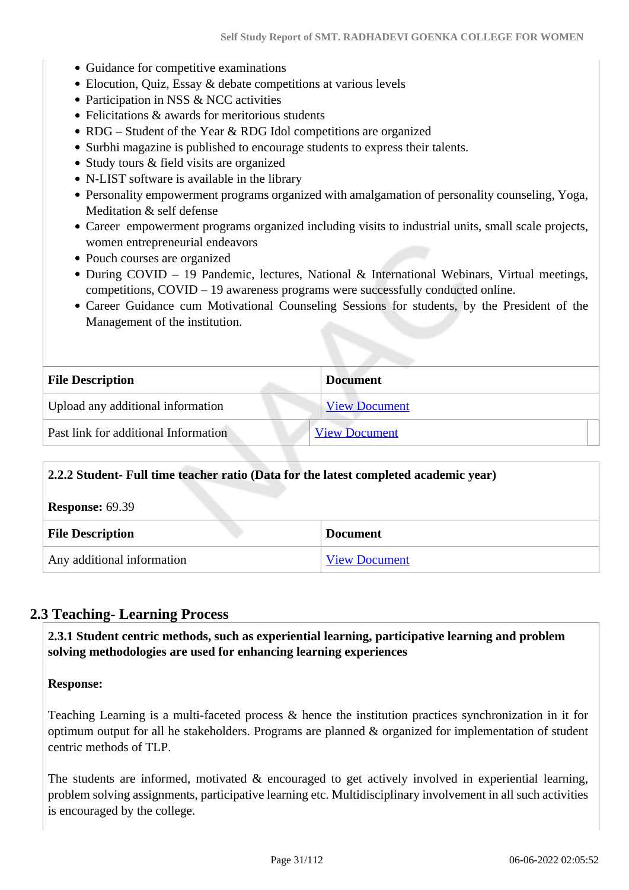- Guidance for competitive examinations
- Elocution, Quiz, Essay & debate competitions at various levels
- Participation in NSS & NCC activities
- Felicitations & awards for meritorious students
- RDG – Student of the Year & RDG Idol competitions are organized
- Surbhi magazine is published to encourage students to express their talents.
- Study tours & field visits are organized
- N-LIST software is available in the library
- Personality empowerment programs organized with amalgamation of personality counseling, Yoga, Meditation & self defense
- Career empowerment programs organized including visits to industrial units, small scale projects, women entrepreneurial endeavors
- Pouch courses are organized
- During COVID – 19 Pandemic, lectures, National & International Webinars, Virtual meetings, competitions, COVID – 19 awareness programs were successfully conducted online.
- Career Guidance cum Motivational Counseling Sessions for students, by the President of the Management of the institution.

| File Description | Document |
|---|---|
| Upload any additional information | View Document |
| Past link for additional Information | View Document |

**2.2.2 Student- Full time teacher ratio (Data for the latest completed academic year)**

**Response:** 69.39

| File Description | Document |
|---|---|
| Any additional information | View Document |

## 2.3 Teaching- Learning Process

**2.3.1 Student centric methods, such as experiential learning, participative learning and problem solving methodologies are used for enhancing learning experiences**

**Response:**

Teaching Learning is a multi-faceted process & hence the institution practices synchronization in it for optimum output for all he stakeholders. Programs are planned & organized for implementation of student centric methods of TLP.

The students are informed, motivated & encouraged to get actively involved in experiential learning, problem solving assignments, participative learning etc. Multidisciplinary involvement in all such activities is encouraged by the college.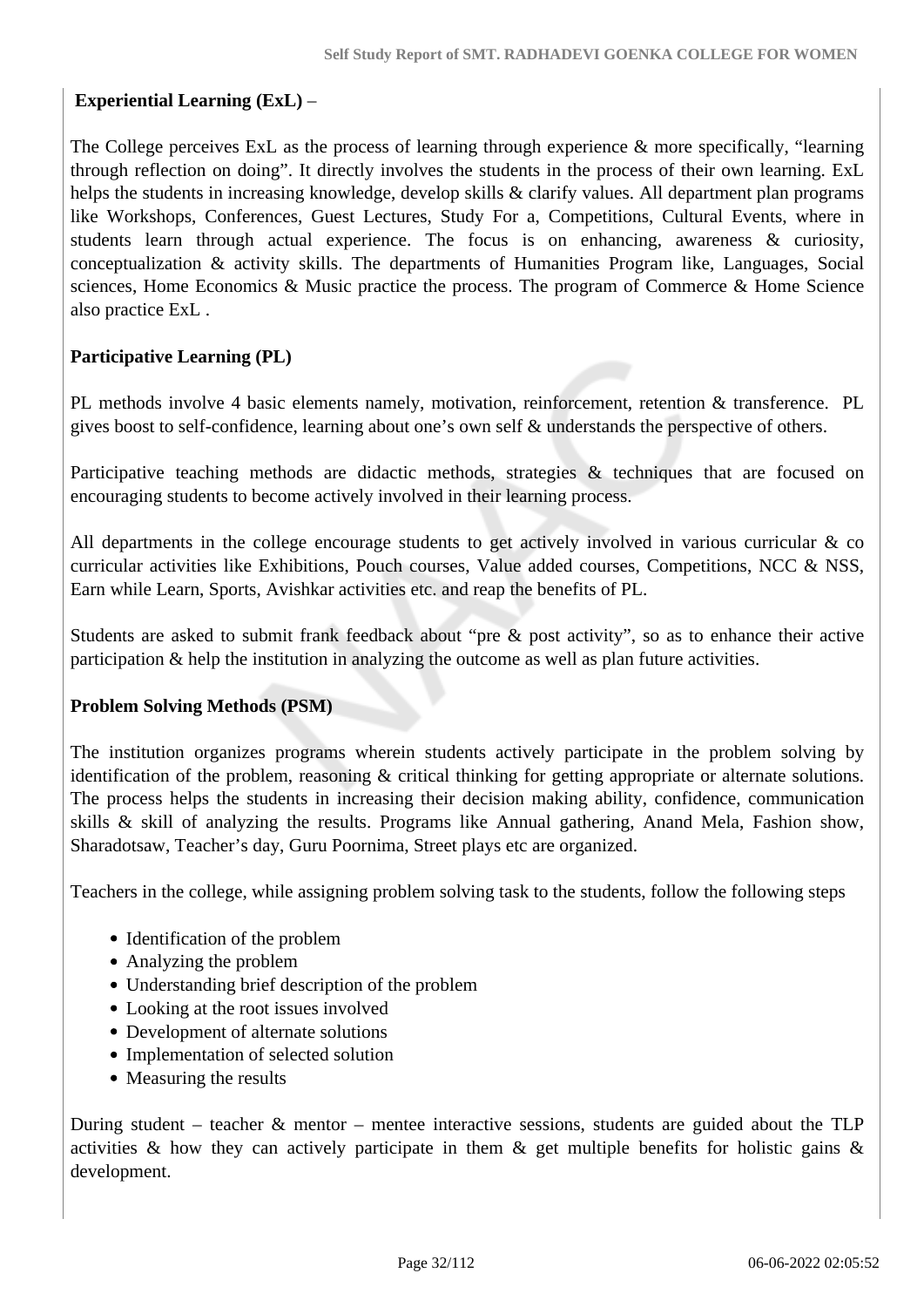**Experiential Learning (ExL) –**

The College perceives ExL as the process of learning through experience & more specifically, "learning through reflection on doing". It directly involves the students in the process of their own learning. ExL helps the students in increasing knowledge, develop skills & clarify values. All department plan programs like Workshops, Conferences, Guest Lectures, Study For a, Competitions, Cultural Events, where in students learn through actual experience. The focus is on enhancing, awareness & curiosity, conceptualization & activity skills. The departments of Humanities Program like, Languages, Social sciences, Home Economics & Music practice the process. The program of Commerce & Home Science also practice ExL .

**Participative Learning (PL)**

PL methods involve 4 basic elements namely, motivation, reinforcement, retention & transference. PL gives boost to self-confidence, learning about one's own self & understands the perspective of others.

Participative teaching methods are didactic methods, strategies & techniques that are focused on encouraging students to become actively involved in their learning process.

All departments in the college encourage students to get actively involved in various curricular & co curricular activities like Exhibitions, Pouch courses, Value added courses, Competitions, NCC & NSS, Earn while Learn, Sports, Avishkar activities etc. and reap the benefits of PL.

Students are asked to submit frank feedback about "pre & post activity", so as to enhance their active participation & help the institution in analyzing the outcome as well as plan future activities.

**Problem Solving Methods (PSM)**

The institution organizes programs wherein students actively participate in the problem solving by identification of the problem, reasoning & critical thinking for getting appropriate or alternate solutions. The process helps the students in increasing their decision making ability, confidence, communication skills & skill of analyzing the results. Programs like Annual gathering, Anand Mela, Fashion show, Sharadotsaw, Teacher's day, Guru Poornima, Street plays etc are organized.

Teachers in the college, while assigning problem solving task to the students, follow the following steps

- Identification of the problem
- Analyzing the problem
- Understanding brief description of the problem
- Looking at the root issues involved
- Development of alternate solutions
- Implementation of selected solution
- Measuring the results

During student – teacher & mentor – mentee interactive sessions, students are guided about the TLP activities & how they can actively participate in them & get multiple benefits for holistic gains & development.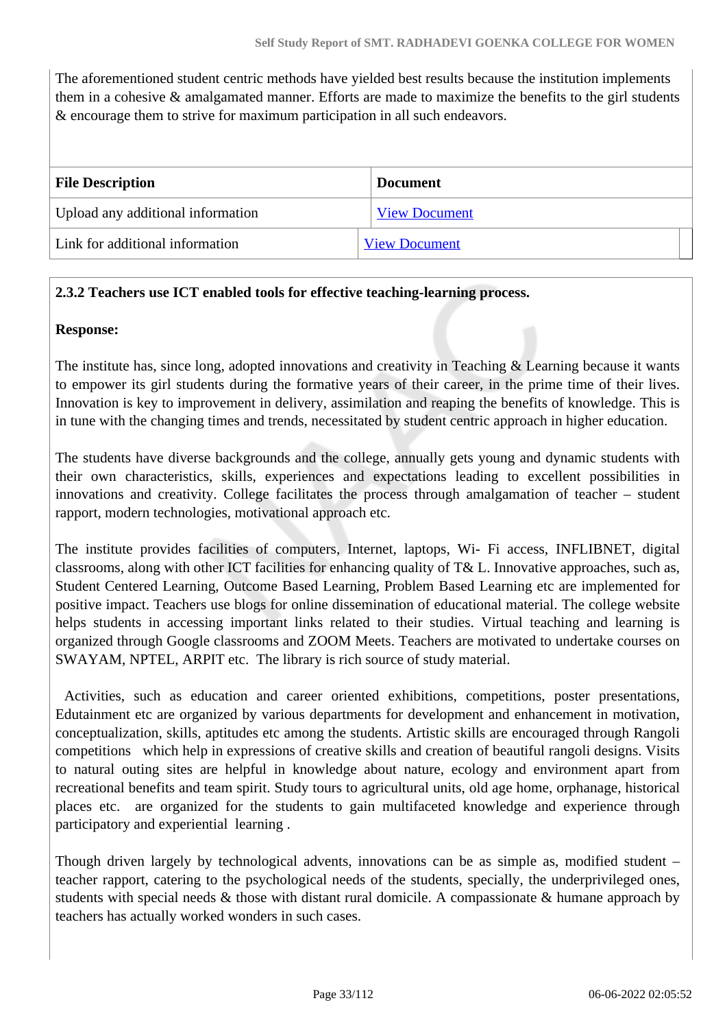The aforementioned student centric methods have yielded best results because the institution implements them in a cohesive & amalgamated manner. Efforts are made to maximize the benefits to the girl students & encourage them to strive for maximum participation in all such endeavors.

| File Description | Document |
|---|---|
| Upload any additional information | View Document |
| Link for additional information | View Document |

**2.3.2 Teachers use ICT enabled tools for effective teaching-learning process.**

**Response:**

The institute has, since long, adopted innovations and creativity in Teaching & Learning because it wants to empower its girl students during the formative years of their career, in the prime time of their lives. Innovation is key to improvement in delivery, assimilation and reaping the benefits of knowledge. This is in tune with the changing times and trends, necessitated by student centric approach in higher education.

The students have diverse backgrounds and the college, annually gets young and dynamic students with their own characteristics, skills, experiences and expectations leading to excellent possibilities in innovations and creativity. College facilitates the process through amalgamation of teacher – student rapport, modern technologies, motivational approach etc.

The institute provides facilities of computers, Internet, laptops, Wi- Fi access, INFLIBNET, digital classrooms, along with other ICT facilities for enhancing quality of T& L. Innovative approaches, such as, Student Centered Learning, Outcome Based Learning, Problem Based Learning etc are implemented for positive impact. Teachers use blogs for online dissemination of educational material. The college website helps students in accessing important links related to their studies. Virtual teaching and learning is organized through Google classrooms and ZOOM Meets. Teachers are motivated to undertake courses on SWAYAM, NPTEL, ARPIT etc. The library is rich source of study material.

Activities, such as education and career oriented exhibitions, competitions, poster presentations, Edutainment etc are organized by various departments for development and enhancement in motivation, conceptualization, skills, aptitudes etc among the students. Artistic skills are encouraged through Rangoli competitions which help in expressions of creative skills and creation of beautiful rangoli designs. Visits to natural outing sites are helpful in knowledge about nature, ecology and environment apart from recreational benefits and team spirit. Study tours to agricultural units, old age home, orphanage, historical places etc. are organized for the students to gain multifaceted knowledge and experience through participatory and experiential learning .

Though driven largely by technological advents, innovations can be as simple as, modified student – teacher rapport, catering to the psychological needs of the students, specially, the underprivileged ones, students with special needs & those with distant rural domicile. A compassionate & humane approach by teachers has actually worked wonders in such cases.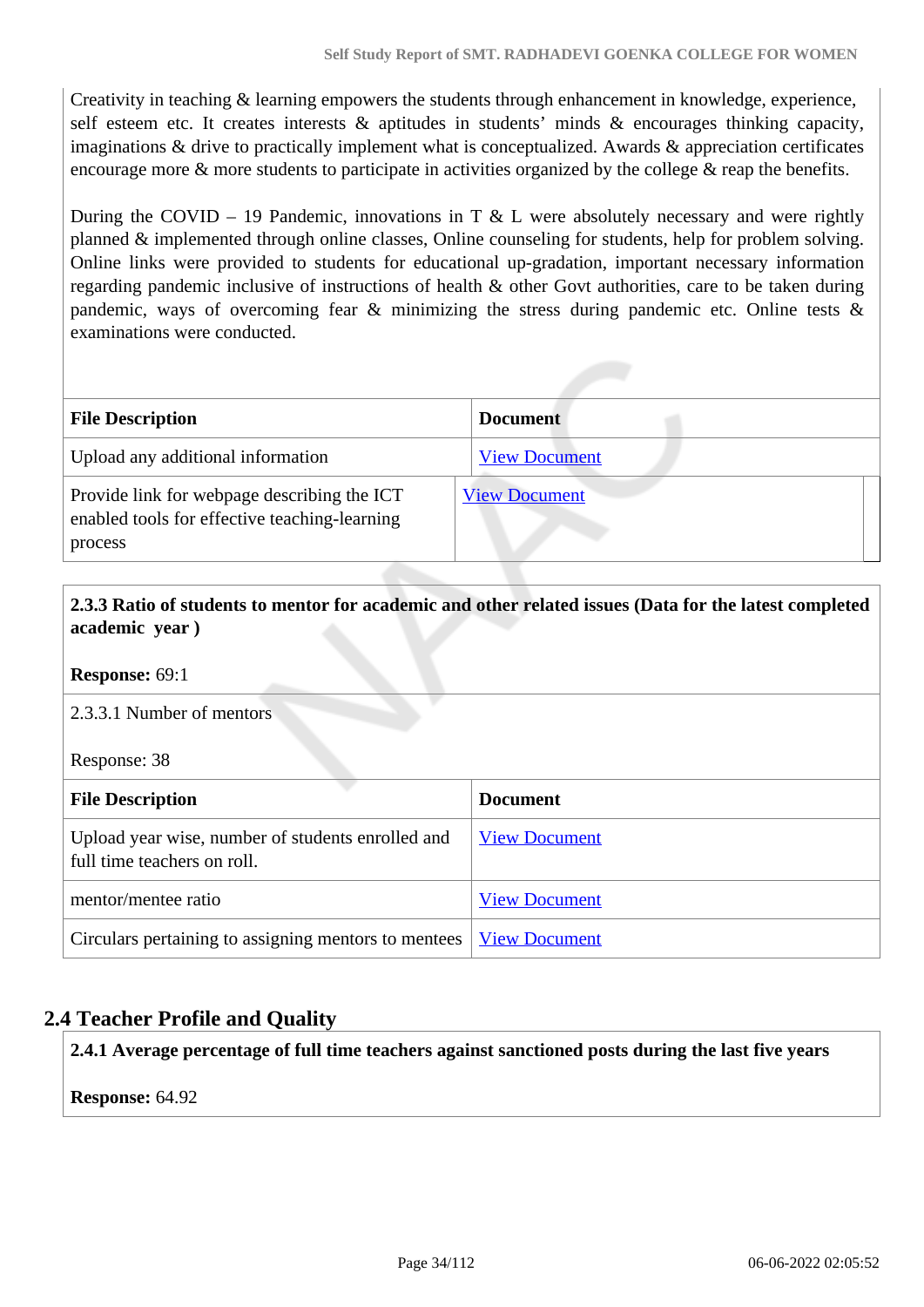Creativity in teaching & learning empowers the students through enhancement in knowledge, experience, self esteem etc. It creates interests & aptitudes in students' minds & encourages thinking capacity, imaginations & drive to practically implement what is conceptualized. Awards & appreciation certificates encourage more & more students to participate in activities organized by the college & reap the benefits.

During the COVID – 19 Pandemic, innovations in T & L were absolutely necessary and were rightly planned & implemented through online classes, Online counseling for students, help for problem solving. Online links were provided to students for educational up-gradation, important necessary information regarding pandemic inclusive of instructions of health & other Govt authorities, care to be taken during pandemic, ways of overcoming fear & minimizing the stress during pandemic etc. Online tests & examinations were conducted.

| File Description | Document |
|---|---|
| Upload any additional information | View Document |
| Provide link for webpage describing the ICT enabled tools for effective teaching-learning process | View Document |

**2.3.3 Ratio of students to mentor for academic and other related issues (Data for the latest completed academic year )**

**Response:** 69:1

2.3.3.1 Number of mentors

Response: 38

| File Description | Document |
|---|---|
| Upload year wise, number of students enrolled and full time teachers on roll. | View Document |
| mentor/mentee ratio | View Document |
| Circulars pertaining to assigning mentors to mentees | View Document |

## 2.4 Teacher Profile and Quality

**2.4.1 Average percentage of full time teachers against sanctioned posts during the last five years**

**Response:** 64.92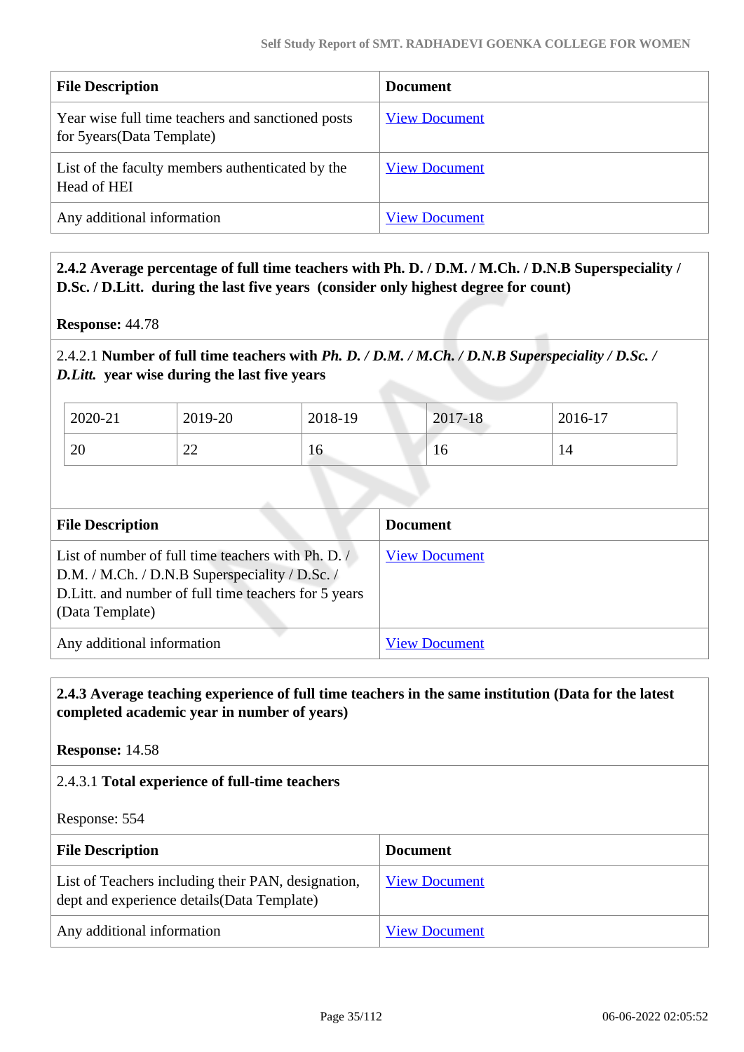| File Description | Document |
|---|---|
| Year wise full time teachers and sanctioned posts for 5years(Data Template) | View Document |
| List of the faculty members authenticated by the Head of HEI | View Document |
| Any additional information | View Document |

**2.4.2 Average percentage of full time teachers with Ph. D. / D.M. / M.Ch. / D.N.B Superspeciality / D.Sc. / D.Litt. during the last five years (consider only highest degree for count)**

**Response:** 44.78

2.4.2.1 **Number of full time teachers with *Ph. D. / D.M. / M.Ch. / D.N.B Superspeciality / D.Sc. / D.Litt.* year wise during the last five years**

| 2020-21 | 2019-20 | 2018-19 | 2017-18 | 2016-17 |
|---|---|---|---|---|
| 20 | 22 | 16 | 16 | 14 |

| File Description | Document |
|---|---|
| List of number of full time teachers with Ph. D. / D.M. / M.Ch. / D.N.B Superspeciality / D.Sc. / D.Litt. and number of full time teachers for 5 years (Data Template) | View Document |
| Any additional information | View Document |

**2.4.3 Average teaching experience of full time teachers in the same institution (Data for the latest completed academic year in number of years)**

**Response:** 14.58

2.4.3.1 **Total experience of full-time teachers**

Response: 554

| File Description | Document |
|---|---|
| List of Teachers including their PAN, designation, dept and experience details(Data Template) | View Document |
| Any additional information | View Document |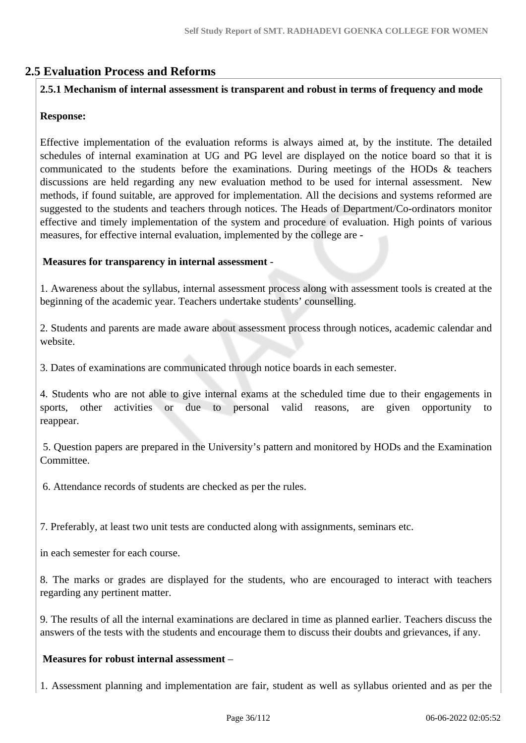## 2.5 Evaluation Process and Reforms

**2.5.1 Mechanism of internal assessment is transparent and robust in terms of frequency and mode**

**Response:**

Effective implementation of the evaluation reforms is always aimed at, by the institute. The detailed schedules of internal examination at UG and PG level are displayed on the notice board so that it is communicated to the students before the examinations. During meetings of the HODs & teachers discussions are held regarding any new evaluation method to be used for internal assessment. New methods, if found suitable, are approved for implementation. All the decisions and systems reformed are suggested to the students and teachers through notices. The Heads of Department/Co-ordinators monitor effective and timely implementation of the system and procedure of evaluation. High points of various measures, for effective internal evaluation, implemented by the college are -

**Measures for transparency in internal assessment** -

1. Awareness about the syllabus, internal assessment process along with assessment tools is created at the beginning of the academic year. Teachers undertake students' counselling.

2. Students and parents are made aware about assessment process through notices, academic calendar and website.

3. Dates of examinations are communicated through notice boards in each semester.

4. Students who are not able to give internal exams at the scheduled time due to their engagements in sports, other activities or due to personal valid reasons, are given opportunity to reappear.

5. Question papers are prepared in the University's pattern and monitored by HODs and the Examination Committee.

6. Attendance records of students are checked as per the rules.

7. Preferably, at least two unit tests are conducted along with assignments, seminars etc.

in each semester for each course.

8. The marks or grades are displayed for the students, who are encouraged to interact with teachers regarding any pertinent matter.

9. The results of all the internal examinations are declared in time as planned earlier. Teachers discuss the answers of the tests with the students and encourage them to discuss their doubts and grievances, if any.

**Measures for robust internal assessment** –

1. Assessment planning and implementation are fair, student as well as syllabus oriented and as per the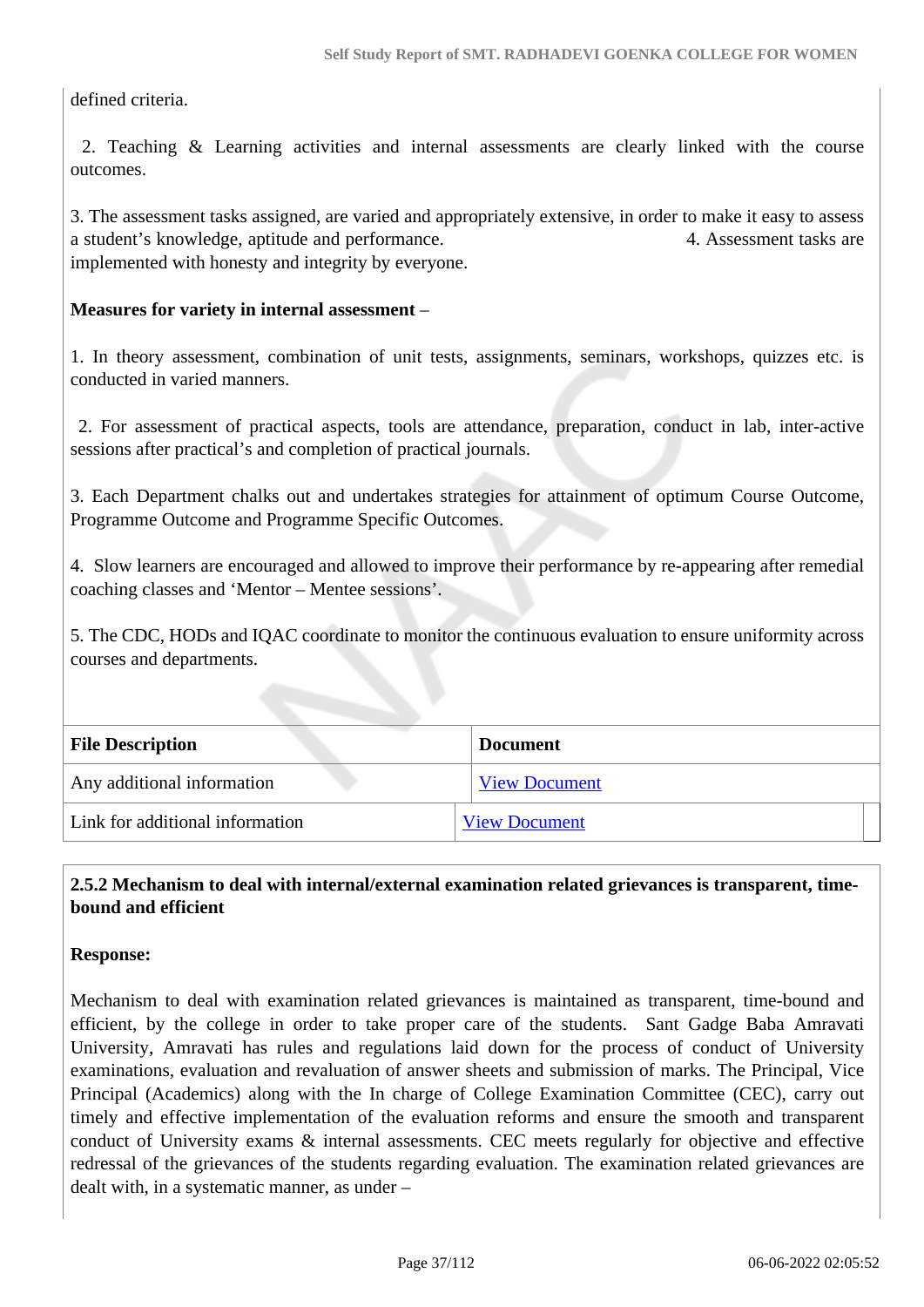defined criteria.

2. Teaching & Learning activities and internal assessments are clearly linked with the course outcomes.

3. The assessment tasks assigned, are varied and appropriately extensive, in order to make it easy to assess a student's knowledge, aptitude and performance. 4. Assessment tasks are implemented with honesty and integrity by everyone.

**Measures for variety in internal assessment** –

1. In theory assessment, combination of unit tests, assignments, seminars, workshops, quizzes etc. is conducted in varied manners.

2. For assessment of practical aspects, tools are attendance, preparation, conduct in lab, inter-active sessions after practical's and completion of practical journals.

3. Each Department chalks out and undertakes strategies for attainment of optimum Course Outcome, Programme Outcome and Programme Specific Outcomes.

4. Slow learners are encouraged and allowed to improve their performance by re-appearing after remedial coaching classes and 'Mentor – Mentee sessions'.

5. The CDC, HODs and IQAC coordinate to monitor the continuous evaluation to ensure uniformity across courses and departments.

| File Description | Document |
|---|---|
| Any additional information | View Document |
| Link for additional information | View Document |

**2.5.2 Mechanism to deal with internal/external examination related grievances is transparent, time-bound and efficient**

**Response:**

Mechanism to deal with examination related grievances is maintained as transparent, time-bound and efficient, by the college in order to take proper care of the students. Sant Gadge Baba Amravati University, Amravati has rules and regulations laid down for the process of conduct of University examinations, evaluation and revaluation of answer sheets and submission of marks. The Principal, Vice Principal (Academics) along with the In charge of College Examination Committee (CEC), carry out timely and effective implementation of the evaluation reforms and ensure the smooth and transparent conduct of University exams & internal assessments. CEC meets regularly for objective and effective redressal of the grievances of the students regarding evaluation. The examination related grievances are dealt with, in a systematic manner, as under –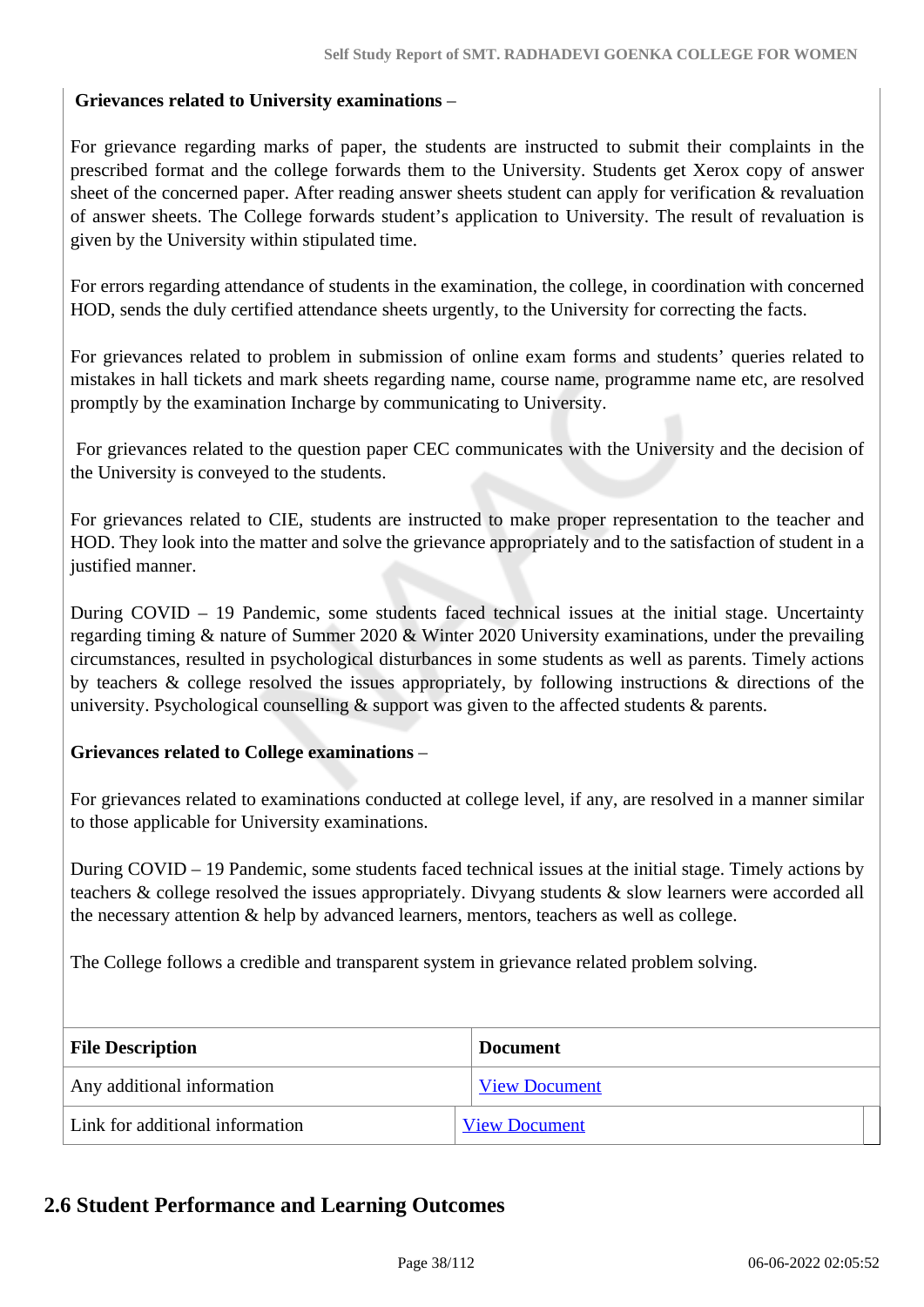**Grievances related to University examinations** –

For grievance regarding marks of paper, the students are instructed to submit their complaints in the prescribed format and the college forwards them to the University. Students get Xerox copy of answer sheet of the concerned paper. After reading answer sheets student can apply for verification & revaluation of answer sheets. The College forwards student's application to University. The result of revaluation is given by the University within stipulated time.

For errors regarding attendance of students in the examination, the college, in coordination with concerned HOD, sends the duly certified attendance sheets urgently, to the University for correcting the facts.

For grievances related to problem in submission of online exam forms and students' queries related to mistakes in hall tickets and mark sheets regarding name, course name, programme name etc, are resolved promptly by the examination Incharge by communicating to University.

For grievances related to the question paper CEC communicates with the University and the decision of the University is conveyed to the students.

For grievances related to CIE, students are instructed to make proper representation to the teacher and HOD. They look into the matter and solve the grievance appropriately and to the satisfaction of student in a justified manner.

During COVID – 19 Pandemic, some students faced technical issues at the initial stage. Uncertainty regarding timing & nature of Summer 2020 & Winter 2020 University examinations, under the prevailing circumstances, resulted in psychological disturbances in some students as well as parents. Timely actions by teachers & college resolved the issues appropriately, by following instructions & directions of the university. Psychological counselling & support was given to the affected students & parents.

**Grievances related to College examinations** –

For grievances related to examinations conducted at college level, if any, are resolved in a manner similar to those applicable for University examinations.

During COVID – 19 Pandemic, some students faced technical issues at the initial stage. Timely actions by teachers & college resolved the issues appropriately. Divyang students & slow learners were accorded all the necessary attention & help by advanced learners, mentors, teachers as well as college.

The College follows a credible and transparent system in grievance related problem solving.

| File Description | Document |
|---|---|
| Any additional information | View Document |
| Link for additional information | View Document |

## 2.6 Student Performance and Learning Outcomes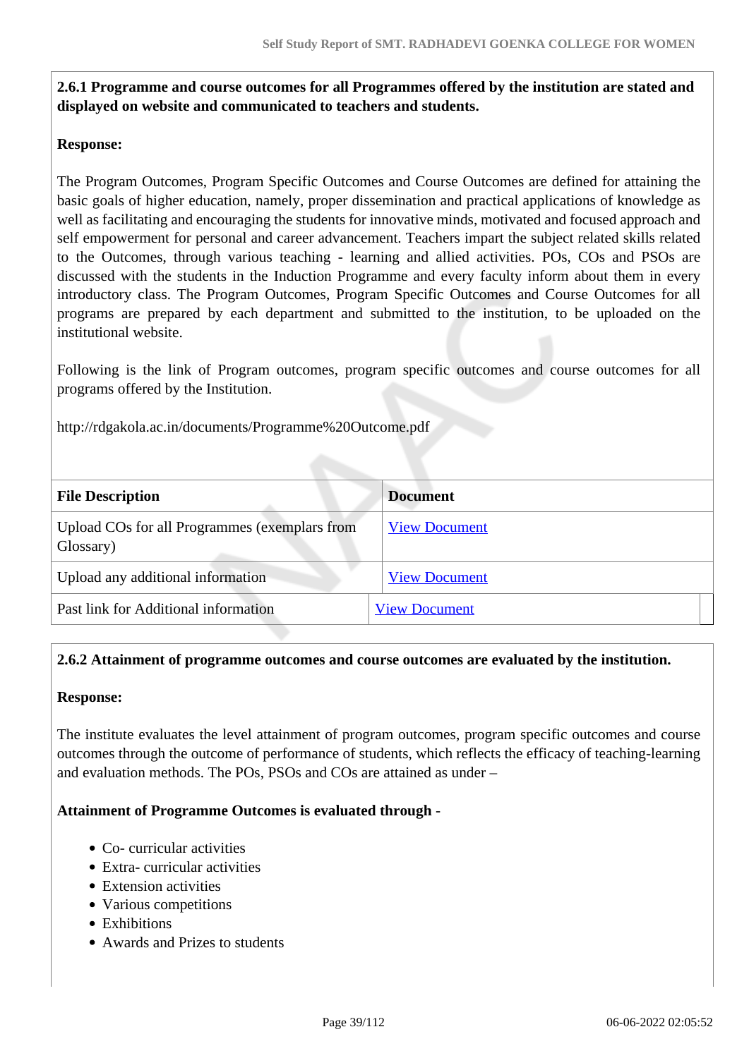**2.6.1 Programme and course outcomes for all Programmes offered by the institution are stated and displayed on website and communicated to teachers and students.**

**Response:**

The Program Outcomes, Program Specific Outcomes and Course Outcomes are defined for attaining the basic goals of higher education, namely, proper dissemination and practical applications of knowledge as well as facilitating and encouraging the students for innovative minds, motivated and focused approach and self empowerment for personal and career advancement. Teachers impart the subject related skills related to the Outcomes, through various teaching - learning and allied activities. POs, COs and PSOs are discussed with the students in the Induction Programme and every faculty inform about them in every introductory class. The Program Outcomes, Program Specific Outcomes and Course Outcomes for all programs are prepared by each department and submitted to the institution, to be uploaded on the institutional website.

Following is the link of Program outcomes, program specific outcomes and course outcomes for all programs offered by the Institution.

http://rdgakola.ac.in/documents/Programme%20Outcome.pdf

| File Description | Document |
|---|---|
| Upload COs for all Programmes (exemplars from Glossary) | View Document |
| Upload any additional information | View Document |
| Past link for Additional information | View Document |

**2.6.2 Attainment of programme outcomes and course outcomes are evaluated by the institution.**

**Response:**

The institute evaluates the level attainment of program outcomes, program specific outcomes and course outcomes through the outcome of performance of students, which reflects the efficacy of teaching-learning and evaluation methods. The POs, PSOs and COs are attained as under –

**Attainment of Programme Outcomes is evaluated through -**

- Co- curricular activities
- Extra- curricular activities
- Extension activities
- Various competitions
- Exhibitions
- Awards and Prizes to students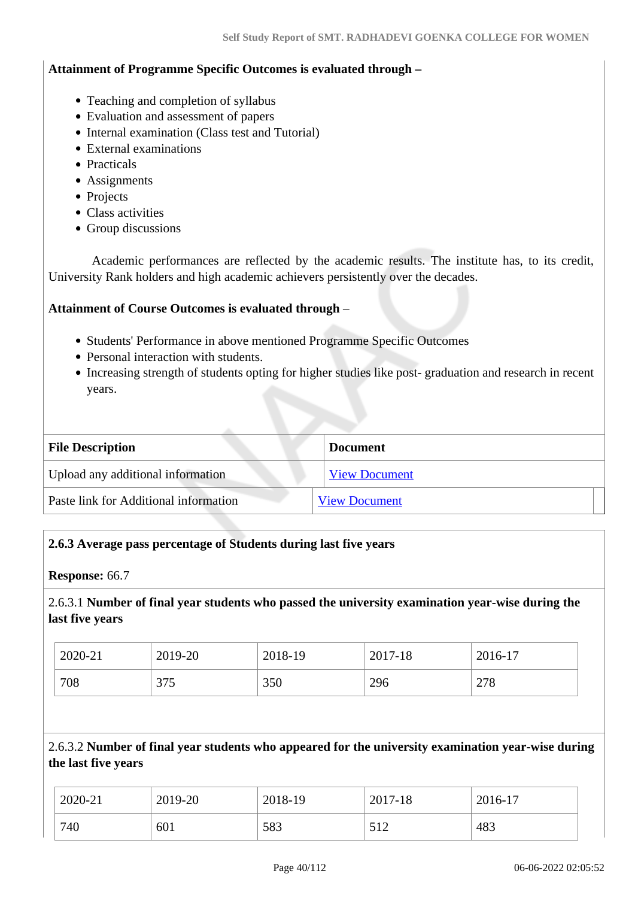**Attainment of Programme Specific Outcomes is evaluated through –**

- Teaching and completion of syllabus
- Evaluation and assessment of papers
- Internal examination (Class test and Tutorial)
- External examinations
- Practicals
- Assignments
- Projects
- Class activities
- Group discussions

Academic performances are reflected by the academic results. The institute has, to its credit, University Rank holders and high academic achievers persistently over the decades.

**Attainment of Course Outcomes is evaluated through –**

- Students' Performance in above mentioned Programme Specific Outcomes
- Personal interaction with students.
- Increasing strength of students opting for higher studies like post- graduation and research in recent years.

| File Description | Document |
|---|---|
| Upload any additional information | View Document |
| Paste link for Additional information | View Document |

**2.6.3 Average pass percentage of Students during last five years**

**Response:** 66.7

2.6.3.1 **Number of final year students who passed the university examination year-wise during the last five years**

| 2020-21 | 2019-20 | 2018-19 | 2017-18 | 2016-17 |
|---|---|---|---|---|
| 708 | 375 | 350 | 296 | 278 |

2.6.3.2 **Number of final year students who appeared for the university examination year-wise during the last five years**

| 2020-21 | 2019-20 | 2018-19 | 2017-18 | 2016-17 |
|---|---|---|---|---|
| 740 | 601 | 583 | 512 | 483 |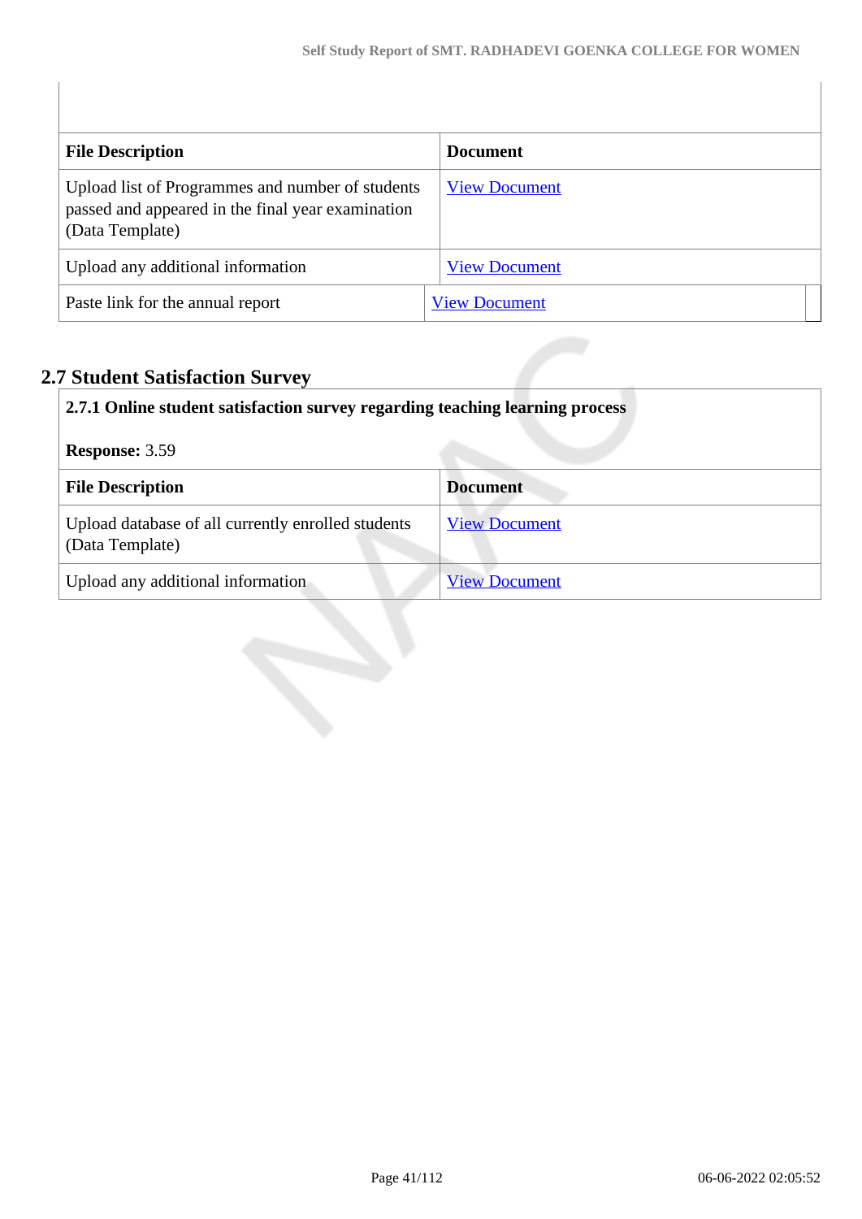| File Description | Document |
|---|---|
| Upload list of Programmes and number of students passed and appeared in the final year examination (Data Template) | View Document |
| Upload any additional information | View Document |
| Paste link for the annual report | View Document |

## 2.7 Student Satisfaction Survey

**2.7.1 Online student satisfaction survey regarding teaching learning process**

**Response:** 3.59

| File Description | Document |
|---|---|
| Upload database of all currently enrolled students (Data Template) | View Document |
| Upload any additional information | View Document |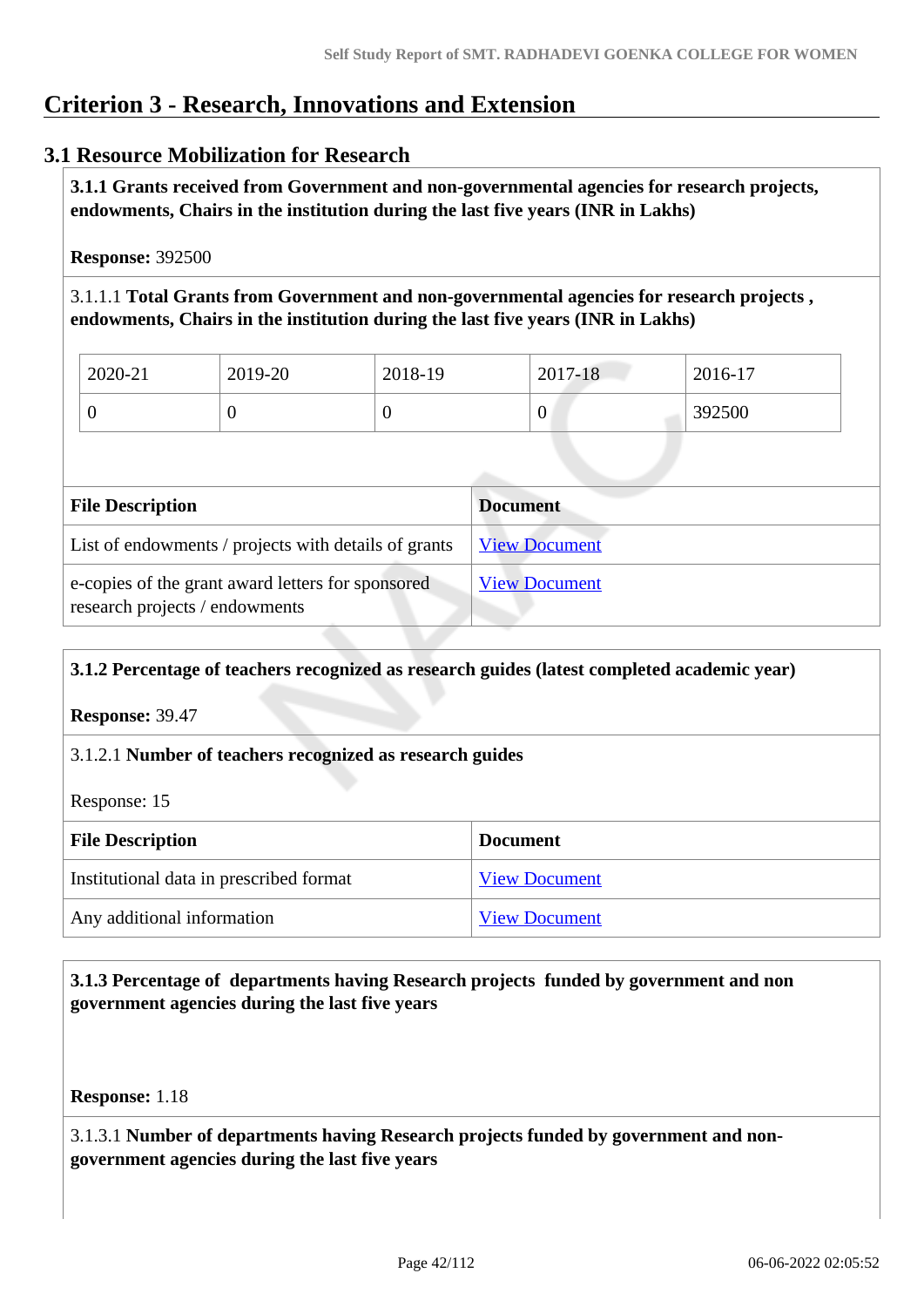# Criterion 3 - Research, Innovations and Extension

## 3.1 Resource Mobilization for Research

**3.1.1 Grants received from Government and non-governmental agencies for research projects, endowments, Chairs in the institution during the last five years (INR in Lakhs)**

**Response:** 392500

3.1.1.1 **Total Grants from Government and non-governmental agencies for research projects , endowments, Chairs in the institution during the last five years (INR in Lakhs)**

| 2020-21 | 2019-20 | 2018-19 | 2017-18 | 2016-17 |
|---|---|---|---|---|
| 0 | 0 | 0 | 0 | 392500 |

| File Description | Document |
|---|---|
| List of endowments / projects with details of grants | View Document |
| e-copies of the grant award letters for sponsored research projects / endowments | View Document |

**3.1.2 Percentage of teachers recognized as research guides (latest completed academic year)**

**Response:** 39.47

3.1.2.1 **Number of teachers recognized as research guides**

Response: 15

| File Description | Document |
|---|---|
| Institutional data in prescribed format | View Document |
| Any additional information | View Document |

**3.1.3 Percentage of departments having Research projects funded by government and non government agencies during the last five years**

**Response:** 1.18

3.1.3.1 **Number of departments having Research projects funded by government and non-government agencies during the last five years**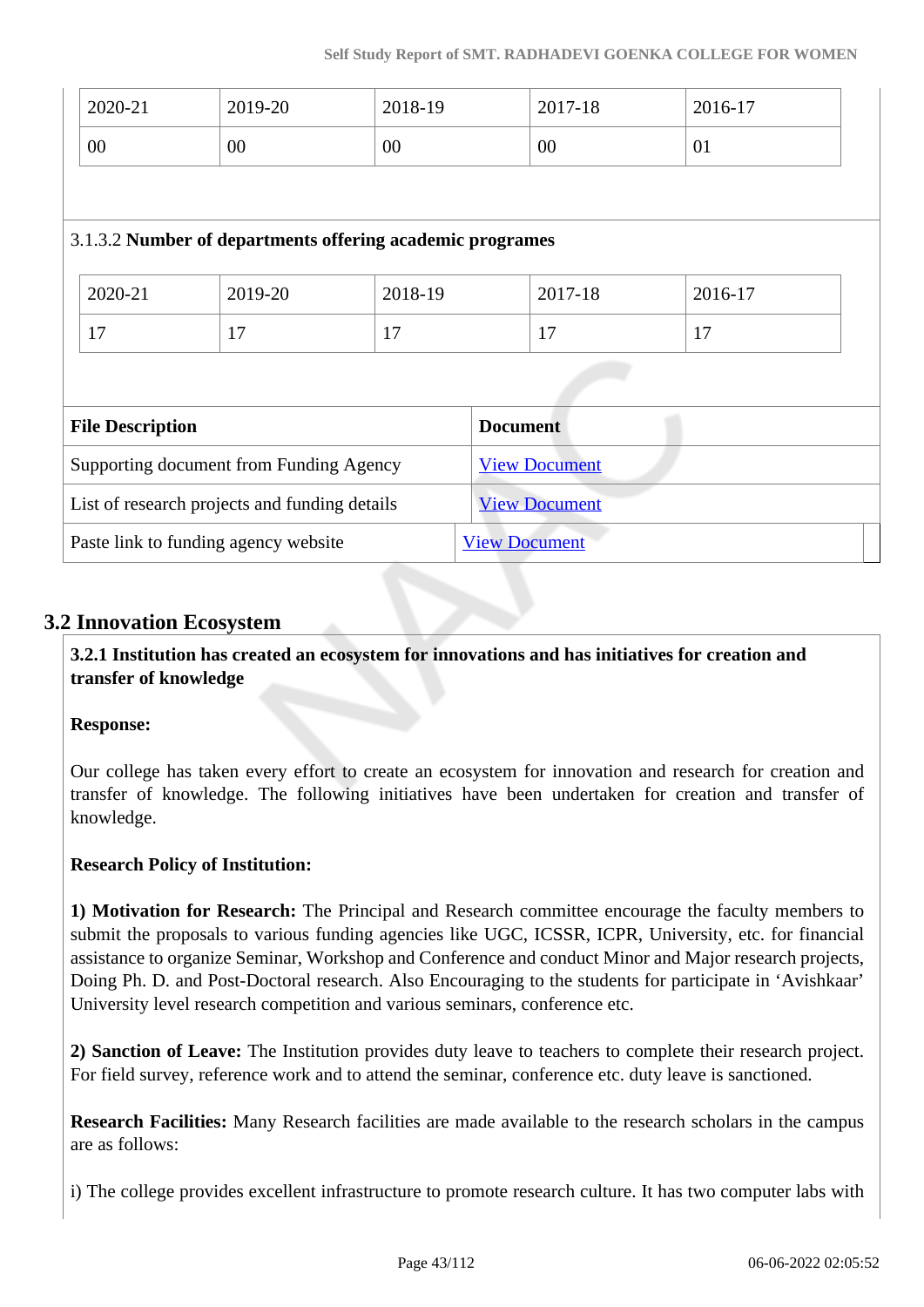| 2020-21 | 2019-20 | 2018-19 | 2017-18 | 2016-17 |
|---|---|---|---|---|
| 00 | 00 | 00 | 00 | 01 |

3.1.3.2 **Number of departments offering academic programes**

| 2020-21 | 2019-20 | 2018-19 | 2017-18 | 2016-17 |
|---|---|---|---|---|
| 17 | 17 | 17 | 17 | 17 |

| File Description | Document |
|---|---|
| Supporting document from Funding Agency | View Document |
| List of research projects and funding details | View Document |
| Paste link to funding agency website | View Document |

## 3.2 Innovation Ecosystem

**3.2.1 Institution has created an ecosystem for innovations and has initiatives for creation and transfer of knowledge**

**Response:**

Our college has taken every effort to create an ecosystem for innovation and research for creation and transfer of knowledge. The following initiatives have been undertaken for creation and transfer of knowledge.

**Research Policy of Institution:**

**1) Motivation for Research:** The Principal and Research committee encourage the faculty members to submit the proposals to various funding agencies like UGC, ICSSR, ICPR, University, etc. for financial assistance to organize Seminar, Workshop and Conference and conduct Minor and Major research projects, Doing Ph. D. and Post-Doctoral research. Also Encouraging to the students for participate in 'Avishkaar' University level research competition and various seminars, conference etc.

**2) Sanction of Leave:** The Institution provides duty leave to teachers to complete their research project. For field survey, reference work and to attend the seminar, conference etc. duty leave is sanctioned.

**Research Facilities:** Many Research facilities are made available to the research scholars in the campus are as follows:

i) The college provides excellent infrastructure to promote research culture. It has two computer labs with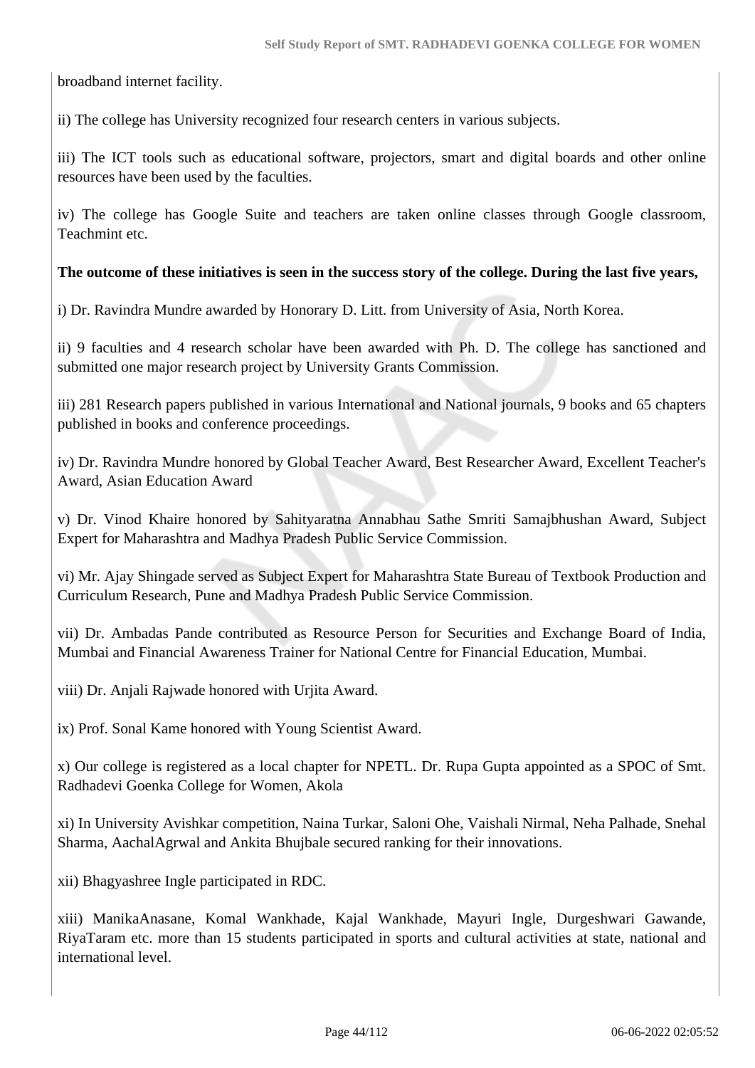broadband internet facility.

ii) The college has University recognized four research centers in various subjects.

iii) The ICT tools such as educational software, projectors, smart and digital boards and other online resources have been used by the faculties.

iv) The college has Google Suite and teachers are taken online classes through Google classroom, Teachmint etc.

**The outcome of these initiatives is seen in the success story of the college. During the last five years,**

i) Dr. Ravindra Mundre awarded by Honorary D. Litt. from University of Asia, North Korea.

ii) 9 faculties and 4 research scholar have been awarded with Ph. D. The college has sanctioned and submitted one major research project by University Grants Commission.

iii) 281 Research papers published in various International and National journals, 9 books and 65 chapters published in books and conference proceedings.

iv) Dr. Ravindra Mundre honored by Global Teacher Award, Best Researcher Award, Excellent Teacher's Award, Asian Education Award

v) Dr. Vinod Khaire honored by Sahityaratna Annabhau Sathe Smriti Samajbhushan Award, Subject Expert for Maharashtra and Madhya Pradesh Public Service Commission.

vi) Mr. Ajay Shingade served as Subject Expert for Maharashtra State Bureau of Textbook Production and Curriculum Research, Pune and Madhya Pradesh Public Service Commission.

vii) Dr. Ambadas Pande contributed as Resource Person for Securities and Exchange Board of India, Mumbai and Financial Awareness Trainer for National Centre for Financial Education, Mumbai.

viii) Dr. Anjali Rajwade honored with Urjita Award.

ix) Prof. Sonal Kame honored with Young Scientist Award.

x) Our college is registered as a local chapter for NPETL. Dr. Rupa Gupta appointed as a SPOC of Smt. Radhadevi Goenka College for Women, Akola

xi) In University Avishkar competition, Naina Turkar, Saloni Ohe, Vaishali Nirmal, Neha Palhade, Snehal Sharma, AachalAgrwal and Ankita Bhujbale secured ranking for their innovations.

xii) Bhagyashree Ingle participated in RDC.

xiii) ManikaAnasane, Komal Wankhade, Kajal Wankhade, Mayuri Ingle, Durgeshwari Gawande, RiyaTaram etc. more than 15 students participated in sports and cultural activities at state, national and international level.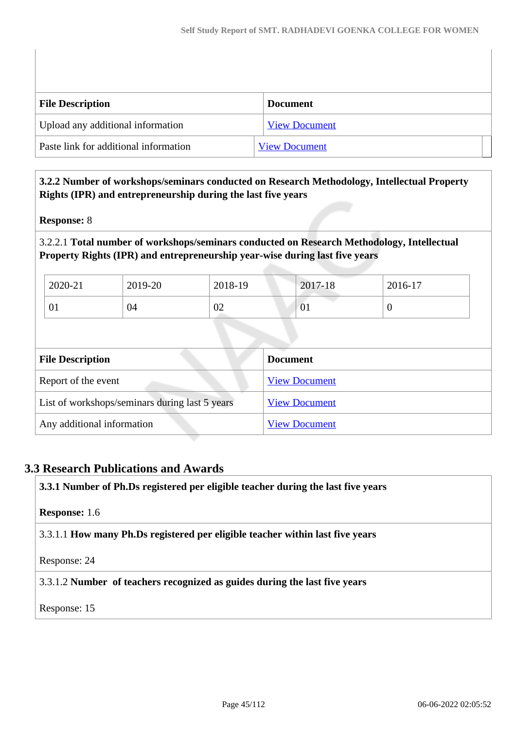| File Description | Document |
| --- | --- |
| Upload any additional information | View Document |
| Paste link for additional information | View Document |

**3.2.2 Number of workshops/seminars conducted on Research Methodology, Intellectual Property Rights (IPR) and entrepreneurship during the last five years**

**Response:** 8

3.2.2.1 **Total number of workshops/seminars conducted on Research Methodology, Intellectual Property Rights (IPR) and entrepreneurship year-wise during last five years**

| 2020-21 | 2019-20 | 2018-19 | 2017-18 | 2016-17 |
| --- | --- | --- | --- | --- |
| 01 | 04 | 02 | 01 | 0 |

| File Description | Document |
| --- | --- |
| Report of the event | View Document |
| List of workshops/seminars during last 5 years | View Document |
| Any additional information | View Document |

## 3.3 Research Publications and Awards

**3.3.1 Number of Ph.Ds registered per eligible teacher during the last five years**

**Response:** 1.6

3.3.1.1 **How many Ph.Ds registered per eligible teacher within last five years**

Response: 24

3.3.1.2 **Number of teachers recognized as guides during the last five years**

Response: 15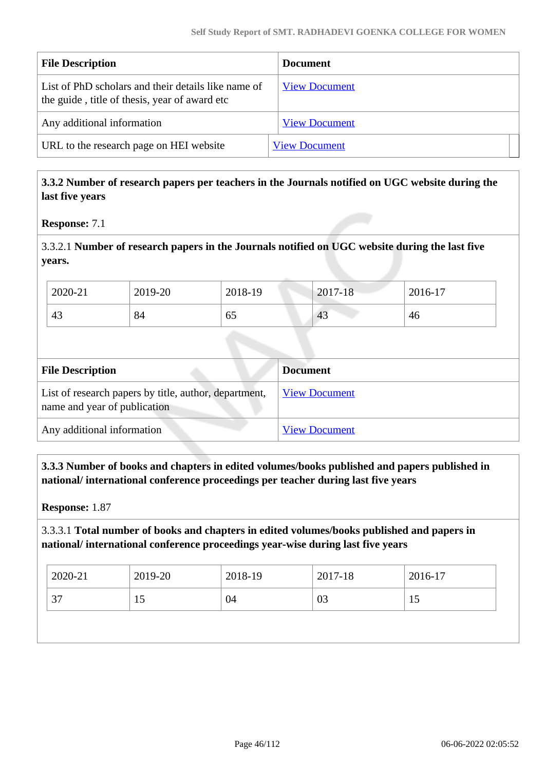| File Description | Document |
|---|---|
| List of PhD scholars and their details like name of the guide , title of thesis, year of award etc | View Document |
| Any additional information | View Document |
| URL to the research page on HEI website | View Document |

**3.3.2 Number of research papers per teachers in the Journals notified on UGC website during the last five years**

**Response:** 7.1

3.3.2.1 **Number of research papers in the Journals notified on UGC website during the last five years.**

| 2020-21 | 2019-20 | 2018-19 | 2017-18 | 2016-17 |
|---|---|---|---|---|
| 43 | 84 | 65 | 43 | 46 |

| File Description | Document |
|---|---|
| List of research papers by title, author, department, name and year of publication | View Document |
| Any additional information | View Document |

**3.3.3 Number of books and chapters in edited volumes/books published and papers published in national/ international conference proceedings per teacher during last five years**

**Response:** 1.87

3.3.3.1 **Total number of books and chapters in edited volumes/books published and papers in national/ international conference proceedings year-wise during last five years**

| 2020-21 | 2019-20 | 2018-19 | 2017-18 | 2016-17 |
|---|---|---|---|---|
| 37 | 15 | 04 | 03 | 15 |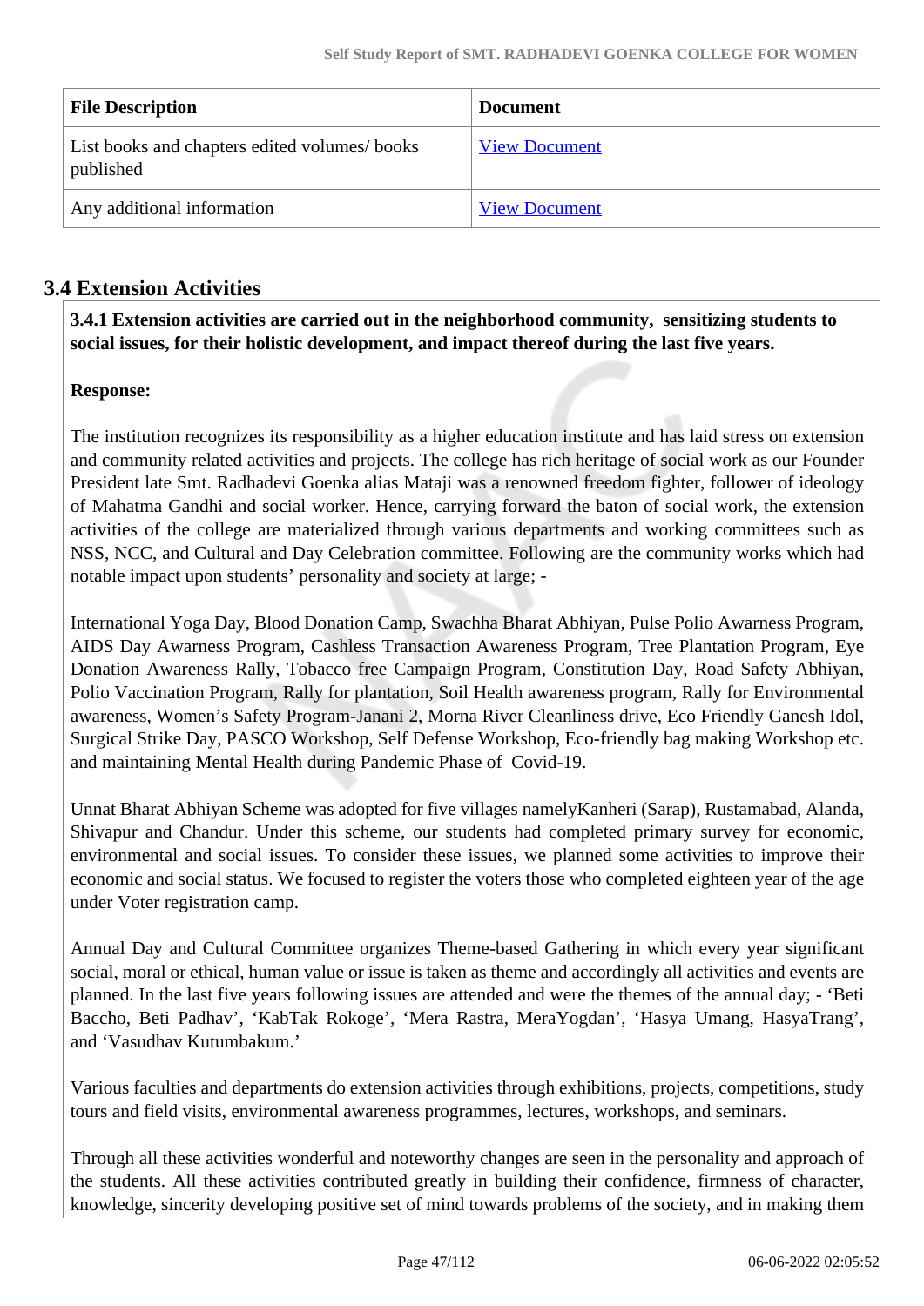| File Description | Document |
| --- | --- |
| List books and chapters edited volumes/ books published | View Document |
| Any additional information | View Document |

## 3.4 Extension Activities

**3.4.1 Extension activities are carried out in the neighborhood community, sensitizing students to social issues, for their holistic development, and impact thereof during the last five years.**

**Response:**

The institution recognizes its responsibility as a higher education institute and has laid stress on extension and community related activities and projects. The college has rich heritage of social work as our Founder President late Smt. Radhadevi Goenka alias Mataji was a renowned freedom fighter, follower of ideology of Mahatma Gandhi and social worker. Hence, carrying forward the baton of social work, the extension activities of the college are materialized through various departments and working committees such as NSS, NCC, and Cultural and Day Celebration committee. Following are the community works which had notable impact upon students' personality and society at large; -

International Yoga Day, Blood Donation Camp, Swachha Bharat Abhiyan, Pulse Polio Awarness Program, AIDS Day Awarness Program, Cashless Transaction Awareness Program, Tree Plantation Program, Eye Donation Awareness Rally, Tobacco free Campaign Program, Constitution Day, Road Safety Abhiyan, Polio Vaccination Program, Rally for plantation, Soil Health awareness program, Rally for Environmental awareness, Women's Safety Program-Janani 2, Morna River Cleanliness drive, Eco Friendly Ganesh Idol, Surgical Strike Day, PASCO Workshop, Self Defense Workshop, Eco-friendly bag making Workshop etc. and maintaining Mental Health during Pandemic Phase of Covid-19.

Unnat Bharat Abhiyan Scheme was adopted for five villages namelyKanheri (Sarap), Rustamabad, Alanda, Shivapur and Chandur. Under this scheme, our students had completed primary survey for economic, environmental and social issues. To consider these issues, we planned some activities to improve their economic and social status. We focused to register the voters those who completed eighteen year of the age under Voter registration camp.

Annual Day and Cultural Committee organizes Theme-based Gathering in which every year significant social, moral or ethical, human value or issue is taken as theme and accordingly all activities and events are planned. In the last five years following issues are attended and were the themes of the annual day; - 'Beti Baccho, Beti Padhav', 'KabTak Rokoge', 'Mera Rastra, MeraYogdan', 'Hasya Umang, HasyaTrang', and 'Vasudhav Kutumbakum.'

Various faculties and departments do extension activities through exhibitions, projects, competitions, study tours and field visits, environmental awareness programmes, lectures, workshops, and seminars.

Through all these activities wonderful and noteworthy changes are seen in the personality and approach of the students. All these activities contributed greatly in building their confidence, firmness of character, knowledge, sincerity developing positive set of mind towards problems of the society, and in making them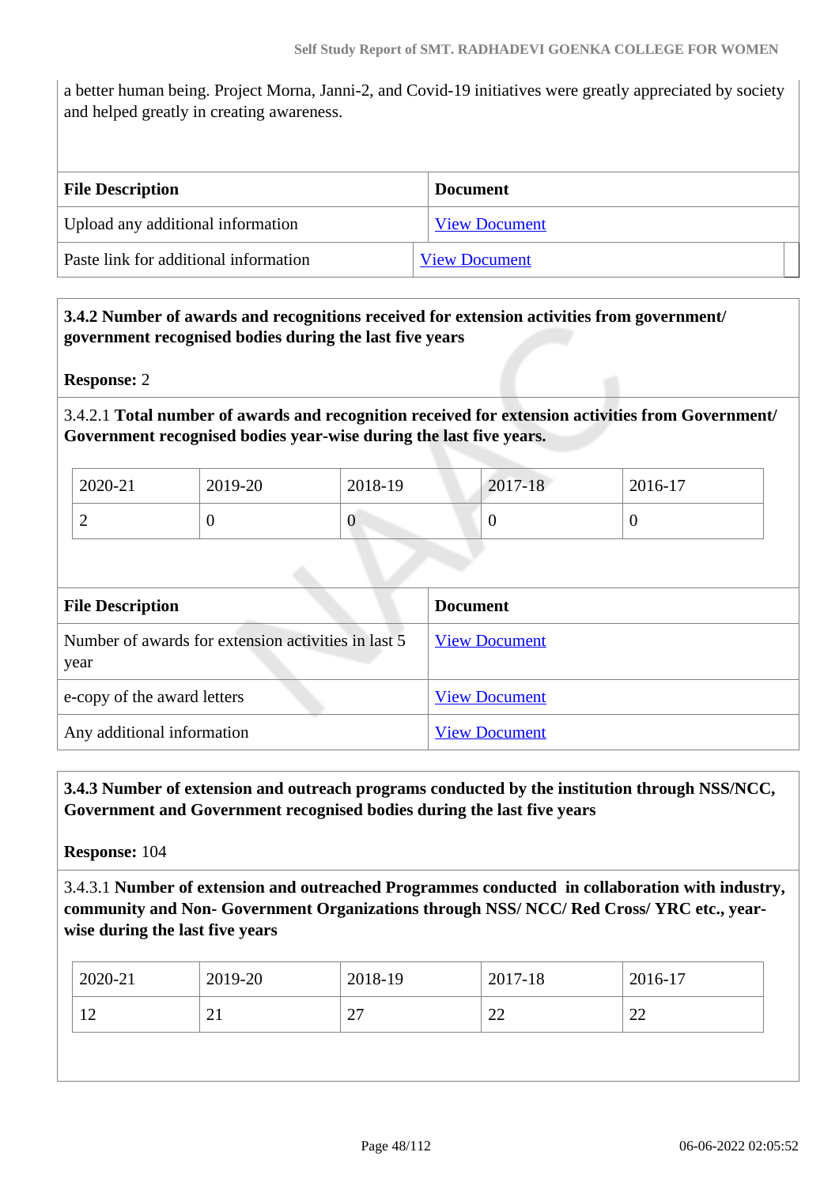a better human being. Project Morna, Janni-2, and Covid-19 initiatives were greatly appreciated by society and helped greatly in creating awareness.

| File Description | Document |
|---|---|
| Upload any additional information | View Document |
| Paste link for additional information | View Document |

**3.4.2 Number of awards and recognitions received for extension activities from government/ government recognised bodies during the last five years**

**Response:** 2

3.4.2.1 **Total number of awards and recognition received for extension activities from Government/ Government recognised bodies year-wise during the last five years.**

| 2020-21 | 2019-20 | 2018-19 | 2017-18 | 2016-17 |
|---|---|---|---|---|
| 2 | 0 | 0 | 0 | 0 |

| File Description | Document |
|---|---|
| Number of awards for extension activities in last 5 year | View Document |
| e-copy of the award letters | View Document |
| Any additional information | View Document |

**3.4.3 Number of extension and outreach programs conducted by the institution through NSS/NCC, Government and Government recognised bodies during the last five years**

**Response:** 104

3.4.3.1 **Number of extension and outreached Programmes conducted in collaboration with industry, community and Non- Government Organizations through NSS/ NCC/ Red Cross/ YRC etc., year-wise during the last five years**

| 2020-21 | 2019-20 | 2018-19 | 2017-18 | 2016-17 |
|---|---|---|---|---|
| 12 | 21 | 27 | 22 | 22 |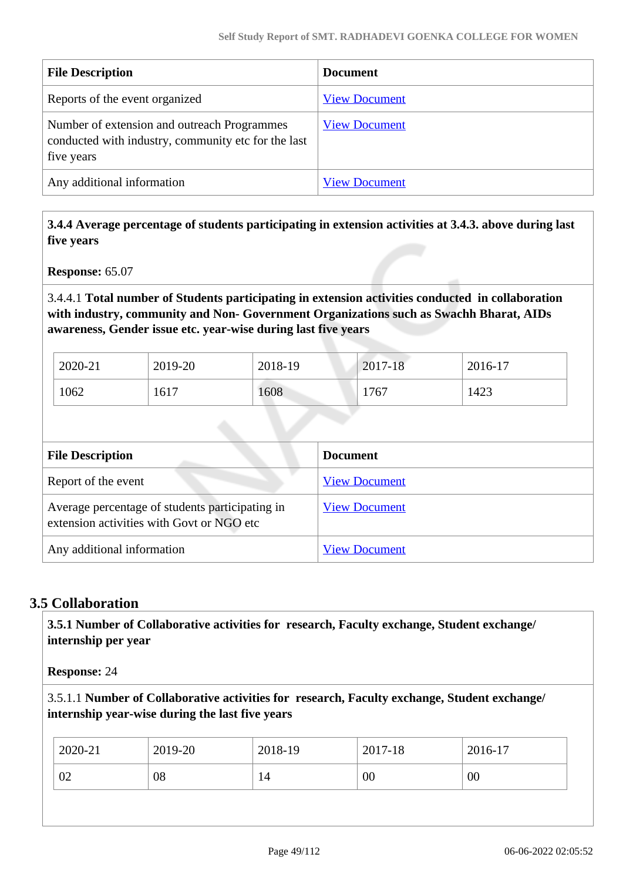| File Description | Document |
| --- | --- |
| Reports of the event organized | View Document |
| Number of extension and outreach Programmes conducted with industry, community etc for the last five years | View Document |
| Any additional information | View Document |

**3.4.4 Average percentage of students participating in extension activities at 3.4.3. above during last five years**

**Response:** 65.07

3.4.4.1 **Total number of Students participating in extension activities conducted in collaboration with industry, community and Non- Government Organizations such as Swachh Bharat, AIDs awareness, Gender issue etc. year-wise during last five years**

| 2020-21 | 2019-20 | 2018-19 | 2017-18 | 2016-17 |
| --- | --- | --- | --- | --- |
| 1062 | 1617 | 1608 | 1767 | 1423 |

| File Description | Document |
| --- | --- |
| Report of the event | View Document |
| Average percentage of students participating in extension activities with Govt or NGO etc | View Document |
| Any additional information | View Document |

## 3.5 Collaboration

**3.5.1 Number of Collaborative activities for research, Faculty exchange, Student exchange/ internship per year**

**Response:** 24

3.5.1.1 **Number of Collaborative activities for research, Faculty exchange, Student exchange/ internship year-wise during the last five years**

| 2020-21 | 2019-20 | 2018-19 | 2017-18 | 2016-17 |
| --- | --- | --- | --- | --- |
| 02 | 08 | 14 | 00 | 00 |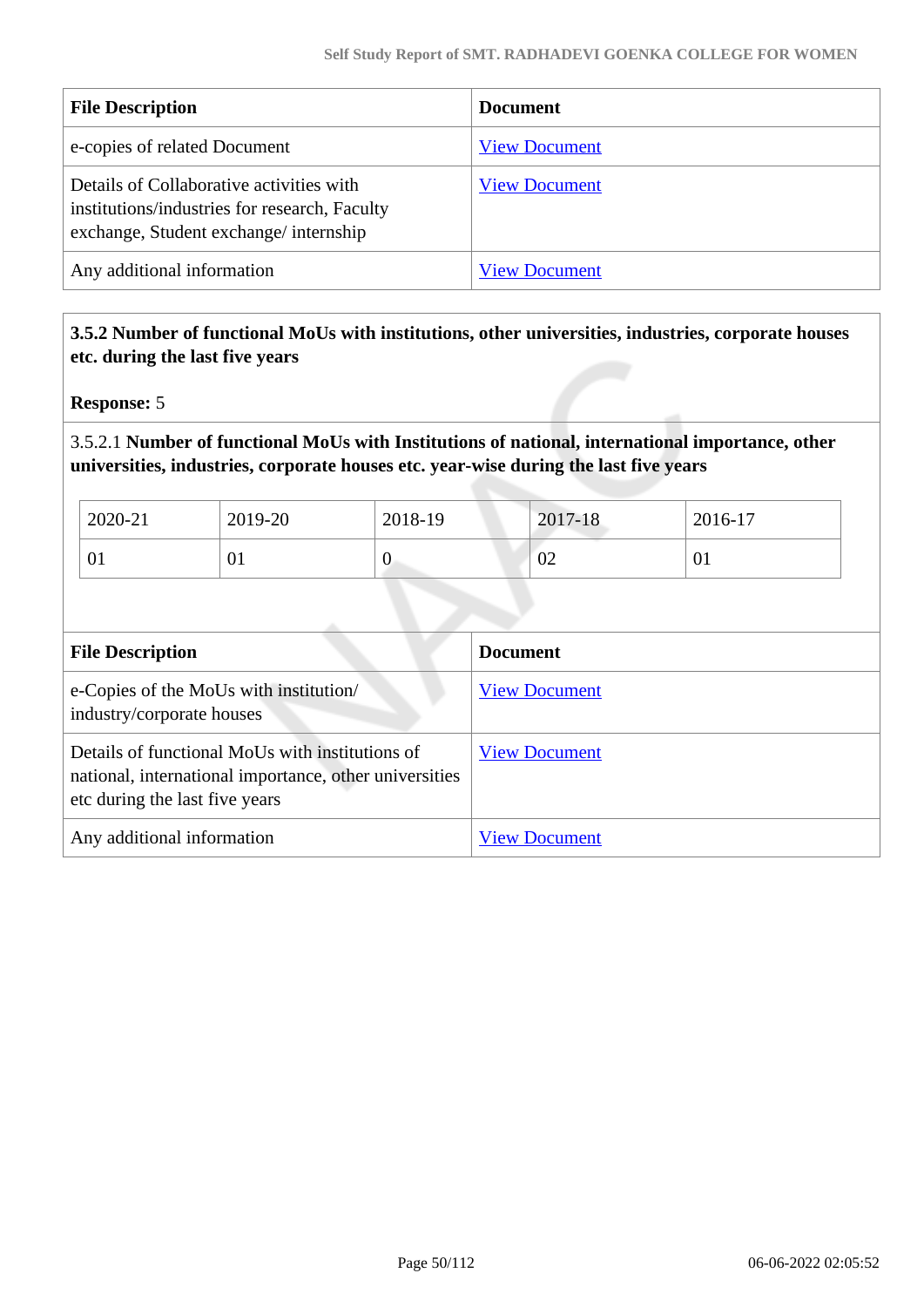| File Description | Document |
|---|---|
| e-copies of related Document | View Document |
| Details of Collaborative activities with institutions/industries for research, Faculty exchange, Student exchange/ internship | View Document |
| Any additional information | View Document |

**3.5.2 Number of functional MoUs with institutions, other universities, industries, corporate houses etc. during the last five years**

**Response:** 5

3.5.2.1 **Number of functional MoUs with Institutions of national, international importance, other universities, industries, corporate houses etc. year-wise during the last five years**

| 2020-21 | 2019-20 | 2018-19 | 2017-18 | 2016-17 |
|---|---|---|---|---|
| 01 | 01 | 0 | 02 | 01 |

| File Description | Document |
|---|---|
| e-Copies of the MoUs with institution/ industry/corporate houses | View Document |
| Details of functional MoUs with institutions of national, international importance, other universities etc during the last five years | View Document |
| Any additional information | View Document |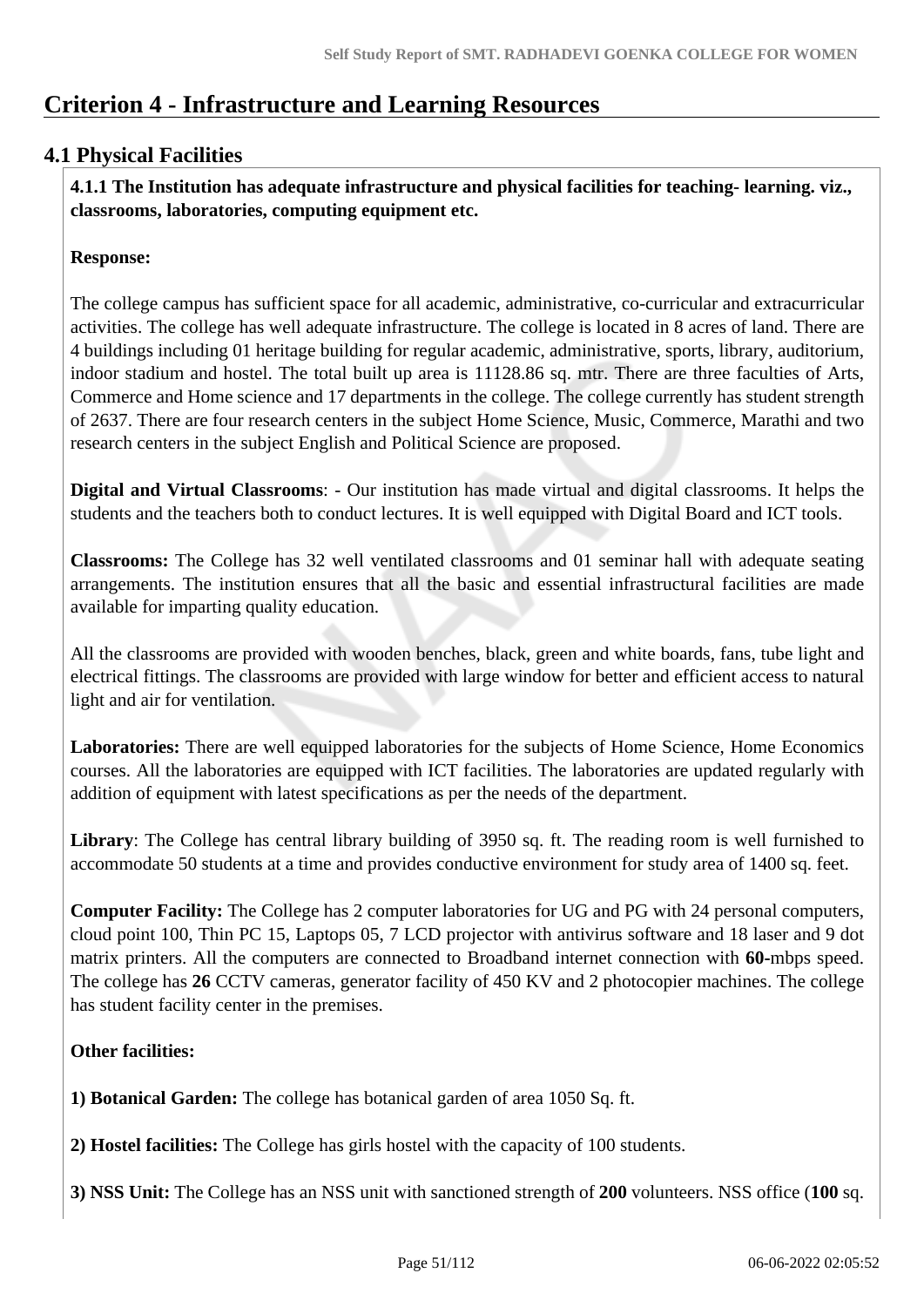# Criterion 4 - Infrastructure and Learning Resources

## 4.1 Physical Facilities

**4.1.1 The Institution has adequate infrastructure and physical facilities for teaching- learning. viz., classrooms, laboratories, computing equipment etc.**

**Response:**

The college campus has sufficient space for all academic, administrative, co-curricular and extracurricular activities. The college has well adequate infrastructure. The college is located in 8 acres of land. There are 4 buildings including 01 heritage building for regular academic, administrative, sports, library, auditorium, indoor stadium and hostel. The total built up area is 11128.86 sq. mtr. There are three faculties of Arts, Commerce and Home science and 17 departments in the college. The college currently has student strength of 2637. There are four research centers in the subject Home Science, Music, Commerce, Marathi and two research centers in the subject English and Political Science are proposed.

**Digital and Virtual Classrooms**: - Our institution has made virtual and digital classrooms. It helps the students and the teachers both to conduct lectures. It is well equipped with Digital Board and ICT tools.

**Classrooms:** The College has 32 well ventilated classrooms and 01 seminar hall with adequate seating arrangements. The institution ensures that all the basic and essential infrastructural facilities are made available for imparting quality education.

All the classrooms are provided with wooden benches, black, green and white boards, fans, tube light and electrical fittings. The classrooms are provided with large window for better and efficient access to natural light and air for ventilation.

**Laboratories:** There are well equipped laboratories for the subjects of Home Science, Home Economics courses. All the laboratories are equipped with ICT facilities. The laboratories are updated regularly with addition of equipment with latest specifications as per the needs of the department.

**Library**: The College has central library building of 3950 sq. ft. The reading room is well furnished to accommodate 50 students at a time and provides conductive environment for study area of 1400 sq. feet.

**Computer Facility:** The College has 2 computer laboratories for UG and PG with 24 personal computers, cloud point 100, Thin PC 15, Laptops 05, 7 LCD projector with antivirus software and 18 laser and 9 dot matrix printers. All the computers are connected to Broadband internet connection with **60**-mbps speed. The college has **26** CCTV cameras, generator facility of 450 KV and 2 photocopier machines. The college has student facility center in the premises.

**Other facilities:**

**1) Botanical Garden:** The college has botanical garden of area 1050 Sq. ft.

**2) Hostel facilities:** The College has girls hostel with the capacity of 100 students.

**3) NSS Unit:** The College has an NSS unit with sanctioned strength of **200** volunteers. NSS office (**100** sq.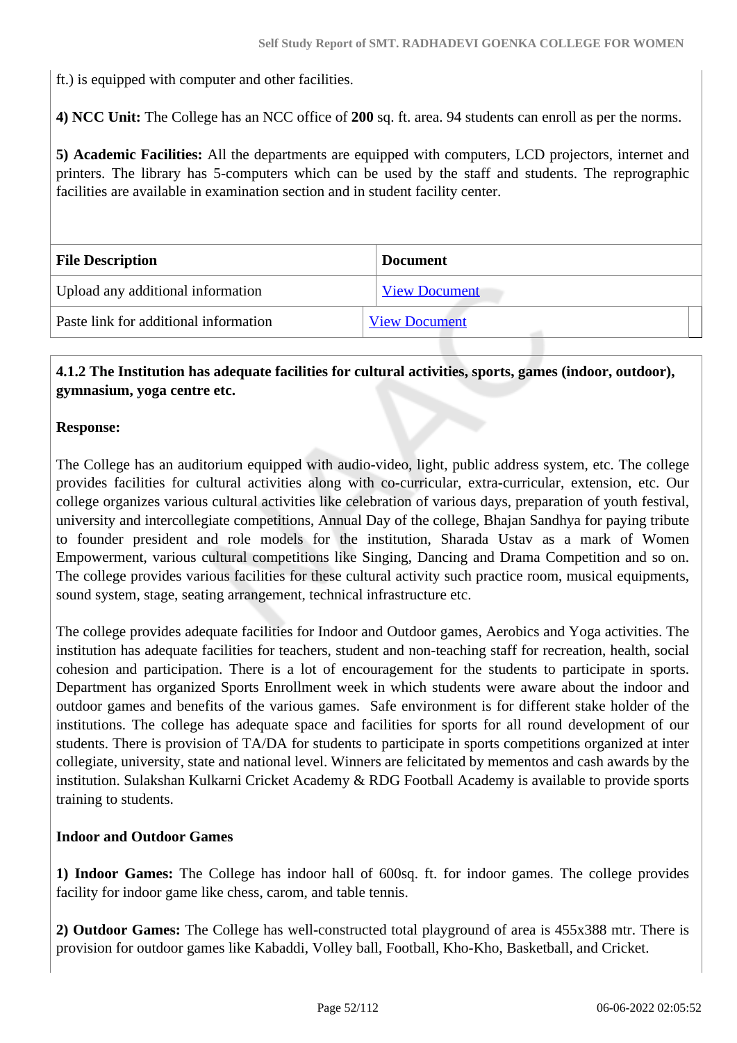ft.) is equipped with computer and other facilities.

**4) NCC Unit:** The College has an NCC office of **200** sq. ft. area. 94 students can enroll as per the norms.

**5) Academic Facilities:** All the departments are equipped with computers, LCD projectors, internet and printers. The library has 5-computers which can be used by the staff and students. The reprographic facilities are available in examination section and in student facility center.

| File Description | Document |
| --- | --- |
| Upload any additional information | View Document |
| Paste link for additional information | View Document |

**4.1.2 The Institution has adequate facilities for cultural activities, sports, games (indoor, outdoor), gymnasium, yoga centre etc.**

**Response:**

The College has an auditorium equipped with audio-video, light, public address system, etc. The college provides facilities for cultural activities along with co-curricular, extra-curricular, extension, etc. Our college organizes various cultural activities like celebration of various days, preparation of youth festival, university and intercollegiate competitions, Annual Day of the college, Bhajan Sandhya for paying tribute to founder president and role models for the institution, Sharada Ustav as a mark of Women Empowerment, various cultural competitions like Singing, Dancing and Drama Competition and so on. The college provides various facilities for these cultural activity such practice room, musical equipments, sound system, stage, seating arrangement, technical infrastructure etc.

The college provides adequate facilities for Indoor and Outdoor games, Aerobics and Yoga activities. The institution has adequate facilities for teachers, student and non-teaching staff for recreation, health, social cohesion and participation. There is a lot of encouragement for the students to participate in sports. Department has organized Sports Enrollment week in which students were aware about the indoor and outdoor games and benefits of the various games. Safe environment is for different stake holder of the institutions. The college has adequate space and facilities for sports for all round development of our students. There is provision of TA/DA for students to participate in sports competitions organized at inter collegiate, university, state and national level. Winners are felicitated by mementos and cash awards by the institution. Sulakshan Kulkarni Cricket Academy & RDG Football Academy is available to provide sports training to students.

**Indoor and Outdoor Games**

**1) Indoor Games:** The College has indoor hall of 600sq. ft. for indoor games. The college provides facility for indoor game like chess, carom, and table tennis.

**2) Outdoor Games:** The College has well-constructed total playground of area is 455x388 mtr. There is provision for outdoor games like Kabaddi, Volley ball, Football, Kho-Kho, Basketball, and Cricket.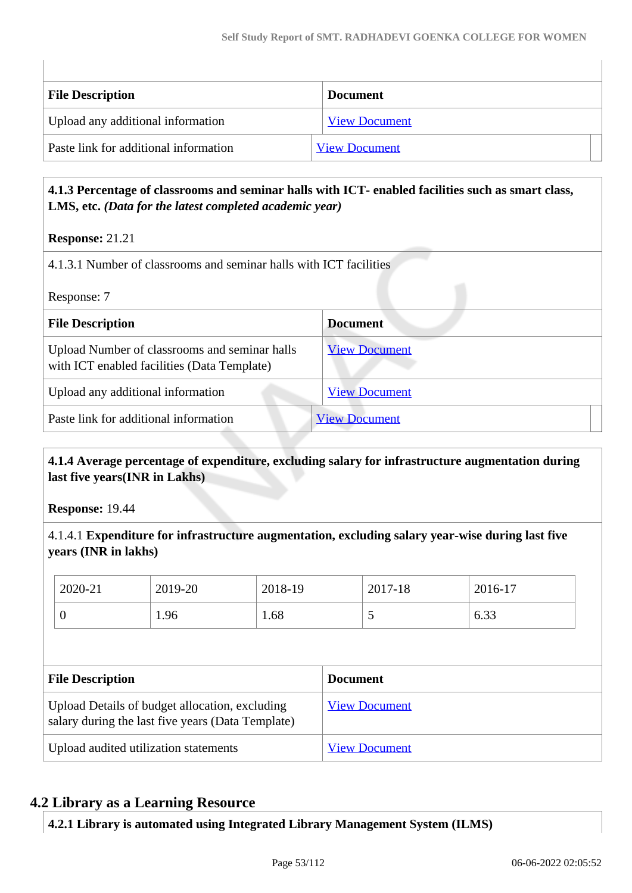| File Description | Document |
| --- | --- |
| Upload any additional information | View Document |
| Paste link for additional information | View Document |

**4.1.3 Percentage of classrooms and seminar halls with ICT- enabled facilities such as smart class, LMS, etc.** ***(Data for the latest completed academic year)***

**Response:** 21.21

4.1.3.1 Number of classrooms and seminar halls with ICT facilities

Response: 7

| File Description | Document |
| --- | --- |
| Upload Number of classrooms and seminar halls with ICT enabled facilities (Data Template) | View Document |
| Upload any additional information | View Document |
| Paste link for additional information | View Document |

**4.1.4 Average percentage of expenditure, excluding salary for infrastructure augmentation during last five years(INR in Lakhs)**

**Response:** 19.44

4.1.4.1 **Expenditure for infrastructure augmentation, excluding salary year-wise during last five years (INR in lakhs)**

| 2020-21 | 2019-20 | 2018-19 | 2017-18 | 2016-17 |
| --- | --- | --- | --- | --- |
| 0 | 1.96 | 1.68 | 5 | 6.33 |

| File Description | Document |
| --- | --- |
| Upload Details of budget allocation, excluding salary during the last five years (Data Template) | View Document |
| Upload audited utilization statements | View Document |

## 4.2 Library as a Learning Resource

**4.2.1 Library is automated using Integrated Library Management System (ILMS)**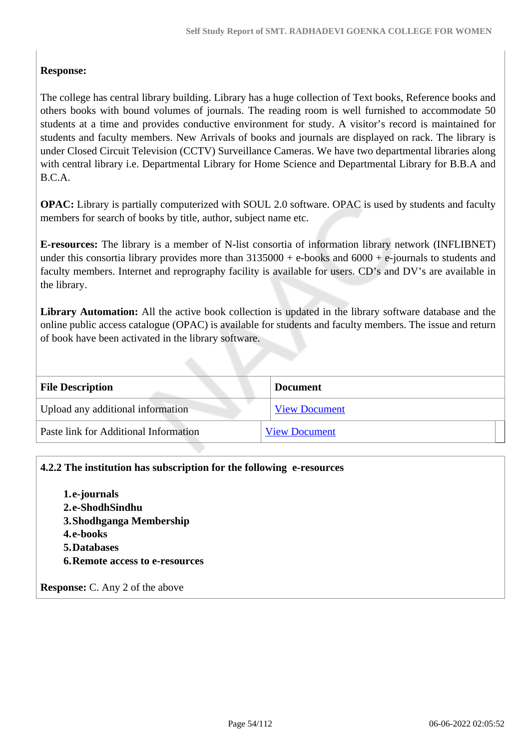**Response:**

The college has central library building. Library has a huge collection of Text books, Reference books and others books with bound volumes of journals. The reading room is well furnished to accommodate 50 students at a time and provides conductive environment for study. A visitor's record is maintained for students and faculty members. New Arrivals of books and journals are displayed on rack. The library is under Closed Circuit Television (CCTV) Surveillance Cameras. We have two departmental libraries along with central library i.e. Departmental Library for Home Science and Departmental Library for B.B.A and B.C.A.

**OPAC:** Library is partially computerized with SOUL 2.0 software. OPAC is used by students and faculty members for search of books by title, author, subject name etc.

**E-resources:** The library is a member of N-list consortia of information library network (INFLIBNET) under this consortia library provides more than 3135000 + e-books and 6000 + e-journals to students and faculty members. Internet and reprography facility is available for users. CD's and DV's are available in the library.

**Library Automation:** All the active book collection is updated in the library software database and the online public access catalogue (OPAC) is available for students and faculty members. The issue and return of book have been activated in the library software.

| File Description | Document |
| --- | --- |
| Upload any additional information | View Document |
| Paste link for Additional Information | View Document |

**4.2.2 The institution has subscription for the following e-resources**

1. **e-journals**
2. **e-ShodhSindhu**
3. **Shodhganga Membership**
4. **e-books**
5. **Databases**
6. **Remote access to e-resources**

**Response:** C. Any 2 of the above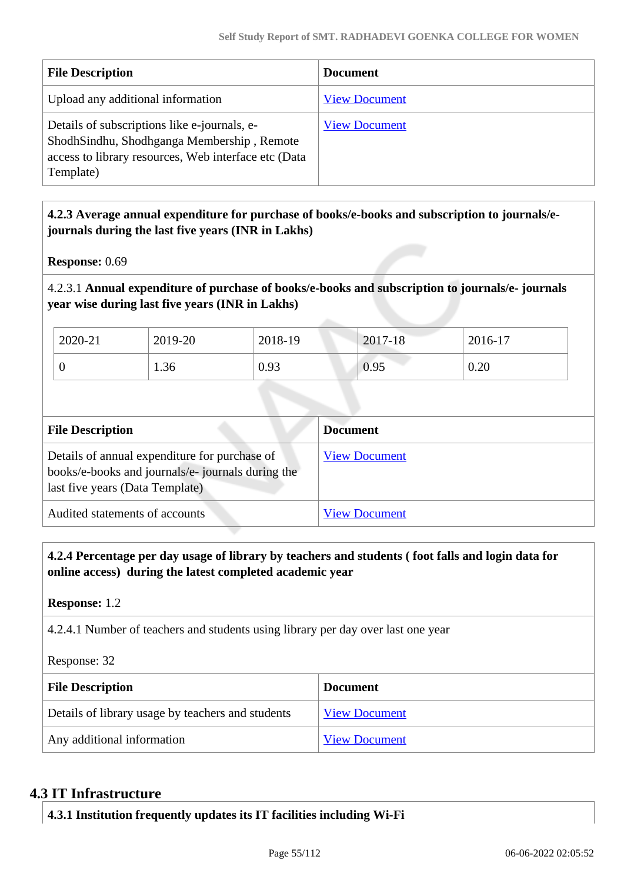| File Description | Document |
| --- | --- |
| Upload any additional information | View Document |
| Details of subscriptions like e-journals, e-ShodhSindhu, Shodhganga Membership , Remote access to library resources, Web interface etc (Data Template) | View Document |

**4.2.3 Average annual expenditure for purchase of books/e-books and subscription to journals/e-journals during the last five years (INR in Lakhs)**

**Response:** 0.69

4.2.3.1 **Annual expenditure of purchase of books/e-books and subscription to journals/e- journals year wise during last five years (INR in Lakhs)**

| 2020-21 | 2019-20 | 2018-19 | 2017-18 | 2016-17 |
| --- | --- | --- | --- | --- |
| 0 | 1.36 | 0.93 | 0.95 | 0.20 |

| File Description | Document |
| --- | --- |
| Details of annual expenditure for purchase of books/e-books and journals/e- journals during the last five years (Data Template) | View Document |
| Audited statements of accounts | View Document |

**4.2.4 Percentage per day usage of library by teachers and students ( foot falls and login data for online access) during the latest completed academic year**

**Response:** 1.2

4.2.4.1 Number of teachers and students using library per day over last one year

Response: 32

| File Description | Document |
| --- | --- |
| Details of library usage by teachers and students | View Document |
| Any additional information | View Document |

## 4.3 IT Infrastructure

**4.3.1 Institution frequently updates its IT facilities including Wi-Fi**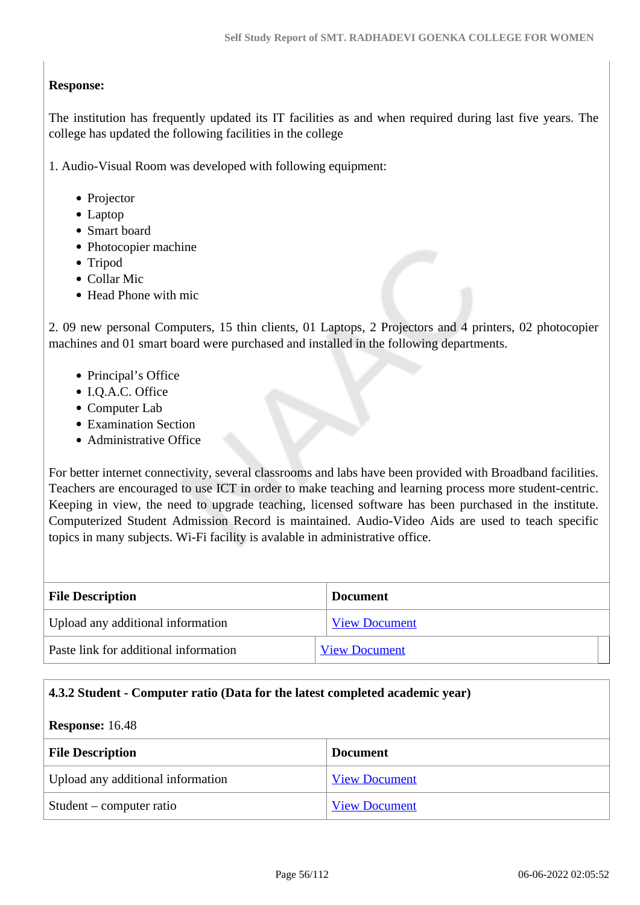**Response:**

The institution has frequently updated its IT facilities as and when required during last five years. The college has updated the following facilities in the college

1. Audio-Visual Room was developed with following equipment:

- Projector
- Laptop
- Smart board
- Photocopier machine
- Tripod
- Collar Mic
- Head Phone with mic

2. 09 new personal Computers, 15 thin clients, 01 Laptops, 2 Projectors and 4 printers, 02 photocopier machines and 01 smart board were purchased and installed in the following departments.

- Principal's Office
- I.Q.A.C. Office
- Computer Lab
- Examination Section
- Administrative Office

For better internet connectivity, several classrooms and labs have been provided with Broadband facilities. Teachers are encouraged to use ICT in order to make teaching and learning process more student-centric. Keeping in view, the need to upgrade teaching, licensed software has been purchased in the institute. Computerized Student Admission Record is maintained. Audio-Video Aids are used to teach specific topics in many subjects. Wi-Fi facility is avalable in administrative office.

| File Description | Document |
|---|---|
| Upload any additional information | View Document |
| Paste link for additional information | View Document |

**4.3.2 Student - Computer ratio (Data for the latest completed academic year)**

**Response:** 16.48

| File Description | Document |
|---|---|
| Upload any additional information | View Document |
| Student – computer ratio | View Document |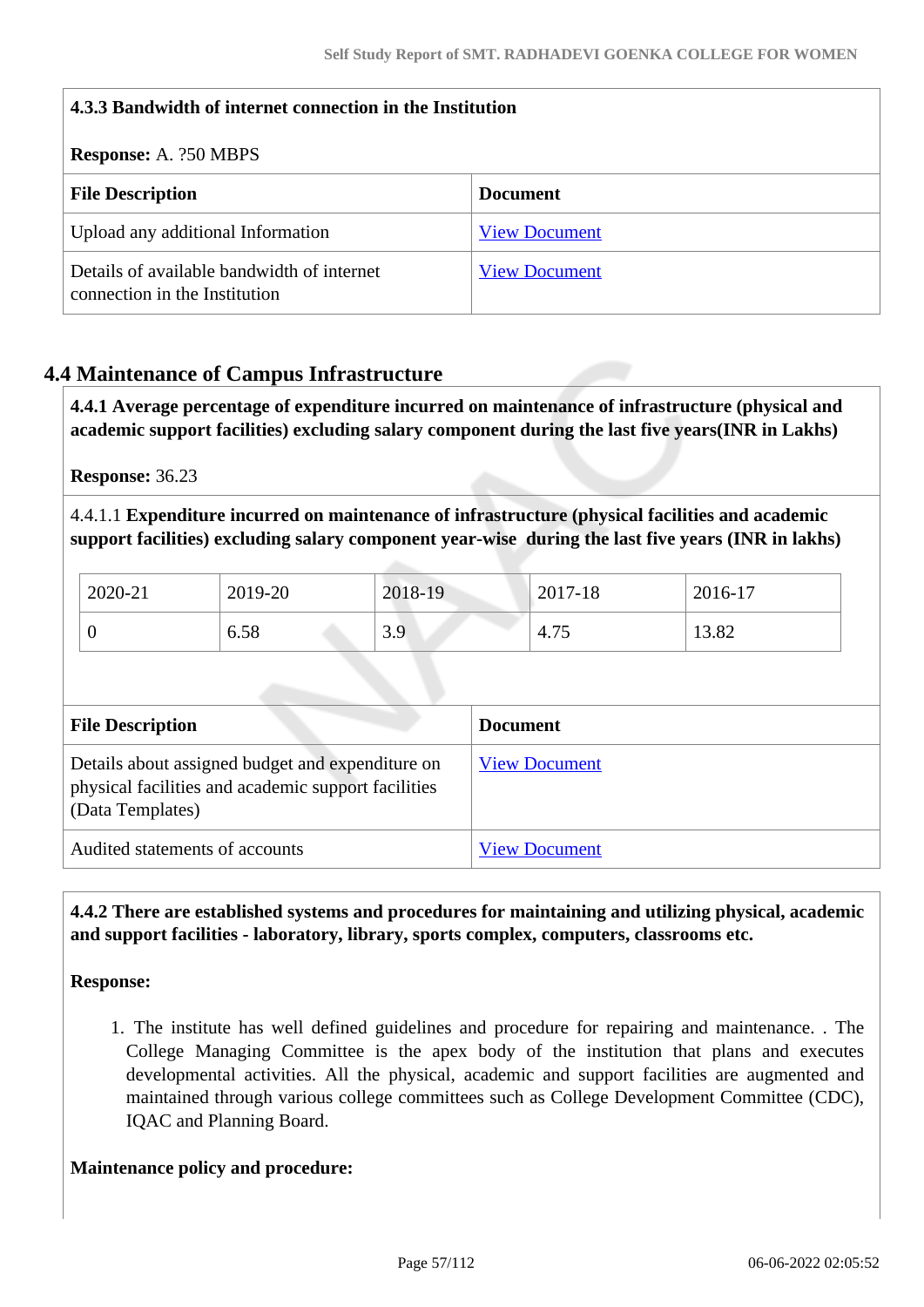**4.3.3 Bandwidth of internet connection in the Institution**

**Response:** A. ?50 MBPS

| File Description | Document |
|---|---|
| Upload any additional Information | View Document |
| Details of available bandwidth of internet connection in the Institution | View Document |

## 4.4 Maintenance of Campus Infrastructure

**4.4.1 Average percentage of expenditure incurred on maintenance of infrastructure (physical and academic support facilities) excluding salary component during the last five years(INR in Lakhs)**

**Response:** 36.23

4.4.1.1 **Expenditure incurred on maintenance of infrastructure (physical facilities and academic support facilities) excluding salary component year-wise during the last five years (INR in lakhs)**

| 2020-21 | 2019-20 | 2018-19 | 2017-18 | 2016-17 |
|---|---|---|---|---|
| 0 | 6.58 | 3.9 | 4.75 | 13.82 |

| File Description | Document |
|---|---|
| Details about assigned budget and expenditure on physical facilities and academic support facilities (Data Templates) | View Document |
| Audited statements of accounts | View Document |

**4.4.2 There are established systems and procedures for maintaining and utilizing physical, academic and support facilities - laboratory, library, sports complex, computers, classrooms etc.**

**Response:**

1. The institute has well defined guidelines and procedure for repairing and maintenance. . The College Managing Committee is the apex body of the institution that plans and executes developmental activities. All the physical, academic and support facilities are augmented and maintained through various college committees such as College Development Committee (CDC), IQAC and Planning Board.

**Maintenance policy and procedure:**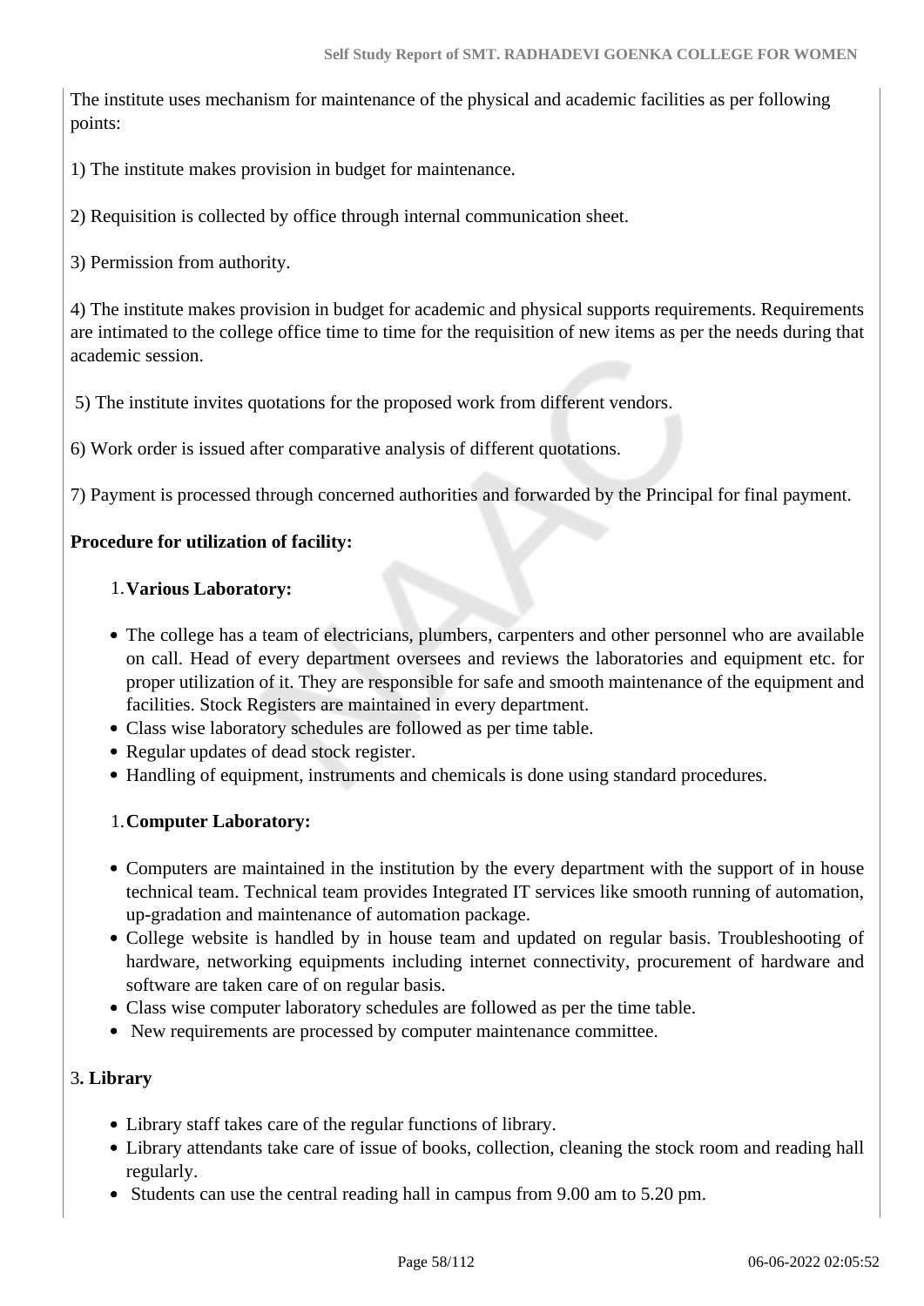The institute uses mechanism for maintenance of the physical and academic facilities as per following points:

1) The institute makes provision in budget for maintenance.

2) Requisition is collected by office through internal communication sheet.

3) Permission from authority.

4) The institute makes provision in budget for academic and physical supports requirements. Requirements are intimated to the college office time to time for the requisition of new items as per the needs during that academic session.

5) The institute invites quotations for the proposed work from different vendors.

6) Work order is issued after comparative analysis of different quotations.

7) Payment is processed through concerned authorities and forwarded by the Principal for final payment.

**Procedure for utilization of facility:**

1. **Various Laboratory:**

- The college has a team of electricians, plumbers, carpenters and other personnel who are available on call. Head of every department oversees and reviews the laboratories and equipment etc. for proper utilization of it. They are responsible for safe and smooth maintenance of the equipment and facilities. Stock Registers are maintained in every department.
- Class wise laboratory schedules are followed as per time table.
- Regular updates of dead stock register.
- Handling of equipment, instruments and chemicals is done using standard procedures.

1. **Computer Laboratory:**

- Computers are maintained in the institution by the every department with the support of in house technical team. Technical team provides Integrated IT services like smooth running of automation, up-gradation and maintenance of automation package.
- College website is handled by in house team and updated on regular basis. Troubleshooting of hardware, networking equipments including internet connectivity, procurement of hardware and software are taken care of on regular basis.
- Class wise computer laboratory schedules are followed as per the time table.
- New requirements are processed by computer maintenance committee.

3**. Library**

- Library staff takes care of the regular functions of library.
- Library attendants take care of issue of books, collection, cleaning the stock room and reading hall regularly.
- Students can use the central reading hall in campus from 9.00 am to 5.20 pm.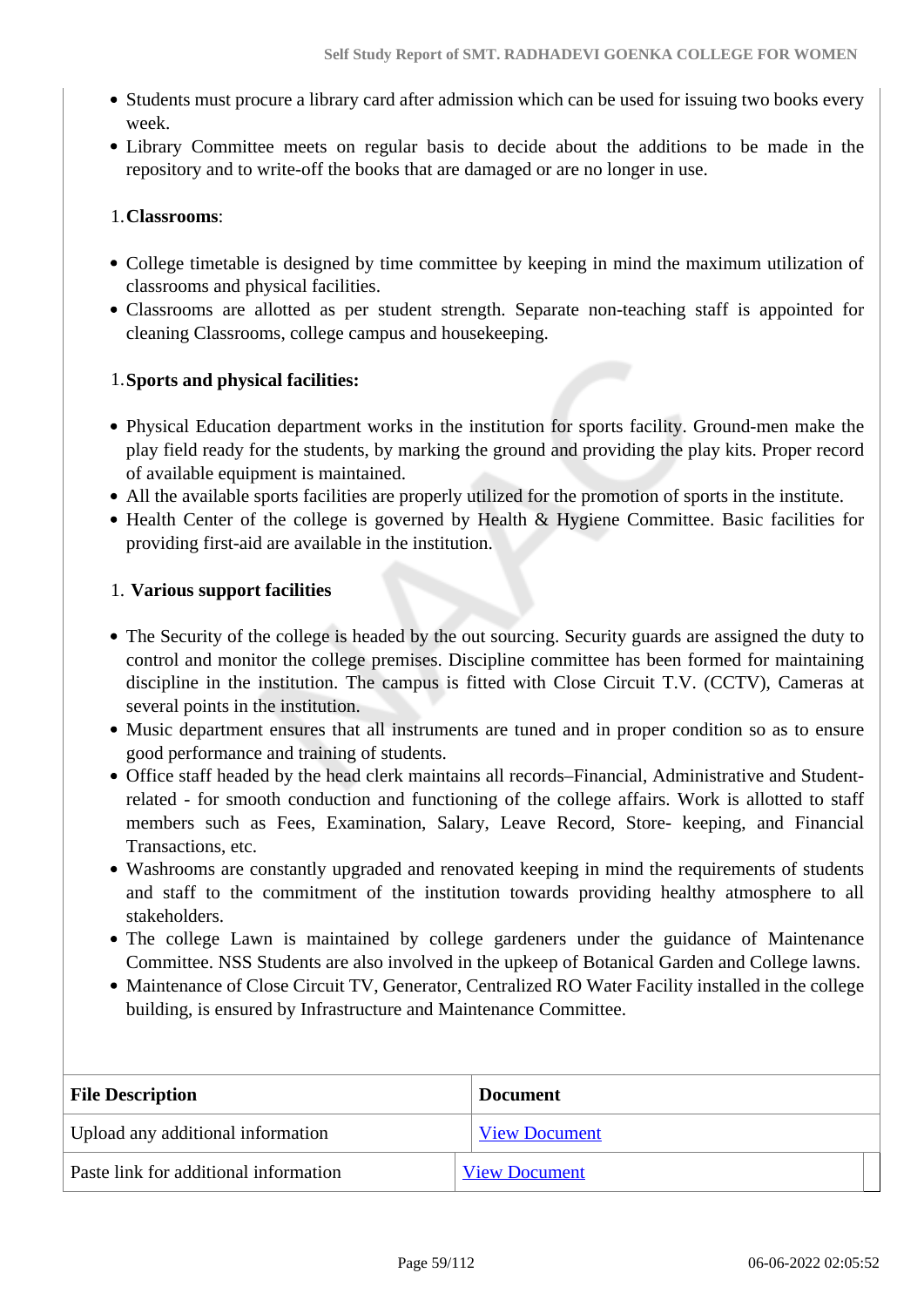- Students must procure a library card after admission which can be used for issuing two books every week.
- Library Committee meets on regular basis to decide about the additions to be made in the repository and to write-off the books that are damaged or are no longer in use.

1. **Classrooms**:

- College timetable is designed by time committee by keeping in mind the maximum utilization of classrooms and physical facilities.
- Classrooms are allotted as per student strength. Separate non-teaching staff is appointed for cleaning Classrooms, college campus and housekeeping.

1. **Sports and physical facilities:**

- Physical Education department works in the institution for sports facility. Ground-men make the play field ready for the students, by marking the ground and providing the play kits. Proper record of available equipment is maintained.
- All the available sports facilities are properly utilized for the promotion of sports in the institute.
- Health Center of the college is governed by Health & Hygiene Committee. Basic facilities for providing first-aid are available in the institution.

1. **Various support facilities**

- The Security of the college is headed by the out sourcing. Security guards are assigned the duty to control and monitor the college premises. Discipline committee has been formed for maintaining discipline in the institution. The campus is fitted with Close Circuit T.V. (CCTV), Cameras at several points in the institution.
- Music department ensures that all instruments are tuned and in proper condition so as to ensure good performance and training of students.
- Office staff headed by the head clerk maintains all records–Financial, Administrative and Student-related - for smooth conduction and functioning of the college affairs. Work is allotted to staff members such as Fees, Examination, Salary, Leave Record, Store- keeping, and Financial Transactions, etc.
- Washrooms are constantly upgraded and renovated keeping in mind the requirements of students and staff to the commitment of the institution towards providing healthy atmosphere to all stakeholders.
- The college Lawn is maintained by college gardeners under the guidance of Maintenance Committee. NSS Students are also involved in the upkeep of Botanical Garden and College lawns.
- Maintenance of Close Circuit TV, Generator, Centralized RO Water Facility installed in the college building, is ensured by Infrastructure and Maintenance Committee.

| File Description | Document |
|---|---|
| Upload any additional information | View Document |
| Paste link for additional information | View Document |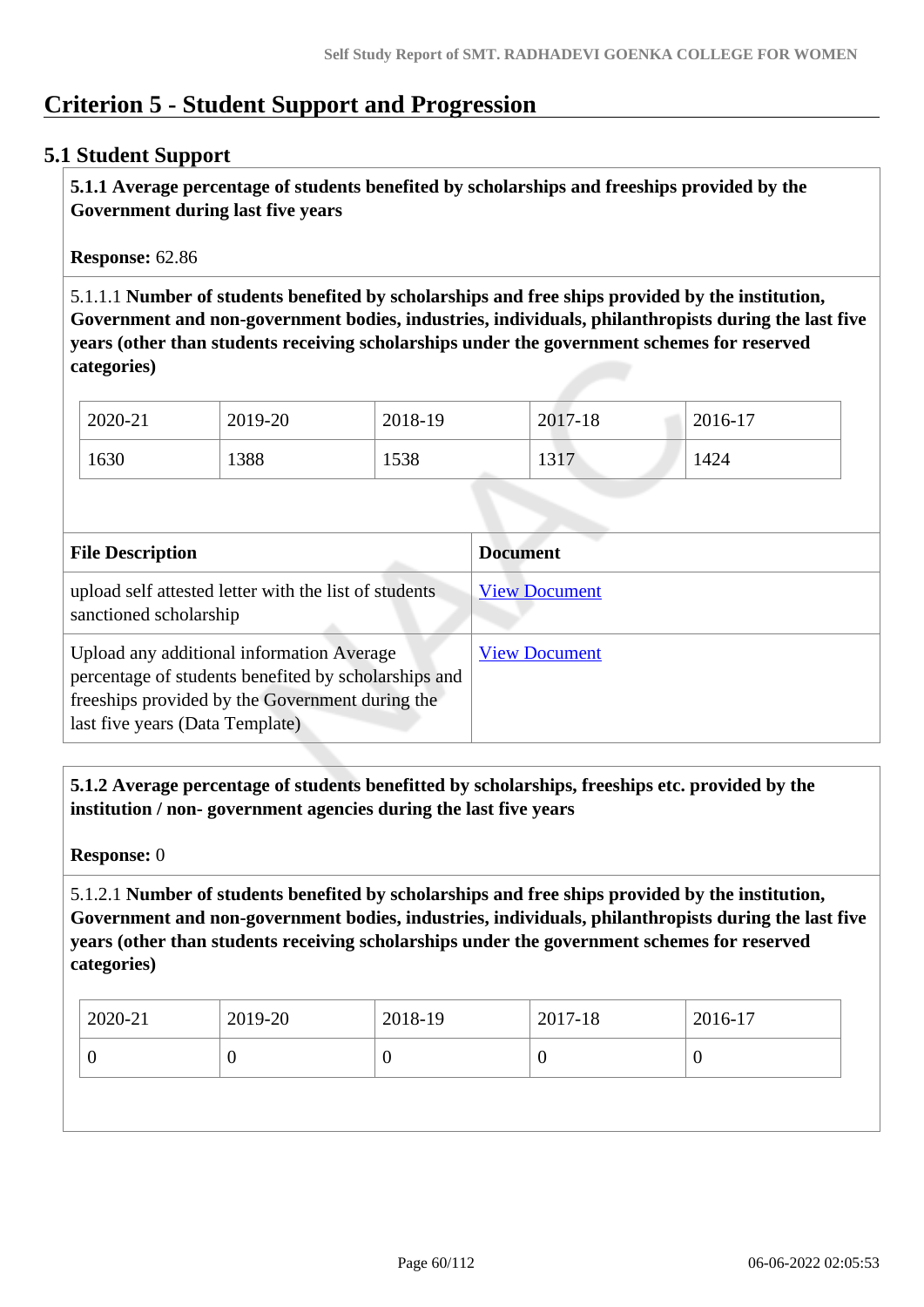# Criterion 5 - Student Support and Progression

## 5.1 Student Support

**5.1.1 Average percentage of students benefited by scholarships and freeships provided by the Government during last five years**

**Response:** 62.86

5.1.1.1 **Number of students benefited by scholarships and free ships provided by the institution, Government and non-government bodies, industries, individuals, philanthropists during the last five years (other than students receiving scholarships under the government schemes for reserved categories)**

| 2020-21 | 2019-20 | 2018-19 | 2017-18 | 2016-17 |
|---|---|---|---|---|
| 1630 | 1388 | 1538 | 1317 | 1424 |

| File Description | Document |
|---|---|
| upload self attested letter with the list of students sanctioned scholarship | View Document |
| Upload any additional information Average percentage of students benefited by scholarships and freeships provided by the Government during the last five years (Data Template) | View Document |

**5.1.2 Average percentage of students benefitted by scholarships, freeships etc. provided by the institution / non- government agencies during the last five years**

**Response:** 0

5.1.2.1 **Number of students benefited by scholarships and free ships provided by the institution, Government and non-government bodies, industries, individuals, philanthropists during the last five years (other than students receiving scholarships under the government schemes for reserved categories)**

| 2020-21 | 2019-20 | 2018-19 | 2017-18 | 2016-17 |
|---|---|---|---|---|
| 0 | 0 | 0 | 0 | 0 |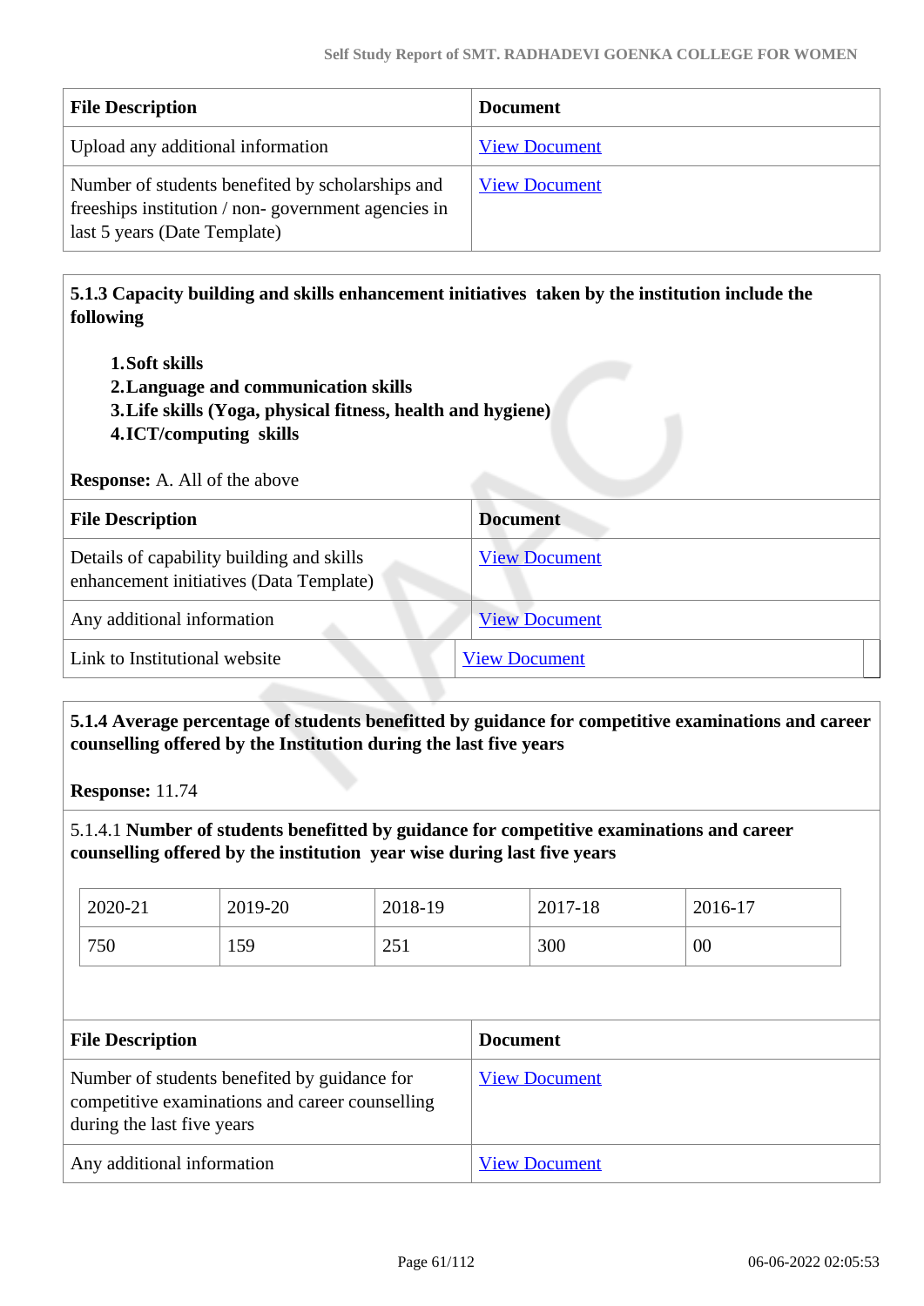| File Description | Document |
| --- | --- |
| Upload any additional information | View Document |
| Number of students benefited by scholarships and freeships institution / non- government agencies in last 5 years (Date Template) | View Document |

**5.1.3 Capacity building and skills enhancement initiatives taken by the institution include the following**

1. **Soft skills**
2. **Language and communication skills**
3. **Life skills (Yoga, physical fitness, health and hygiene)**
4. **ICT/computing skills**

**Response:** A. All of the above

| File Description | Document |
| --- | --- |
| Details of capability building and skills enhancement initiatives (Data Template) | View Document |
| Any additional information | View Document |
| Link to Institutional website | View Document |

**5.1.4 Average percentage of students benefitted by guidance for competitive examinations and career counselling offered by the Institution during the last five years**

**Response:** 11.74

5.1.4.1 **Number of students benefitted by guidance for competitive examinations and career counselling offered by the institution year wise during last five years**

| 2020-21 | 2019-20 | 2018-19 | 2017-18 | 2016-17 |
| --- | --- | --- | --- | --- |
| 750 | 159 | 251 | 300 | 00 |

| File Description | Document |
| --- | --- |
| Number of students benefited by guidance for competitive examinations and career counselling during the last five years | View Document |
| Any additional information | View Document |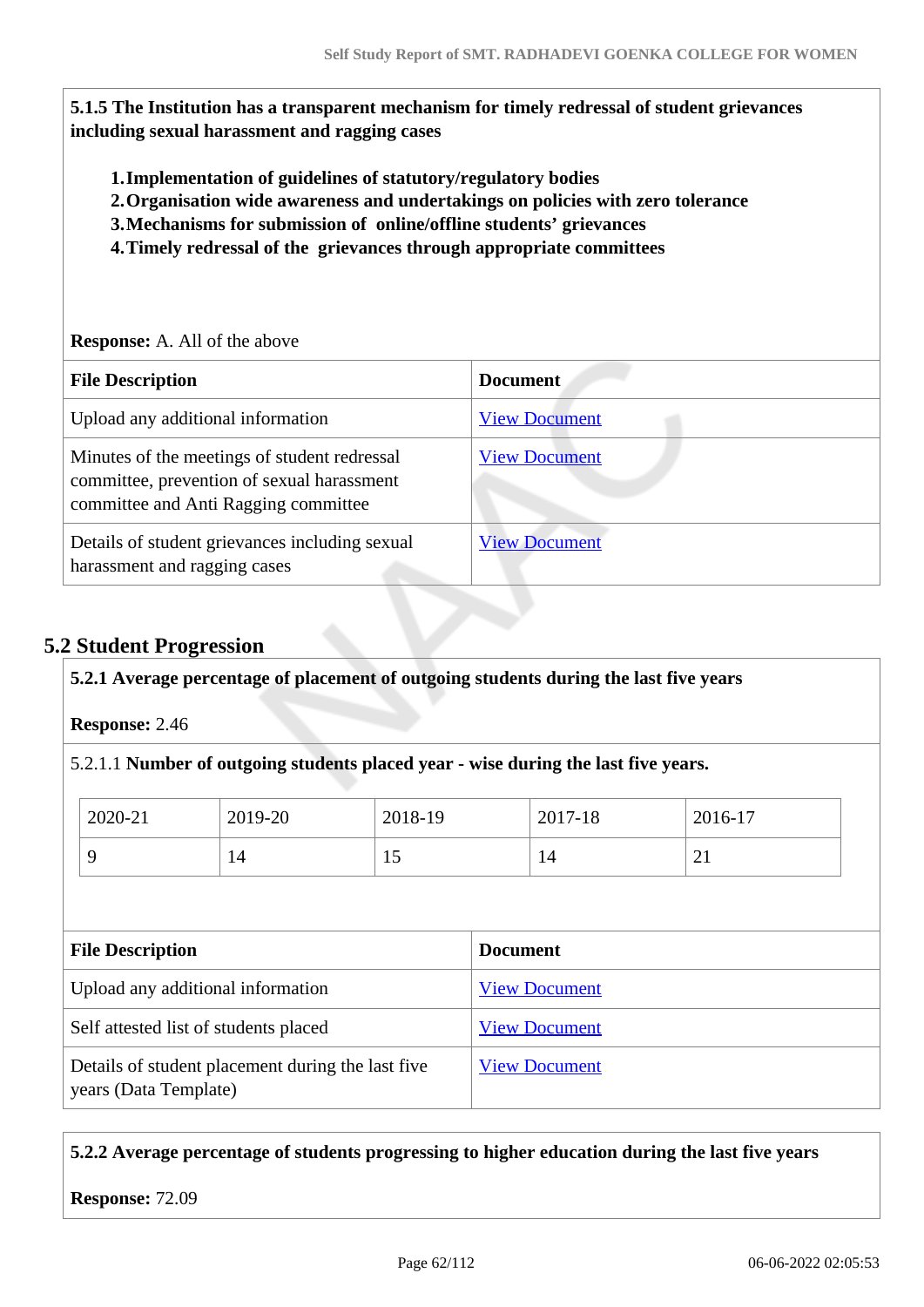**5.1.5 The Institution has a transparent mechanism for timely redressal of student grievances including sexual harassment and ragging cases**

1. **Implementation of guidelines of statutory/regulatory bodies**
2. **Organisation wide awareness and undertakings on policies with zero tolerance**
3. **Mechanisms for submission of online/offline students' grievances**
4. **Timely redressal of the grievances through appropriate committees**

**Response:** A. All of the above

| File Description | Document |
|---|---|
| Upload any additional information | View Document |
| Minutes of the meetings of student redressal committee, prevention of sexual harassment committee and Anti Ragging committee | View Document |
| Details of student grievances including sexual harassment and ragging cases | View Document |

## 5.2 Student Progression

**5.2.1 Average percentage of placement of outgoing students during the last five years**

**Response:** 2.46

5.2.1.1 **Number of outgoing students placed year - wise during the last five years.**

| 2020-21 | 2019-20 | 2018-19 | 2017-18 | 2016-17 |
|---|---|---|---|---|
| 9 | 14 | 15 | 14 | 21 |

| File Description | Document |
|---|---|
| Upload any additional information | View Document |
| Self attested list of students placed | View Document |
| Details of student placement during the last five years (Data Template) | View Document |

**5.2.2 Average percentage of students progressing to higher education during the last five years**

**Response:** 72.09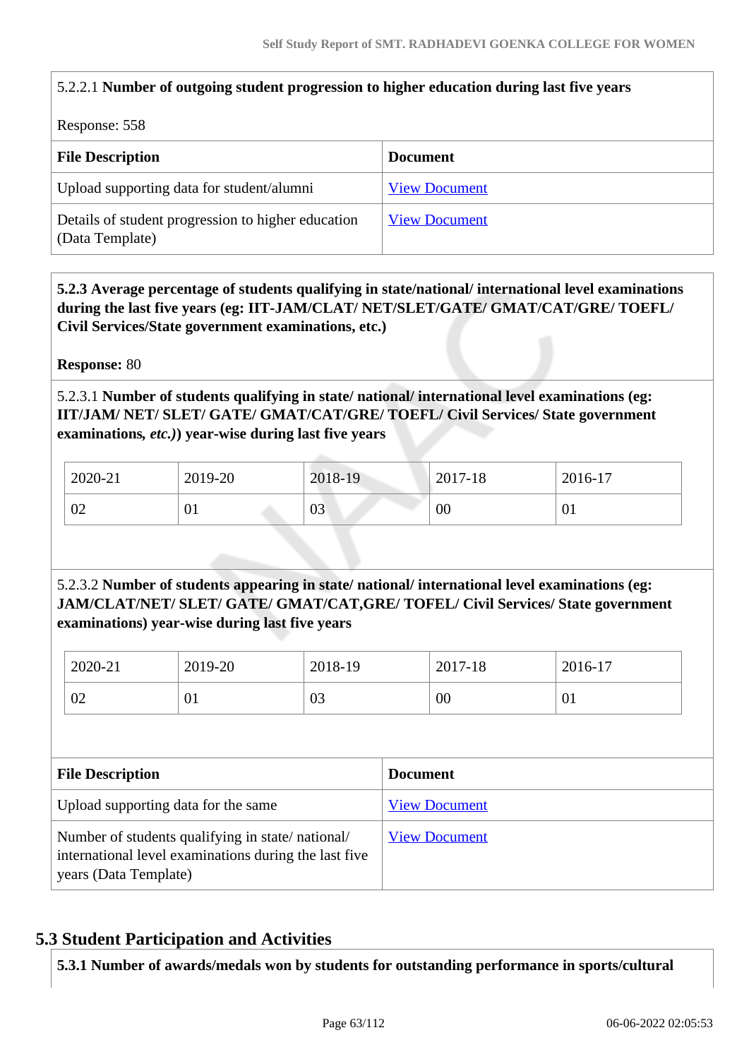5.2.2.1 **Number of outgoing student progression to higher education during last five years**

Response: 558

| File Description | Document |
|---|---|
| Upload supporting data for student/alumni | View Document |
| Details of student progression to higher education (Data Template) | View Document |

**5.2.3 Average percentage of students qualifying in state/national/ international level examinations during the last five years (eg: IIT-JAM/CLAT/ NET/SLET/GATE/ GMAT/CAT/GRE/ TOEFL/ Civil Services/State government examinations, etc.)**

**Response:** 80

5.2.3.1 **Number of students qualifying in state/ national/ international level examinations (eg: IIT/JAM/ NET/ SLET/ GATE/ GMAT/CAT/GRE/ TOEFL/ Civil Services/ State government examinations,** ***etc.)*****) year-wise during last five years**

| 2020-21 | 2019-20 | 2018-19 | 2017-18 | 2016-17 |
|---|---|---|---|---|
| 02 | 01 | 03 | 00 | 01 |

5.2.3.2 **Number of students appearing in state/ national/ international level examinations (eg: JAM/CLAT/NET/ SLET/ GATE/ GMAT/CAT,GRE/ TOFEL/ Civil Services/ State government examinations) year-wise during last five years**

| 2020-21 | 2019-20 | 2018-19 | 2017-18 | 2016-17 |
|---|---|---|---|---|
| 02 | 01 | 03 | 00 | 01 |

| File Description | Document |
|---|---|
| Upload supporting data for the same | View Document |
| Number of students qualifying in state/ national/ international level examinations during the last five years (Data Template) | View Document |

## 5.3 Student Participation and Activities

**5.3.1 Number of awards/medals won by students for outstanding performance in sports/cultural**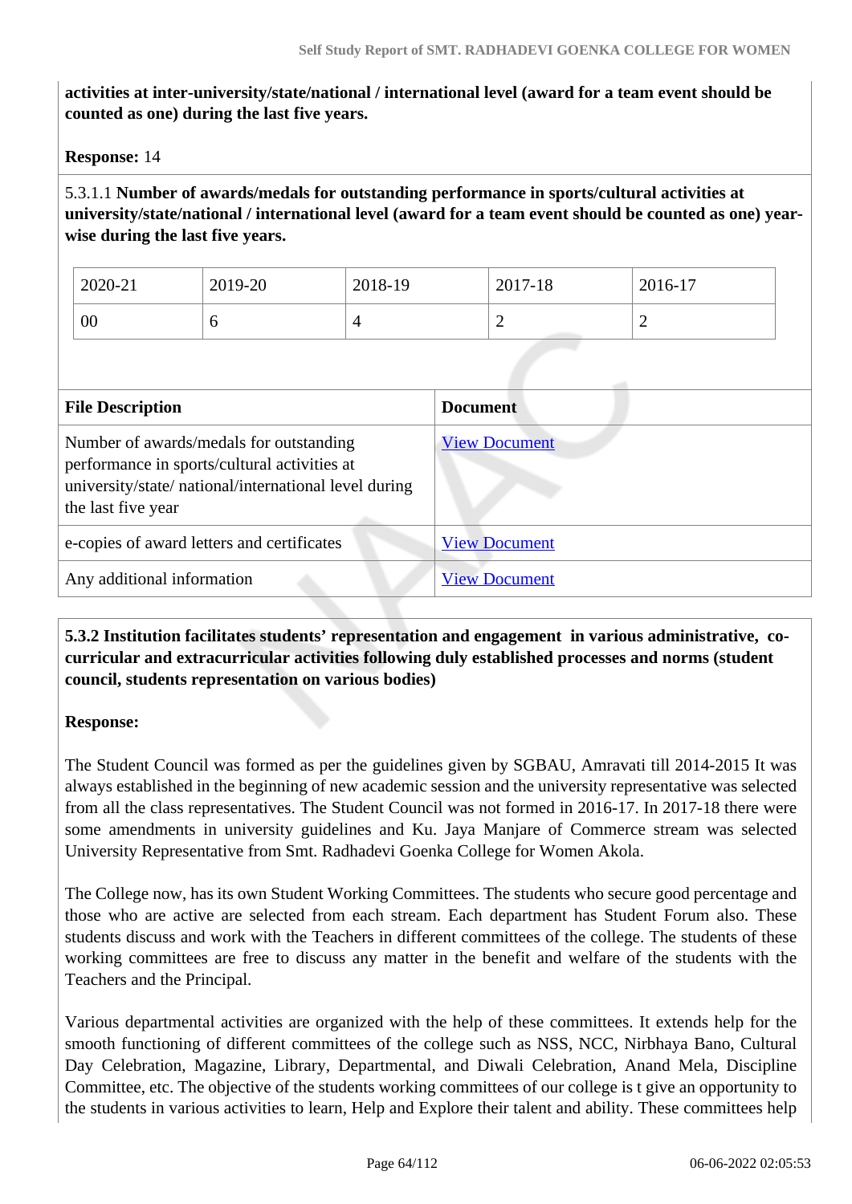**activities at inter-university/state/national / international level (award for a team event should be counted as one) during the last five years.**

**Response:** 14

5.3.1.1 **Number of awards/medals for outstanding performance in sports/cultural activities at university/state/national / international level (award for a team event should be counted as one) year-wise during the last five years.**

| 2020-21 | 2019-20 | 2018-19 | 2017-18 | 2016-17 |
|---|---|---|---|---|
| 00 | 6 | 4 | 2 | 2 |

| File Description | Document |
|---|---|
| Number of awards/medals for outstanding performance in sports/cultural activities at university/state/ national/international level during the last five year | View Document |
| e-copies of award letters and certificates | View Document |
| Any additional information | View Document |

**5.3.2 Institution facilitates students' representation and engagement in various administrative, co-curricular and extracurricular activities following duly established processes and norms (student council, students representation on various bodies)**

**Response:**

The Student Council was formed as per the guidelines given by SGBAU, Amravati till 2014-2015 It was always established in the beginning of new academic session and the university representative was selected from all the class representatives. The Student Council was not formed in 2016-17. In 2017-18 there were some amendments in university guidelines and Ku. Jaya Manjare of Commerce stream was selected University Representative from Smt. Radhadevi Goenka College for Women Akola.

The College now, has its own Student Working Committees. The students who secure good percentage and those who are active are selected from each stream. Each department has Student Forum also. These students discuss and work with the Teachers in different committees of the college. The students of these working committees are free to discuss any matter in the benefit and welfare of the students with the Teachers and the Principal.

Various departmental activities are organized with the help of these committees. It extends help for the smooth functioning of different committees of the college such as NSS, NCC, Nirbhaya Bano, Cultural Day Celebration, Magazine, Library, Departmental, and Diwali Celebration, Anand Mela, Discipline Committee, etc. The objective of the students working committees of our college is t give an opportunity to the students in various activities to learn, Help and Explore their talent and ability. These committees help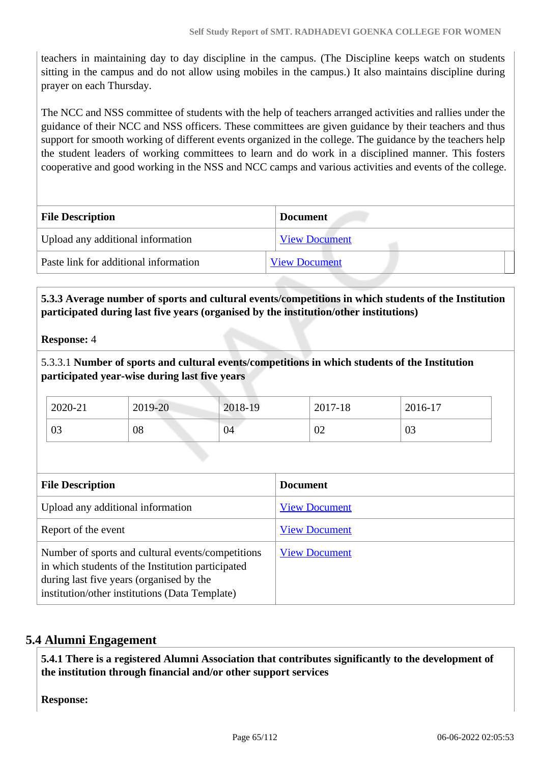teachers in maintaining day to day discipline in the campus. (The Discipline keeps watch on students sitting in the campus and do not allow using mobiles in the campus.) It also maintains discipline during prayer on each Thursday.

The NCC and NSS committee of students with the help of teachers arranged activities and rallies under the guidance of their NCC and NSS officers. These committees are given guidance by their teachers and thus support for smooth working of different events organized in the college. The guidance by the teachers help the student leaders of working committees to learn and do work in a disciplined manner. This fosters cooperative and good working in the NSS and NCC camps and various activities and events of the college.

| File Description | Document |
|---|---|
| Upload any additional information | View Document |
| Paste link for additional information | View Document |

**5.3.3 Average number of sports and cultural events/competitions in which students of the Institution participated during last five years (organised by the institution/other institutions)**

**Response:** 4

5.3.3.1 **Number of sports and cultural events/competitions in which students of the Institution participated year-wise during last five years**

| 2020-21 | 2019-20 | 2018-19 | 2017-18 | 2016-17 |
|---|---|---|---|---|
| 03 | 08 | 04 | 02 | 03 |

| File Description | Document |
|---|---|
| Upload any additional information | View Document |
| Report of the event | View Document |
| Number of sports and cultural events/competitions in which students of the Institution participated during last five years (organised by the institution/other institutions) (Data Template) | View Document |

## 5.4 Alumni Engagement

**5.4.1 There is a registered Alumni Association that contributes significantly to the development of the institution through financial and/or other support services**

**Response:**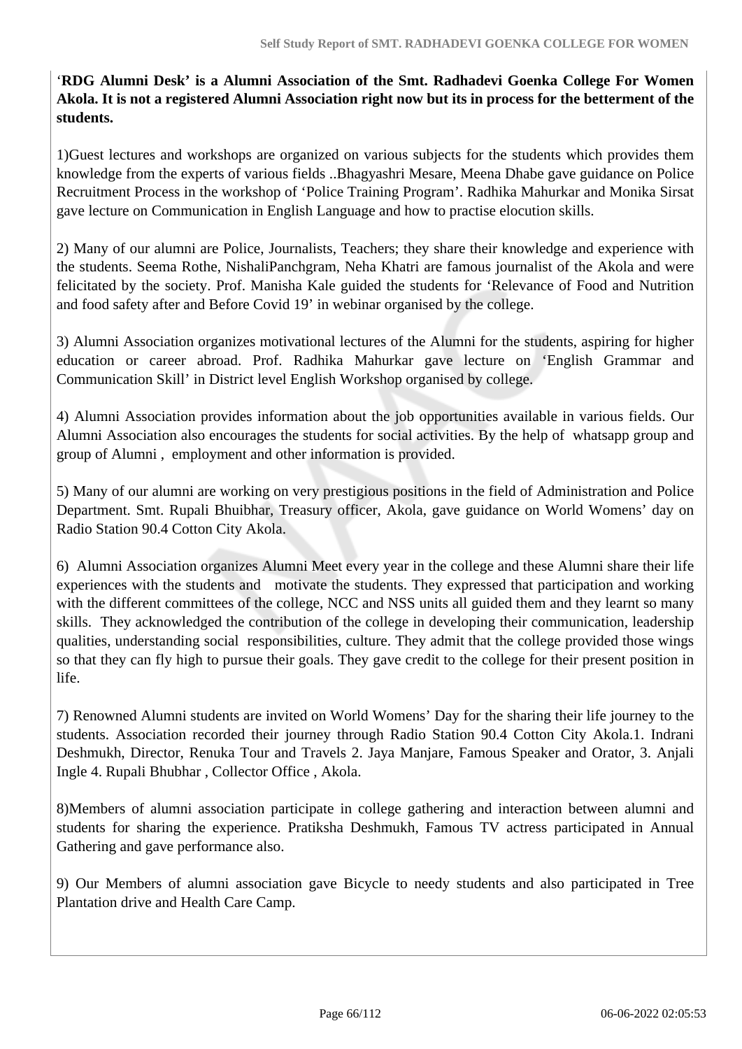**'RDG Alumni Desk' is a Alumni Association of the Smt. Radhadevi Goenka College For Women Akola. It is not a registered Alumni Association right now but its in process for the betterment of the students.**

1)Guest lectures and workshops are organized on various subjects for the students which provides them knowledge from the experts of various fields ..Bhagyashri Mesare, Meena Dhabe gave guidance on Police Recruitment Process in the workshop of 'Police Training Program'. Radhika Mahurkar and Monika Sirsat gave lecture on Communication in English Language and how to practise elocution skills.

2) Many of our alumni are Police, Journalists, Teachers; they share their knowledge and experience with the students. Seema Rothe, NishaliPanchgram, Neha Khatri are famous journalist of the Akola and were felicitated by the society. Prof. Manisha Kale guided the students for 'Relevance of Food and Nutrition and food safety after and Before Covid 19' in webinar organised by the college.

3) Alumni Association organizes motivational lectures of the Alumni for the students, aspiring for higher education or career abroad. Prof. Radhika Mahurkar gave lecture on 'English Grammar and Communication Skill' in District level English Workshop organised by college.

4) Alumni Association provides information about the job opportunities available in various fields. Our Alumni Association also encourages the students for social activities. By the help of whatsapp group and group of Alumni , employment and other information is provided.

5) Many of our alumni are working on very prestigious positions in the field of Administration and Police Department. Smt. Rupali Bhuibhar, Treasury officer, Akola, gave guidance on World Womens' day on Radio Station 90.4 Cotton City Akola.

6) Alumni Association organizes Alumni Meet every year in the college and these Alumni share their life experiences with the students and motivate the students. They expressed that participation and working with the different committees of the college, NCC and NSS units all guided them and they learnt so many skills. They acknowledged the contribution of the college in developing their communication, leadership qualities, understanding social responsibilities, culture. They admit that the college provided those wings so that they can fly high to pursue their goals. They gave credit to the college for their present position in life.

7) Renowned Alumni students are invited on World Womens' Day for the sharing their life journey to the students. Association recorded their journey through Radio Station 90.4 Cotton City Akola.1. Indrani Deshmukh, Director, Renuka Tour and Travels 2. Jaya Manjare, Famous Speaker and Orator, 3. Anjali Ingle 4. Rupali Bhubhar , Collector Office , Akola.

8)Members of alumni association participate in college gathering and interaction between alumni and students for sharing the experience. Pratiksha Deshmukh, Famous TV actress participated in Annual Gathering and gave performance also.

9) Our Members of alumni association gave Bicycle to needy students and also participated in Tree Plantation drive and Health Care Camp.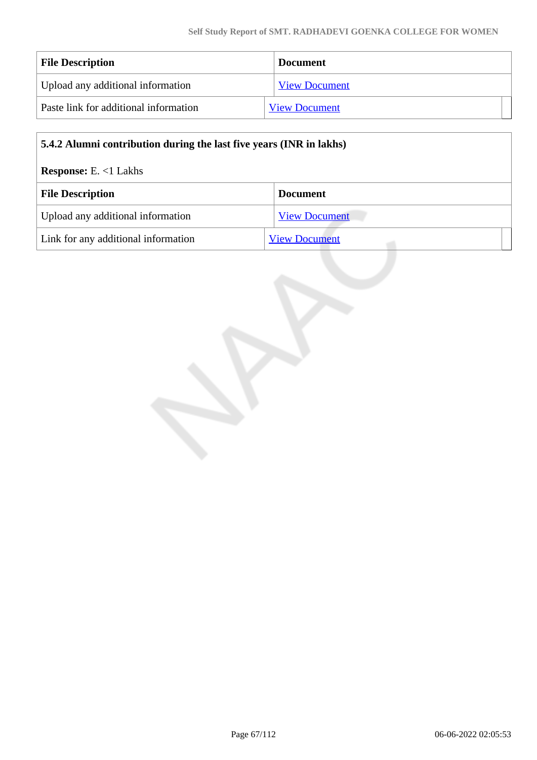| File Description | Document |
|---|---|
| Upload any additional information | View Document |
| Paste link for additional information | View Document |

**5.4.2 Alumni contribution during the last five years (INR in lakhs)**

**Response:** E. <1 Lakhs

| File Description | Document |
|---|---|
| Upload any additional information | View Document |
| Link for any additional information | View Document |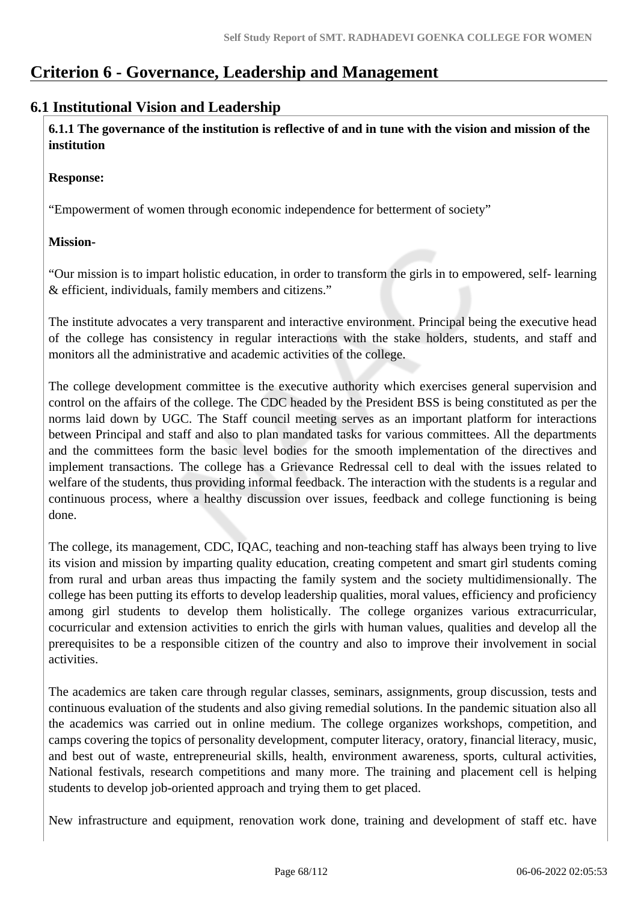# Criterion 6 - Governance, Leadership and Management

## 6.1 Institutional Vision and Leadership

**6.1.1 The governance of the institution is reflective of and in tune with the vision and mission of the institution**

**Response:**

“Empowerment of women through economic independence for betterment of society”

**Mission-**

“Our mission is to impart holistic education, in order to transform the girls in to empowered, self- learning & efficient, individuals, family members and citizens.”

The institute advocates a very transparent and interactive environment. Principal being the executive head of the college has consistency in regular interactions with the stake holders, students, and staff and monitors all the administrative and academic activities of the college.

The college development committee is the executive authority which exercises general supervision and control on the affairs of the college. The CDC headed by the President BSS is being constituted as per the norms laid down by UGC. The Staff council meeting serves as an important platform for interactions between Principal and staff and also to plan mandated tasks for various committees. All the departments and the committees form the basic level bodies for the smooth implementation of the directives and implement transactions. The college has a Grievance Redressal cell to deal with the issues related to welfare of the students, thus providing informal feedback. The interaction with the students is a regular and continuous process, where a healthy discussion over issues, feedback and college functioning is being done.

The college, its management, CDC, IQAC, teaching and non-teaching staff has always been trying to live its vision and mission by imparting quality education, creating competent and smart girl students coming from rural and urban areas thus impacting the family system and the society multidimensionally. The college has been putting its efforts to develop leadership qualities, moral values, efficiency and proficiency among girl students to develop them holistically. The college organizes various extracurricular, cocurricular and extension activities to enrich the girls with human values, qualities and develop all the prerequisites to be a responsible citizen of the country and also to improve their involvement in social activities.

The academics are taken care through regular classes, seminars, assignments, group discussion, tests and continuous evaluation of the students and also giving remedial solutions. In the pandemic situation also all the academics was carried out in online medium. The college organizes workshops, competition, and camps covering the topics of personality development, computer literacy, oratory, financial literacy, music, and best out of waste, entrepreneurial skills, health, environment awareness, sports, cultural activities, National festivals, research competitions and many more. The training and placement cell is helping students to develop job-oriented approach and trying them to get placed.

New infrastructure and equipment, renovation work done, training and development of staff etc. have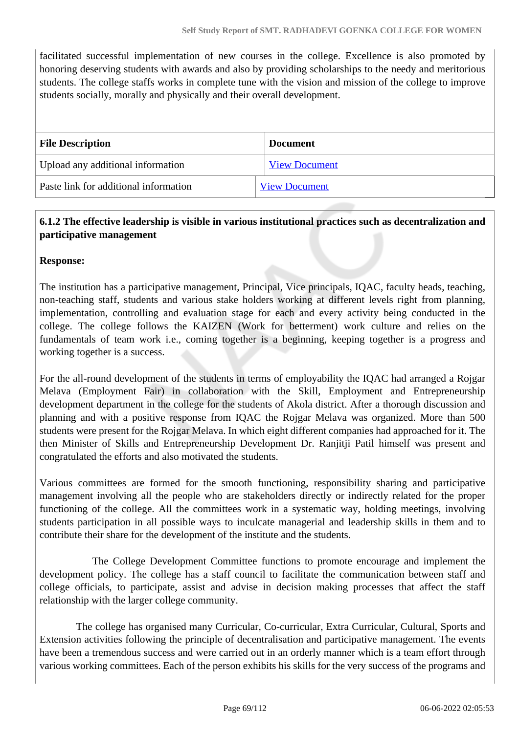facilitated successful implementation of new courses in the college. Excellence is also promoted by honoring deserving students with awards and also by providing scholarships to the needy and meritorious students. The college staffs works in complete tune with the vision and mission of the college to improve students socially, morally and physically and their overall development.

| File Description | Document |
| --- | --- |
| Upload any additional information | View Document |
| Paste link for additional information | View Document |

**6.1.2 The effective leadership is visible in various institutional practices such as decentralization and participative management**

**Response:**

The institution has a participative management, Principal, Vice principals, IQAC, faculty heads, teaching, non-teaching staff, students and various stake holders working at different levels right from planning, implementation, controlling and evaluation stage for each and every activity being conducted in the college. The college follows the KAIZEN (Work for betterment) work culture and relies on the fundamentals of team work i.e., coming together is a beginning, keeping together is a progress and working together is a success.

For the all-round development of the students in terms of employability the IQAC had arranged a Rojgar Melava (Employment Fair) in collaboration with the Skill, Employment and Entrepreneurship development department in the college for the students of Akola district. After a thorough discussion and planning and with a positive response from IQAC the Rojgar Melava was organized. More than 500 students were present for the Rojgar Melava. In which eight different companies had approached for it. The then Minister of Skills and Entrepreneurship Development Dr. Ranjitji Patil himself was present and congratulated the efforts and also motivated the students.

Various committees are formed for the smooth functioning, responsibility sharing and participative management involving all the people who are stakeholders directly or indirectly related for the proper functioning of the college. All the committees work in a systematic way, holding meetings, involving students participation in all possible ways to inculcate managerial and leadership skills in them and to contribute their share for the development of the institute and the students.

The College Development Committee functions to promote encourage and implement the development policy. The college has a staff council to facilitate the communication between staff and college officials, to participate, assist and advise in decision making processes that affect the staff relationship with the larger college community.

The college has organised many Curricular, Co-curricular, Extra Curricular, Cultural, Sports and Extension activities following the principle of decentralisation and participative management. The events have been a tremendous success and were carried out in an orderly manner which is a team effort through various working committees. Each of the person exhibits his skills for the very success of the programs and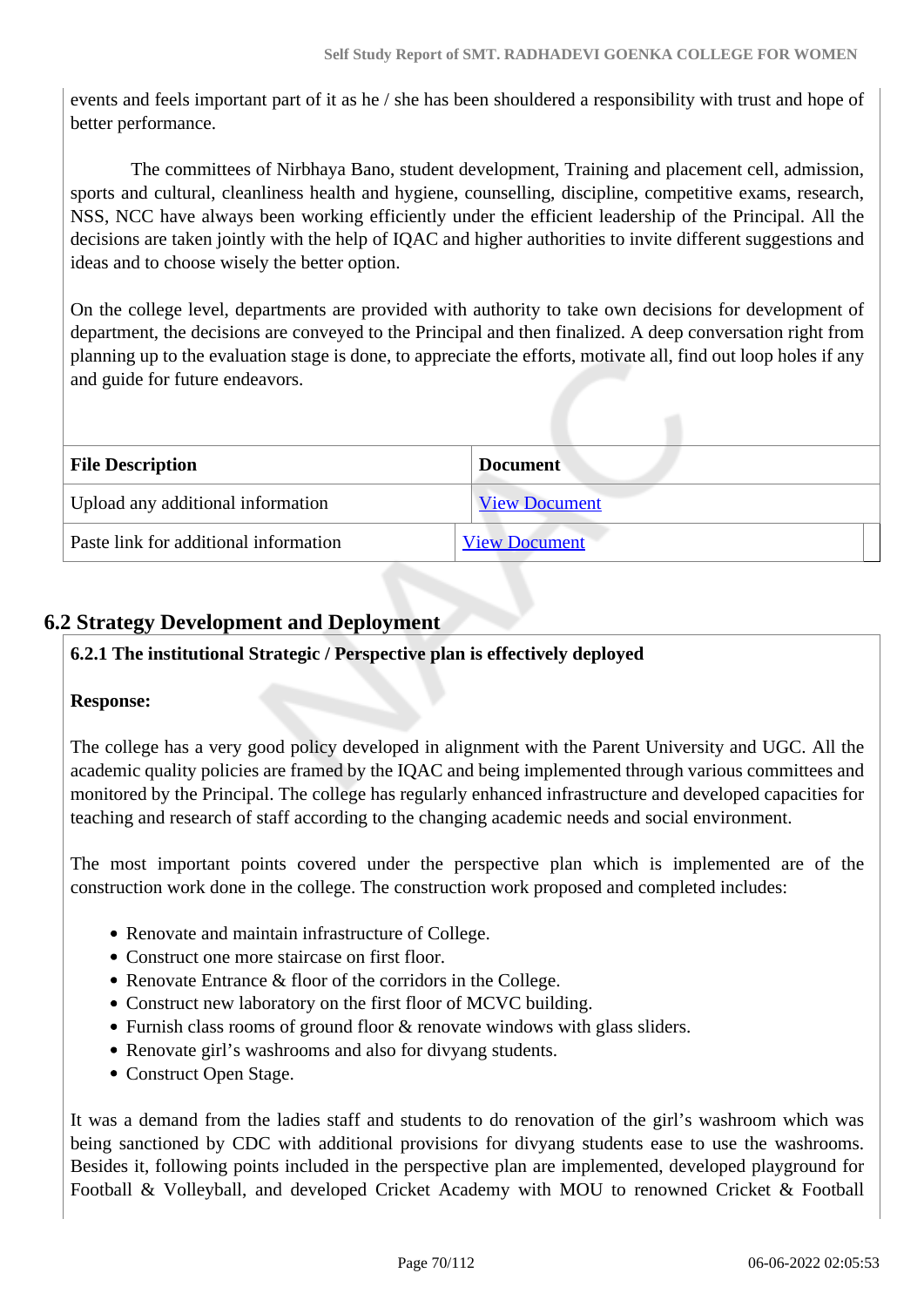events and feels important part of it as he / she has been shouldered a responsibility with trust and hope of better performance.

The committees of Nirbhaya Bano, student development, Training and placement cell, admission, sports and cultural, cleanliness health and hygiene, counselling, discipline, competitive exams, research, NSS, NCC have always been working efficiently under the efficient leadership of the Principal. All the decisions are taken jointly with the help of IQAC and higher authorities to invite different suggestions and ideas and to choose wisely the better option.

On the college level, departments are provided with authority to take own decisions for development of department, the decisions are conveyed to the Principal and then finalized. A deep conversation right from planning up to the evaluation stage is done, to appreciate the efforts, motivate all, find out loop holes if any and guide for future endeavors.

| File Description | Document |
|---|---|
| Upload any additional information | View Document |
| Paste link for additional information | View Document |

## 6.2 Strategy Development and Deployment

**6.2.1 The institutional Strategic / Perspective plan is effectively deployed**

**Response:**

The college has a very good policy developed in alignment with the Parent University and UGC. All the academic quality policies are framed by the IQAC and being implemented through various committees and monitored by the Principal. The college has regularly enhanced infrastructure and developed capacities for teaching and research of staff according to the changing academic needs and social environment.

The most important points covered under the perspective plan which is implemented are of the construction work done in the college. The construction work proposed and completed includes:

- Renovate and maintain infrastructure of College.
- Construct one more staircase on first floor.
- Renovate Entrance & floor of the corridors in the College.
- Construct new laboratory on the first floor of MCVC building.
- Furnish class rooms of ground floor & renovate windows with glass sliders.
- Renovate girl's washrooms and also for divyang students.
- Construct Open Stage.

It was a demand from the ladies staff and students to do renovation of the girl's washroom which was being sanctioned by CDC with additional provisions for divyang students ease to use the washrooms. Besides it, following points included in the perspective plan are implemented, developed playground for Football & Volleyball, and developed Cricket Academy with MOU to renowned Cricket & Football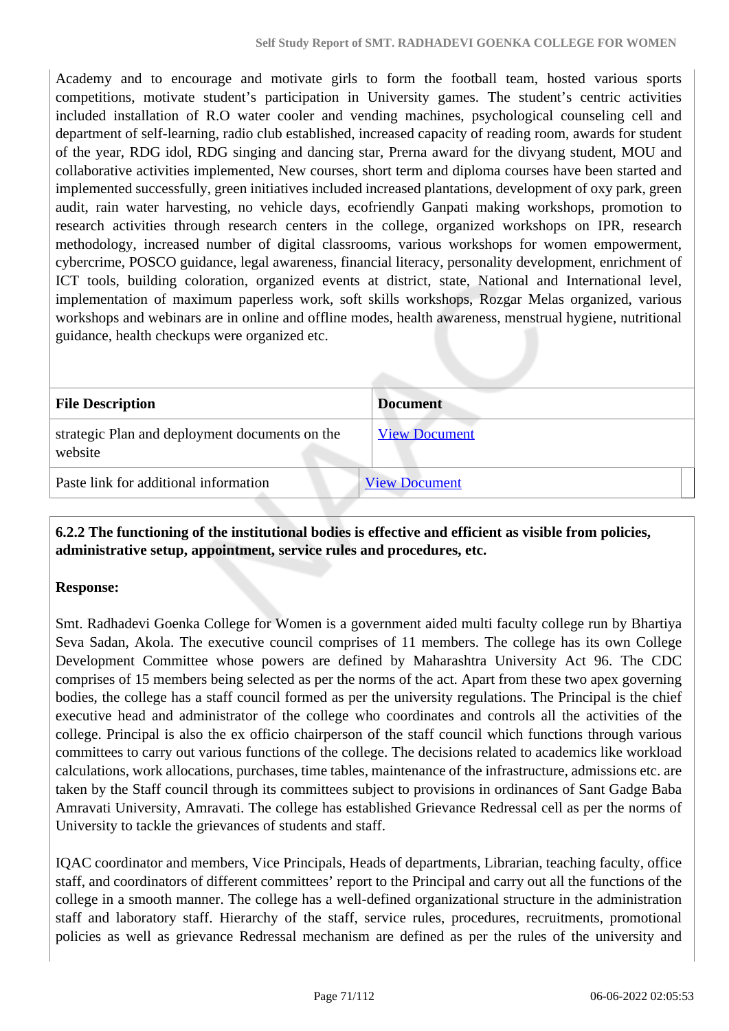Academy and to encourage and motivate girls to form the football team, hosted various sports competitions, motivate student's participation in University games. The student's centric activities included installation of R.O water cooler and vending machines, psychological counseling cell and department of self-learning, radio club established, increased capacity of reading room, awards for student of the year, RDG idol, RDG singing and dancing star, Prerna award for the divyang student, MOU and collaborative activities implemented, New courses, short term and diploma courses have been started and implemented successfully, green initiatives included increased plantations, development of oxy park, green audit, rain water harvesting, no vehicle days, ecofriendly Ganpati making workshops, promotion to research activities through research centers in the college, organized workshops on IPR, research methodology, increased number of digital classrooms, various workshops for women empowerment, cybercrime, POSCO guidance, legal awareness, financial literacy, personality development, enrichment of ICT tools, building coloration, organized events at district, state, National and International level, implementation of maximum paperless work, soft skills workshops, Rozgar Melas organized, various workshops and webinars are in online and offline modes, health awareness, menstrual hygiene, nutritional guidance, health checkups were organized etc.

| File Description | Document |
|---|---|
| strategic Plan and deployment documents on the website | View Document |
| Paste link for additional information | View Document |

**6.2.2 The functioning of the institutional bodies is effective and efficient as visible from policies, administrative setup, appointment, service rules and procedures, etc.**

**Response:**

Smt. Radhadevi Goenka College for Women is a government aided multi faculty college run by Bhartiya Seva Sadan, Akola. The executive council comprises of 11 members. The college has its own College Development Committee whose powers are defined by Maharashtra University Act 96. The CDC comprises of 15 members being selected as per the norms of the act. Apart from these two apex governing bodies, the college has a staff council formed as per the university regulations. The Principal is the chief executive head and administrator of the college who coordinates and controls all the activities of the college. Principal is also the ex officio chairperson of the staff council which functions through various committees to carry out various functions of the college. The decisions related to academics like workload calculations, work allocations, purchases, time tables, maintenance of the infrastructure, admissions etc. are taken by the Staff council through its committees subject to provisions in ordinances of Sant Gadge Baba Amravati University, Amravati. The college has established Grievance Redressal cell as per the norms of University to tackle the grievances of students and staff.

IQAC coordinator and members, Vice Principals, Heads of departments, Librarian, teaching faculty, office staff, and coordinators of different committees' report to the Principal and carry out all the functions of the college in a smooth manner. The college has a well-defined organizational structure in the administration staff and laboratory staff. Hierarchy of the staff, service rules, procedures, recruitments, promotional policies as well as grievance Redressal mechanism are defined as per the rules of the university and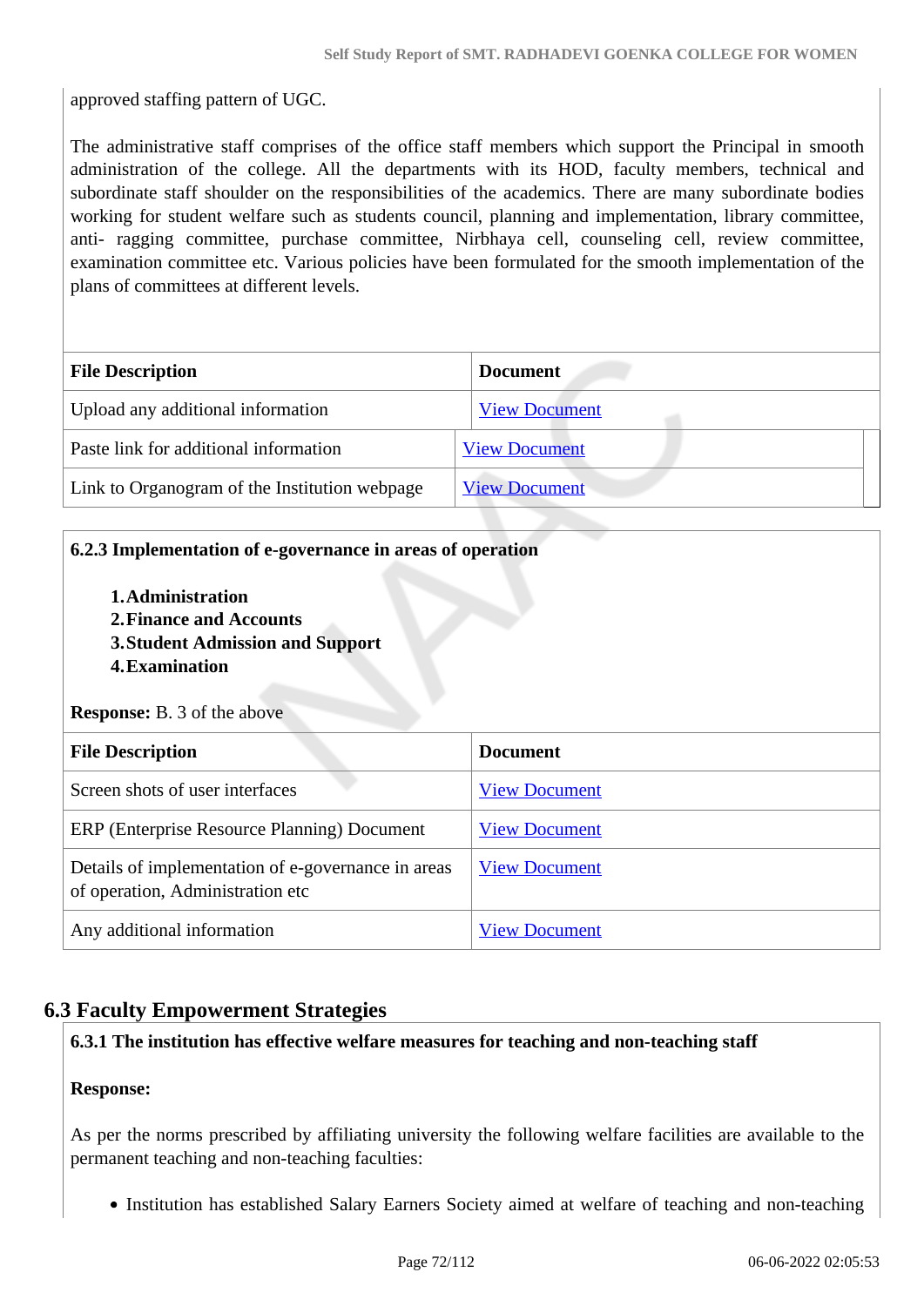approved staffing pattern of UGC.

The administrative staff comprises of the office staff members which support the Principal in smooth administration of the college. All the departments with its HOD, faculty members, technical and subordinate staff shoulder on the responsibilities of the academics. There are many subordinate bodies working for student welfare such as students council, planning and implementation, library committee, anti- ragging committee, purchase committee, Nirbhaya cell, counseling cell, review committee, examination committee etc. Various policies have been formulated for the smooth implementation of the plans of committees at different levels.

| File Description | Document |
|---|---|
| Upload any additional information | View Document |
| Paste link for additional information | View Document |
| Link to Organogram of the Institution webpage | View Document |

**6.2.3 Implementation of e-governance in areas of operation**

1. **Administration**
2. **Finance and Accounts**
3. **Student Admission and Support**
4. **Examination**

**Response:** B. 3 of the above

| File Description | Document |
|---|---|
| Screen shots of user interfaces | View Document |
| ERP (Enterprise Resource Planning) Document | View Document |
| Details of implementation of e-governance in areas of operation, Administration etc | View Document |
| Any additional information | View Document |

## 6.3 Faculty Empowerment Strategies

**6.3.1 The institution has effective welfare measures for teaching and non-teaching staff**

**Response:**

As per the norms prescribed by affiliating university the following welfare facilities are available to the permanent teaching and non-teaching faculties:

- Institution has established Salary Earners Society aimed at welfare of teaching and non-teaching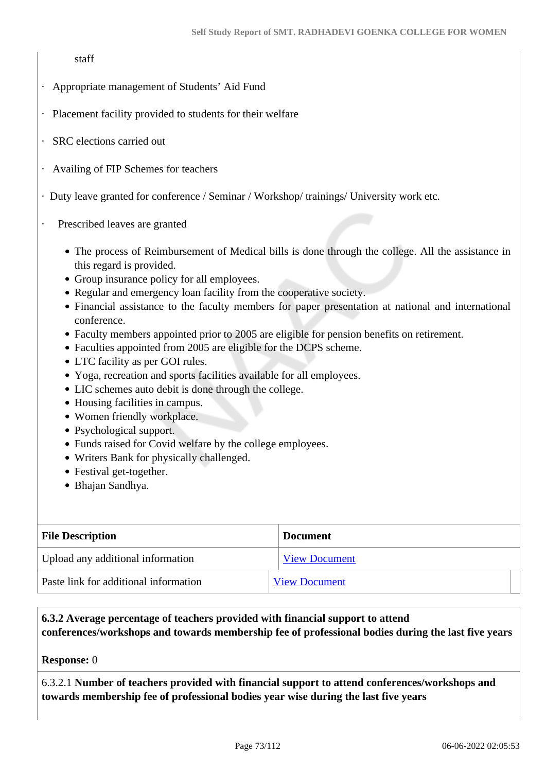staff

- Appropriate management of Students' Aid Fund
- Placement facility provided to students for their welfare
- SRC elections carried out
- Availing of FIP Schemes for teachers
- Duty leave granted for conference / Seminar / Workshop/ trainings/ University work etc.
- Prescribed leaves are granted

  - The process of Reimbursement of Medical bills is done through the college. All the assistance in this regard is provided.
  - Group insurance policy for all employees.
  - Regular and emergency loan facility from the cooperative society.
  - Financial assistance to the faculty members for paper presentation at national and international conference.
  - Faculty members appointed prior to 2005 are eligible for pension benefits on retirement.
  - Faculties appointed from 2005 are eligible for the DCPS scheme.
  - LTC facility as per GOI rules.
  - Yoga, recreation and sports facilities available for all employees.
  - LIC schemes auto debit is done through the college.
  - Housing facilities in campus.
  - Women friendly workplace.
  - Psychological support.
  - Funds raised for Covid welfare by the college employees.
  - Writers Bank for physically challenged.
  - Festival get-together.
  - Bhajan Sandhya.

| File Description | Document |
|---|---|
| Upload any additional information | View Document |
| Paste link for additional information | View Document |

**6.3.2 Average percentage of teachers provided with financial support to attend conferences/workshops and towards membership fee of professional bodies during the last five years**

**Response:** 0

6.3.2.1 **Number of teachers provided with financial support to attend conferences/workshops and towards membership fee of professional bodies year wise during the last five years**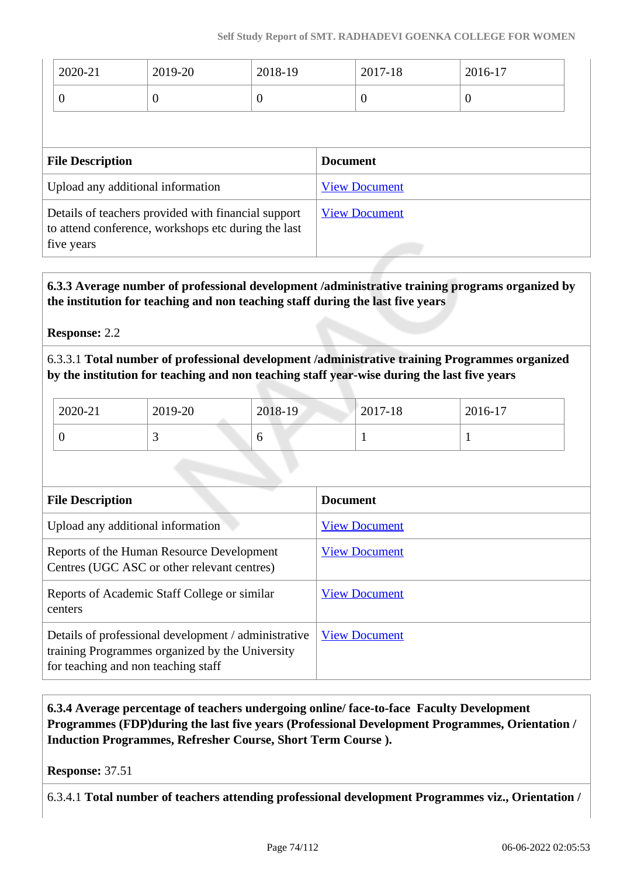| 2020-21 | 2019-20 | 2018-19 | 2017-18 | 2016-17 |
|---|---|---|---|---|
| 0 | 0 | 0 | 0 | 0 |

| File Description | Document |
|---|---|
| Upload any additional information | View Document |
| Details of teachers provided with financial support to attend conference, workshops etc during the last five years | View Document |

**6.3.3 Average number of professional development /administrative training programs organized by the institution for teaching and non teaching staff during the last five years**

**Response:** 2.2

6.3.3.1 **Total number of professional development /administrative training Programmes organized by the institution for teaching and non teaching staff year-wise during the last five years**

| 2020-21 | 2019-20 | 2018-19 | 2017-18 | 2016-17 |
|---|---|---|---|---|
| 0 | 3 | 6 | 1 | 1 |

| File Description | Document |
|---|---|
| Upload any additional information | View Document |
| Reports of the Human Resource Development Centres (UGC ASC or other relevant centres) | View Document |
| Reports of Academic Staff College or similar centers | View Document |
| Details of professional development / administrative training Programmes organized by the University for teaching and non teaching staff | View Document |

**6.3.4 Average percentage of teachers undergoing online/ face-to-face Faculty Development Programmes (FDP)during the last five years (Professional Development Programmes, Orientation / Induction Programmes, Refresher Course, Short Term Course ).**

**Response:** 37.51

6.3.4.1 **Total number of teachers attending professional development Programmes viz., Orientation /**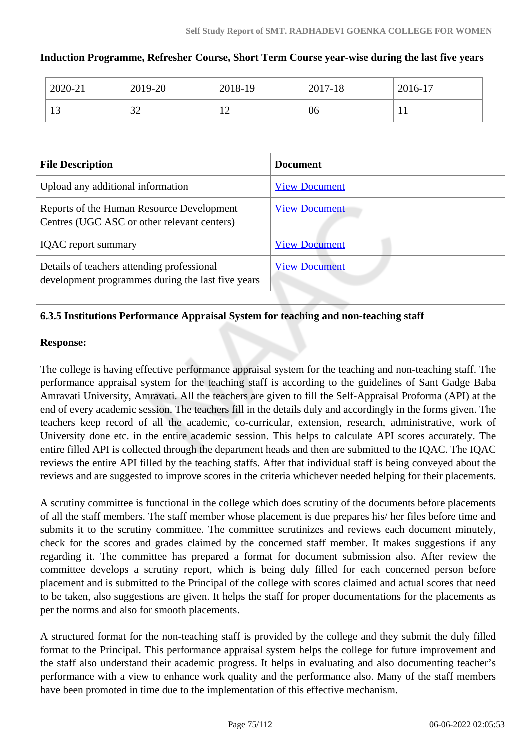**Induction Programme, Refresher Course, Short Term Course year-wise during the last five years**

| 2020-21 | 2019-20 | 2018-19 | 2017-18 | 2016-17 |
|---|---|---|---|---|
| 13 | 32 | 12 | 06 | 11 |

| File Description | Document |
|---|---|
| Upload any additional information | View Document |
| Reports of the Human Resource Development Centres (UGC ASC or other relevant centers) | View Document |
| IQAC report summary | View Document |
| Details of teachers attending professional development programmes during the last five years | View Document |

**6.3.5 Institutions Performance Appraisal System for teaching and non-teaching staff**

**Response:**

The college is having effective performance appraisal system for the teaching and non-teaching staff. The performance appraisal system for the teaching staff is according to the guidelines of Sant Gadge Baba Amravati University, Amravati. All the teachers are given to fill the Self-Appraisal Proforma (API) at the end of every academic session. The teachers fill in the details duly and accordingly in the forms given. The teachers keep record of all the academic, co-curricular, extension, research, administrative, work of University done etc. in the entire academic session. This helps to calculate API scores accurately. The entire filled API is collected through the department heads and then are submitted to the IQAC. The IQAC reviews the entire API filled by the teaching staffs. After that individual staff is being conveyed about the reviews and are suggested to improve scores in the criteria whichever needed helping for their placements.

A scrutiny committee is functional in the college which does scrutiny of the documents before placements of all the staff members. The staff member whose placement is due prepares his/ her files before time and submits it to the scrutiny committee. The committee scrutinizes and reviews each document minutely, check for the scores and grades claimed by the concerned staff member. It makes suggestions if any regarding it. The committee has prepared a format for document submission also. After review the committee develops a scrutiny report, which is being duly filled for each concerned person before placement and is submitted to the Principal of the college with scores claimed and actual scores that need to be taken, also suggestions are given. It helps the staff for proper documentations for the placements as per the norms and also for smooth placements.

A structured format for the non-teaching staff is provided by the college and they submit the duly filled format to the Principal. This performance appraisal system helps the college for future improvement and the staff also understand their academic progress. It helps in evaluating and also documenting teacher's performance with a view to enhance work quality and the performance also. Many of the staff members have been promoted in time due to the implementation of this effective mechanism.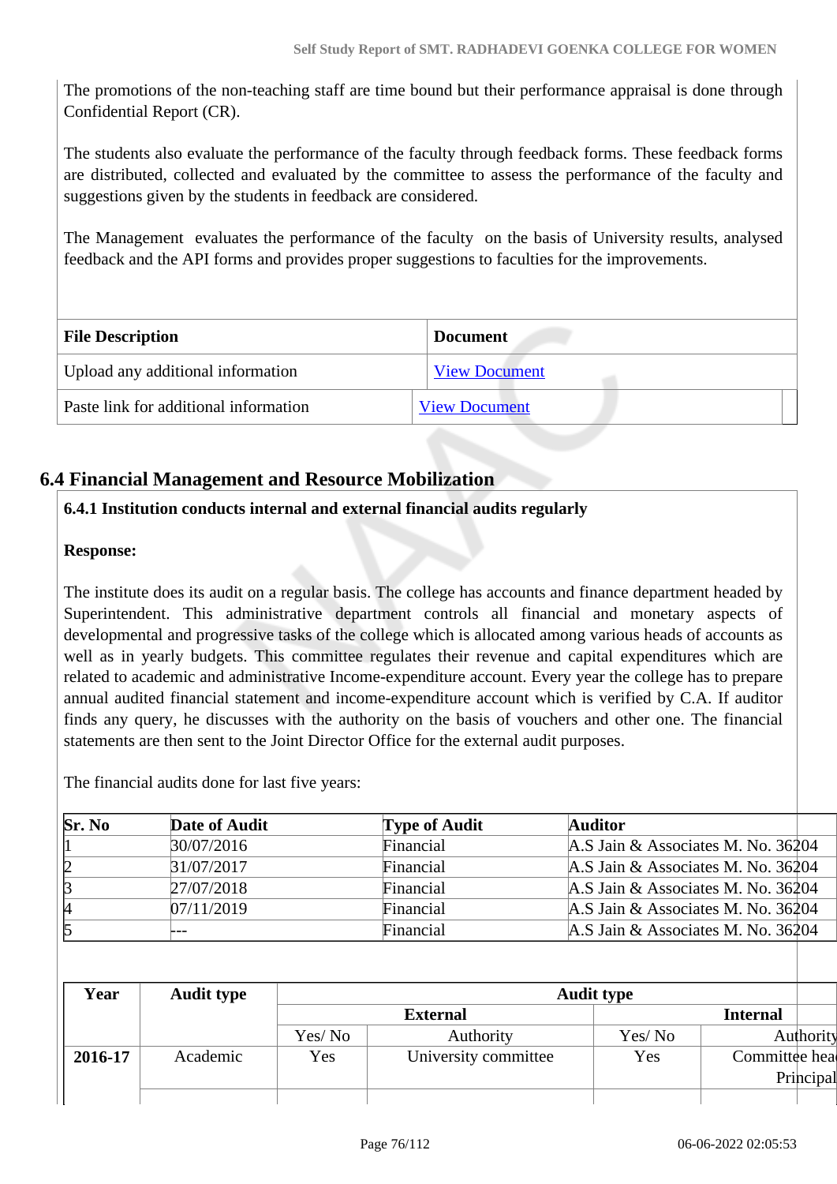The promotions of the non-teaching staff are time bound but their performance appraisal is done through Confidential Report (CR).

The students also evaluate the performance of the faculty through feedback forms. These feedback forms are distributed, collected and evaluated by the committee to assess the performance of the faculty and suggestions given by the students in feedback are considered.

The Management evaluates the performance of the faculty on the basis of University results, analysed feedback and the API forms and provides proper suggestions to faculties for the improvements.

| File Description | Document |
|---|---|
| Upload any additional information | View Document |
| Paste link for additional information | View Document |

## 6.4 Financial Management and Resource Mobilization

**6.4.1 Institution conducts internal and external financial audits regularly**

**Response:**

The institute does its audit on a regular basis. The college has accounts and finance department headed by Superintendent. This administrative department controls all financial and monetary aspects of developmental and progressive tasks of the college which is allocated among various heads of accounts as well as in yearly budgets. This committee regulates their revenue and capital expenditures which are related to academic and administrative Income-expenditure account. Every year the college has to prepare annual audited financial statement and income-expenditure account which is verified by C.A. If auditor finds any query, he discusses with the authority on the basis of vouchers and other one. The financial statements are then sent to the Joint Director Office for the external audit purposes.

The financial audits done for last five years:

| Sr. No | Date of Audit | Type of Audit | Auditor |
|---|---|---|---|
| 1 | 30/07/2016 | Financial | A.S Jain & Associates M. No. 36204 |
| 2 | 31/07/2017 | Financial | A.S Jain & Associates M. No. 36204 |
| 3 | 27/07/2018 | Financial | A.S Jain & Associates M. No. 36204 |
| 4 | 07/11/2019 | Financial | A.S Jain & Associates M. No. 36204 |
| 5 | --- | Financial | A.S Jain & Associates M. No. 36204 |

| Year | Audit type | Audit type | | | |
|---|---|---|---|---|---|
| | | External | | Internal | |
| | | Yes/ No | Authority | Yes/ No | Authority |
| 2016-17 | Academic | Yes | University committee | Yes | Committee hea Principal |
| | | | | | |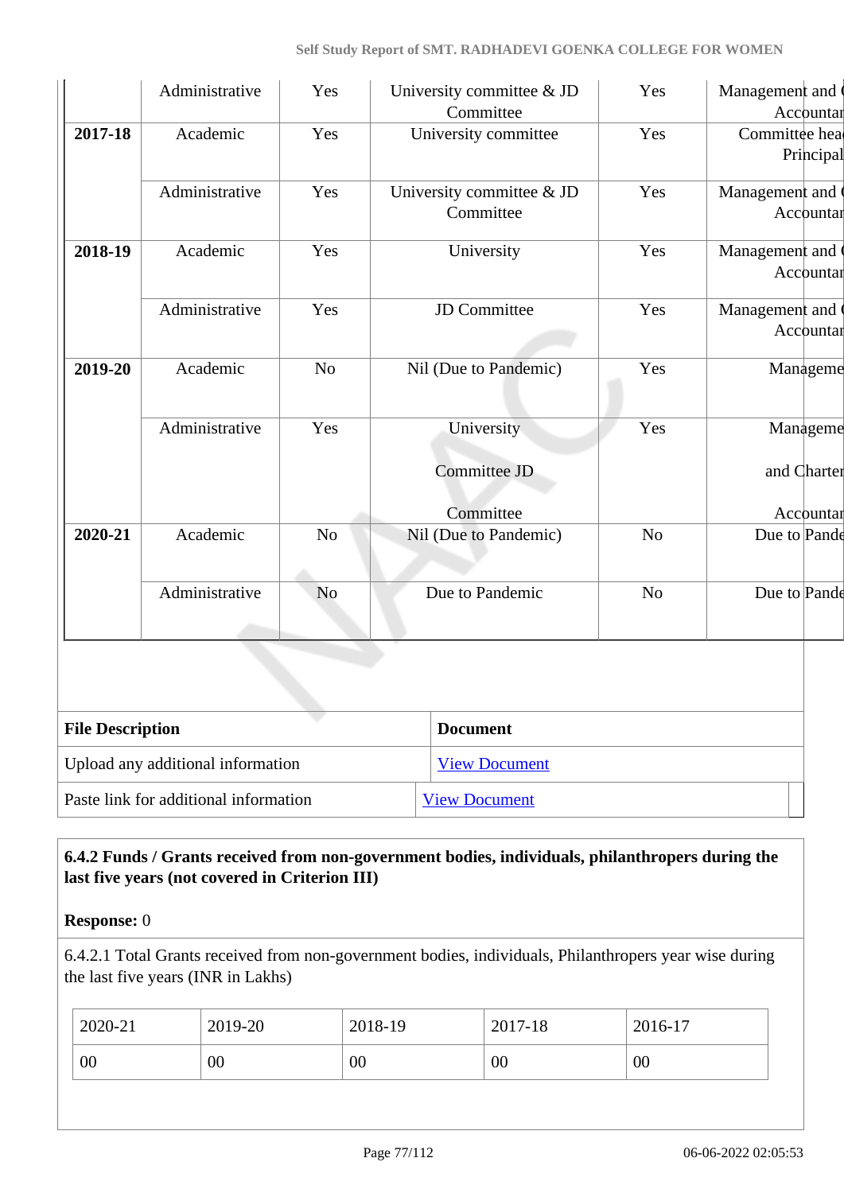| | Administrative | Yes | University committee & JD Committee | Yes | Management and Accountan |
|---|---|---|---|---|---|
| **2017-18** | Academic | Yes | University committee | Yes | Committee hea Principal |
| | Administrative | Yes | University committee & JD Committee | Yes | Management and Accountan |
| **2018-19** | Academic | Yes | University | Yes | Management and Accountan |
| | Administrative | Yes | JD Committee | Yes | Management and Accountan |
| **2019-20** | Academic | No | Nil (Due to Pandemic) | Yes | Manageme |
| | Administrative | Yes | University Committee JD Committee | Yes | Manageme and Charter Accountan |
| **2020-21** | Academic | No | Nil (Due to Pandemic) | No | Due to Pande |
| | Administrative | No | Due to Pandemic | No | Due to Pande |

| File Description | Document |
|---|---|
| Upload any additional information | View Document |
| Paste link for additional information | View Document |

**6.4.2 Funds / Grants received from non-government bodies, individuals, philanthropers during the last five years (not covered in Criterion III)**

**Response:** 0

6.4.2.1 Total Grants received from non-government bodies, individuals, Philanthropers year wise during the last five years (INR in Lakhs)

| 2020-21 | 2019-20 | 2018-19 | 2017-18 | 2016-17 |
|---|---|---|---|---|
| 00 | 00 | 00 | 00 | 00 |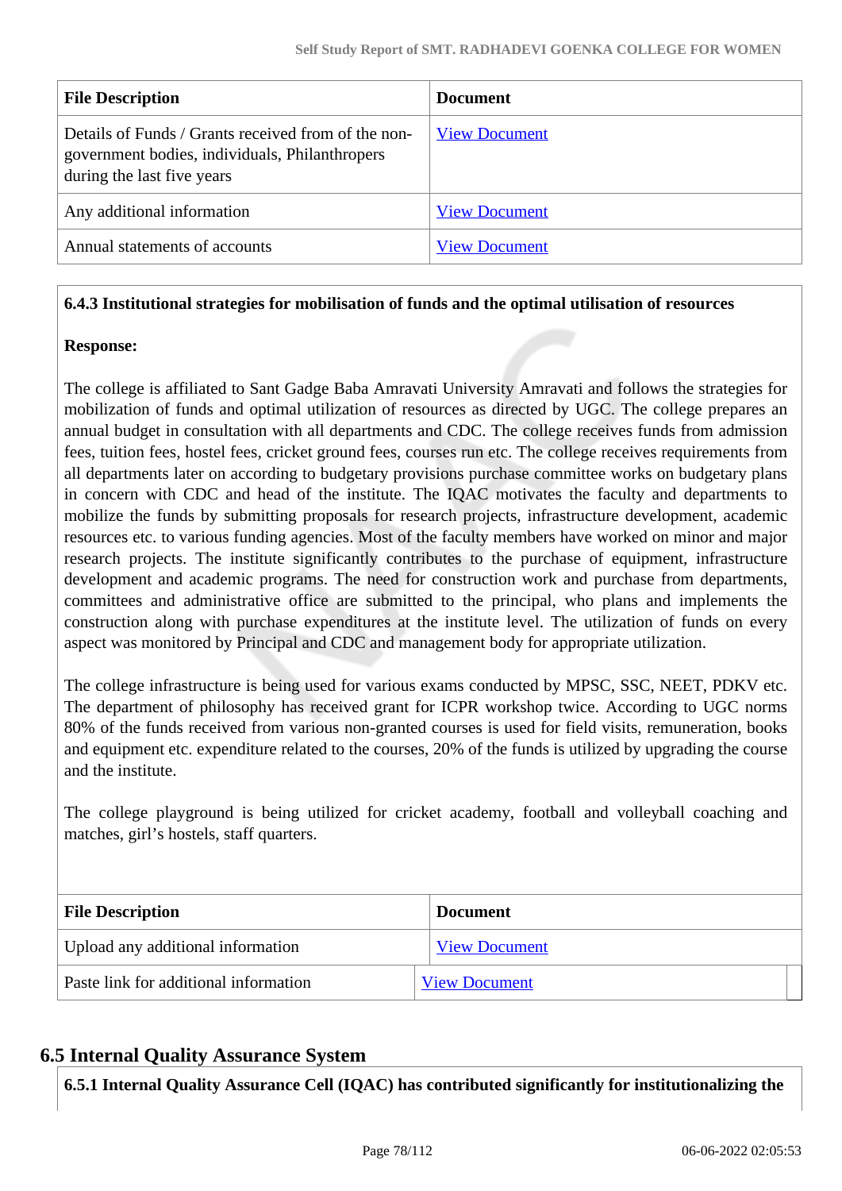| File Description | Document |
|---|---|
| Details of Funds / Grants received from of the non-government bodies, individuals, Philanthropers during the last five years | View Document |
| Any additional information | View Document |
| Annual statements of accounts | View Document |

**6.4.3 Institutional strategies for mobilisation of funds and the optimal utilisation of resources**

**Response:**

The college is affiliated to Sant Gadge Baba Amravati University Amravati and follows the strategies for mobilization of funds and optimal utilization of resources as directed by UGC. The college prepares an annual budget in consultation with all departments and CDC. The college receives funds from admission fees, tuition fees, hostel fees, cricket ground fees, courses run etc. The college receives requirements from all departments later on according to budgetary provisions purchase committee works on budgetary plans in concern with CDC and head of the institute. The IQAC motivates the faculty and departments to mobilize the funds by submitting proposals for research projects, infrastructure development, academic resources etc. to various funding agencies. Most of the faculty members have worked on minor and major research projects. The institute significantly contributes to the purchase of equipment, infrastructure development and academic programs. The need for construction work and purchase from departments, committees and administrative office are submitted to the principal, who plans and implements the construction along with purchase expenditures at the institute level. The utilization of funds on every aspect was monitored by Principal and CDC and management body for appropriate utilization.

The college infrastructure is being used for various exams conducted by MPSC, SSC, NEET, PDKV etc. The department of philosophy has received grant for ICPR workshop twice. According to UGC norms 80% of the funds received from various non-granted courses is used for field visits, remuneration, books and equipment etc. expenditure related to the courses, 20% of the funds is utilized by upgrading the course and the institute.

The college playground is being utilized for cricket academy, football and volleyball coaching and matches, girl's hostels, staff quarters.

| File Description | Document |
|---|---|
| Upload any additional information | View Document |
| Paste link for additional information | View Document |

## 6.5 Internal Quality Assurance System

**6.5.1 Internal Quality Assurance Cell (IQAC) has contributed significantly for institutionalizing the**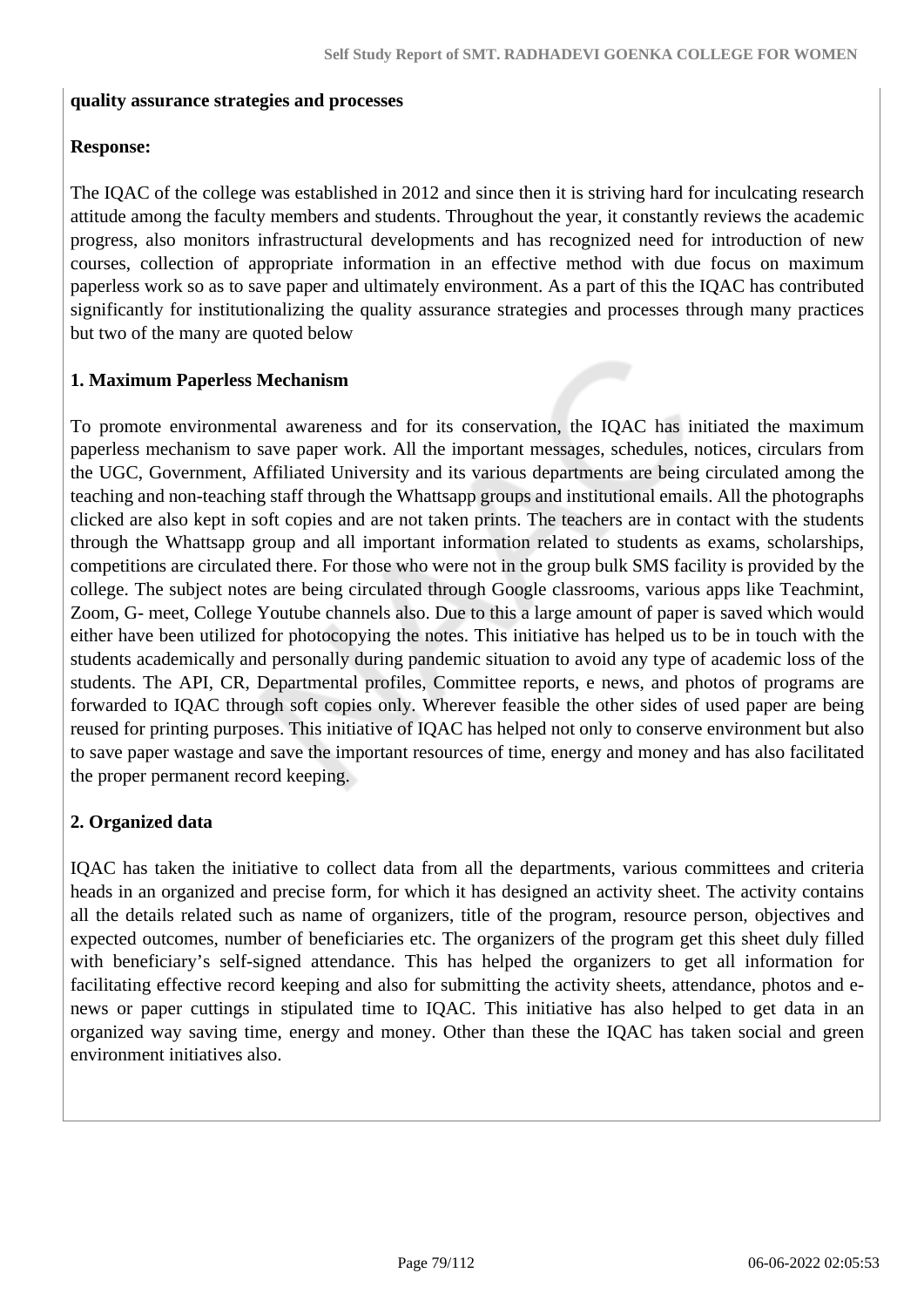**quality assurance strategies and processes**

**Response:**

The IQAC of the college was established in 2012 and since then it is striving hard for inculcating research attitude among the faculty members and students. Throughout the year, it constantly reviews the academic progress, also monitors infrastructural developments and has recognized need for introduction of new courses, collection of appropriate information in an effective method with due focus on maximum paperless work so as to save paper and ultimately environment. As a part of this the IQAC has contributed significantly for institutionalizing the quality assurance strategies and processes through many practices but two of the many are quoted below

**1. Maximum Paperless Mechanism**

To promote environmental awareness and for its conservation, the IQAC has initiated the maximum paperless mechanism to save paper work. All the important messages, schedules, notices, circulars from the UGC, Government, Affiliated University and its various departments are being circulated among the teaching and non-teaching staff through the Whattsapp groups and institutional emails. All the photographs clicked are also kept in soft copies and are not taken prints. The teachers are in contact with the students through the Whattsapp group and all important information related to students as exams, scholarships, competitions are circulated there. For those who were not in the group bulk SMS facility is provided by the college. The subject notes are being circulated through Google classrooms, various apps like Teachmint, Zoom, G- meet, College Youtube channels also. Due to this a large amount of paper is saved which would either have been utilized for photocopying the notes. This initiative has helped us to be in touch with the students academically and personally during pandemic situation to avoid any type of academic loss of the students. The API, CR, Departmental profiles, Committee reports, e news, and photos of programs are forwarded to IQAC through soft copies only. Wherever feasible the other sides of used paper are being reused for printing purposes. This initiative of IQAC has helped not only to conserve environment but also to save paper wastage and save the important resources of time, energy and money and has also facilitated the proper permanent record keeping.

**2. Organized data**

IQAC has taken the initiative to collect data from all the departments, various committees and criteria heads in an organized and precise form, for which it has designed an activity sheet. The activity contains all the details related such as name of organizers, title of the program, resource person, objectives and expected outcomes, number of beneficiaries etc. The organizers of the program get this sheet duly filled with beneficiary's self-signed attendance. This has helped the organizers to get all information for facilitating effective record keeping and also for submitting the activity sheets, attendance, photos and e-news or paper cuttings in stipulated time to IQAC. This initiative has also helped to get data in an organized way saving time, energy and money. Other than these the IQAC has taken social and green environment initiatives also.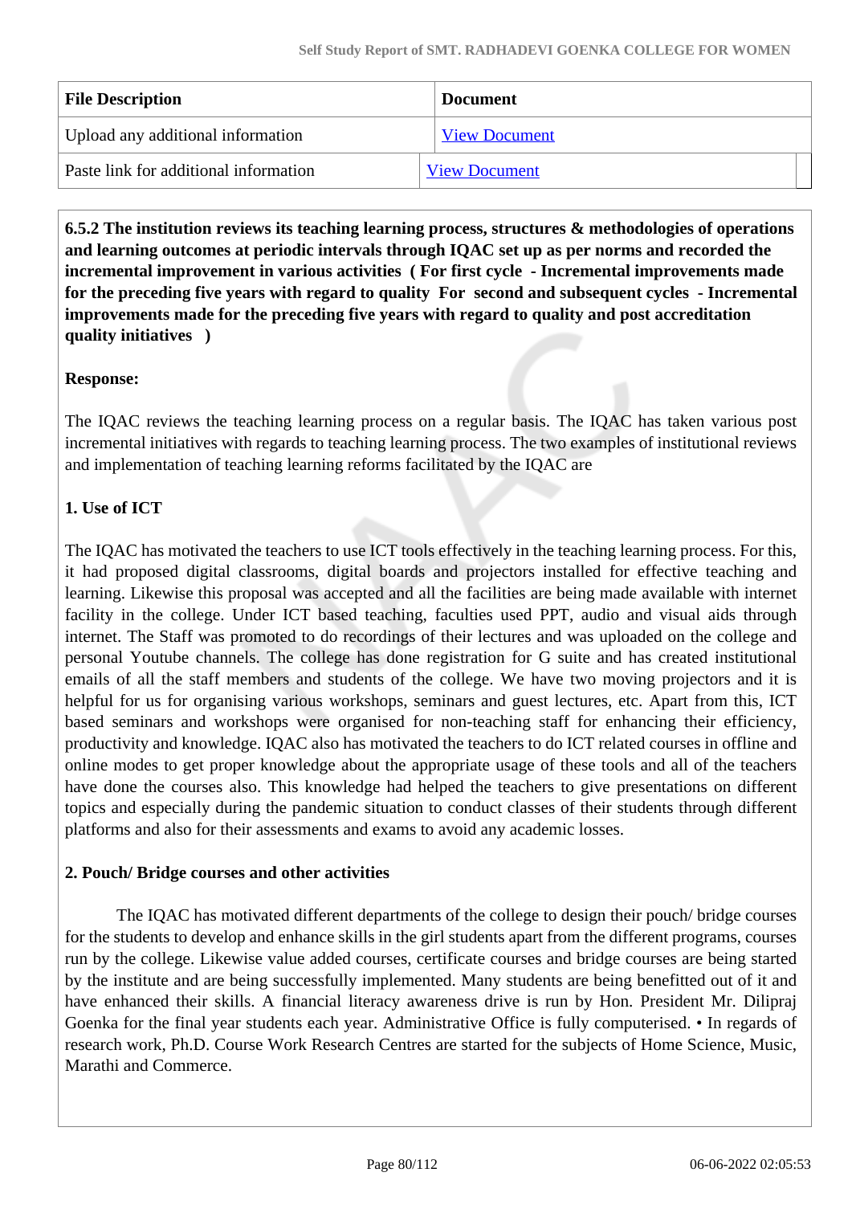| File Description | Document |
| --- | --- |
| Upload any additional information | View Document |
| Paste link for additional information | View Document |

**6.5.2 The institution reviews its teaching learning process, structures & methodologies of operations and learning outcomes at periodic intervals through IQAC set up as per norms and recorded the incremental improvement in various activities ( For first cycle - Incremental improvements made for the preceding five years with regard to quality For second and subsequent cycles - Incremental improvements made for the preceding five years with regard to quality and post accreditation quality initiatives )**

**Response:**

The IQAC reviews the teaching learning process on a regular basis. The IQAC has taken various post incremental initiatives with regards to teaching learning process. The two examples of institutional reviews and implementation of teaching learning reforms facilitated by the IQAC are

**1. Use of ICT**

The IQAC has motivated the teachers to use ICT tools effectively in the teaching learning process. For this, it had proposed digital classrooms, digital boards and projectors installed for effective teaching and learning. Likewise this proposal was accepted and all the facilities are being made available with internet facility in the college. Under ICT based teaching, faculties used PPT, audio and visual aids through internet. The Staff was promoted to do recordings of their lectures and was uploaded on the college and personal Youtube channels. The college has done registration for G suite and has created institutional emails of all the staff members and students of the college. We have two moving projectors and it is helpful for us for organising various workshops, seminars and guest lectures, etc. Apart from this, ICT based seminars and workshops were organised for non-teaching staff for enhancing their efficiency, productivity and knowledge. IQAC also has motivated the teachers to do ICT related courses in offline and online modes to get proper knowledge about the appropriate usage of these tools and all of the teachers have done the courses also. This knowledge had helped the teachers to give presentations on different topics and especially during the pandemic situation to conduct classes of their students through different platforms and also for their assessments and exams to avoid any academic losses.

**2. Pouch/ Bridge courses and other activities**

The IQAC has motivated different departments of the college to design their pouch/ bridge courses for the students to develop and enhance skills in the girl students apart from the different programs, courses run by the college. Likewise value added courses, certificate courses and bridge courses are being started by the institute and are being successfully implemented. Many students are being benefitted out of it and have enhanced their skills. A financial literacy awareness drive is run by Hon. President Mr. Dilipraj Goenka for the final year students each year. Administrative Office is fully computerised. • In regards of research work, Ph.D. Course Work Research Centres are started for the subjects of Home Science, Music, Marathi and Commerce.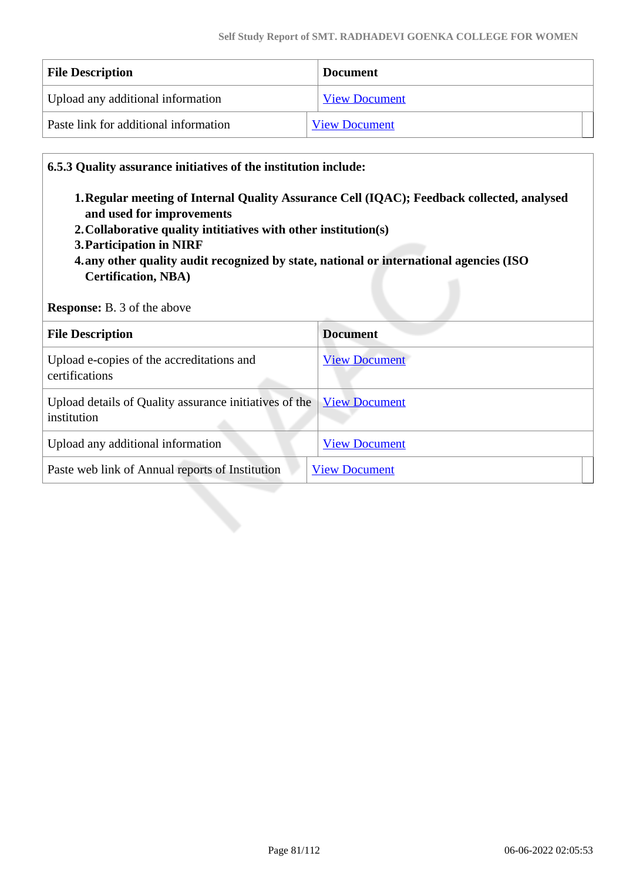| File Description | Document |
|---|---|
| Upload any additional information | View Document |
| Paste link for additional information | View Document |

**6.5.3 Quality assurance initiatives of the institution include:**

1. **Regular meeting of Internal Quality Assurance Cell (IQAC); Feedback collected, analysed and used for improvements**
2. **Collaborative quality intitiatives with other institution(s)**
3. **Participation in NIRF**
4. **any other quality audit recognized by state, national or international agencies (ISO Certification, NBA)**

**Response:** B. 3 of the above

| File Description | Document |
|---|---|
| Upload e-copies of the accreditations and certifications | View Document |
| Upload details of Quality assurance initiatives of the institution | View Document |
| Upload any additional information | View Document |
| Paste web link of Annual reports of Institution | View Document |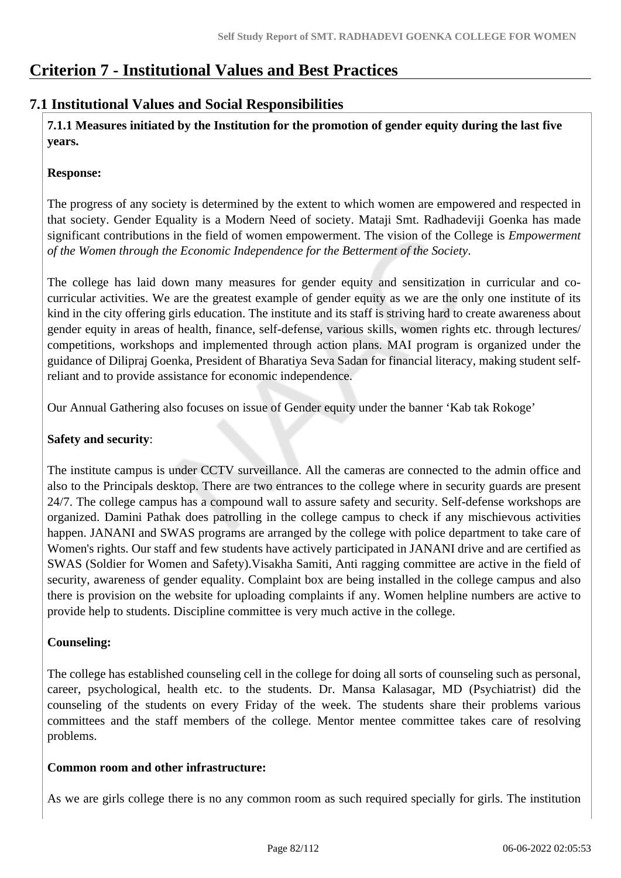# Criterion 7 - Institutional Values and Best Practices

## 7.1 Institutional Values and Social Responsibilities

**7.1.1 Measures initiated by the Institution for the promotion of gender equity during the last five years.**

**Response:**

The progress of any society is determined by the extent to which women are empowered and respected in that society. Gender Equality is a Modern Need of society. Mataji Smt. Radhadeviji Goenka has made significant contributions in the field of women empowerment. The vision of the College is *Empowerment of the Women through the Economic Independence for the Betterment of the Society*.

The college has laid down many measures for gender equity and sensitization in curricular and co-curricular activities. We are the greatest example of gender equity as we are the only one institute of its kind in the city offering girls education. The institute and its staff is striving hard to create awareness about gender equity in areas of health, finance, self-defense, various skills, women rights etc. through lectures/ competitions, workshops and implemented through action plans. MAI program is organized under the guidance of Dilipraj Goenka, President of Bharatiya Seva Sadan for financial literacy, making student self-reliant and to provide assistance for economic independence.

Our Annual Gathering also focuses on issue of Gender equity under the banner 'Kab tak Rokoge'

**Safety and security**:

The institute campus is under CCTV surveillance. All the cameras are connected to the admin office and also to the Principals desktop. There are two entrances to the college where in security guards are present 24/7. The college campus has a compound wall to assure safety and security. Self-defense workshops are organized. Damini Pathak does patrolling in the college campus to check if any mischievous activities happen. JANANI and SWAS programs are arranged by the college with police department to take care of Women's rights. Our staff and few students have actively participated in JANANI drive and are certified as SWAS (Soldier for Women and Safety).Visakha Samiti, Anti ragging committee are active in the field of security, awareness of gender equality. Complaint box are being installed in the college campus and also there is provision on the website for uploading complaints if any. Women helpline numbers are active to provide help to students. Discipline committee is very much active in the college.

**Counseling:**

The college has established counseling cell in the college for doing all sorts of counseling such as personal, career, psychological, health etc. to the students. Dr. Mansa Kalasagar, MD (Psychiatrist) did the counseling of the students on every Friday of the week. The students share their problems various committees and the staff members of the college. Mentor mentee committee takes care of resolving problems.

**Common room and other infrastructure:**

As we are girls college there is no any common room as such required specially for girls. The institution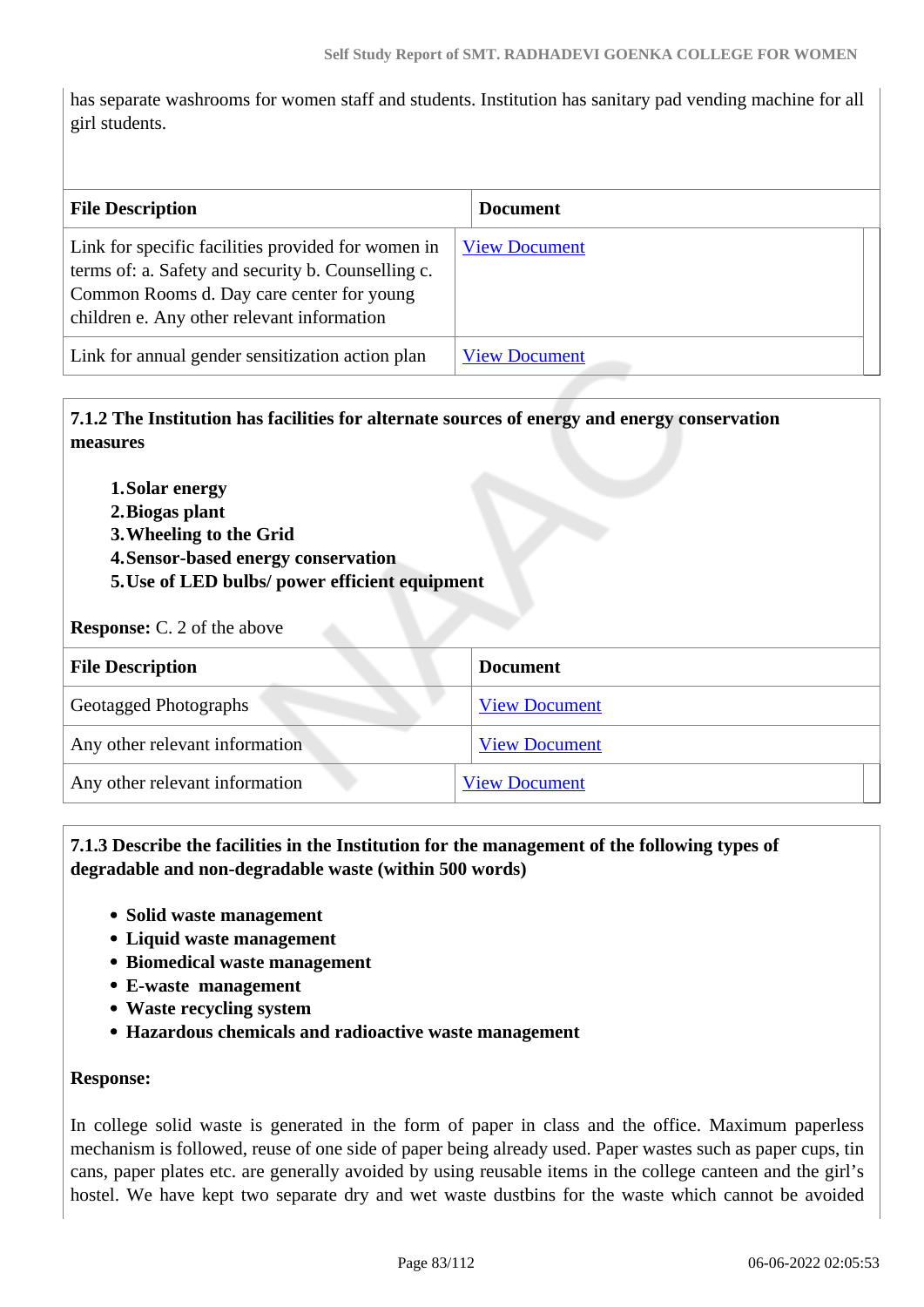has separate washrooms for women staff and students. Institution has sanitary pad vending machine for all girl students.

| File Description | Document |
|---|---|
| Link for specific facilities provided for women in terms of: a. Safety and security b. Counselling c. Common Rooms d. Day care center for young children e. Any other relevant information | View Document |
| Link for annual gender sensitization action plan | View Document |

**7.1.2 The Institution has facilities for alternate sources of energy and energy conservation measures**

1. **Solar energy**
2. **Biogas plant**
3. **Wheeling to the Grid**
4. **Sensor-based energy conservation**
5. **Use of LED bulbs/ power efficient equipment**

**Response:** C. 2 of the above

| File Description | Document |
|---|---|
| Geotagged Photographs | View Document |
| Any other relevant information | View Document |
| Any other relevant information | View Document |

**7.1.3 Describe the facilities in the Institution for the management of the following types of degradable and non-degradable waste (within 500 words)**

- **Solid waste management**
- **Liquid waste management**
- **Biomedical waste management**
- **E-waste management**
- **Waste recycling system**
- **Hazardous chemicals and radioactive waste management**

**Response:**

In college solid waste is generated in the form of paper in class and the office. Maximum paperless mechanism is followed, reuse of one side of paper being already used. Paper wastes such as paper cups, tin cans, paper plates etc. are generally avoided by using reusable items in the college canteen and the girl's hostel. We have kept two separate dry and wet waste dustbins for the waste which cannot be avoided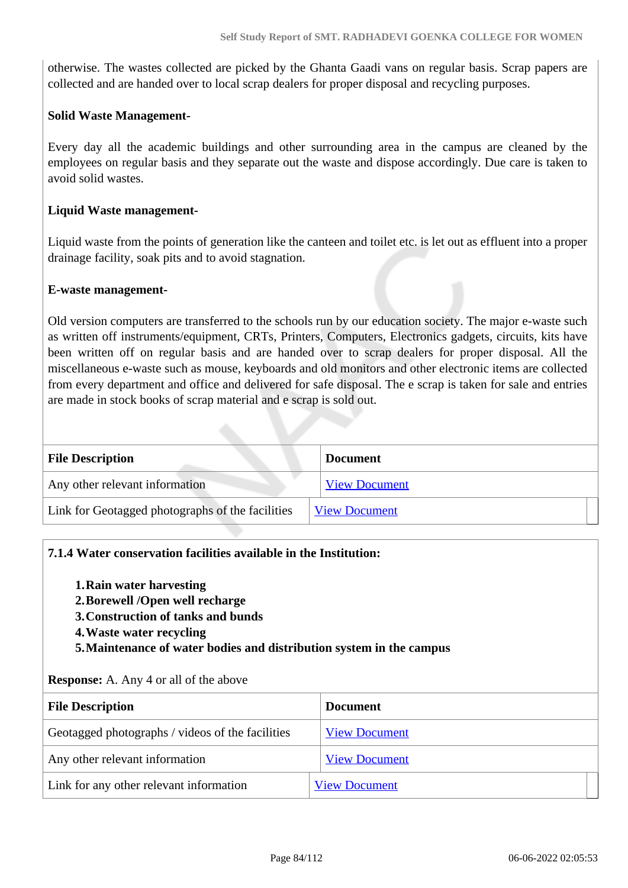otherwise. The wastes collected are picked by the Ghanta Gaadi vans on regular basis. Scrap papers are collected and are handed over to local scrap dealers for proper disposal and recycling purposes.

**Solid Waste Management-**

Every day all the academic buildings and other surrounding area in the campus are cleaned by the employees on regular basis and they separate out the waste and dispose accordingly. Due care is taken to avoid solid wastes.

**Liquid Waste management-**

Liquid waste from the points of generation like the canteen and toilet etc. is let out as effluent into a proper drainage facility, soak pits and to avoid stagnation.

**E-waste management-**

Old version computers are transferred to the schools run by our education society. The major e-waste such as written off instruments/equipment, CRTs, Printers, Computers, Electronics gadgets, circuits, kits have been written off on regular basis and are handed over to scrap dealers for proper disposal. All the miscellaneous e-waste such as mouse, keyboards and old monitors and other electronic items are collected from every department and office and delivered for safe disposal. The e scrap is taken for sale and entries are made in stock books of scrap material and e scrap is sold out.

| File Description | Document |
|---|---|
| Any other relevant information | View Document |
| Link for Geotagged photographs of the facilities | View Document |

**7.1.4 Water conservation facilities available in the Institution:**

1. **Rain water harvesting**
2. **Borewell /Open well recharge**
3. **Construction of tanks and bunds**
4. **Waste water recycling**
5. **Maintenance of water bodies and distribution system in the campus**

**Response:** A. Any 4 or all of the above

| File Description | Document |
|---|---|
| Geotagged photographs / videos of the facilities | View Document |
| Any other relevant information | View Document |
| Link for any other relevant information | View Document |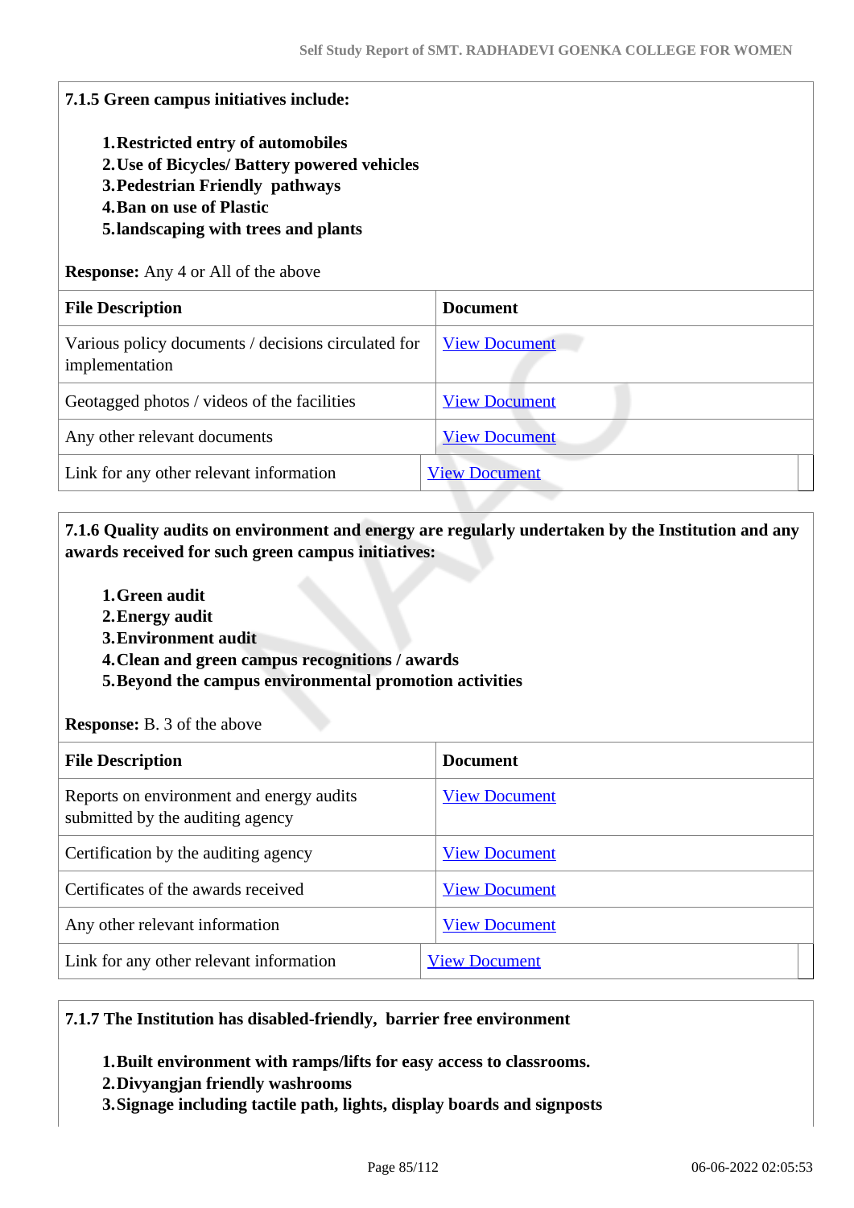**7.1.5 Green campus initiatives include:**

1. **Restricted entry of automobiles**
2. **Use of Bicycles/ Battery powered vehicles**
3. **Pedestrian Friendly pathways**
4. **Ban on use of Plastic**
5. **landscaping with trees and plants**

**Response:** Any 4 or All of the above

| File Description | Document |
|---|---|
| Various policy documents / decisions circulated for implementation | View Document |
| Geotagged photos / videos of the facilities | View Document |
| Any other relevant documents | View Document |
| Link for any other relevant information | View Document |

**7.1.6 Quality audits on environment and energy are regularly undertaken by the Institution and any awards received for such green campus initiatives:**

1. **Green audit**
2. **Energy audit**
3. **Environment audit**
4. **Clean and green campus recognitions / awards**
5. **Beyond the campus environmental promotion activities**

**Response:** B. 3 of the above

| File Description | Document |
|---|---|
| Reports on environment and energy audits submitted by the auditing agency | View Document |
| Certification by the auditing agency | View Document |
| Certificates of the awards received | View Document |
| Any other relevant information | View Document |
| Link for any other relevant information | View Document |

**7.1.7 The Institution has disabled-friendly, barrier free environment**

1. **Built environment with ramps/lifts for easy access to classrooms.**
2. **Divyangjan friendly washrooms**
3. **Signage including tactile path, lights, display boards and signposts**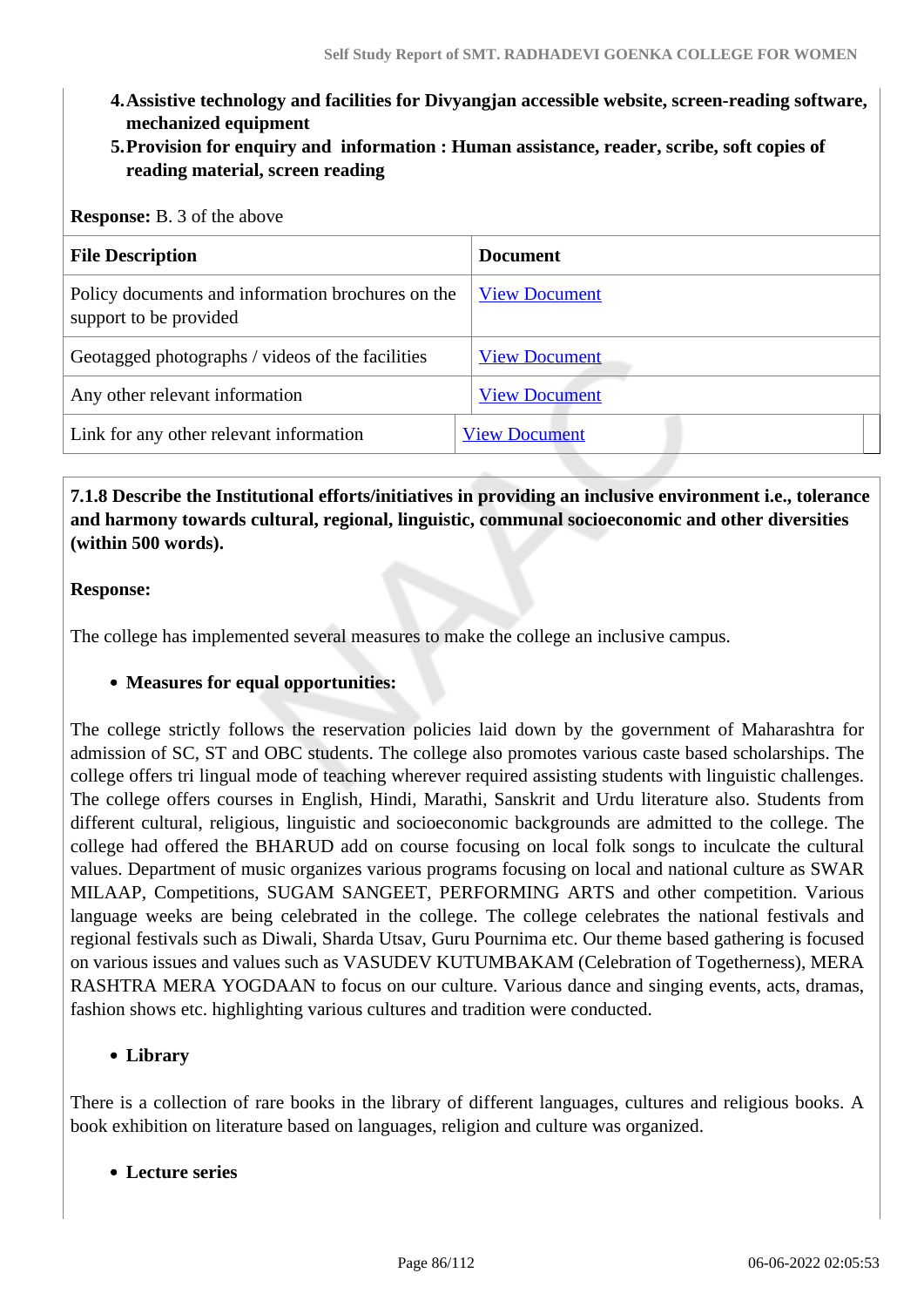4. **Assistive technology and facilities for Divyangjan accessible website, screen-reading software, mechanized equipment**
5. **Provision for enquiry and information : Human assistance, reader, scribe, soft copies of reading material, screen reading**

**Response:** B. 3 of the above

| File Description | Document |
|---|---|
| Policy documents and information brochures on the support to be provided | View Document |
| Geotagged photographs / videos of the facilities | View Document |
| Any other relevant information | View Document |
| Link for any other relevant information | View Document |

**7.1.8 Describe the Institutional efforts/initiatives in providing an inclusive environment i.e., tolerance and harmony towards cultural, regional, linguistic, communal socioeconomic and other diversities (within 500 words).**

**Response:**

The college has implemented several measures to make the college an inclusive campus.

- **Measures for equal opportunities:**

The college strictly follows the reservation policies laid down by the government of Maharashtra for admission of SC, ST and OBC students. The college also promotes various caste based scholarships. The college offers tri lingual mode of teaching wherever required assisting students with linguistic challenges. The college offers courses in English, Hindi, Marathi, Sanskrit and Urdu literature also. Students from different cultural, religious, linguistic and socioeconomic backgrounds are admitted to the college. The college had offered the BHARUD add on course focusing on local folk songs to inculcate the cultural values. Department of music organizes various programs focusing on local and national culture as SWAR MILAAP, Competitions, SUGAM SANGEET, PERFORMING ARTS and other competition. Various language weeks are being celebrated in the college. The college celebrates the national festivals and regional festivals such as Diwali, Sharda Utsav, Guru Pournima etc. Our theme based gathering is focused on various issues and values such as VASUDEV KUTUMBAKAM (Celebration of Togetherness), MERA RASHTRA MERA YOGDAAN to focus on our culture. Various dance and singing events, acts, dramas, fashion shows etc. highlighting various cultures and tradition were conducted.

- **Library**

There is a collection of rare books in the library of different languages, cultures and religious books. A book exhibition on literature based on languages, religion and culture was organized.

- **Lecture series**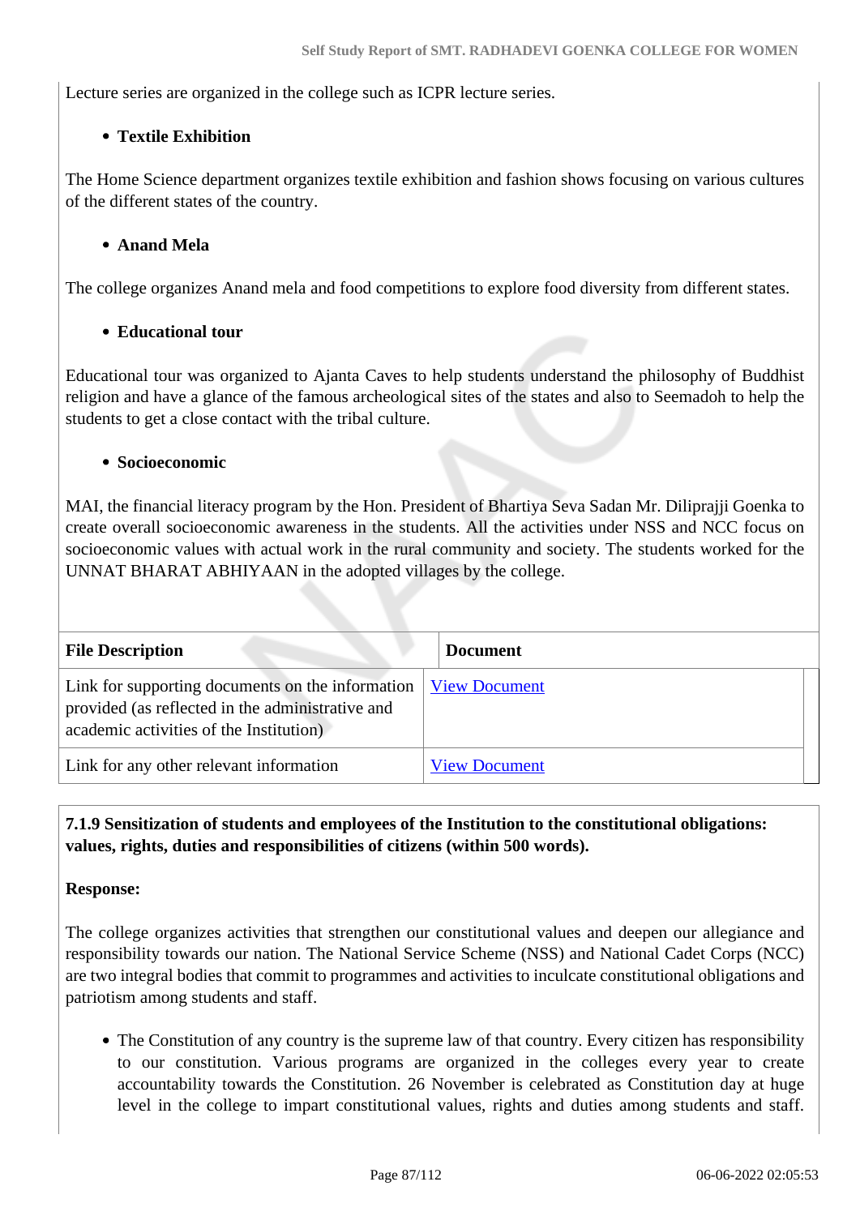Lecture series are organized in the college such as ICPR lecture series.

- **Textile Exhibition**

The Home Science department organizes textile exhibition and fashion shows focusing on various cultures of the different states of the country.

- **Anand Mela**

The college organizes Anand mela and food competitions to explore food diversity from different states.

- **Educational tour**

Educational tour was organized to Ajanta Caves to help students understand the philosophy of Buddhist religion and have a glance of the famous archeological sites of the states and also to Seemadoh to help the students to get a close contact with the tribal culture.

- **Socioeconomic**

MAI, the financial literacy program by the Hon. President of Bhartiya Seva Sadan Mr. Diliprajji Goenka to create overall socioeconomic awareness in the students. All the activities under NSS and NCC focus on socioeconomic values with actual work in the rural community and society. The students worked for the UNNAT BHARAT ABHIYAAN in the adopted villages by the college.

| File Description | Document |
|---|---|
| Link for supporting documents on the information provided (as reflected in the administrative and academic activities of the Institution) | View Document |
| Link for any other relevant information | View Document |

**7.1.9 Sensitization of students and employees of the Institution to the constitutional obligations: values, rights, duties and responsibilities of citizens (within 500 words).**

**Response:**

The college organizes activities that strengthen our constitutional values and deepen our allegiance and responsibility towards our nation. The National Service Scheme (NSS) and National Cadet Corps (NCC) are two integral bodies that commit to programmes and activities to inculcate constitutional obligations and patriotism among students and staff.

- The Constitution of any country is the supreme law of that country. Every citizen has responsibility to our constitution. Various programs are organized in the colleges every year to create accountability towards the Constitution. 26 November is celebrated as Constitution day at huge level in the college to impart constitutional values, rights and duties among students and staff.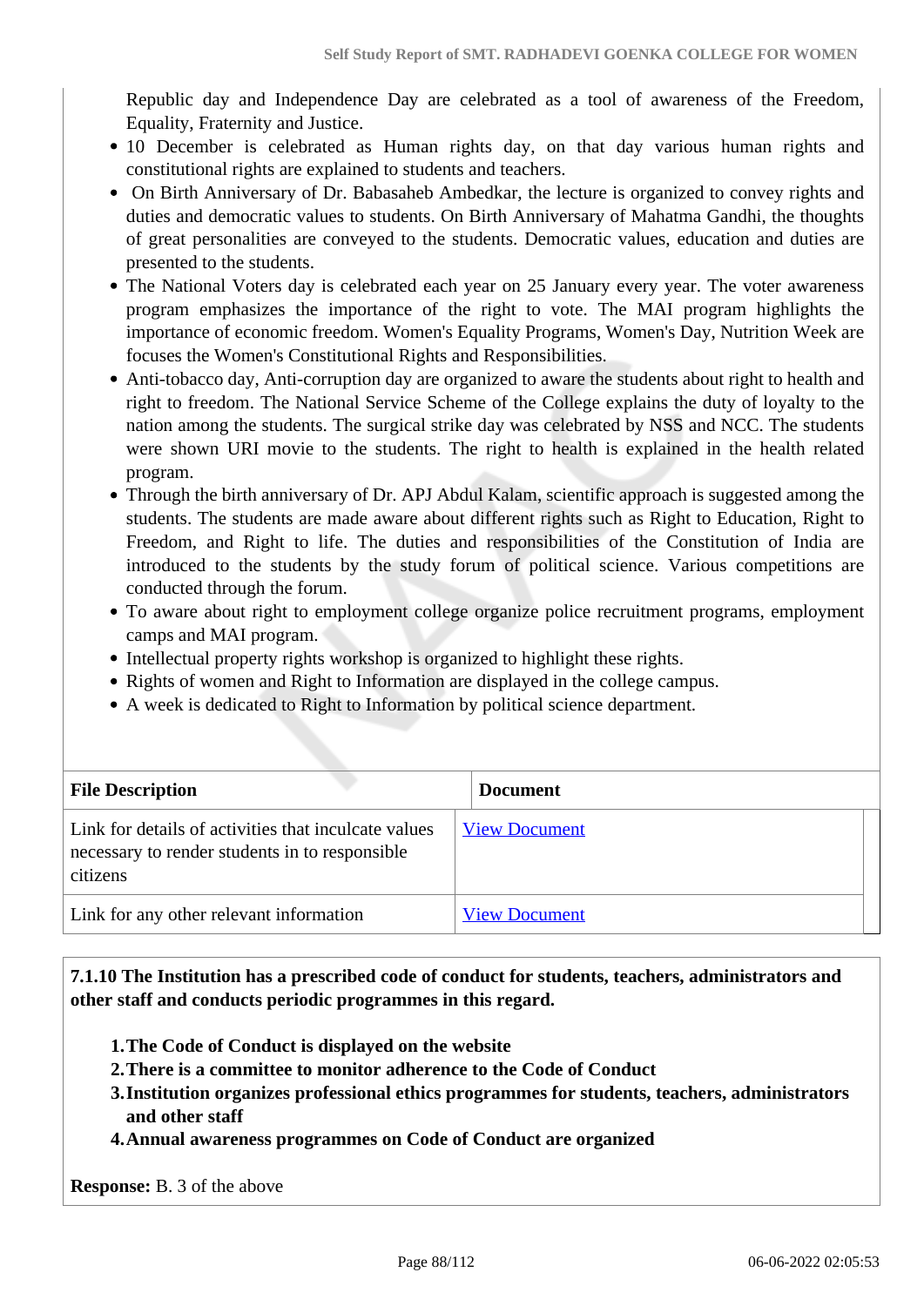Republic day and Independence Day are celebrated as a tool of awareness of the Freedom, Equality, Fraternity and Justice.

- 10 December is celebrated as Human rights day, on that day various human rights and constitutional rights are explained to students and teachers.
- On Birth Anniversary of Dr. Babasaheb Ambedkar, the lecture is organized to convey rights and duties and democratic values to students. On Birth Anniversary of Mahatma Gandhi, the thoughts of great personalities are conveyed to the students. Democratic values, education and duties are presented to the students.
- The National Voters day is celebrated each year on 25 January every year. The voter awareness program emphasizes the importance of the right to vote. The MAI program highlights the importance of economic freedom. Women's Equality Programs, Women's Day, Nutrition Week are focuses the Women's Constitutional Rights and Responsibilities.
- Anti-tobacco day, Anti-corruption day are organized to aware the students about right to health and right to freedom. The National Service Scheme of the College explains the duty of loyalty to the nation among the students. The surgical strike day was celebrated by NSS and NCC. The students were shown URI movie to the students. The right to health is explained in the health related program.
- Through the birth anniversary of Dr. APJ Abdul Kalam, scientific approach is suggested among the students. The students are made aware about different rights such as Right to Education, Right to Freedom, and Right to life. The duties and responsibilities of the Constitution of India are introduced to the students by the study forum of political science. Various competitions are conducted through the forum.
- To aware about right to employment college organize police recruitment programs, employment camps and MAI program.
- Intellectual property rights workshop is organized to highlight these rights.
- Rights of women and Right to Information are displayed in the college campus.
- A week is dedicated to Right to Information by political science department.

| File Description | Document |
|---|---|
| Link for details of activities that inculcate values necessary to render students in to responsible citizens | View Document |
| Link for any other relevant information | View Document |

**7.1.10 The Institution has a prescribed code of conduct for students, teachers, administrators and other staff and conducts periodic programmes in this regard.**

1. **The Code of Conduct is displayed on the website**
2. **There is a committee to monitor adherence to the Code of Conduct**
3. **Institution organizes professional ethics programmes for students, teachers, administrators and other staff**
4. **Annual awareness programmes on Code of Conduct are organized**

**Response:** B. 3 of the above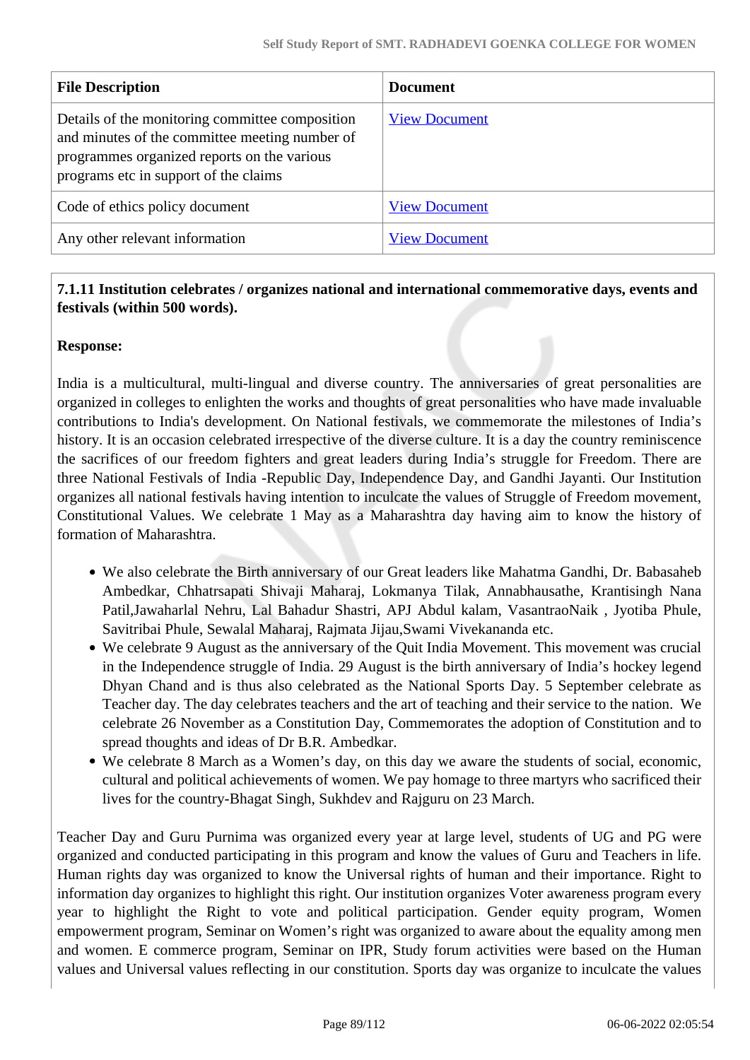| File Description | Document |
|---|---|
| Details of the monitoring committee composition and minutes of the committee meeting number of programmes organized reports on the various programs etc in support of the claims | View Document |
| Code of ethics policy document | View Document |
| Any other relevant information | View Document |

**7.1.11 Institution celebrates / organizes national and international commemorative days, events and festivals (within 500 words).**

**Response:**

India is a multicultural, multi-lingual and diverse country. The anniversaries of great personalities are organized in colleges to enlighten the works and thoughts of great personalities who have made invaluable contributions to India's development. On National festivals, we commemorate the milestones of India's history. It is an occasion celebrated irrespective of the diverse culture. It is a day the country reminiscence the sacrifices of our freedom fighters and great leaders during India's struggle for Freedom. There are three National Festivals of India -Republic Day, Independence Day, and Gandhi Jayanti. Our Institution organizes all national festivals having intention to inculcate the values of Struggle of Freedom movement, Constitutional Values. We celebrate 1 May as a Maharashtra day having aim to know the history of formation of Maharashtra.

- We also celebrate the Birth anniversary of our Great leaders like Mahatma Gandhi, Dr. Babasaheb Ambedkar, Chhatrsapati Shivaji Maharaj, Lokmanya Tilak, Annabhausathe, Krantisingh Nana Patil,Jawaharlal Nehru, Lal Bahadur Shastri, APJ Abdul kalam, VasantraoNaik , Jyotiba Phule, Savitribai Phule, Sewalal Maharaj, Rajmata Jijau,Swami Vivekananda etc.
- We celebrate 9 August as the anniversary of the Quit India Movement. This movement was crucial in the Independence struggle of India. 29 August is the birth anniversary of India's hockey legend Dhyan Chand and is thus also celebrated as the National Sports Day. 5 September celebrate as Teacher day. The day celebrates teachers and the art of teaching and their service to the nation. We celebrate 26 November as a Constitution Day, Commemorates the adoption of Constitution and to spread thoughts and ideas of Dr B.R. Ambedkar.
- We celebrate 8 March as a Women's day, on this day we aware the students of social, economic, cultural and political achievements of women. We pay homage to three martyrs who sacrificed their lives for the country-Bhagat Singh, Sukhdev and Rajguru on 23 March.

Teacher Day and Guru Purnima was organized every year at large level, students of UG and PG were organized and conducted participating in this program and know the values of Guru and Teachers in life. Human rights day was organized to know the Universal rights of human and their importance. Right to information day organizes to highlight this right. Our institution organizes Voter awareness program every year to highlight the Right to vote and political participation. Gender equity program, Women empowerment program, Seminar on Women's right was organized to aware about the equality among men and women. E commerce program, Seminar on IPR, Study forum activities were based on the Human values and Universal values reflecting in our constitution. Sports day was organize to inculcate the values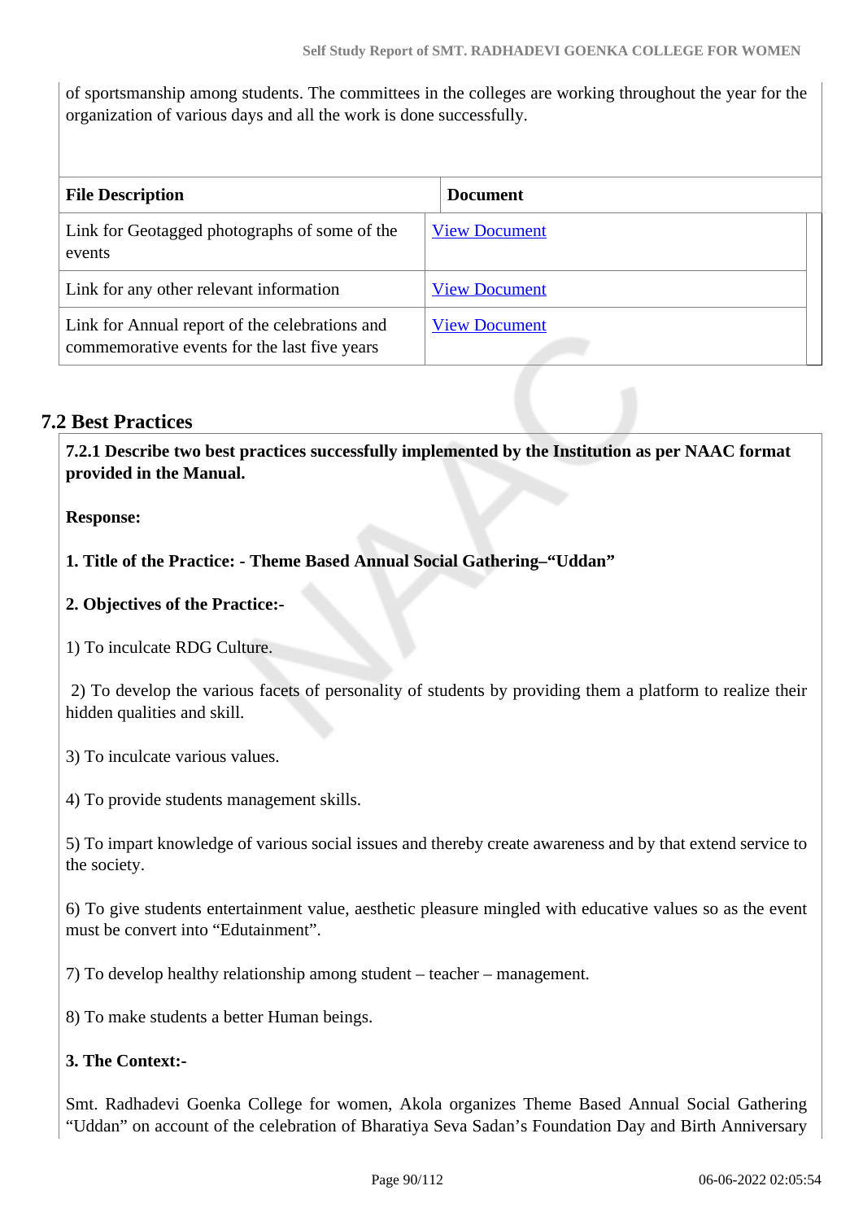of sportsmanship among students. The committees in the colleges are working throughout the year for the organization of various days and all the work is done successfully.

| File Description | Document |
|---|---|
| Link for Geotagged photographs of some of the events | View Document |
| Link for any other relevant information | View Document |
| Link for Annual report of the celebrations and commemorative events for the last five years | View Document |

## 7.2 Best Practices

**7.2.1 Describe two best practices successfully implemented by the Institution as per NAAC format provided in the Manual.**

**Response:**

**1. Title of the Practice: - Theme Based Annual Social Gathering–"Uddan"**

**2. Objectives of the Practice:-**

1) To inculcate RDG Culture.

2) To develop the various facets of personality of students by providing them a platform to realize their hidden qualities and skill.

3) To inculcate various values.

4) To provide students management skills.

5) To impart knowledge of various social issues and thereby create awareness and by that extend service to the society.

6) To give students entertainment value, aesthetic pleasure mingled with educative values so as the event must be convert into "Edutainment".

7) To develop healthy relationship among student – teacher – management.

8) To make students a better Human beings.

**3. The Context:-**

Smt. Radhadevi Goenka College for women, Akola organizes Theme Based Annual Social Gathering "Uddan" on account of the celebration of Bharatiya Seva Sadan's Foundation Day and Birth Anniversary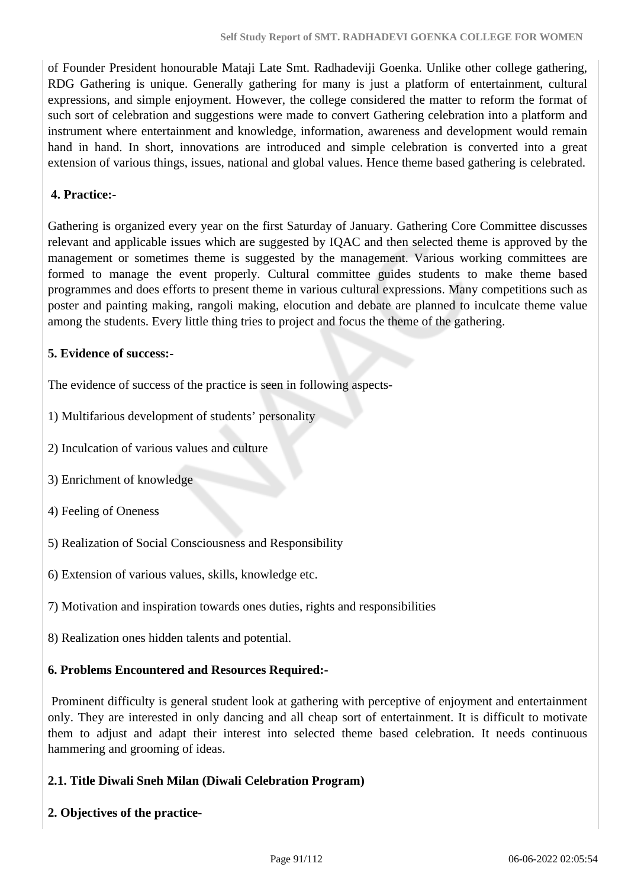of Founder President honourable Mataji Late Smt. Radhadeviji Goenka. Unlike other college gathering, RDG Gathering is unique. Generally gathering for many is just a platform of entertainment, cultural expressions, and simple enjoyment. However, the college considered the matter to reform the format of such sort of celebration and suggestions were made to convert Gathering celebration into a platform and instrument where entertainment and knowledge, information, awareness and development would remain hand in hand. In short, innovations are introduced and simple celebration is converted into a great extension of various things, issues, national and global values. Hence theme based gathering is celebrated.

**4. Practice:-**

Gathering is organized every year on the first Saturday of January. Gathering Core Committee discusses relevant and applicable issues which are suggested by IQAC and then selected theme is approved by the management or sometimes theme is suggested by the management. Various working committees are formed to manage the event properly. Cultural committee guides students to make theme based programmes and does efforts to present theme in various cultural expressions. Many competitions such as poster and painting making, rangoli making, elocution and debate are planned to inculcate theme value among the students. Every little thing tries to project and focus the theme of the gathering.

**5. Evidence of success:-**

The evidence of success of the practice is seen in following aspects-

1) Multifarious development of students' personality

2) Inculcation of various values and culture

3) Enrichment of knowledge

4) Feeling of Oneness

5) Realization of Social Consciousness and Responsibility

6) Extension of various values, skills, knowledge etc.

7) Motivation and inspiration towards ones duties, rights and responsibilities

8) Realization ones hidden talents and potential.

**6. Problems Encountered and Resources Required:-**

Prominent difficulty is general student look at gathering with perceptive of enjoyment and entertainment only. They are interested in only dancing and all cheap sort of entertainment. It is difficult to motivate them to adjust and adapt their interest into selected theme based celebration. It needs continuous hammering and grooming of ideas.

**2.1. Title Diwali Sneh Milan (Diwali Celebration Program)**

**2. Objectives of the practice-**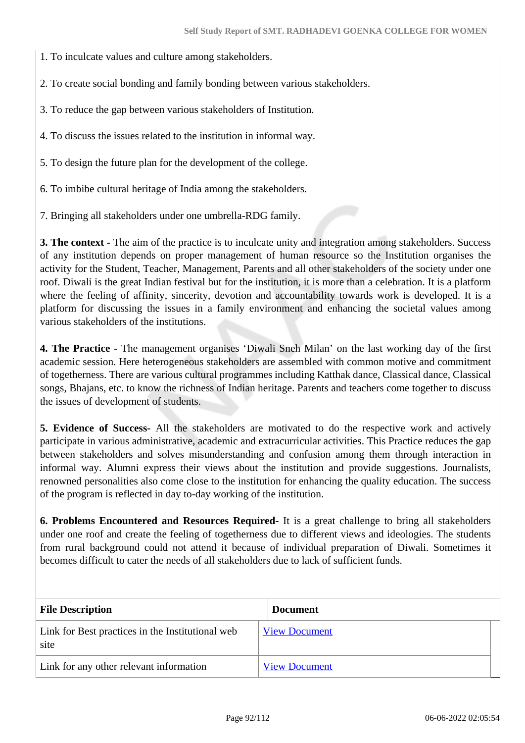1. To inculcate values and culture among stakeholders.

2. To create social bonding and family bonding between various stakeholders.

3. To reduce the gap between various stakeholders of Institution.

4. To discuss the issues related to the institution in informal way.

5. To design the future plan for the development of the college.

6. To imbibe cultural heritage of India among the stakeholders.

7. Bringing all stakeholders under one umbrella-RDG family.

**3. The context -** The aim of the practice is to inculcate unity and integration among stakeholders. Success of any institution depends on proper management of human resource so the Institution organises the activity for the Student, Teacher, Management, Parents and all other stakeholders of the society under one roof. Diwali is the great Indian festival but for the institution, it is more than a celebration. It is a platform where the feeling of affinity, sincerity, devotion and accountability towards work is developed. It is a platform for discussing the issues in a family environment and enhancing the societal values among various stakeholders of the institutions.

**4. The Practice -** The management organises 'Diwali Sneh Milan' on the last working day of the first academic session. Here heterogeneous stakeholders are assembled with common motive and commitment of togetherness. There are various cultural programmes including Katthak dance, Classical dance, Classical songs, Bhajans, etc. to know the richness of Indian heritage. Parents and teachers come together to discuss the issues of development of students.

**5. Evidence of Success-** All the stakeholders are motivated to do the respective work and actively participate in various administrative, academic and extracurricular activities. This Practice reduces the gap between stakeholders and solves misunderstanding and confusion among them through interaction in informal way. Alumni express their views about the institution and provide suggestions. Journalists, renowned personalities also come close to the institution for enhancing the quality education. The success of the program is reflected in day to-day working of the institution.

**6. Problems Encountered and Resources Required-** It is a great challenge to bring all stakeholders under one roof and create the feeling of togetherness due to different views and ideologies. The students from rural background could not attend it because of individual preparation of Diwali. Sometimes it becomes difficult to cater the needs of all stakeholders due to lack of sufficient funds.

| File Description | Document |
|---|---|
| Link for Best practices in the Institutional web site | View Document |
| Link for any other relevant information | View Document |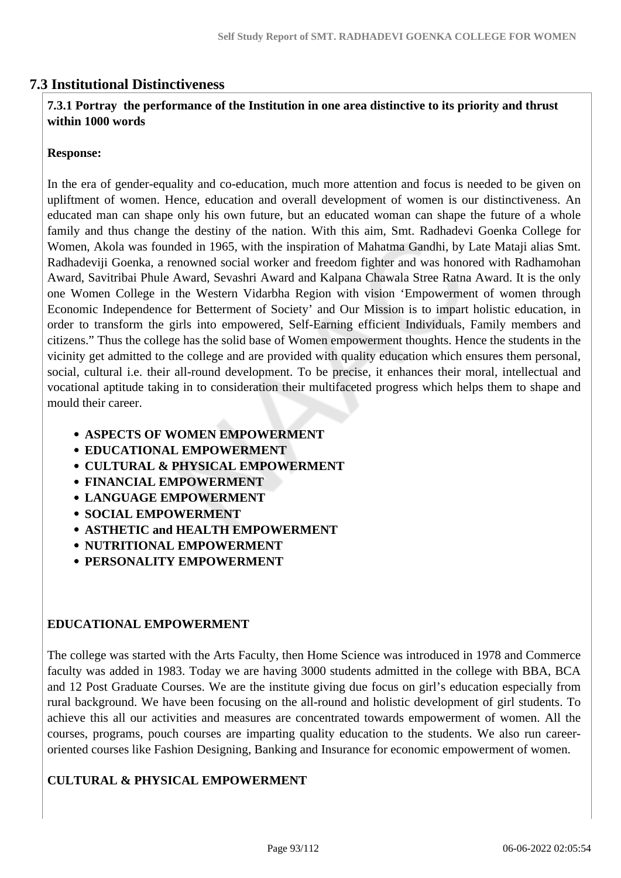## 7.3 Institutional Distinctiveness

**7.3.1 Portray the performance of the Institution in one area distinctive to its priority and thrust within 1000 words**

**Response:**

In the era of gender-equality and co-education, much more attention and focus is needed to be given on upliftment of women. Hence, education and overall development of women is our distinctiveness. An educated man can shape only his own future, but an educated woman can shape the future of a whole family and thus change the destiny of the nation. With this aim, Smt. Radhadevi Goenka College for Women, Akola was founded in 1965, with the inspiration of Mahatma Gandhi, by Late Mataji alias Smt. Radhadeviji Goenka, a renowned social worker and freedom fighter and was honored with Radhamohan Award, Savitribai Phule Award, Sevashri Award and Kalpana Chawala Stree Ratna Award. It is the only one Women College in the Western Vidarbha Region with vision 'Empowerment of women through Economic Independence for Betterment of Society' and Our Mission is to impart holistic education, in order to transform the girls into empowered, Self-Earning efficient Individuals, Family members and citizens." Thus the college has the solid base of Women empowerment thoughts. Hence the students in the vicinity get admitted to the college and are provided with quality education which ensures them personal, social, cultural i.e. their all-round development. To be precise, it enhances their moral, intellectual and vocational aptitude taking in to consideration their multifaceted progress which helps them to shape and mould their career.

- **ASPECTS OF WOMEN EMPOWERMENT**
- **EDUCATIONAL EMPOWERMENT**
- **CULTURAL & PHYSICAL EMPOWERMENT**
- **FINANCIAL EMPOWERMENT**
- **LANGUAGE EMPOWERMENT**
- **SOCIAL EMPOWERMENT**
- **ASTHETIC and HEALTH EMPOWERMENT**
- **NUTRITIONAL EMPOWERMENT**
- **PERSONALITY EMPOWERMENT**

**EDUCATIONAL EMPOWERMENT**

The college was started with the Arts Faculty, then Home Science was introduced in 1978 and Commerce faculty was added in 1983. Today we are having 3000 students admitted in the college with BBA, BCA and 12 Post Graduate Courses. We are the institute giving due focus on girl's education especially from rural background. We have been focusing on the all-round and holistic development of girl students. To achieve this all our activities and measures are concentrated towards empowerment of women. All the courses, programs, pouch courses are imparting quality education to the students. We also run career-oriented courses like Fashion Designing, Banking and Insurance for economic empowerment of women.

**CULTURAL & PHYSICAL EMPOWERMENT**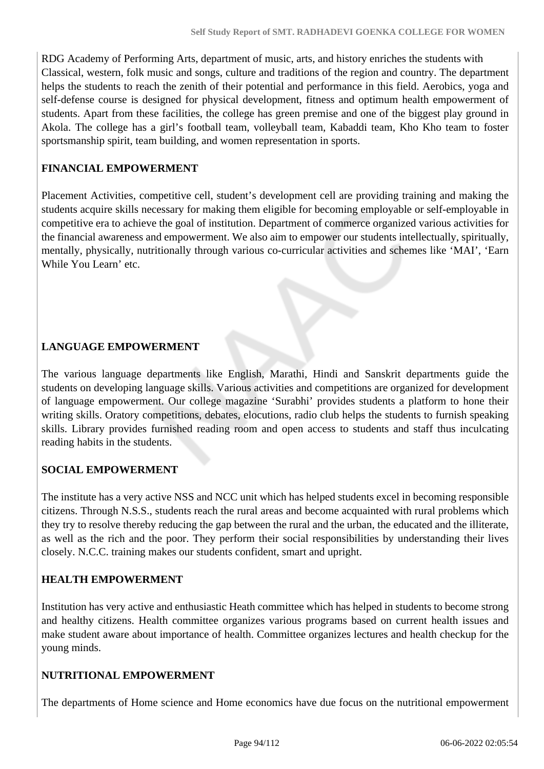RDG Academy of Performing Arts, department of music, arts, and history enriches the students with Classical, western, folk music and songs, culture and traditions of the region and country. The department helps the students to reach the zenith of their potential and performance in this field. Aerobics, yoga and self-defense course is designed for physical development, fitness and optimum health empowerment of students. Apart from these facilities, the college has green premise and one of the biggest play ground in Akola. The college has a girl's football team, volleyball team, Kabaddi team, Kho Kho team to foster sportsmanship spirit, team building, and women representation in sports.

**FINANCIAL EMPOWERMENT**

Placement Activities, competitive cell, student's development cell are providing training and making the students acquire skills necessary for making them eligible for becoming employable or self-employable in competitive era to achieve the goal of institution. Department of commerce organized various activities for the financial awareness and empowerment. We also aim to empower our students intellectually, spiritually, mentally, physically, nutritionally through various co-curricular activities and schemes like 'MAI', 'Earn While You Learn' etc.

**LANGUAGE EMPOWERMENT**

The various language departments like English, Marathi, Hindi and Sanskrit departments guide the students on developing language skills. Various activities and competitions are organized for development of language empowerment. Our college magazine 'Surabhi' provides students a platform to hone their writing skills. Oratory competitions, debates, elocutions, radio club helps the students to furnish speaking skills. Library provides furnished reading room and open access to students and staff thus inculcating reading habits in the students.

**SOCIAL EMPOWERMENT**

The institute has a very active NSS and NCC unit which has helped students excel in becoming responsible citizens. Through N.S.S., students reach the rural areas and become acquainted with rural problems which they try to resolve thereby reducing the gap between the rural and the urban, the educated and the illiterate, as well as the rich and the poor. They perform their social responsibilities by understanding their lives closely. N.C.C. training makes our students confident, smart and upright.

**HEALTH EMPOWERMENT**

Institution has very active and enthusiastic Heath committee which has helped in students to become strong and healthy citizens. Health committee organizes various programs based on current health issues and make student aware about importance of health. Committee organizes lectures and health checkup for the young minds.

**NUTRITIONAL EMPOWERMENT**

The departments of Home science and Home economics have due focus on the nutritional empowerment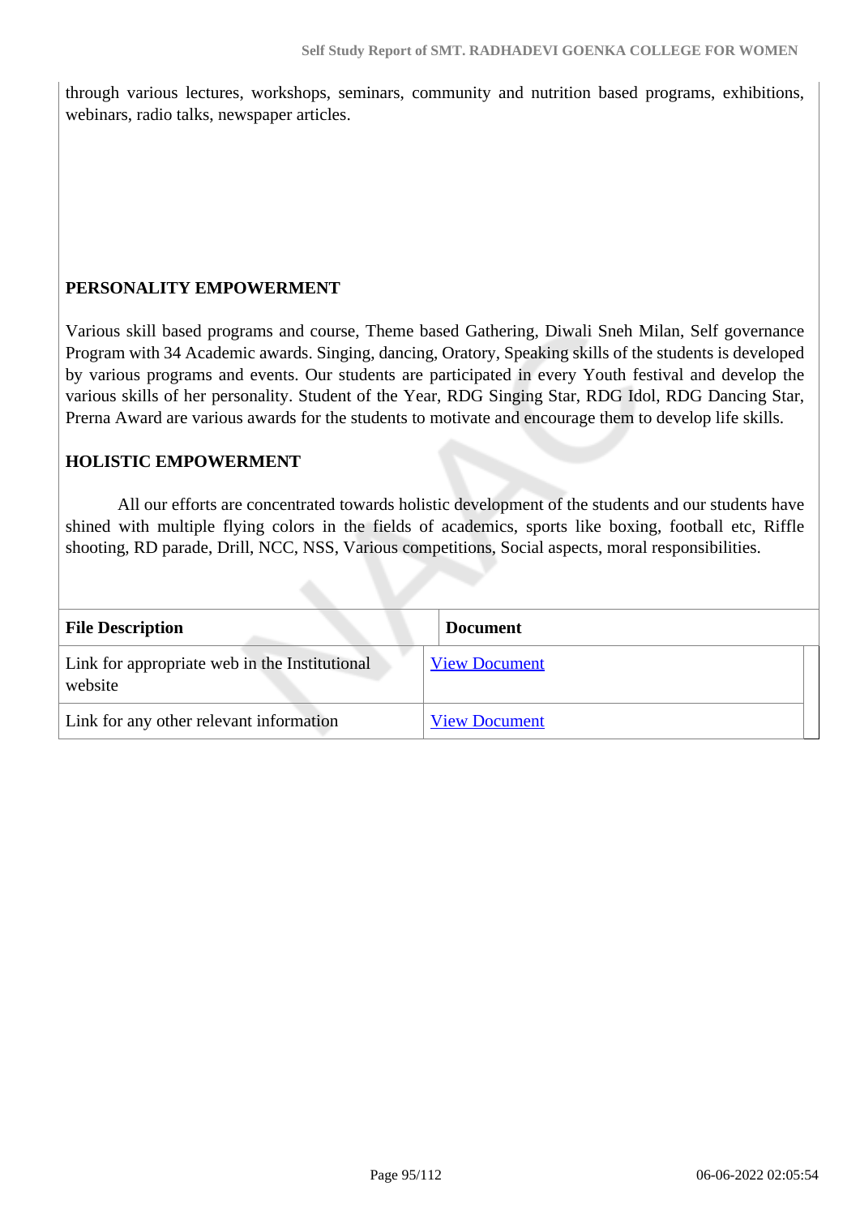through various lectures, workshops, seminars, community and nutrition based programs, exhibitions, webinars, radio talks, newspaper articles.

**PERSONALITY EMPOWERMENT**

Various skill based programs and course, Theme based Gathering, Diwali Sneh Milan, Self governance Program with 34 Academic awards. Singing, dancing, Oratory, Speaking skills of the students is developed by various programs and events. Our students are participated in every Youth festival and develop the various skills of her personality. Student of the Year, RDG Singing Star, RDG Idol, RDG Dancing Star, Prerna Award are various awards for the students to motivate and encourage them to develop life skills.

**HOLISTIC EMPOWERMENT**

All our efforts are concentrated towards holistic development of the students and our students have shined with multiple flying colors in the fields of academics, sports like boxing, football etc, Riffle shooting, RD parade, Drill, NCC, NSS, Various competitions, Social aspects, moral responsibilities.

| File Description | Document |
|---|---|
| Link for appropriate web in the Institutional website | View Document |
| Link for any other relevant information | View Document |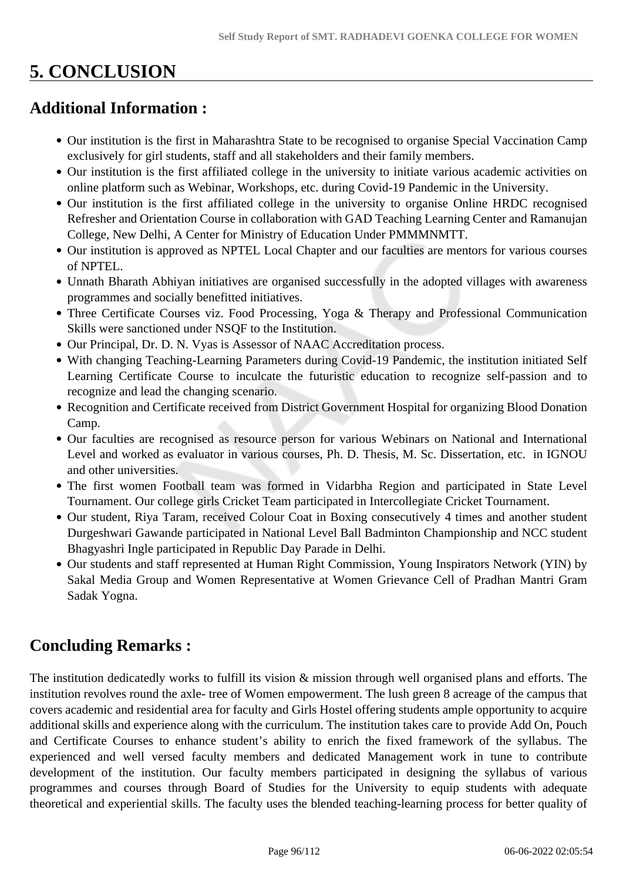# 5. CONCLUSION

## Additional Information :

- Our institution is the first in Maharashtra State to be recognised to organise Special Vaccination Camp exclusively for girl students, staff and all stakeholders and their family members.
- Our institution is the first affiliated college in the university to initiate various academic activities on online platform such as Webinar, Workshops, etc. during Covid-19 Pandemic in the University.
- Our institution is the first affiliated college in the university to organise Online HRDC recognised Refresher and Orientation Course in collaboration with GAD Teaching Learning Center and Ramanujan College, New Delhi, A Center for Ministry of Education Under PMMMNMTT.
- Our institution is approved as NPTEL Local Chapter and our faculties are mentors for various courses of NPTEL.
- Unnath Bharath Abhiyan initiatives are organised successfully in the adopted villages with awareness programmes and socially benefitted initiatives.
- Three Certificate Courses viz. Food Processing, Yoga & Therapy and Professional Communication Skills were sanctioned under NSQF to the Institution.
- Our Principal, Dr. D. N. Vyas is Assessor of NAAC Accreditation process.
- With changing Teaching-Learning Parameters during Covid-19 Pandemic, the institution initiated Self Learning Certificate Course to inculcate the futuristic education to recognize self-passion and to recognize and lead the changing scenario.
- Recognition and Certificate received from District Government Hospital for organizing Blood Donation Camp.
- Our faculties are recognised as resource person for various Webinars on National and International Level and worked as evaluator in various courses, Ph. D. Thesis, M. Sc. Dissertation, etc. in IGNOU and other universities.
- The first women Football team was formed in Vidarbha Region and participated in State Level Tournament. Our college girls Cricket Team participated in Intercollegiate Cricket Tournament.
- Our student, Riya Taram, received Colour Coat in Boxing consecutively 4 times and another student Durgeshwari Gawande participated in National Level Ball Badminton Championship and NCC student Bhagyashri Ingle participated in Republic Day Parade in Delhi.
- Our students and staff represented at Human Right Commission, Young Inspirators Network (YIN) by Sakal Media Group and Women Representative at Women Grievance Cell of Pradhan Mantri Gram Sadak Yogna.

## Concluding Remarks :

The institution dedicatedly works to fulfill its vision & mission through well organised plans and efforts. The institution revolves round the axle- tree of Women empowerment. The lush green 8 acreage of the campus that covers academic and residential area for faculty and Girls Hostel offering students ample opportunity to acquire additional skills and experience along with the curriculum. The institution takes care to provide Add On, Pouch and Certificate Courses to enhance student's ability to enrich the fixed framework of the syllabus. The experienced and well versed faculty members and dedicated Management work in tune to contribute development of the institution. Our faculty members participated in designing the syllabus of various programmes and courses through Board of Studies for the University to equip students with adequate theoretical and experiential skills. The faculty uses the blended teaching-learning process for better quality of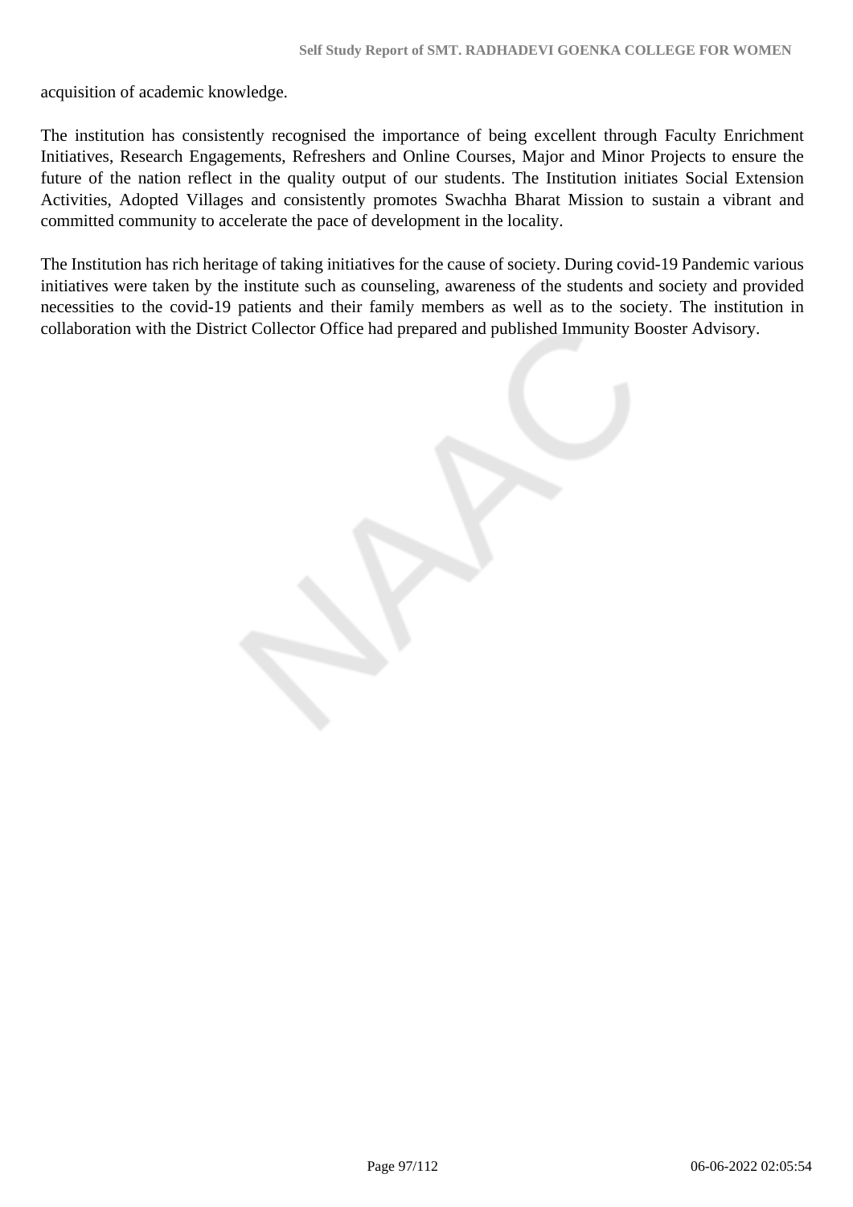acquisition of academic knowledge.

The institution has consistently recognised the importance of being excellent through Faculty Enrichment Initiatives, Research Engagements, Refreshers and Online Courses, Major and Minor Projects to ensure the future of the nation reflect in the quality output of our students. The Institution initiates Social Extension Activities, Adopted Villages and consistently promotes Swachha Bharat Mission to sustain a vibrant and committed community to accelerate the pace of development in the locality.

The Institution has rich heritage of taking initiatives for the cause of society. During covid-19 Pandemic various initiatives were taken by the institute such as counseling, awareness of the students and society and provided necessities to the covid-19 patients and their family members as well as to the society. The institution in collaboration with the District Collector Office had prepared and published Immunity Booster Advisory.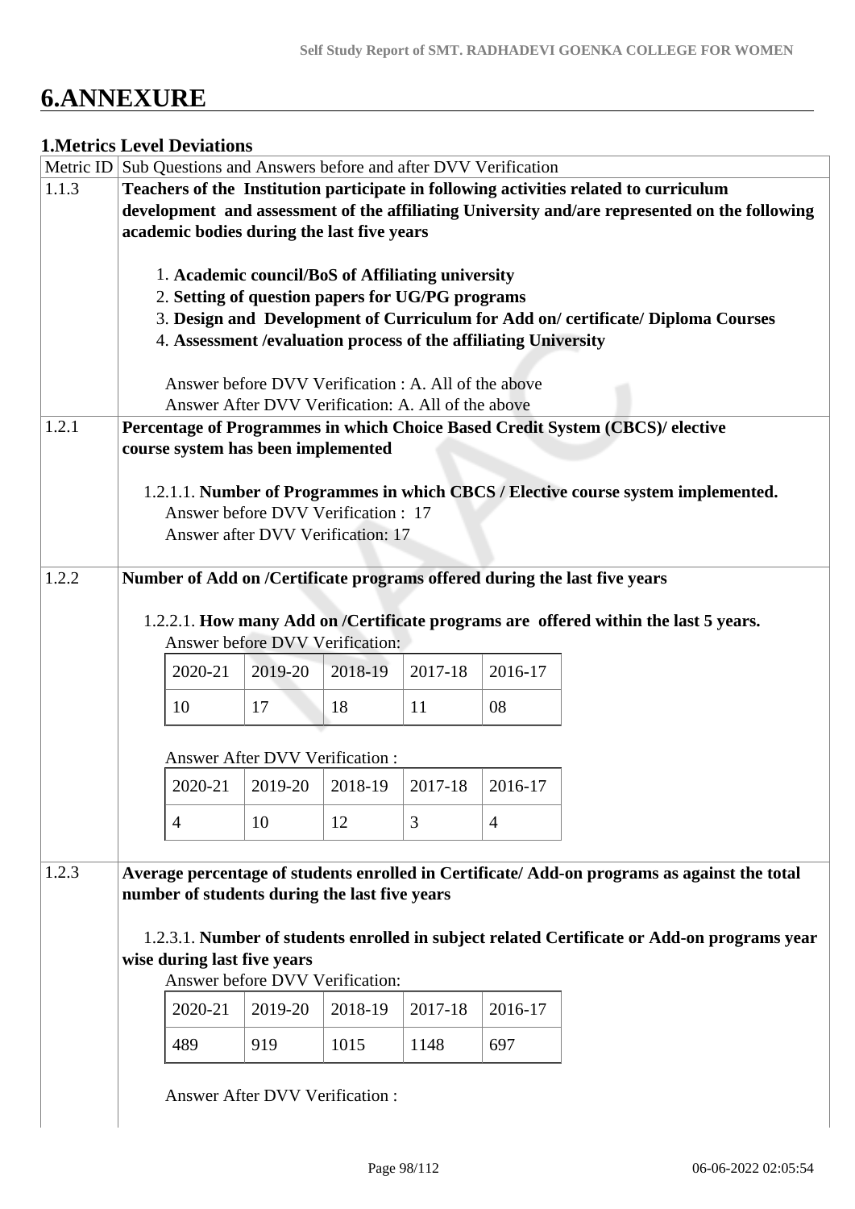# 6.ANNEXURE

## 1.Metrics Level Deviations

| Metric ID | Sub Questions and Answers before and after DVV Verification |
|---|---|
| 1.1.3 | **Teachers of the Institution participate in following activities related to curriculum development and assessment of the affiliating University and/are represented on the following academic bodies during the last five years**<br><br>1. **Academic council/BoS of Affiliating university**<br>2. **Setting of question papers for UG/PG programs**<br>3. **Design and Development of Curriculum for Add on/ certificate/ Diploma Courses**<br>4. **Assessment /evaluation process of the affiliating University**<br><br>Answer before DVV Verification : A. All of the above<br>Answer After DVV Verification: A. All of the above |
| 1.2.1 | **Percentage of Programmes in which Choice Based Credit System (CBCS)/ elective course system has been implemented**<br><br>1.2.1.1. **Number of Programmes in which CBCS / Elective course system implemented.**<br>Answer before DVV Verification : 17<br>Answer after DVV Verification: 17 |
| 1.2.2 | **Number of Add on /Certificate programs offered during the last five years**<br><br>1.2.2.1. **How many Add on /Certificate programs are offered within the last 5 years.**<br>Answer before DVV Verification:<br>2020-21: 10 / 2019-20: 17 / 2018-19: 18 / 2017-18: 11 / 2016-17: 08<br><br>Answer After DVV Verification :<br>2020-21: 4 / 2019-20: 10 / 2018-19: 12 / 2017-18: 3 / 2016-17: 4 |
| 1.2.3 | **Average percentage of students enrolled in Certificate/ Add-on programs as against the total number of students during the last five years**<br><br>1.2.3.1. **Number of students enrolled in subject related Certificate or Add-on programs year wise during last five years**<br>Answer before DVV Verification:<br>2020-21: 489 / 2019-20: 919 / 2018-19: 1015 / 2017-18: 1148 / 2016-17: 697<br><br>Answer After DVV Verification : |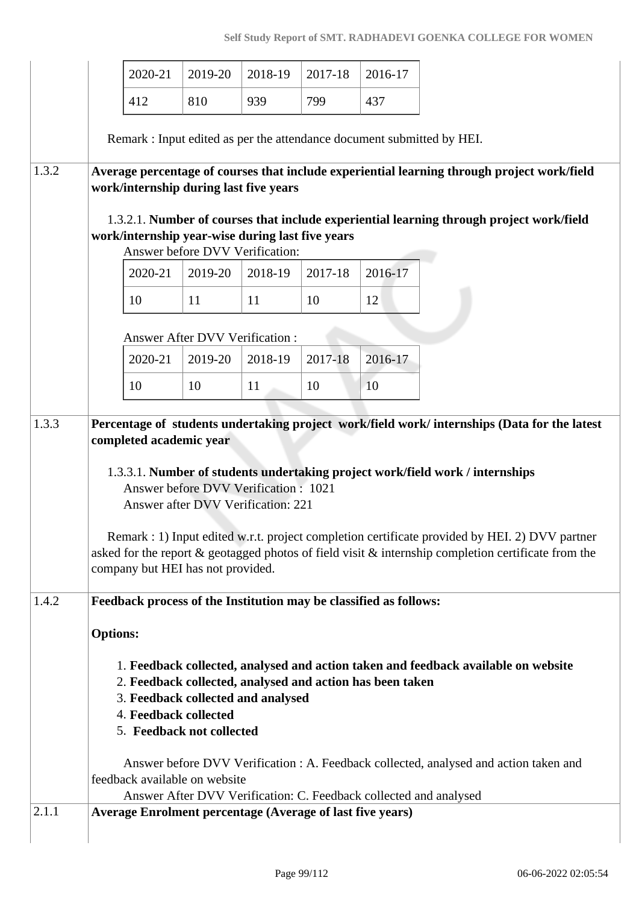| 2020-21 | 2019-20 | 2018-19 | 2017-18 | 2016-17 |
|---|---|---|---|---|
| 412 | 810 | 939 | 799 | 437 |

Remark : Input edited as per the attendance document submitted by HEI.

| | |
|---|---|
| 1.3.2 | **Average percentage of courses that include experiential learning through project work/field work/internship during last five years** |

1.3.2.1. **Number of courses that include experiential learning through project work/field work/internship year-wise during last five years**

Answer before DVV Verification:

| 2020-21 | 2019-20 | 2018-19 | 2017-18 | 2016-17 |
|---|---|---|---|---|
| 10 | 11 | 11 | 10 | 12 |

Answer After DVV Verification :

| 2020-21 | 2019-20 | 2018-19 | 2017-18 | 2016-17 |
|---|---|---|---|---|
| 10 | 10 | 11 | 10 | 10 |

| | |
|---|---|
| 1.3.3 | **Percentage of students undertaking project work/field work/ internships (Data for the latest completed academic year** |

1.3.3.1. **Number of students undertaking project work/field work / internships**

Answer before DVV Verification : 1021

Answer after DVV Verification: 221

Remark : 1) Input edited w.r.t. project completion certificate provided by HEI. 2) DVV partner asked for the report & geotagged photos of field visit & internship completion certificate from the company but HEI has not provided.

| | |
|---|---|
| 1.4.2 | **Feedback process of the Institution may be classified as follows:** |

**Options:**

1. **Feedback collected, analysed and action taken and feedback available on website**
2. **Feedback collected, analysed and action has been taken**
3. **Feedback collected and analysed**
4. **Feedback collected**
5. **Feedback not collected**

Answer before DVV Verification : A. Feedback collected, analysed and action taken and feedback available on website

Answer After DVV Verification: C. Feedback collected and analysed

| | |
|---|---|
| 2.1.1 | **Average Enrolment percentage (Average of last five years)** |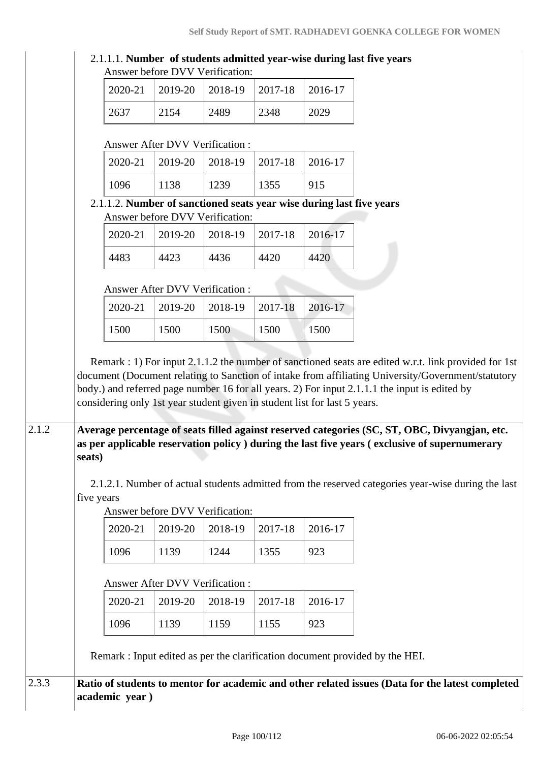2.1.1.1. **Number of students admitted year-wise during last five years**

Answer before DVV Verification:

| 2020-21 | 2019-20 | 2018-19 | 2017-18 | 2016-17 |
|---|---|---|---|---|
| 2637 | 2154 | 2489 | 2348 | 2029 |

Answer After DVV Verification :

| 2020-21 | 2019-20 | 2018-19 | 2017-18 | 2016-17 |
|---|---|---|---|---|
| 1096 | 1138 | 1239 | 1355 | 915 |

2.1.1.2. **Number of sanctioned seats year wise during last five years**

Answer before DVV Verification:

| 2020-21 | 2019-20 | 2018-19 | 2017-18 | 2016-17 |
|---|---|---|---|---|
| 4483 | 4423 | 4436 | 4420 | 4420 |

Answer After DVV Verification :

| 2020-21 | 2019-20 | 2018-19 | 2017-18 | 2016-17 |
|---|---|---|---|---|
| 1500 | 1500 | 1500 | 1500 | 1500 |

Remark : 1) For input 2.1.1.2 the number of sanctioned seats are edited w.r.t. link provided for 1st document (Document relating to Sanction of intake from affiliating University/Government/statutory body.) and referred page number 16 for all years. 2) For input 2.1.1.1 the input is edited by considering only 1st year student given in student list for last 5 years.

**2.1.2 Average percentage of seats filled against reserved categories (SC, ST, OBC, Divyangjan, etc. as per applicable reservation policy ) during the last five years ( exclusive of supernumerary seats)**

2.1.2.1. Number of actual students admitted from the reserved categories year-wise during the last five years

Answer before DVV Verification:

| 2020-21 | 2019-20 | 2018-19 | 2017-18 | 2016-17 |
|---|---|---|---|---|
| 1096 | 1139 | 1244 | 1355 | 923 |

Answer After DVV Verification :

| 2020-21 | 2019-20 | 2018-19 | 2017-18 | 2016-17 |
|---|---|---|---|---|
| 1096 | 1139 | 1159 | 1155 | 923 |

Remark : Input edited as per the clarification document provided by the HEI.

**2.3.3 Ratio of students to mentor for academic and other related issues (Data for the latest completed academic year )**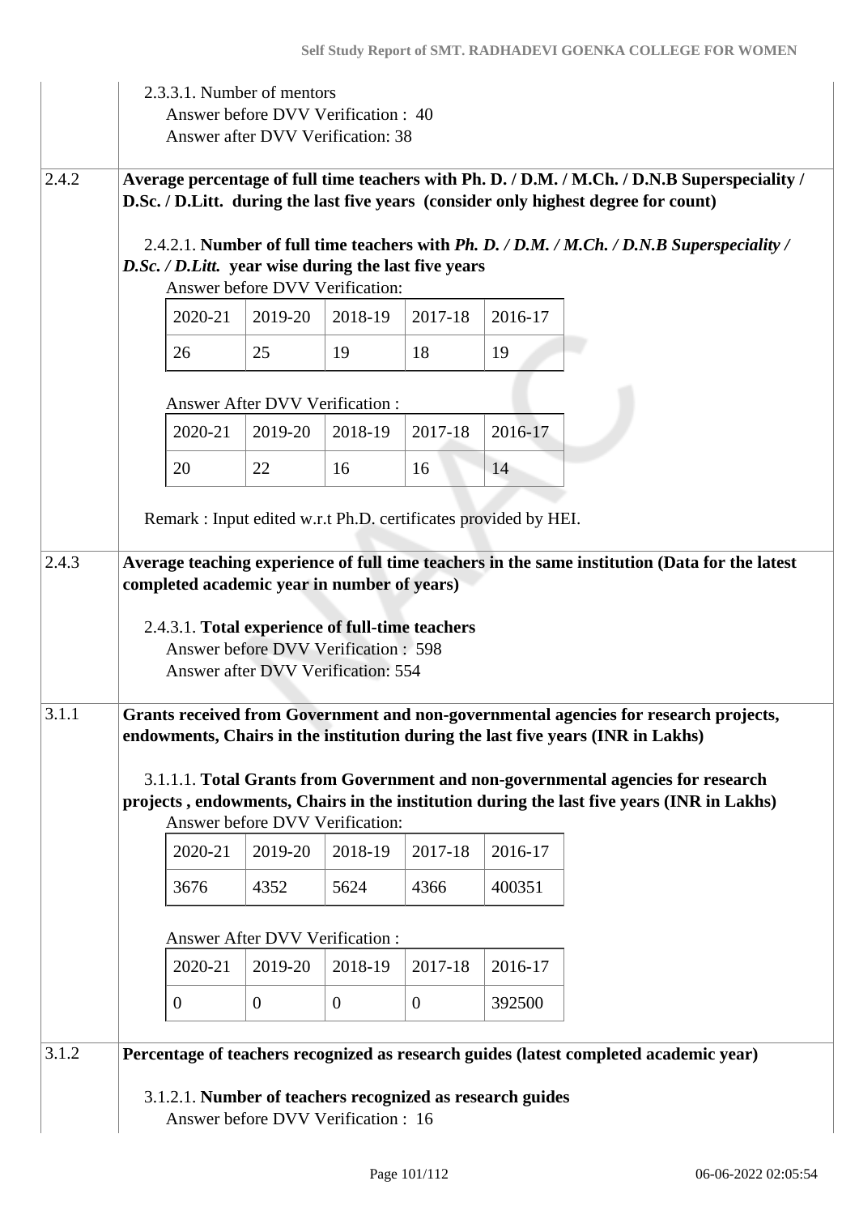2.3.3.1. Number of mentors
Answer before DVV Verification : 40
Answer after DVV Verification: 38

**2.4.2** **Average percentage of full time teachers with Ph. D. / D.M. / M.Ch. / D.N.B Superspeciality / D.Sc. / D.Litt. during the last five years (consider only highest degree for count)**

2.4.2.1. **Number of full time teachers with *Ph. D. / D.M. / M.Ch. / D.N.B Superspeciality / D.Sc. / D.Litt.* year wise during the last five years**

Answer before DVV Verification:

| 2020-21 | 2019-20 | 2018-19 | 2017-18 | 2016-17 |
|---|---|---|---|---|
| 26 | 25 | 19 | 18 | 19 |

Answer After DVV Verification :

| 2020-21 | 2019-20 | 2018-19 | 2017-18 | 2016-17 |
|---|---|---|---|---|
| 20 | 22 | 16 | 16 | 14 |

Remark : Input edited w.r.t Ph.D. certificates provided by HEI.

**2.4.3** **Average teaching experience of full time teachers in the same institution (Data for the latest completed academic year in number of years)**

2.4.3.1. **Total experience of full-time teachers**
Answer before DVV Verification : 598
Answer after DVV Verification: 554

**3.1.1** **Grants received from Government and non-governmental agencies for research projects, endowments, Chairs in the institution during the last five years (INR in Lakhs)**

3.1.1.1. **Total Grants from Government and non-governmental agencies for research projects , endowments, Chairs in the institution during the last five years (INR in Lakhs)**

Answer before DVV Verification:

| 2020-21 | 2019-20 | 2018-19 | 2017-18 | 2016-17 |
|---|---|---|---|---|
| 3676 | 4352 | 5624 | 4366 | 400351 |

Answer After DVV Verification :

| 2020-21 | 2019-20 | 2018-19 | 2017-18 | 2016-17 |
|---|---|---|---|---|
| 0 | 0 | 0 | 0 | 392500 |

**3.1.2** **Percentage of teachers recognized as research guides (latest completed academic year)**

3.1.2.1. **Number of teachers recognized as research guides**
Answer before DVV Verification : 16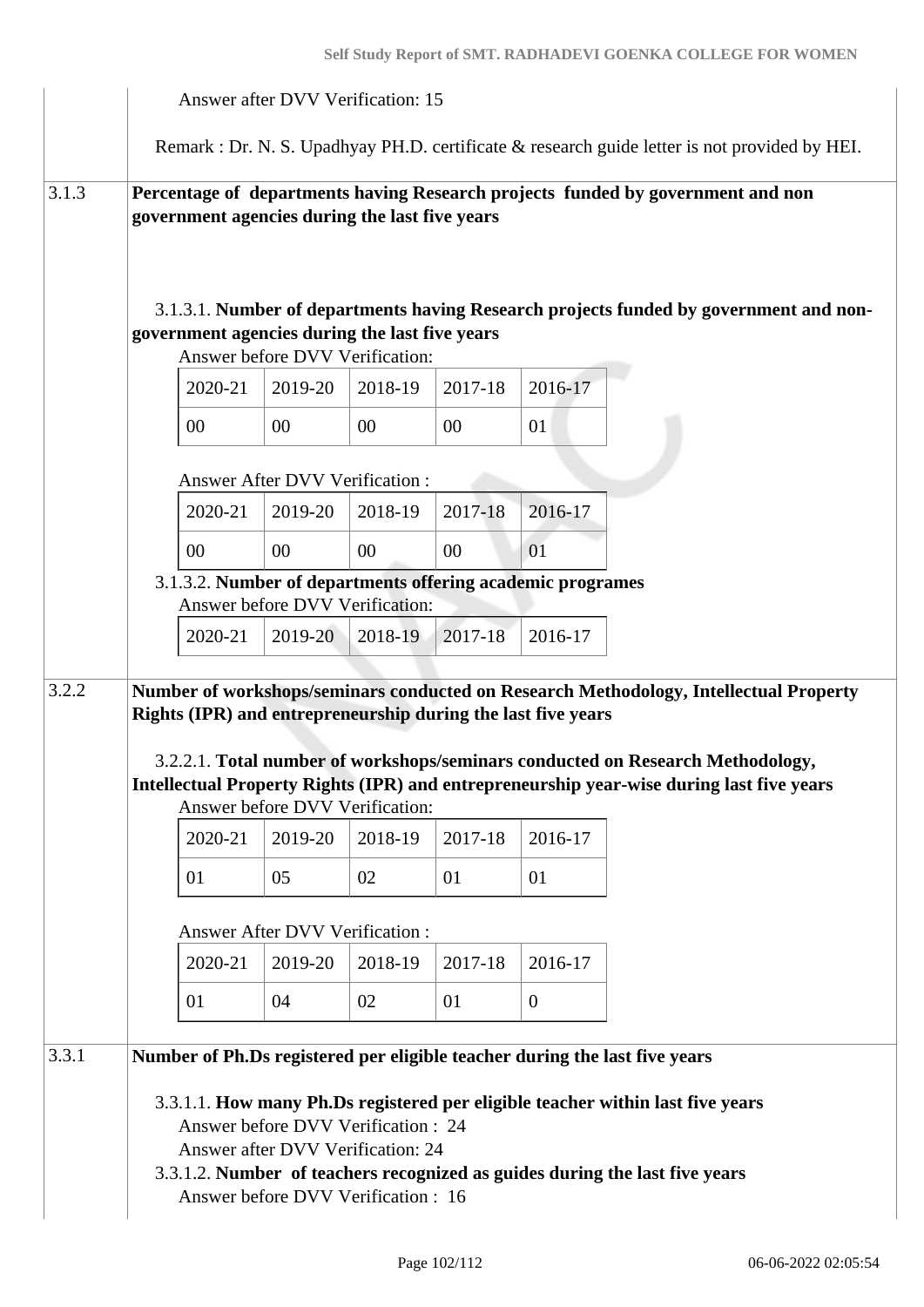Answer after DVV Verification: 15

Remark : Dr. N. S. Upadhyay PH.D. certificate & research guide letter is not provided by HEI.

**3.1.3** **Percentage of departments having Research projects funded by government and non government agencies during the last five years**

3.1.3.1. **Number of departments having Research projects funded by government and non-government agencies during the last five years**

Answer before DVV Verification:

| 2020-21 | 2019-20 | 2018-19 | 2017-18 | 2016-17 |
|---|---|---|---|---|
| 00 | 00 | 00 | 00 | 01 |

Answer After DVV Verification :

| 2020-21 | 2019-20 | 2018-19 | 2017-18 | 2016-17 |
|---|---|---|---|---|
| 00 | 00 | 00 | 00 | 01 |

3.1.3.2. **Number of departments offering academic programes**

Answer before DVV Verification:

| 2020-21 | 2019-20 | 2018-19 | 2017-18 | 2016-17 |
|---|---|---|---|---|

**3.2.2** **Number of workshops/seminars conducted on Research Methodology, Intellectual Property Rights (IPR) and entrepreneurship during the last five years**

3.2.2.1. **Total number of workshops/seminars conducted on Research Methodology, Intellectual Property Rights (IPR) and entrepreneurship year-wise during last five years**

Answer before DVV Verification:

| 2020-21 | 2019-20 | 2018-19 | 2017-18 | 2016-17 |
|---|---|---|---|---|
| 01 | 05 | 02 | 01 | 01 |

Answer After DVV Verification :

| 2020-21 | 2019-20 | 2018-19 | 2017-18 | 2016-17 |
|---|---|---|---|---|
| 01 | 04 | 02 | 01 | 0 |

**3.3.1** **Number of Ph.Ds registered per eligible teacher during the last five years**

3.3.1.1. **How many Ph.Ds registered per eligible teacher within last five years**

Answer before DVV Verification : 24

Answer after DVV Verification: 24

3.3.1.2. **Number of teachers recognized as guides during the last five years**

Answer before DVV Verification : 16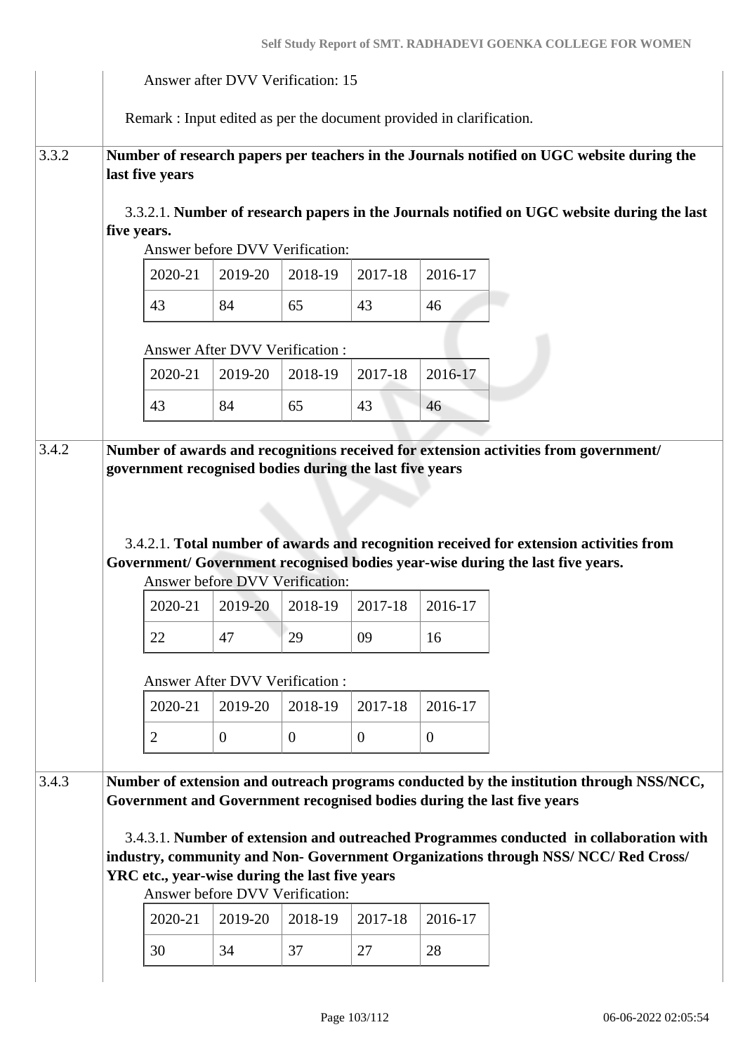Answer after DVV Verification: 15

Remark : Input edited as per the document provided in clarification.

**3.3.2 Number of research papers per teachers in the Journals notified on UGC website during the last five years**

3.3.2.1. **Number of research papers in the Journals notified on UGC website during the last five years.**

Answer before DVV Verification:

| 2020-21 | 2019-20 | 2018-19 | 2017-18 | 2016-17 |
|---|---|---|---|---|
| 43 | 84 | 65 | 43 | 46 |

Answer After DVV Verification :

| 2020-21 | 2019-20 | 2018-19 | 2017-18 | 2016-17 |
|---|---|---|---|---|
| 43 | 84 | 65 | 43 | 46 |

**3.4.2 Number of awards and recognitions received for extension activities from government/ government recognised bodies during the last five years**

3.4.2.1. **Total number of awards and recognition received for extension activities from Government/ Government recognised bodies year-wise during the last five years.**

Answer before DVV Verification:

| 2020-21 | 2019-20 | 2018-19 | 2017-18 | 2016-17 |
|---|---|---|---|---|
| 22 | 47 | 29 | 09 | 16 |

Answer After DVV Verification :

| 2020-21 | 2019-20 | 2018-19 | 2017-18 | 2016-17 |
|---|---|---|---|---|
| 2 | 0 | 0 | 0 | 0 |

**3.4.3 Number of extension and outreach programs conducted by the institution through NSS/NCC, Government and Government recognised bodies during the last five years**

3.4.3.1. **Number of extension and outreached Programmes conducted in collaboration with industry, community and Non- Government Organizations through NSS/ NCC/ Red Cross/ YRC etc., year-wise during the last five years**

Answer before DVV Verification:

| 2020-21 | 2019-20 | 2018-19 | 2017-18 | 2016-17 |
|---|---|---|---|---|
| 30 | 34 | 37 | 27 | 28 |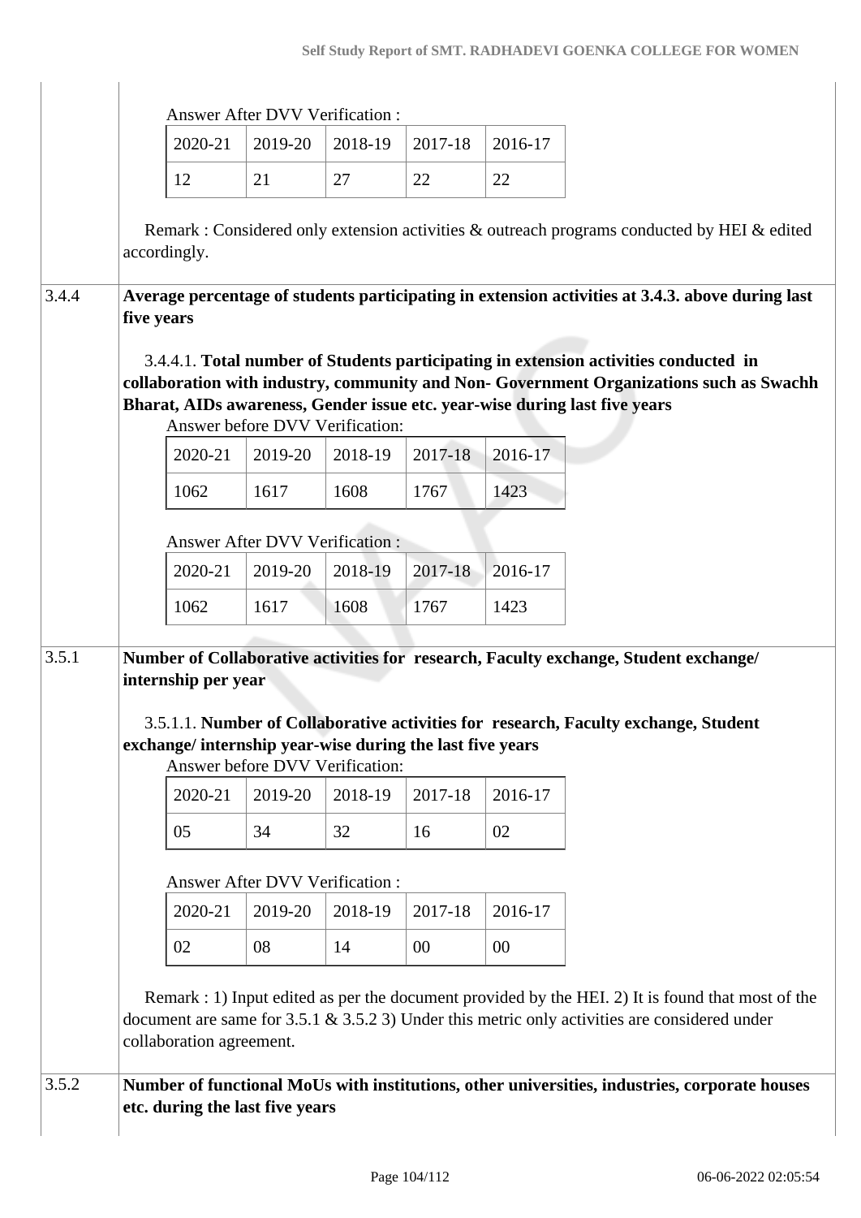Answer After DVV Verification :

| 2020-21 | 2019-20 | 2018-19 | 2017-18 | 2016-17 |
|---|---|---|---|---|
| 12 | 21 | 27 | 22 | 22 |

Remark : Considered only extension activities & outreach programs conducted by HEI & edited accordingly.

**3.4.4 Average percentage of students participating in extension activities at 3.4.3. above during last five years**

3.4.4.1. **Total number of Students participating in extension activities conducted in collaboration with industry, community and Non- Government Organizations such as Swachh Bharat, AIDs awareness, Gender issue etc. year-wise during last five years**

Answer before DVV Verification:

| 2020-21 | 2019-20 | 2018-19 | 2017-18 | 2016-17 |
|---|---|---|---|---|
| 1062 | 1617 | 1608 | 1767 | 1423 |

Answer After DVV Verification :

| 2020-21 | 2019-20 | 2018-19 | 2017-18 | 2016-17 |
|---|---|---|---|---|
| 1062 | 1617 | 1608 | 1767 | 1423 |

**3.5.1 Number of Collaborative activities for research, Faculty exchange, Student exchange/ internship per year**

3.5.1.1. **Number of Collaborative activities for research, Faculty exchange, Student exchange/ internship year-wise during the last five years**

Answer before DVV Verification:

| 2020-21 | 2019-20 | 2018-19 | 2017-18 | 2016-17 |
|---|---|---|---|---|
| 05 | 34 | 32 | 16 | 02 |

Answer After DVV Verification :

| 2020-21 | 2019-20 | 2018-19 | 2017-18 | 2016-17 |
|---|---|---|---|---|
| 02 | 08 | 14 | 00 | 00 |

Remark : 1) Input edited as per the document provided by the HEI. 2) It is found that most of the document are same for 3.5.1 & 3.5.2 3) Under this metric only activities are considered under collaboration agreement.

**3.5.2 Number of functional MoUs with institutions, other universities, industries, corporate houses etc. during the last five years**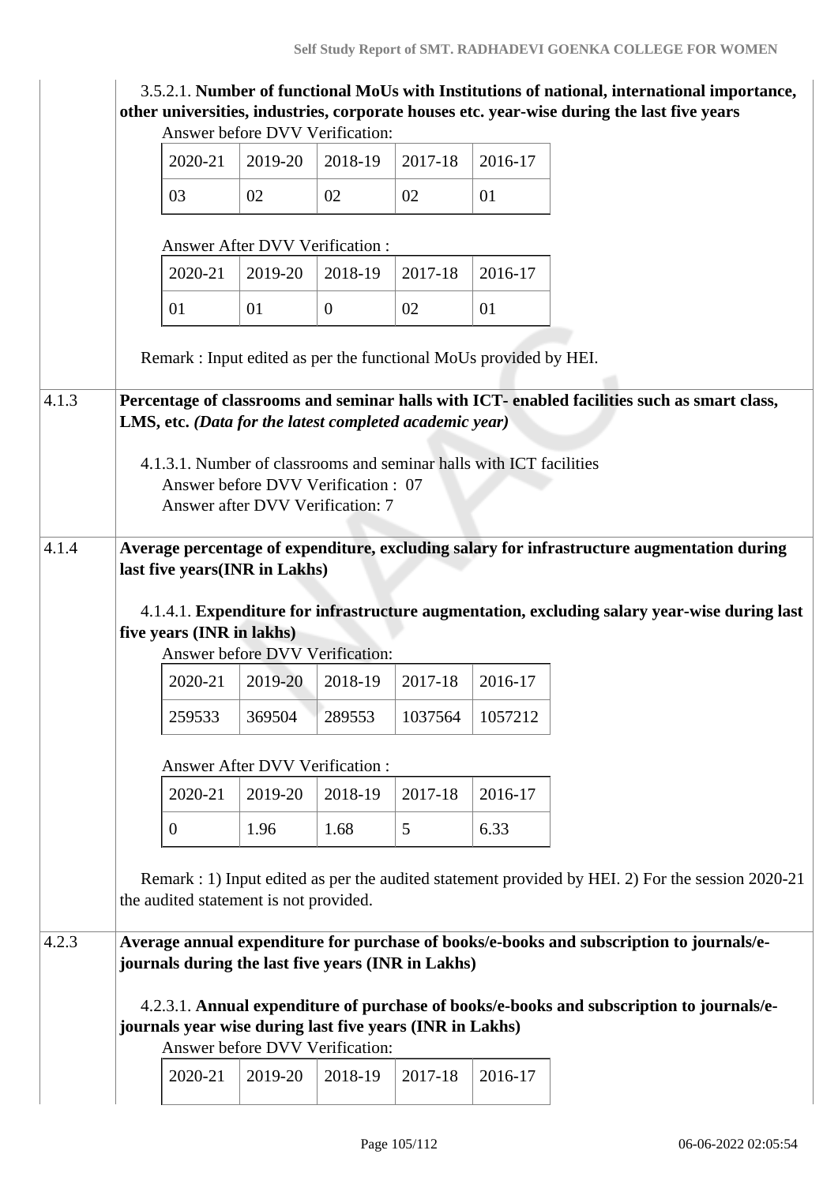3.5.2.1. **Number of functional MoUs with Institutions of national, international importance, other universities, industries, corporate houses etc. year-wise during the last five years**

Answer before DVV Verification:

| 2020-21 | 2019-20 | 2018-19 | 2017-18 | 2016-17 |
|---|---|---|---|---|
| 03 | 02 | 02 | 02 | 01 |

Answer After DVV Verification :

| 2020-21 | 2019-20 | 2018-19 | 2017-18 | 2016-17 |
|---|---|---|---|---|
| 01 | 01 | 0 | 02 | 01 |

Remark : Input edited as per the functional MoUs provided by HEI.

**4.1.3 Percentage of classrooms and seminar halls with ICT- enabled facilities such as smart class, LMS, etc.** ***(Data for the latest completed academic year)***

4.1.3.1. Number of classrooms and seminar halls with ICT facilities

Answer before DVV Verification : 07

Answer after DVV Verification: 7

**4.1.4 Average percentage of expenditure, excluding salary for infrastructure augmentation during last five years(INR in Lakhs)**

4.1.4.1. **Expenditure for infrastructure augmentation, excluding salary year-wise during last five years (INR in lakhs)**

Answer before DVV Verification:

| 2020-21 | 2019-20 | 2018-19 | 2017-18 | 2016-17 |
|---|---|---|---|---|
| 259533 | 369504 | 289553 | 1037564 | 1057212 |

Answer After DVV Verification :

| 2020-21 | 2019-20 | 2018-19 | 2017-18 | 2016-17 |
|---|---|---|---|---|
| 0 | 1.96 | 1.68 | 5 | 6.33 |

Remark : 1) Input edited as per the audited statement provided by HEI. 2) For the session 2020-21 the audited statement is not provided.

**4.2.3 Average annual expenditure for purchase of books/e-books and subscription to journals/e-journals during the last five years (INR in Lakhs)**

4.2.3.1. **Annual expenditure of purchase of books/e-books and subscription to journals/e-journals year wise during last five years (INR in Lakhs)**

Answer before DVV Verification:

| 2020-21 | 2019-20 | 2018-19 | 2017-18 | 2016-17 |
|---|---|---|---|---|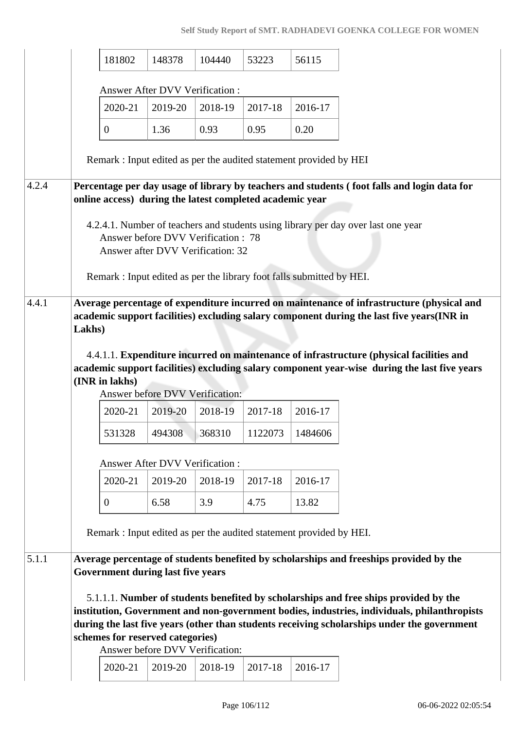| 181802 | 148378 | 104440 | 53223 | 56115 |
|---|---|---|---|---|

Answer After DVV Verification :

| 2020-21 | 2019-20 | 2018-19 | 2017-18 | 2016-17 |
|---|---|---|---|---|
| 0 | 1.36 | 0.93 | 0.95 | 0.20 |

Remark : Input edited as per the audited statement provided by HEI

**4.2.4** **Percentage per day usage of library by teachers and students ( foot falls and login data for online access) during the latest completed academic year**

4.2.4.1. Number of teachers and students using library per day over last one year
Answer before DVV Verification : 78
Answer after DVV Verification: 32

Remark : Input edited as per the library foot falls submitted by HEI.

**4.4.1** **Average percentage of expenditure incurred on maintenance of infrastructure (physical and academic support facilities) excluding salary component during the last five years(INR in Lakhs)**

4.4.1.1. **Expenditure incurred on maintenance of infrastructure (physical facilities and academic support facilities) excluding salary component year-wise during the last five years (INR in lakhs)**

Answer before DVV Verification:

| 2020-21 | 2019-20 | 2018-19 | 2017-18 | 2016-17 |
|---|---|---|---|---|
| 531328 | 494308 | 368310 | 1122073 | 1484606 |

Answer After DVV Verification :

| 2020-21 | 2019-20 | 2018-19 | 2017-18 | 2016-17 |
|---|---|---|---|---|
| 0 | 6.58 | 3.9 | 4.75 | 13.82 |

Remark : Input edited as per the audited statement provided by HEI.

**5.1.1** **Average percentage of students benefited by scholarships and freeships provided by the Government during last five years**

5.1.1.1. **Number of students benefited by scholarships and free ships provided by the institution, Government and non-government bodies, industries, individuals, philanthropists during the last five years (other than students receiving scholarships under the government schemes for reserved categories)**

Answer before DVV Verification:

| 2020-21 | 2019-20 | 2018-19 | 2017-18 | 2016-17 |
|---|---|---|---|---|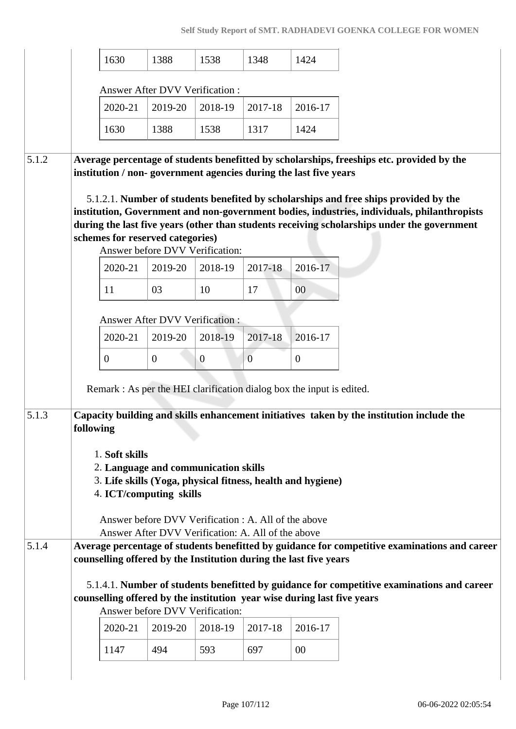| 1630 | 1388 | 1538 | 1348 | 1424 |
|---|---|---|---|---|

Answer After DVV Verification :

| 2020-21 | 2019-20 | 2018-19 | 2017-18 | 2016-17 |
|---|---|---|---|---|
| 1630 | 1388 | 1538 | 1317 | 1424 |

**5.1.2** **Average percentage of students benefitted by scholarships, freeships etc. provided by the institution / non- government agencies during the last five years**

5.1.2.1. **Number of students benefited by scholarships and free ships provided by the institution, Government and non-government bodies, industries, individuals, philanthropists during the last five years (other than students receiving scholarships under the government schemes for reserved categories)**

Answer before DVV Verification:

| 2020-21 | 2019-20 | 2018-19 | 2017-18 | 2016-17 |
|---|---|---|---|---|
| 11 | 03 | 10 | 17 | 00 |

Answer After DVV Verification :

| 2020-21 | 2019-20 | 2018-19 | 2017-18 | 2016-17 |
|---|---|---|---|---|
| 0 | 0 | 0 | 0 | 0 |

Remark : As per the HEI clarification dialog box the input is edited.

**5.1.3** **Capacity building and skills enhancement initiatives taken by the institution include the following**

1. **Soft skills**
2. **Language and communication skills**
3. **Life skills (Yoga, physical fitness, health and hygiene)**
4. **ICT/computing skills**

Answer before DVV Verification : A. All of the above
Answer After DVV Verification: A. All of the above

**5.1.4** **Average percentage of students benefitted by guidance for competitive examinations and career counselling offered by the Institution during the last five years**

5.1.4.1. **Number of students benefitted by guidance for competitive examinations and career counselling offered by the institution year wise during last five years**

Answer before DVV Verification:

| 2020-21 | 2019-20 | 2018-19 | 2017-18 | 2016-17 |
|---|---|---|---|---|
| 1147 | 494 | 593 | 697 | 00 |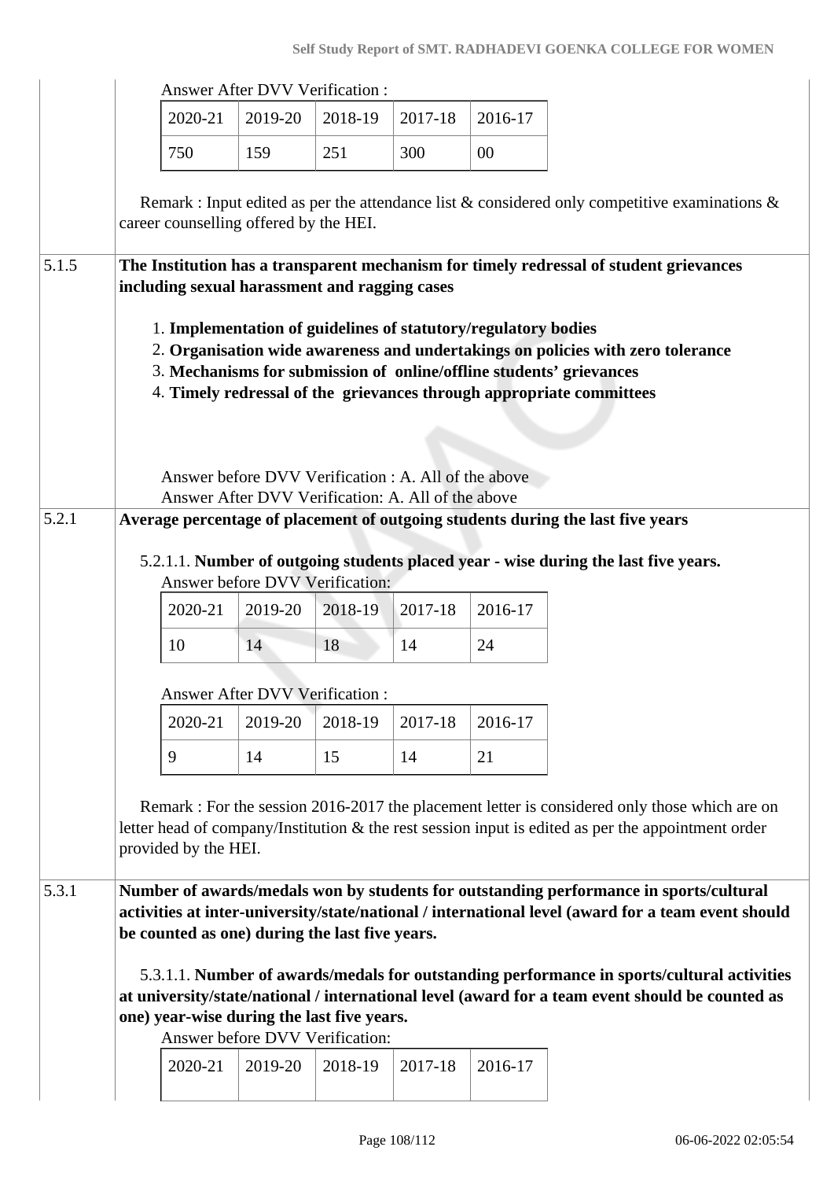Answer After DVV Verification :

| 2020-21 | 2019-20 | 2018-19 | 2017-18 | 2016-17 |
|---|---|---|---|---|
| 750 | 159 | 251 | 300 | 00 |

Remark : Input edited as per the attendance list & considered only competitive examinations & career counselling offered by the HEI.

**5.1.5** **The Institution has a transparent mechanism for timely redressal of student grievances including sexual harassment and ragging cases**

1. **Implementation of guidelines of statutory/regulatory bodies**
2. **Organisation wide awareness and undertakings on policies with zero tolerance**
3. **Mechanisms for submission of online/offline students' grievances**
4. **Timely redressal of the grievances through appropriate committees**

Answer before DVV Verification : A. All of the above
Answer After DVV Verification: A. All of the above

**5.2.1** **Average percentage of placement of outgoing students during the last five years**

5.2.1.1. **Number of outgoing students placed year - wise during the last five years.**

Answer before DVV Verification:

| 2020-21 | 2019-20 | 2018-19 | 2017-18 | 2016-17 |
|---|---|---|---|---|
| 10 | 14 | 18 | 14 | 24 |

Answer After DVV Verification :

| 2020-21 | 2019-20 | 2018-19 | 2017-18 | 2016-17 |
|---|---|---|---|---|
| 9 | 14 | 15 | 14 | 21 |

Remark : For the session 2016-2017 the placement letter is considered only those which are on letter head of company/Institution & the rest session input is edited as per the appointment order provided by the HEI.

**5.3.1** **Number of awards/medals won by students for outstanding performance in sports/cultural activities at inter-university/state/national / international level (award for a team event should be counted as one) during the last five years.**

5.3.1.1. **Number of awards/medals for outstanding performance in sports/cultural activities at university/state/national / international level (award for a team event should be counted as one) year-wise during the last five years.**

Answer before DVV Verification:

| 2020-21 | 2019-20 | 2018-19 | 2017-18 | 2016-17 |
|---|---|---|---|---|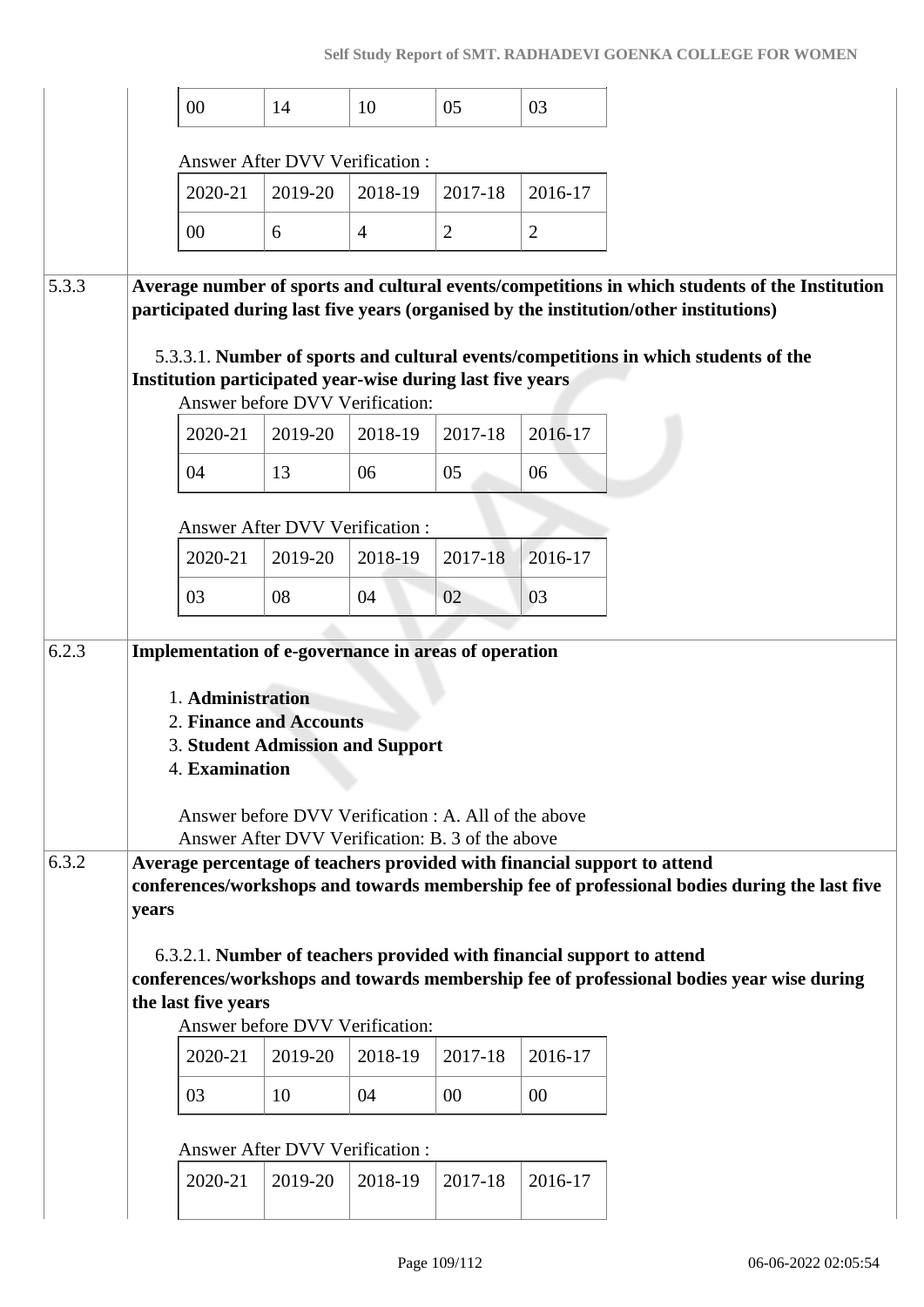| 00 | 14 | 10 | 05 | 03 |
|---|---|---|---|---|

Answer After DVV Verification :

| 2020-21 | 2019-20 | 2018-19 | 2017-18 | 2016-17 |
|---|---|---|---|---|
| 00 | 6 | 4 | 2 | 2 |

**5.3.3** **Average number of sports and cultural events/competitions in which students of the Institution participated during last five years (organised by the institution/other institutions)**

5.3.3.1. **Number of sports and cultural events/competitions in which students of the Institution participated year-wise during last five years**

Answer before DVV Verification:

| 2020-21 | 2019-20 | 2018-19 | 2017-18 | 2016-17 |
|---|---|---|---|---|
| 04 | 13 | 06 | 05 | 06 |

Answer After DVV Verification :

| 2020-21 | 2019-20 | 2018-19 | 2017-18 | 2016-17 |
|---|---|---|---|---|
| 03 | 08 | 04 | 02 | 03 |

**6.2.3** **Implementation of e-governance in areas of operation**

1. **Administration**
2. **Finance and Accounts**
3. **Student Admission and Support**
4. **Examination**

Answer before DVV Verification : A. All of the above
Answer After DVV Verification: B. 3 of the above

**6.3.2** **Average percentage of teachers provided with financial support to attend conferences/workshops and towards membership fee of professional bodies during the last five years**

6.3.2.1. **Number of teachers provided with financial support to attend conferences/workshops and towards membership fee of professional bodies year wise during the last five years**

Answer before DVV Verification:

| 2020-21 | 2019-20 | 2018-19 | 2017-18 | 2016-17 |
|---|---|---|---|---|
| 03 | 10 | 04 | 00 | 00 |

Answer After DVV Verification :

| 2020-21 | 2019-20 | 2018-19 | 2017-18 | 2016-17 |
|---|---|---|---|---|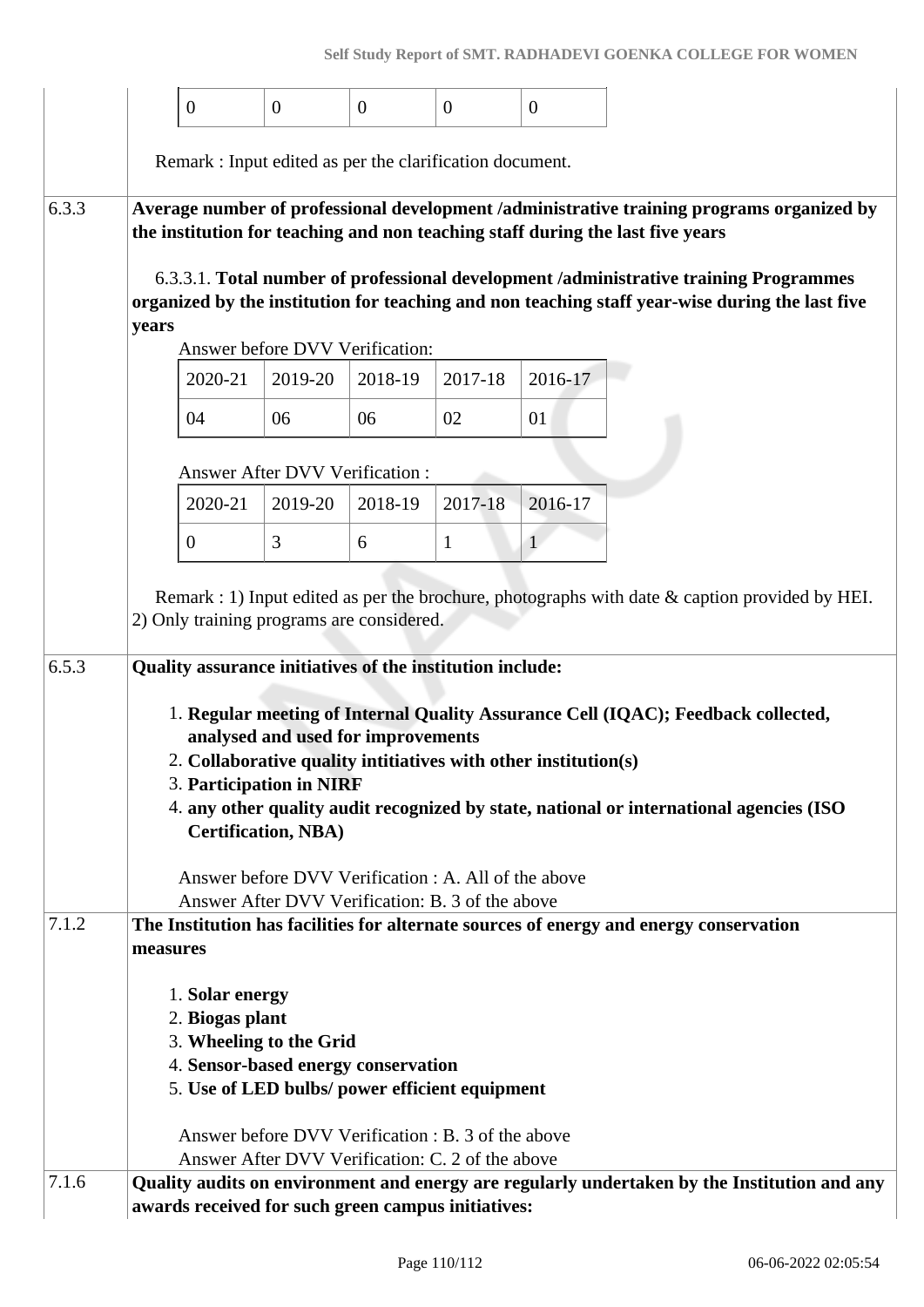| 0 | 0 | 0 | 0 | 0 |
|---|---|---|---|---|

Remark : Input edited as per the clarification document.

**6.3.3 Average number of professional development /administrative training programs organized by the institution for teaching and non teaching staff during the last five years**

6.3.3.1. **Total number of professional development /administrative training Programmes organized by the institution for teaching and non teaching staff year-wise during the last five years**

Answer before DVV Verification:

| 2020-21 | 2019-20 | 2018-19 | 2017-18 | 2016-17 |
|---|---|---|---|---|
| 04 | 06 | 06 | 02 | 01 |

Answer After DVV Verification :

| 2020-21 | 2019-20 | 2018-19 | 2017-18 | 2016-17 |
|---|---|---|---|---|
| 0 | 3 | 6 | 1 | 1 |

Remark : 1) Input edited as per the brochure, photographs with date & caption provided by HEI. 2) Only training programs are considered.

**6.5.3 Quality assurance initiatives of the institution include:**

1. **Regular meeting of Internal Quality Assurance Cell (IQAC); Feedback collected, analysed and used for improvements**
2. **Collaborative quality intitiatives with other institution(s)**
3. **Participation in NIRF**
4. **any other quality audit recognized by state, national or international agencies (ISO Certification, NBA)**

Answer before DVV Verification : A. All of the above
Answer After DVV Verification: B. 3 of the above

**7.1.2 The Institution has facilities for alternate sources of energy and energy conservation measures**

1. **Solar energy**
2. **Biogas plant**
3. **Wheeling to the Grid**
4. **Sensor-based energy conservation**
5. **Use of LED bulbs/ power efficient equipment**

Answer before DVV Verification : B. 3 of the above
Answer After DVV Verification: C. 2 of the above

**7.1.6 Quality audits on environment and energy are regularly undertaken by the Institution and any awards received for such green campus initiatives:**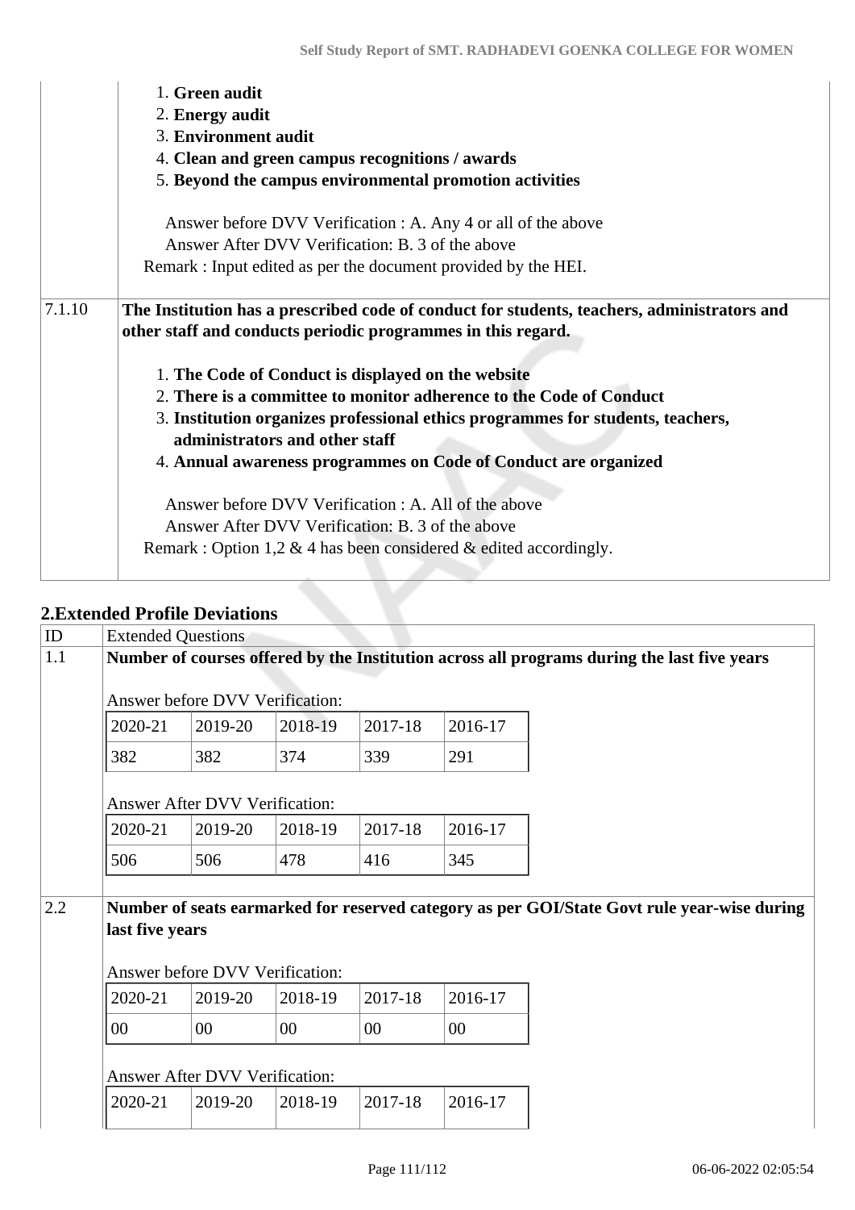| | |
|---|---|
| | 1. **Green audit**<br>2. **Energy audit**<br>3. **Environment audit**<br>4. **Clean and green campus recognitions / awards**<br>5. **Beyond the campus environmental promotion activities**<br><br>Answer before DVV Verification : A. Any 4 or all of the above<br>Answer After DVV Verification: B. 3 of the above<br>Remark : Input edited as per the document provided by the HEI. |
| 7.1.10 | **The Institution has a prescribed code of conduct for students, teachers, administrators and other staff and conducts periodic programmes in this regard.**<br><br>1. **The Code of Conduct is displayed on the website**<br>2. **There is a committee to monitor adherence to the Code of Conduct**<br>3. **Institution organizes professional ethics programmes for students, teachers, administrators and other staff**<br>4. **Annual awareness programmes on Code of Conduct are organized**<br><br>Answer before DVV Verification : A. All of the above<br>Answer After DVV Verification: B. 3 of the above<br>Remark : Option 1,2 & 4 has been considered & edited accordingly. |

## 2.Extended Profile Deviations

| ID | Extended Questions |
|---|---|
| 1.1 | **Number of courses offered by the Institution across all programs during the last five years** |

Answer before DVV Verification:

| 2020-21 | 2019-20 | 2018-19 | 2017-18 | 2016-17 |
|---|---|---|---|---|
| 382 | 382 | 374 | 339 | 291 |

Answer After DVV Verification:

| 2020-21 | 2019-20 | 2018-19 | 2017-18 | 2016-17 |
|---|---|---|---|---|
| 506 | 506 | 478 | 416 | 345 |

| ID | Extended Questions |
|---|---|
| 2.2 | **Number of seats earmarked for reserved category as per GOI/State Govt rule year-wise during last five years** |

Answer before DVV Verification:

| 2020-21 | 2019-20 | 2018-19 | 2017-18 | 2016-17 |
|---|---|---|---|---|
| 00 | 00 | 00 | 00 | 00 |

Answer After DVV Verification:

| 2020-21 | 2019-20 | 2018-19 | 2017-18 | 2016-17 |
|---|---|---|---|---|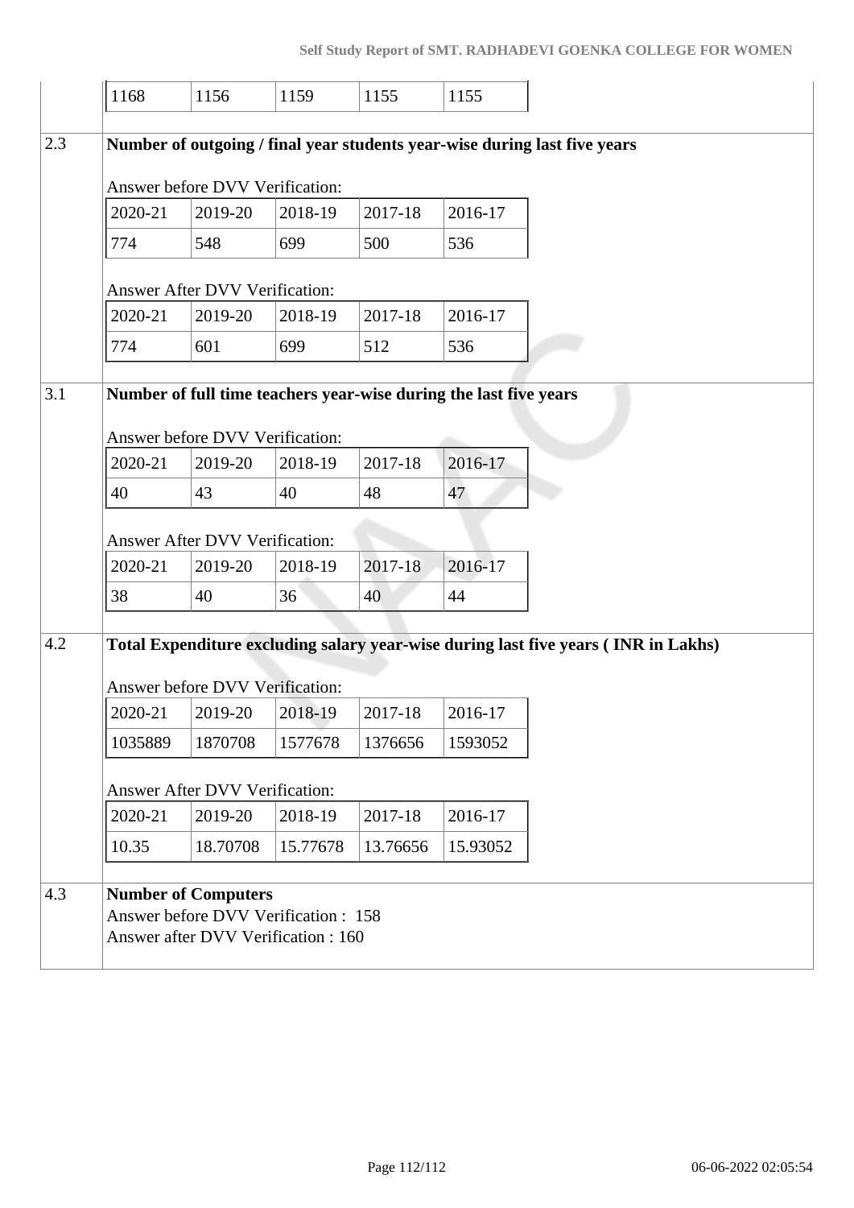| | | | | |
|---|---|---|---|---|
| 1168 | 1156 | 1159 | 1155 | 1155 |

**2.3 Number of outgoing / final year students year-wise during last five years**

Answer before DVV Verification:

| 2020-21 | 2019-20 | 2018-19 | 2017-18 | 2016-17 |
|---|---|---|---|---|
| 774 | 548 | 699 | 500 | 536 |

Answer After DVV Verification:

| 2020-21 | 2019-20 | 2018-19 | 2017-18 | 2016-17 |
|---|---|---|---|---|
| 774 | 601 | 699 | 512 | 536 |

**3.1 Number of full time teachers year-wise during the last five years**

Answer before DVV Verification:

| 2020-21 | 2019-20 | 2018-19 | 2017-18 | 2016-17 |
|---|---|---|---|---|
| 40 | 43 | 40 | 48 | 47 |

Answer After DVV Verification:

| 2020-21 | 2019-20 | 2018-19 | 2017-18 | 2016-17 |
|---|---|---|---|---|
| 38 | 40 | 36 | 40 | 44 |

**4.2 Total Expenditure excluding salary year-wise during last five years ( INR in Lakhs)**

Answer before DVV Verification:

| 2020-21 | 2019-20 | 2018-19 | 2017-18 | 2016-17 |
|---|---|---|---|---|
| 1035889 | 1870708 | 1577678 | 1376656 | 1593052 |

Answer After DVV Verification:

| 2020-21 | 2019-20 | 2018-19 | 2017-18 | 2016-17 |
|---|---|---|---|---|
| 10.35 | 18.70708 | 15.77678 | 13.76656 | 15.93052 |

**4.3 Number of Computers**

Answer before DVV Verification : 158

Answer after DVV Verification : 160